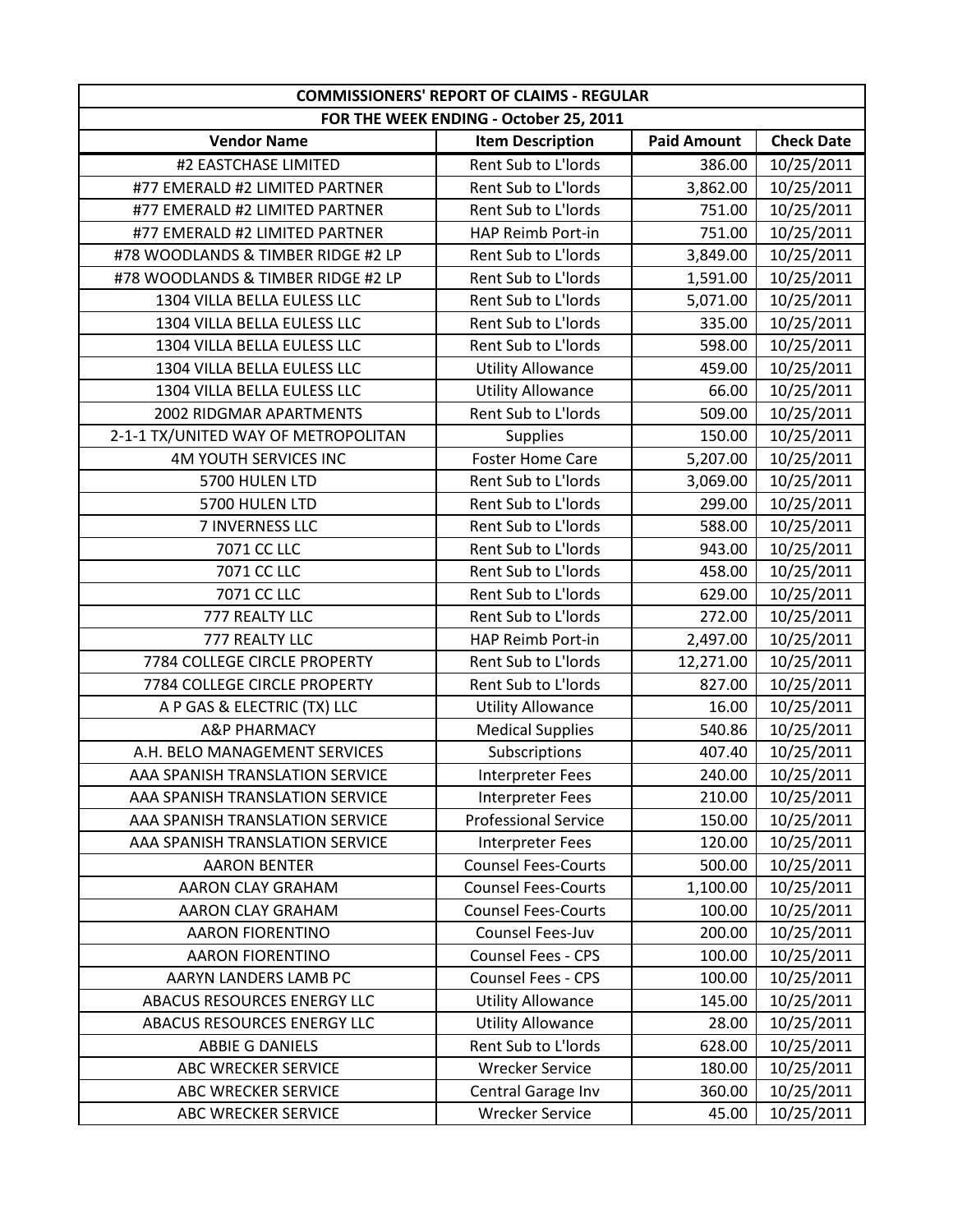| COMMISSIONERS' REPORT OF CLAIMS - REGULAR | | | |
|---|---|---|---|
| FOR THE WEEK ENDING - October 25, 2011 | | | |
| **Vendor Name** | **Item Description** | **Paid Amount** | **Check Date** |
| #2 EASTCHASE LIMITED | Rent Sub to L'lords | 386.00 | 10/25/2011 |
| #77 EMERALD #2 LIMITED PARTNER | Rent Sub to L'lords | 3,862.00 | 10/25/2011 |
| #77 EMERALD #2 LIMITED PARTNER | Rent Sub to L'lords | 751.00 | 10/25/2011 |
| #77 EMERALD #2 LIMITED PARTNER | HAP Reimb Port-in | 751.00 | 10/25/2011 |
| #78 WOODLANDS & TIMBER RIDGE #2 LP | Rent Sub to L'lords | 3,849.00 | 10/25/2011 |
| #78 WOODLANDS & TIMBER RIDGE #2 LP | Rent Sub to L'lords | 1,591.00 | 10/25/2011 |
| 1304 VILLA BELLA EULESS LLC | Rent Sub to L'lords | 5,071.00 | 10/25/2011 |
| 1304 VILLA BELLA EULESS LLC | Rent Sub to L'lords | 335.00 | 10/25/2011 |
| 1304 VILLA BELLA EULESS LLC | Rent Sub to L'lords | 598.00 | 10/25/2011 |
| 1304 VILLA BELLA EULESS LLC | Utility Allowance | 459.00 | 10/25/2011 |
| 1304 VILLA BELLA EULESS LLC | Utility Allowance | 66.00 | 10/25/2011 |
| 2002 RIDGMAR APARTMENTS | Rent Sub to L'lords | 509.00 | 10/25/2011 |
| 2-1-1 TX/UNITED WAY OF METROPOLITAN | Supplies | 150.00 | 10/25/2011 |
| 4M YOUTH SERVICES INC | Foster Home Care | 5,207.00 | 10/25/2011 |
| 5700 HULEN LTD | Rent Sub to L'lords | 3,069.00 | 10/25/2011 |
| 5700 HULEN LTD | Rent Sub to L'lords | 299.00 | 10/25/2011 |
| 7 INVERNESS LLC | Rent Sub to L'lords | 588.00 | 10/25/2011 |
| 7071 CC LLC | Rent Sub to L'lords | 943.00 | 10/25/2011 |
| 7071 CC LLC | Rent Sub to L'lords | 458.00 | 10/25/2011 |
| 7071 CC LLC | Rent Sub to L'lords | 629.00 | 10/25/2011 |
| 777 REALTY LLC | Rent Sub to L'lords | 272.00 | 10/25/2011 |
| 777 REALTY LLC | HAP Reimb Port-in | 2,497.00 | 10/25/2011 |
| 7784 COLLEGE CIRCLE PROPERTY | Rent Sub to L'lords | 12,271.00 | 10/25/2011 |
| 7784 COLLEGE CIRCLE PROPERTY | Rent Sub to L'lords | 827.00 | 10/25/2011 |
| A P GAS & ELECTRIC (TX) LLC | Utility Allowance | 16.00 | 10/25/2011 |
| A&P PHARMACY | Medical Supplies | 540.86 | 10/25/2011 |
| A.H. BELO MANAGEMENT SERVICES | Subscriptions | 407.40 | 10/25/2011 |
| AAA SPANISH TRANSLATION SERVICE | Interpreter Fees | 240.00 | 10/25/2011 |
| AAA SPANISH TRANSLATION SERVICE | Interpreter Fees | 210.00 | 10/25/2011 |
| AAA SPANISH TRANSLATION SERVICE | Professional Service | 150.00 | 10/25/2011 |
| AAA SPANISH TRANSLATION SERVICE | Interpreter Fees | 120.00 | 10/25/2011 |
| AARON BENTER | Counsel Fees-Courts | 500.00 | 10/25/2011 |
| AARON CLAY GRAHAM | Counsel Fees-Courts | 1,100.00 | 10/25/2011 |
| AARON CLAY GRAHAM | Counsel Fees-Courts | 100.00 | 10/25/2011 |
| AARON FIORENTINO | Counsel Fees-Juv | 200.00 | 10/25/2011 |
| AARON FIORENTINO | Counsel Fees - CPS | 100.00 | 10/25/2011 |
| AARYN LANDERS LAMB PC | Counsel Fees - CPS | 100.00 | 10/25/2011 |
| ABACUS RESOURCES ENERGY LLC | Utility Allowance | 145.00 | 10/25/2011 |
| ABACUS RESOURCES ENERGY LLC | Utility Allowance | 28.00 | 10/25/2011 |
| ABBIE G DANIELS | Rent Sub to L'lords | 628.00 | 10/25/2011 |
| ABC WRECKER SERVICE | Wrecker Service | 180.00 | 10/25/2011 |
| ABC WRECKER SERVICE | Central Garage Inv | 360.00 | 10/25/2011 |
| ABC WRECKER SERVICE | Wrecker Service | 45.00 | 10/25/2011 |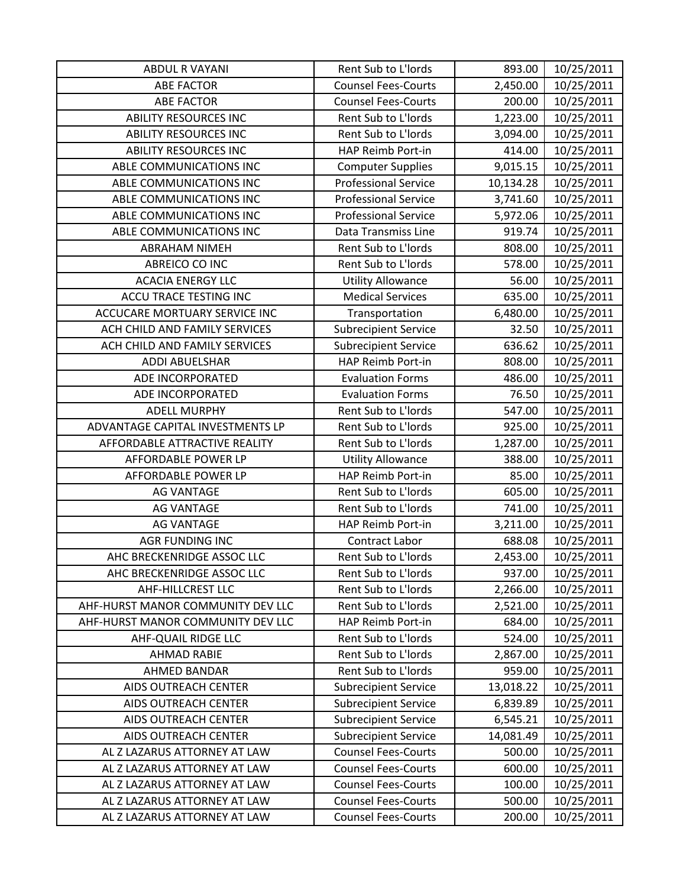| ABDUL R VAYANI | Rent Sub to L'lords | 893.00 | 10/25/2011 |
|---|---|---|---|
| ABE FACTOR | Counsel Fees-Courts | 2,450.00 | 10/25/2011 |
| ABE FACTOR | Counsel Fees-Courts | 200.00 | 10/25/2011 |
| ABILITY RESOURCES INC | Rent Sub to L'lords | 1,223.00 | 10/25/2011 |
| ABILITY RESOURCES INC | Rent Sub to L'lords | 3,094.00 | 10/25/2011 |
| ABILITY RESOURCES INC | HAP Reimb Port-in | 414.00 | 10/25/2011 |
| ABLE COMMUNICATIONS INC | Computer Supplies | 9,015.15 | 10/25/2011 |
| ABLE COMMUNICATIONS INC | Professional Service | 10,134.28 | 10/25/2011 |
| ABLE COMMUNICATIONS INC | Professional Service | 3,741.60 | 10/25/2011 |
| ABLE COMMUNICATIONS INC | Professional Service | 5,972.06 | 10/25/2011 |
| ABLE COMMUNICATIONS INC | Data Transmiss Line | 919.74 | 10/25/2011 |
| ABRAHAM NIMEH | Rent Sub to L'lords | 808.00 | 10/25/2011 |
| ABREICO CO INC | Rent Sub to L'lords | 578.00 | 10/25/2011 |
| ACACIA ENERGY LLC | Utility Allowance | 56.00 | 10/25/2011 |
| ACCU TRACE TESTING INC | Medical Services | 635.00 | 10/25/2011 |
| ACCUCARE MORTUARY SERVICE INC | Transportation | 6,480.00 | 10/25/2011 |
| ACH CHILD AND FAMILY SERVICES | Subrecipient Service | 32.50 | 10/25/2011 |
| ACH CHILD AND FAMILY SERVICES | Subrecipient Service | 636.62 | 10/25/2011 |
| ADDI ABUELSHAR | HAP Reimb Port-in | 808.00 | 10/25/2011 |
| ADE INCORPORATED | Evaluation Forms | 486.00 | 10/25/2011 |
| ADE INCORPORATED | Evaluation Forms | 76.50 | 10/25/2011 |
| ADELL MURPHY | Rent Sub to L'lords | 547.00 | 10/25/2011 |
| ADVANTAGE CAPITAL INVESTMENTS LP | Rent Sub to L'lords | 925.00 | 10/25/2011 |
| AFFORDABLE ATTRACTIVE REALITY | Rent Sub to L'lords | 1,287.00 | 10/25/2011 |
| AFFORDABLE POWER LP | Utility Allowance | 388.00 | 10/25/2011 |
| AFFORDABLE POWER LP | HAP Reimb Port-in | 85.00 | 10/25/2011 |
| AG VANTAGE | Rent Sub to L'lords | 605.00 | 10/25/2011 |
| AG VANTAGE | Rent Sub to L'lords | 741.00 | 10/25/2011 |
| AG VANTAGE | HAP Reimb Port-in | 3,211.00 | 10/25/2011 |
| AGR FUNDING INC | Contract Labor | 688.08 | 10/25/2011 |
| AHC BRECKENRIDGE ASSOC LLC | Rent Sub to L'lords | 2,453.00 | 10/25/2011 |
| AHC BRECKENRIDGE ASSOC LLC | Rent Sub to L'lords | 937.00 | 10/25/2011 |
| AHF-HILLCREST LLC | Rent Sub to L'lords | 2,266.00 | 10/25/2011 |
| AHF-HURST MANOR COMMUNITY DEV LLC | Rent Sub to L'lords | 2,521.00 | 10/25/2011 |
| AHF-HURST MANOR COMMUNITY DEV LLC | HAP Reimb Port-in | 684.00 | 10/25/2011 |
| AHF-QUAIL RIDGE LLC | Rent Sub to L'lords | 524.00 | 10/25/2011 |
| AHMAD RABIE | Rent Sub to L'lords | 2,867.00 | 10/25/2011 |
| AHMED BANDAR | Rent Sub to L'lords | 959.00 | 10/25/2011 |
| AIDS OUTREACH CENTER | Subrecipient Service | 13,018.22 | 10/25/2011 |
| AIDS OUTREACH CENTER | Subrecipient Service | 6,839.89 | 10/25/2011 |
| AIDS OUTREACH CENTER | Subrecipient Service | 6,545.21 | 10/25/2011 |
| AIDS OUTREACH CENTER | Subrecipient Service | 14,081.49 | 10/25/2011 |
| AL Z LAZARUS ATTORNEY AT LAW | Counsel Fees-Courts | 500.00 | 10/25/2011 |
| AL Z LAZARUS ATTORNEY AT LAW | Counsel Fees-Courts | 600.00 | 10/25/2011 |
| AL Z LAZARUS ATTORNEY AT LAW | Counsel Fees-Courts | 100.00 | 10/25/2011 |
| AL Z LAZARUS ATTORNEY AT LAW | Counsel Fees-Courts | 500.00 | 10/25/2011 |
| AL Z LAZARUS ATTORNEY AT LAW | Counsel Fees-Courts | 200.00 | 10/25/2011 |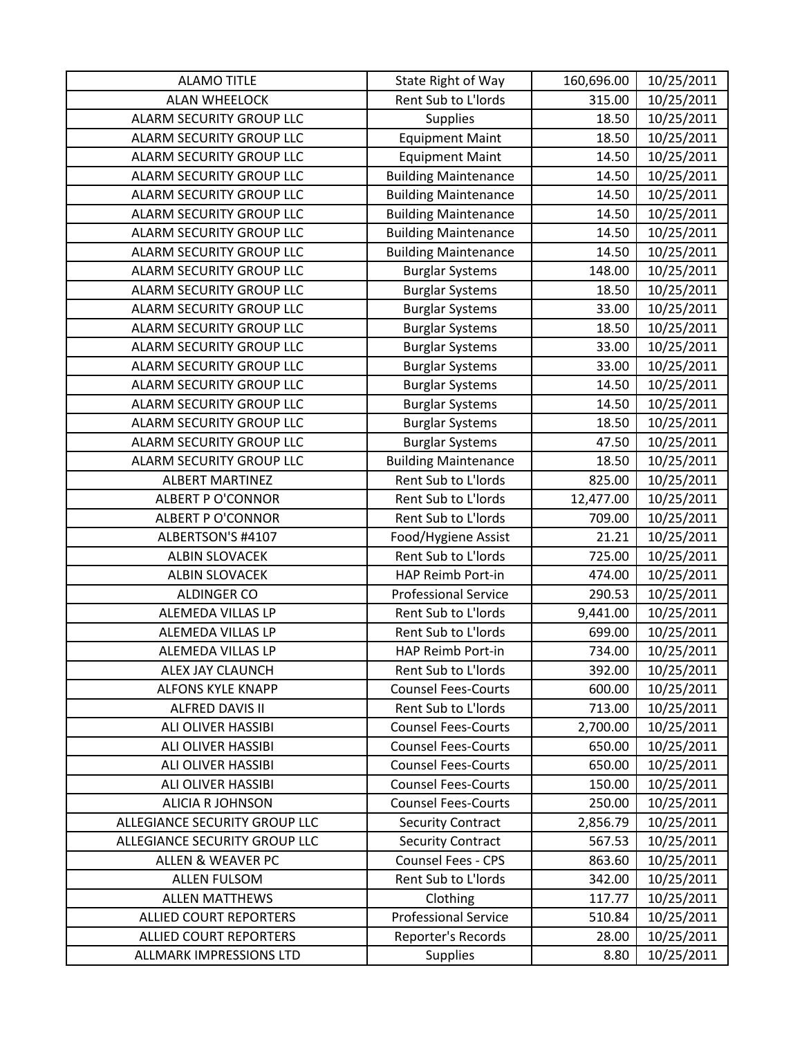| ALAMO TITLE | State Right of Way | 160,696.00 | 10/25/2011 |
|---|---|---|---|
| ALAN WHEELOCK | Rent Sub to L'lords | 315.00 | 10/25/2011 |
| ALARM SECURITY GROUP LLC | Supplies | 18.50 | 10/25/2011 |
| ALARM SECURITY GROUP LLC | Equipment Maint | 18.50 | 10/25/2011 |
| ALARM SECURITY GROUP LLC | Equipment Maint | 14.50 | 10/25/2011 |
| ALARM SECURITY GROUP LLC | Building Maintenance | 14.50 | 10/25/2011 |
| ALARM SECURITY GROUP LLC | Building Maintenance | 14.50 | 10/25/2011 |
| ALARM SECURITY GROUP LLC | Building Maintenance | 14.50 | 10/25/2011 |
| ALARM SECURITY GROUP LLC | Building Maintenance | 14.50 | 10/25/2011 |
| ALARM SECURITY GROUP LLC | Building Maintenance | 14.50 | 10/25/2011 |
| ALARM SECURITY GROUP LLC | Burglar Systems | 148.00 | 10/25/2011 |
| ALARM SECURITY GROUP LLC | Burglar Systems | 18.50 | 10/25/2011 |
| ALARM SECURITY GROUP LLC | Burglar Systems | 33.00 | 10/25/2011 |
| ALARM SECURITY GROUP LLC | Burglar Systems | 18.50 | 10/25/2011 |
| ALARM SECURITY GROUP LLC | Burglar Systems | 33.00 | 10/25/2011 |
| ALARM SECURITY GROUP LLC | Burglar Systems | 33.00 | 10/25/2011 |
| ALARM SECURITY GROUP LLC | Burglar Systems | 14.50 | 10/25/2011 |
| ALARM SECURITY GROUP LLC | Burglar Systems | 14.50 | 10/25/2011 |
| ALARM SECURITY GROUP LLC | Burglar Systems | 18.50 | 10/25/2011 |
| ALARM SECURITY GROUP LLC | Burglar Systems | 47.50 | 10/25/2011 |
| ALARM SECURITY GROUP LLC | Building Maintenance | 18.50 | 10/25/2011 |
| ALBERT MARTINEZ | Rent Sub to L'lords | 825.00 | 10/25/2011 |
| ALBERT P O'CONNOR | Rent Sub to L'lords | 12,477.00 | 10/25/2011 |
| ALBERT P O'CONNOR | Rent Sub to L'lords | 709.00 | 10/25/2011 |
| ALBERTSON'S #4107 | Food/Hygiene Assist | 21.21 | 10/25/2011 |
| ALBIN SLOVACEK | Rent Sub to L'lords | 725.00 | 10/25/2011 |
| ALBIN SLOVACEK | HAP Reimb Port-in | 474.00 | 10/25/2011 |
| ALDINGER CO | Professional Service | 290.53 | 10/25/2011 |
| ALEMEDA VILLAS LP | Rent Sub to L'lords | 9,441.00 | 10/25/2011 |
| ALEMEDA VILLAS LP | Rent Sub to L'lords | 699.00 | 10/25/2011 |
| ALEMEDA VILLAS LP | HAP Reimb Port-in | 734.00 | 10/25/2011 |
| ALEX JAY CLAUNCH | Rent Sub to L'lords | 392.00 | 10/25/2011 |
| ALFONS KYLE KNAPP | Counsel Fees-Courts | 600.00 | 10/25/2011 |
| ALFRED DAVIS II | Rent Sub to L'lords | 713.00 | 10/25/2011 |
| ALI OLIVER HASSIBI | Counsel Fees-Courts | 2,700.00 | 10/25/2011 |
| ALI OLIVER HASSIBI | Counsel Fees-Courts | 650.00 | 10/25/2011 |
| ALI OLIVER HASSIBI | Counsel Fees-Courts | 650.00 | 10/25/2011 |
| ALI OLIVER HASSIBI | Counsel Fees-Courts | 150.00 | 10/25/2011 |
| ALICIA R JOHNSON | Counsel Fees-Courts | 250.00 | 10/25/2011 |
| ALLEGIANCE SECURITY GROUP LLC | Security Contract | 2,856.79 | 10/25/2011 |
| ALLEGIANCE SECURITY GROUP LLC | Security Contract | 567.53 | 10/25/2011 |
| ALLEN & WEAVER PC | Counsel Fees - CPS | 863.60 | 10/25/2011 |
| ALLEN FULSOM | Rent Sub to L'lords | 342.00 | 10/25/2011 |
| ALLEN MATTHEWS | Clothing | 117.77 | 10/25/2011 |
| ALLIED COURT REPORTERS | Professional Service | 510.84 | 10/25/2011 |
| ALLIED COURT REPORTERS | Reporter's Records | 28.00 | 10/25/2011 |
| ALLMARK IMPRESSIONS LTD | Supplies | 8.80 | 10/25/2011 |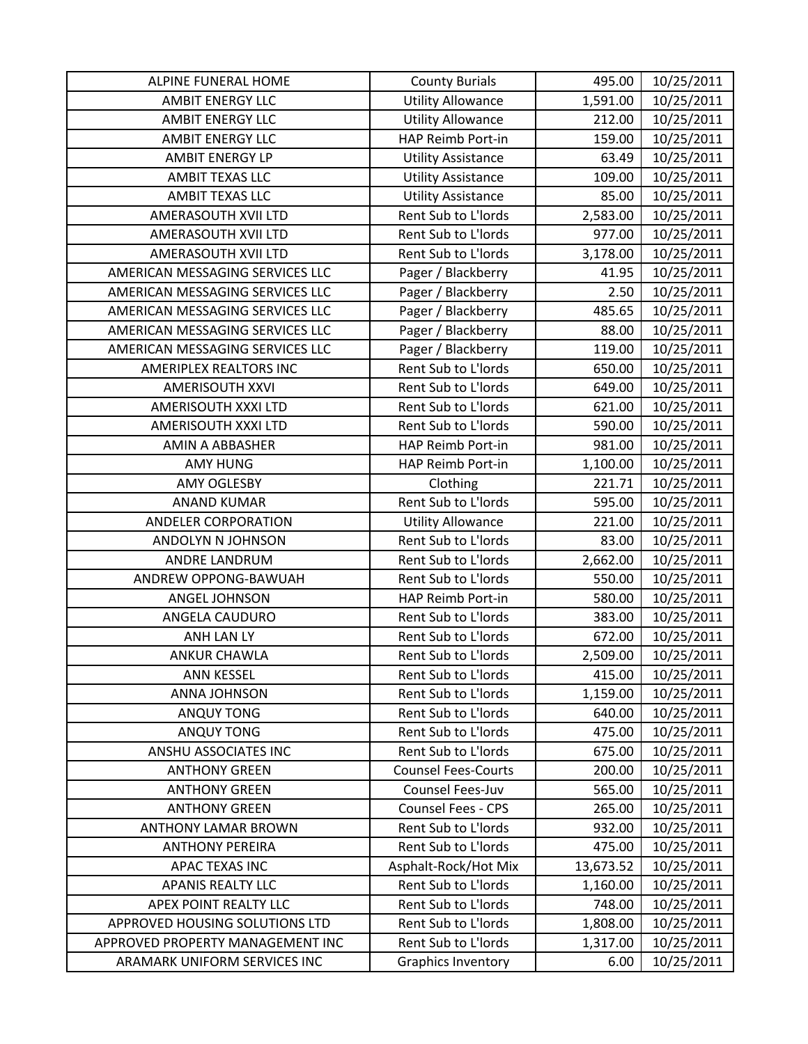| ALPINE FUNERAL HOME | County Burials | 495.00 | 10/25/2011 |
|---|---|---|---|
| AMBIT ENERGY LLC | Utility Allowance | 1,591.00 | 10/25/2011 |
| AMBIT ENERGY LLC | Utility Allowance | 212.00 | 10/25/2011 |
| AMBIT ENERGY LLC | HAP Reimb Port-in | 159.00 | 10/25/2011 |
| AMBIT ENERGY LP | Utility Assistance | 63.49 | 10/25/2011 |
| AMBIT TEXAS LLC | Utility Assistance | 109.00 | 10/25/2011 |
| AMBIT TEXAS LLC | Utility Assistance | 85.00 | 10/25/2011 |
| AMERASOUTH XVII LTD | Rent Sub to L'lords | 2,583.00 | 10/25/2011 |
| AMERASOUTH XVII LTD | Rent Sub to L'lords | 977.00 | 10/25/2011 |
| AMERASOUTH XVII LTD | Rent Sub to L'lords | 3,178.00 | 10/25/2011 |
| AMERICAN MESSAGING SERVICES LLC | Pager / Blackberry | 41.95 | 10/25/2011 |
| AMERICAN MESSAGING SERVICES LLC | Pager / Blackberry | 2.50 | 10/25/2011 |
| AMERICAN MESSAGING SERVICES LLC | Pager / Blackberry | 485.65 | 10/25/2011 |
| AMERICAN MESSAGING SERVICES LLC | Pager / Blackberry | 88.00 | 10/25/2011 |
| AMERICAN MESSAGING SERVICES LLC | Pager / Blackberry | 119.00 | 10/25/2011 |
| AMERIPLEX REALTORS INC | Rent Sub to L'lords | 650.00 | 10/25/2011 |
| AMERISOUTH XXVI | Rent Sub to L'lords | 649.00 | 10/25/2011 |
| AMERISOUTH XXXI LTD | Rent Sub to L'lords | 621.00 | 10/25/2011 |
| AMERISOUTH XXXI LTD | Rent Sub to L'lords | 590.00 | 10/25/2011 |
| AMIN A ABBASHER | HAP Reimb Port-in | 981.00 | 10/25/2011 |
| AMY HUNG | HAP Reimb Port-in | 1,100.00 | 10/25/2011 |
| AMY OGLESBY | Clothing | 221.71 | 10/25/2011 |
| ANAND KUMAR | Rent Sub to L'lords | 595.00 | 10/25/2011 |
| ANDELER CORPORATION | Utility Allowance | 221.00 | 10/25/2011 |
| ANDOLYN N JOHNSON | Rent Sub to L'lords | 83.00 | 10/25/2011 |
| ANDRE LANDRUM | Rent Sub to L'lords | 2,662.00 | 10/25/2011 |
| ANDREW OPPONG-BAWUAH | Rent Sub to L'lords | 550.00 | 10/25/2011 |
| ANGEL JOHNSON | HAP Reimb Port-in | 580.00 | 10/25/2011 |
| ANGELA CAUDURO | Rent Sub to L'lords | 383.00 | 10/25/2011 |
| ANH LAN LY | Rent Sub to L'lords | 672.00 | 10/25/2011 |
| ANKUR CHAWLA | Rent Sub to L'lords | 2,509.00 | 10/25/2011 |
| ANN KESSEL | Rent Sub to L'lords | 415.00 | 10/25/2011 |
| ANNA JOHNSON | Rent Sub to L'lords | 1,159.00 | 10/25/2011 |
| ANQUY TONG | Rent Sub to L'lords | 640.00 | 10/25/2011 |
| ANQUY TONG | Rent Sub to L'lords | 475.00 | 10/25/2011 |
| ANSHU ASSOCIATES INC | Rent Sub to L'lords | 675.00 | 10/25/2011 |
| ANTHONY GREEN | Counsel Fees-Courts | 200.00 | 10/25/2011 |
| ANTHONY GREEN | Counsel Fees-Juv | 565.00 | 10/25/2011 |
| ANTHONY GREEN | Counsel Fees - CPS | 265.00 | 10/25/2011 |
| ANTHONY LAMAR BROWN | Rent Sub to L'lords | 932.00 | 10/25/2011 |
| ANTHONY PEREIRA | Rent Sub to L'lords | 475.00 | 10/25/2011 |
| APAC TEXAS INC | Asphalt-Rock/Hot Mix | 13,673.52 | 10/25/2011 |
| APANIS REALTY LLC | Rent Sub to L'lords | 1,160.00 | 10/25/2011 |
| APEX POINT REALTY LLC | Rent Sub to L'lords | 748.00 | 10/25/2011 |
| APPROVED HOUSING SOLUTIONS LTD | Rent Sub to L'lords | 1,808.00 | 10/25/2011 |
| APPROVED PROPERTY MANAGEMENT INC | Rent Sub to L'lords | 1,317.00 | 10/25/2011 |
| ARAMARK UNIFORM SERVICES INC | Graphics Inventory | 6.00 | 10/25/2011 |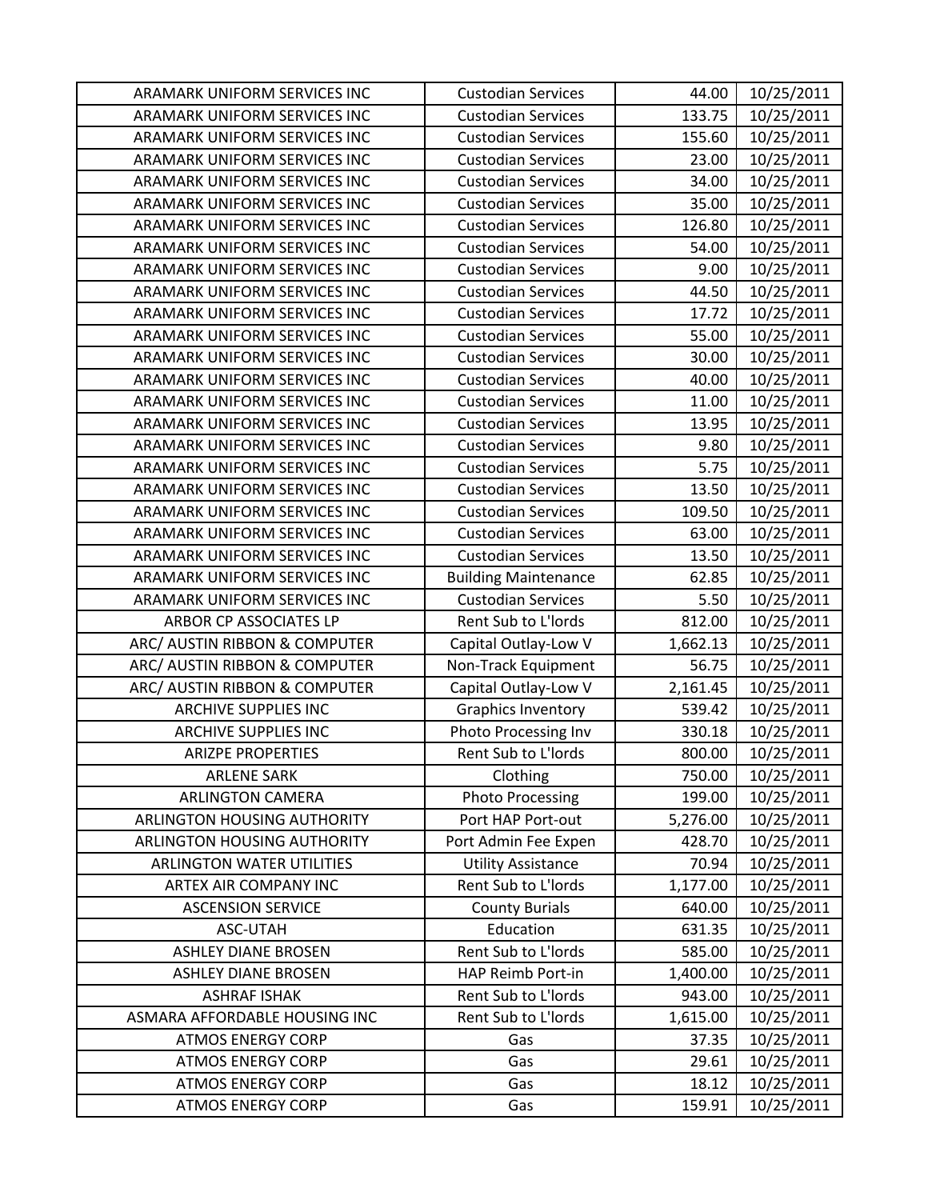| | | | |
|---|---|---|---|
| ARAMARK UNIFORM SERVICES INC | Custodian Services | 44.00 | 10/25/2011 |
| ARAMARK UNIFORM SERVICES INC | Custodian Services | 133.75 | 10/25/2011 |
| ARAMARK UNIFORM SERVICES INC | Custodian Services | 155.60 | 10/25/2011 |
| ARAMARK UNIFORM SERVICES INC | Custodian Services | 23.00 | 10/25/2011 |
| ARAMARK UNIFORM SERVICES INC | Custodian Services | 34.00 | 10/25/2011 |
| ARAMARK UNIFORM SERVICES INC | Custodian Services | 35.00 | 10/25/2011 |
| ARAMARK UNIFORM SERVICES INC | Custodian Services | 126.80 | 10/25/2011 |
| ARAMARK UNIFORM SERVICES INC | Custodian Services | 54.00 | 10/25/2011 |
| ARAMARK UNIFORM SERVICES INC | Custodian Services | 9.00 | 10/25/2011 |
| ARAMARK UNIFORM SERVICES INC | Custodian Services | 44.50 | 10/25/2011 |
| ARAMARK UNIFORM SERVICES INC | Custodian Services | 17.72 | 10/25/2011 |
| ARAMARK UNIFORM SERVICES INC | Custodian Services | 55.00 | 10/25/2011 |
| ARAMARK UNIFORM SERVICES INC | Custodian Services | 30.00 | 10/25/2011 |
| ARAMARK UNIFORM SERVICES INC | Custodian Services | 40.00 | 10/25/2011 |
| ARAMARK UNIFORM SERVICES INC | Custodian Services | 11.00 | 10/25/2011 |
| ARAMARK UNIFORM SERVICES INC | Custodian Services | 13.95 | 10/25/2011 |
| ARAMARK UNIFORM SERVICES INC | Custodian Services | 9.80 | 10/25/2011 |
| ARAMARK UNIFORM SERVICES INC | Custodian Services | 5.75 | 10/25/2011 |
| ARAMARK UNIFORM SERVICES INC | Custodian Services | 13.50 | 10/25/2011 |
| ARAMARK UNIFORM SERVICES INC | Custodian Services | 109.50 | 10/25/2011 |
| ARAMARK UNIFORM SERVICES INC | Custodian Services | 63.00 | 10/25/2011 |
| ARAMARK UNIFORM SERVICES INC | Custodian Services | 13.50 | 10/25/2011 |
| ARAMARK UNIFORM SERVICES INC | Building Maintenance | 62.85 | 10/25/2011 |
| ARAMARK UNIFORM SERVICES INC | Custodian Services | 5.50 | 10/25/2011 |
| ARBOR CP ASSOCIATES LP | Rent Sub to L'lords | 812.00 | 10/25/2011 |
| ARC/ AUSTIN RIBBON & COMPUTER | Capital Outlay-Low V | 1,662.13 | 10/25/2011 |
| ARC/ AUSTIN RIBBON & COMPUTER | Non-Track Equipment | 56.75 | 10/25/2011 |
| ARC/ AUSTIN RIBBON & COMPUTER | Capital Outlay-Low V | 2,161.45 | 10/25/2011 |
| ARCHIVE SUPPLIES INC | Graphics Inventory | 539.42 | 10/25/2011 |
| ARCHIVE SUPPLIES INC | Photo Processing Inv | 330.18 | 10/25/2011 |
| ARIZPE PROPERTIES | Rent Sub to L'lords | 800.00 | 10/25/2011 |
| ARLENE SARK | Clothing | 750.00 | 10/25/2011 |
| ARLINGTON CAMERA | Photo Processing | 199.00 | 10/25/2011 |
| ARLINGTON HOUSING AUTHORITY | Port HAP Port-out | 5,276.00 | 10/25/2011 |
| ARLINGTON HOUSING AUTHORITY | Port Admin Fee Expen | 428.70 | 10/25/2011 |
| ARLINGTON WATER UTILITIES | Utility Assistance | 70.94 | 10/25/2011 |
| ARTEX AIR COMPANY INC | Rent Sub to L'lords | 1,177.00 | 10/25/2011 |
| ASCENSION SERVICE | County Burials | 640.00 | 10/25/2011 |
| ASC-UTAH | Education | 631.35 | 10/25/2011 |
| ASHLEY DIANE BROSEN | Rent Sub to L'lords | 585.00 | 10/25/2011 |
| ASHLEY DIANE BROSEN | HAP Reimb Port-in | 1,400.00 | 10/25/2011 |
| ASHRAF ISHAK | Rent Sub to L'lords | 943.00 | 10/25/2011 |
| ASMARA AFFORDABLE HOUSING INC | Rent Sub to L'lords | 1,615.00 | 10/25/2011 |
| ATMOS ENERGY CORP | Gas | 37.35 | 10/25/2011 |
| ATMOS ENERGY CORP | Gas | 29.61 | 10/25/2011 |
| ATMOS ENERGY CORP | Gas | 18.12 | 10/25/2011 |
| ATMOS ENERGY CORP | Gas | 159.91 | 10/25/2011 |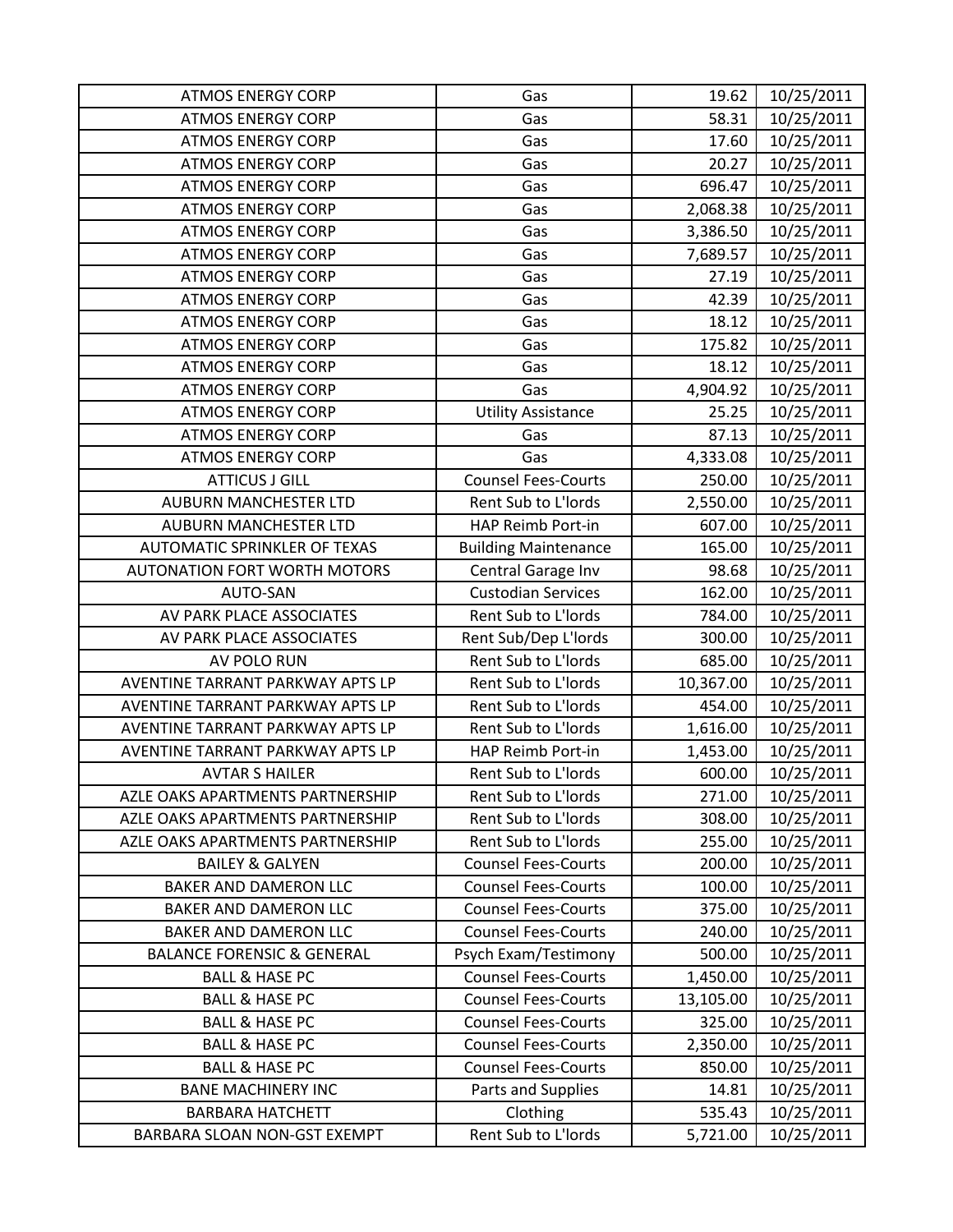| | | | |
|---|---|---|---|
| ATMOS ENERGY CORP | Gas | 19.62 | 10/25/2011 |
| ATMOS ENERGY CORP | Gas | 58.31 | 10/25/2011 |
| ATMOS ENERGY CORP | Gas | 17.60 | 10/25/2011 |
| ATMOS ENERGY CORP | Gas | 20.27 | 10/25/2011 |
| ATMOS ENERGY CORP | Gas | 696.47 | 10/25/2011 |
| ATMOS ENERGY CORP | Gas | 2,068.38 | 10/25/2011 |
| ATMOS ENERGY CORP | Gas | 3,386.50 | 10/25/2011 |
| ATMOS ENERGY CORP | Gas | 7,689.57 | 10/25/2011 |
| ATMOS ENERGY CORP | Gas | 27.19 | 10/25/2011 |
| ATMOS ENERGY CORP | Gas | 42.39 | 10/25/2011 |
| ATMOS ENERGY CORP | Gas | 18.12 | 10/25/2011 |
| ATMOS ENERGY CORP | Gas | 175.82 | 10/25/2011 |
| ATMOS ENERGY CORP | Gas | 18.12 | 10/25/2011 |
| ATMOS ENERGY CORP | Gas | 4,904.92 | 10/25/2011 |
| ATMOS ENERGY CORP | Utility Assistance | 25.25 | 10/25/2011 |
| ATMOS ENERGY CORP | Gas | 87.13 | 10/25/2011 |
| ATMOS ENERGY CORP | Gas | 4,333.08 | 10/25/2011 |
| ATTICUS J GILL | Counsel Fees-Courts | 250.00 | 10/25/2011 |
| AUBURN MANCHESTER LTD | Rent Sub to L'lords | 2,550.00 | 10/25/2011 |
| AUBURN MANCHESTER LTD | HAP Reimb Port-in | 607.00 | 10/25/2011 |
| AUTOMATIC SPRINKLER OF TEXAS | Building Maintenance | 165.00 | 10/25/2011 |
| AUTONATION FORT WORTH MOTORS | Central Garage Inv | 98.68 | 10/25/2011 |
| AUTO-SAN | Custodian Services | 162.00 | 10/25/2011 |
| AV PARK PLACE ASSOCIATES | Rent Sub to L'lords | 784.00 | 10/25/2011 |
| AV PARK PLACE ASSOCIATES | Rent Sub/Dep L'lords | 300.00 | 10/25/2011 |
| AV POLO RUN | Rent Sub to L'lords | 685.00 | 10/25/2011 |
| AVENTINE TARRANT PARKWAY APTS LP | Rent Sub to L'lords | 10,367.00 | 10/25/2011 |
| AVENTINE TARRANT PARKWAY APTS LP | Rent Sub to L'lords | 454.00 | 10/25/2011 |
| AVENTINE TARRANT PARKWAY APTS LP | Rent Sub to L'lords | 1,616.00 | 10/25/2011 |
| AVENTINE TARRANT PARKWAY APTS LP | HAP Reimb Port-in | 1,453.00 | 10/25/2011 |
| AVTAR S HAILER | Rent Sub to L'lords | 600.00 | 10/25/2011 |
| AZLE OAKS APARTMENTS PARTNERSHIP | Rent Sub to L'lords | 271.00 | 10/25/2011 |
| AZLE OAKS APARTMENTS PARTNERSHIP | Rent Sub to L'lords | 308.00 | 10/25/2011 |
| AZLE OAKS APARTMENTS PARTNERSHIP | Rent Sub to L'lords | 255.00 | 10/25/2011 |
| BAILEY & GALYEN | Counsel Fees-Courts | 200.00 | 10/25/2011 |
| BAKER AND DAMERON LLC | Counsel Fees-Courts | 100.00 | 10/25/2011 |
| BAKER AND DAMERON LLC | Counsel Fees-Courts | 375.00 | 10/25/2011 |
| BAKER AND DAMERON LLC | Counsel Fees-Courts | 240.00 | 10/25/2011 |
| BALANCE FORENSIC & GENERAL | Psych Exam/Testimony | 500.00 | 10/25/2011 |
| BALL & HASE PC | Counsel Fees-Courts | 1,450.00 | 10/25/2011 |
| BALL & HASE PC | Counsel Fees-Courts | 13,105.00 | 10/25/2011 |
| BALL & HASE PC | Counsel Fees-Courts | 325.00 | 10/25/2011 |
| BALL & HASE PC | Counsel Fees-Courts | 2,350.00 | 10/25/2011 |
| BALL & HASE PC | Counsel Fees-Courts | 850.00 | 10/25/2011 |
| BANE MACHINERY INC | Parts and Supplies | 14.81 | 10/25/2011 |
| BARBARA HATCHETT | Clothing | 535.43 | 10/25/2011 |
| BARBARA SLOAN NON-GST EXEMPT | Rent Sub to L'lords | 5,721.00 | 10/25/2011 |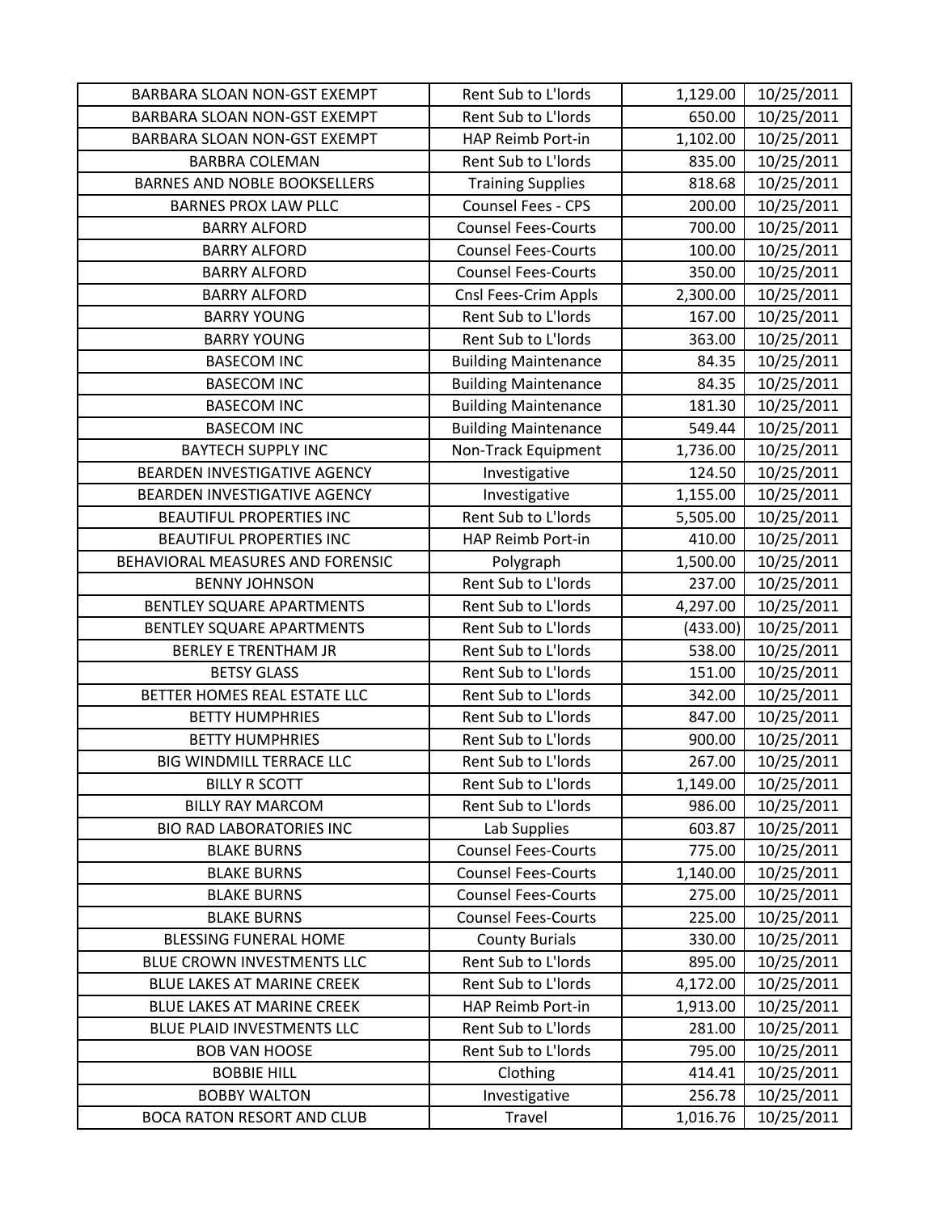| | | | |
|---|---|---|---|
| BARBARA SLOAN NON-GST EXEMPT | Rent Sub to L'lords | 1,129.00 | 10/25/2011 |
| BARBARA SLOAN NON-GST EXEMPT | Rent Sub to L'lords | 650.00 | 10/25/2011 |
| BARBARA SLOAN NON-GST EXEMPT | HAP Reimb Port-in | 1,102.00 | 10/25/2011 |
| BARBRA COLEMAN | Rent Sub to L'lords | 835.00 | 10/25/2011 |
| BARNES AND NOBLE BOOKSELLERS | Training Supplies | 818.68 | 10/25/2011 |
| BARNES PROX LAW PLLC | Counsel Fees - CPS | 200.00 | 10/25/2011 |
| BARRY ALFORD | Counsel Fees-Courts | 700.00 | 10/25/2011 |
| BARRY ALFORD | Counsel Fees-Courts | 100.00 | 10/25/2011 |
| BARRY ALFORD | Counsel Fees-Courts | 350.00 | 10/25/2011 |
| BARRY ALFORD | Cnsl Fees-Crim Appls | 2,300.00 | 10/25/2011 |
| BARRY YOUNG | Rent Sub to L'lords | 167.00 | 10/25/2011 |
| BARRY YOUNG | Rent Sub to L'lords | 363.00 | 10/25/2011 |
| BASECOM INC | Building Maintenance | 84.35 | 10/25/2011 |
| BASECOM INC | Building Maintenance | 84.35 | 10/25/2011 |
| BASECOM INC | Building Maintenance | 181.30 | 10/25/2011 |
| BASECOM INC | Building Maintenance | 549.44 | 10/25/2011 |
| BAYTECH SUPPLY INC | Non-Track Equipment | 1,736.00 | 10/25/2011 |
| BEARDEN INVESTIGATIVE AGENCY | Investigative | 124.50 | 10/25/2011 |
| BEARDEN INVESTIGATIVE AGENCY | Investigative | 1,155.00 | 10/25/2011 |
| BEAUTIFUL PROPERTIES INC | Rent Sub to L'lords | 5,505.00 | 10/25/2011 |
| BEAUTIFUL PROPERTIES INC | HAP Reimb Port-in | 410.00 | 10/25/2011 |
| BEHAVIORAL MEASURES AND FORENSIC | Polygraph | 1,500.00 | 10/25/2011 |
| BENNY JOHNSON | Rent Sub to L'lords | 237.00 | 10/25/2011 |
| BENTLEY SQUARE APARTMENTS | Rent Sub to L'lords | 4,297.00 | 10/25/2011 |
| BENTLEY SQUARE APARTMENTS | Rent Sub to L'lords | (433.00) | 10/25/2011 |
| BERLEY E TRENTHAM JR | Rent Sub to L'lords | 538.00 | 10/25/2011 |
| BETSY GLASS | Rent Sub to L'lords | 151.00 | 10/25/2011 |
| BETTER HOMES REAL ESTATE LLC | Rent Sub to L'lords | 342.00 | 10/25/2011 |
| BETTY HUMPHRIES | Rent Sub to L'lords | 847.00 | 10/25/2011 |
| BETTY HUMPHRIES | Rent Sub to L'lords | 900.00 | 10/25/2011 |
| BIG WINDMILL TERRACE LLC | Rent Sub to L'lords | 267.00 | 10/25/2011 |
| BILLY R SCOTT | Rent Sub to L'lords | 1,149.00 | 10/25/2011 |
| BILLY RAY MARCOM | Rent Sub to L'lords | 986.00 | 10/25/2011 |
| BIO RAD LABORATORIES INC | Lab Supplies | 603.87 | 10/25/2011 |
| BLAKE BURNS | Counsel Fees-Courts | 775.00 | 10/25/2011 |
| BLAKE BURNS | Counsel Fees-Courts | 1,140.00 | 10/25/2011 |
| BLAKE BURNS | Counsel Fees-Courts | 275.00 | 10/25/2011 |
| BLAKE BURNS | Counsel Fees-Courts | 225.00 | 10/25/2011 |
| BLESSING FUNERAL HOME | County Burials | 330.00 | 10/25/2011 |
| BLUE CROWN INVESTMENTS LLC | Rent Sub to L'lords | 895.00 | 10/25/2011 |
| BLUE LAKES AT MARINE CREEK | Rent Sub to L'lords | 4,172.00 | 10/25/2011 |
| BLUE LAKES AT MARINE CREEK | HAP Reimb Port-in | 1,913.00 | 10/25/2011 |
| BLUE PLAID INVESTMENTS LLC | Rent Sub to L'lords | 281.00 | 10/25/2011 |
| BOB VAN HOOSE | Rent Sub to L'lords | 795.00 | 10/25/2011 |
| BOBBIE HILL | Clothing | 414.41 | 10/25/2011 |
| BOBBY WALTON | Investigative | 256.78 | 10/25/2011 |
| BOCA RATON RESORT AND CLUB | Travel | 1,016.76 | 10/25/2011 |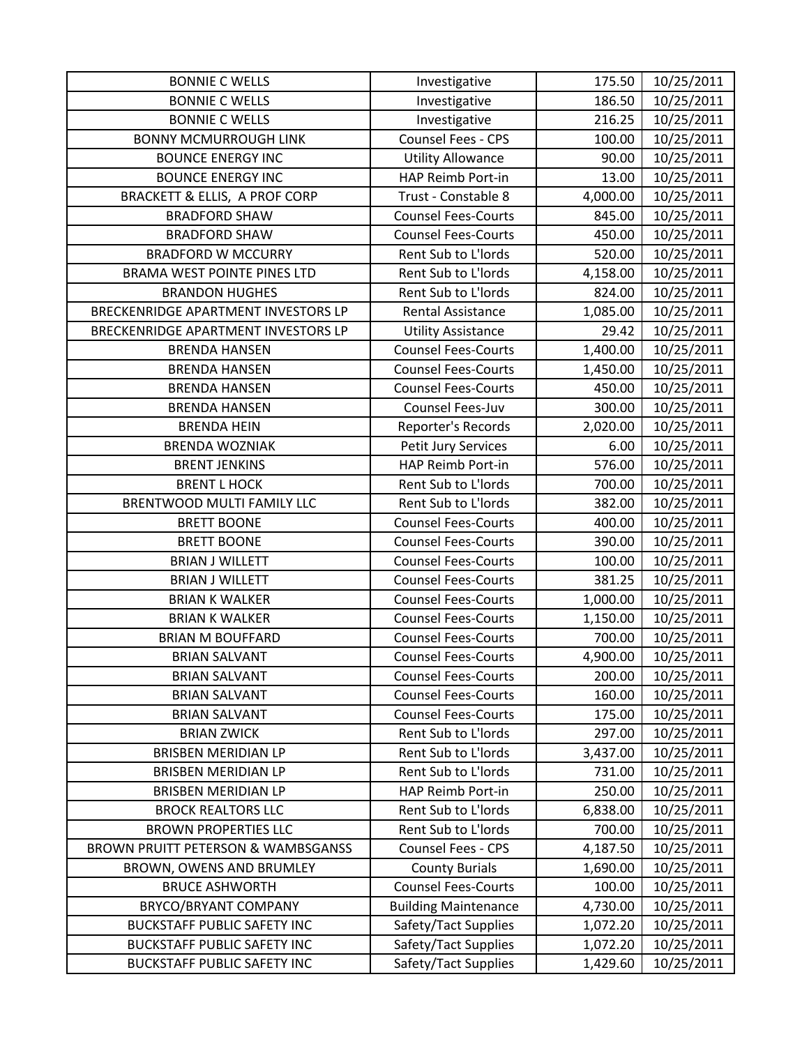| | | | |
|---|---|---|---|
| BONNIE C WELLS | Investigative | 175.50 | 10/25/2011 |
| BONNIE C WELLS | Investigative | 186.50 | 10/25/2011 |
| BONNIE C WELLS | Investigative | 216.25 | 10/25/2011 |
| BONNY MCMURROUGH LINK | Counsel Fees - CPS | 100.00 | 10/25/2011 |
| BOUNCE ENERGY INC | Utility Allowance | 90.00 | 10/25/2011 |
| BOUNCE ENERGY INC | HAP Reimb Port-in | 13.00 | 10/25/2011 |
| BRACKETT & ELLIS, A PROF CORP | Trust - Constable 8 | 4,000.00 | 10/25/2011 |
| BRADFORD SHAW | Counsel Fees-Courts | 845.00 | 10/25/2011 |
| BRADFORD SHAW | Counsel Fees-Courts | 450.00 | 10/25/2011 |
| BRADFORD W MCCURRY | Rent Sub to L'lords | 520.00 | 10/25/2011 |
| BRAMA WEST POINTE PINES LTD | Rent Sub to L'lords | 4,158.00 | 10/25/2011 |
| BRANDON HUGHES | Rent Sub to L'lords | 824.00 | 10/25/2011 |
| BRECKENRIDGE APARTMENT INVESTORS LP | Rental Assistance | 1,085.00 | 10/25/2011 |
| BRECKENRIDGE APARTMENT INVESTORS LP | Utility Assistance | 29.42 | 10/25/2011 |
| BRENDA HANSEN | Counsel Fees-Courts | 1,400.00 | 10/25/2011 |
| BRENDA HANSEN | Counsel Fees-Courts | 1,450.00 | 10/25/2011 |
| BRENDA HANSEN | Counsel Fees-Courts | 450.00 | 10/25/2011 |
| BRENDA HANSEN | Counsel Fees-Juv | 300.00 | 10/25/2011 |
| BRENDA HEIN | Reporter's Records | 2,020.00 | 10/25/2011 |
| BRENDA WOZNIAK | Petit Jury Services | 6.00 | 10/25/2011 |
| BRENT JENKINS | HAP Reimb Port-in | 576.00 | 10/25/2011 |
| BRENT L HOCK | Rent Sub to L'lords | 700.00 | 10/25/2011 |
| BRENTWOOD MULTI FAMILY LLC | Rent Sub to L'lords | 382.00 | 10/25/2011 |
| BRETT BOONE | Counsel Fees-Courts | 400.00 | 10/25/2011 |
| BRETT BOONE | Counsel Fees-Courts | 390.00 | 10/25/2011 |
| BRIAN J WILLETT | Counsel Fees-Courts | 100.00 | 10/25/2011 |
| BRIAN J WILLETT | Counsel Fees-Courts | 381.25 | 10/25/2011 |
| BRIAN K WALKER | Counsel Fees-Courts | 1,000.00 | 10/25/2011 |
| BRIAN K WALKER | Counsel Fees-Courts | 1,150.00 | 10/25/2011 |
| BRIAN M BOUFFARD | Counsel Fees-Courts | 700.00 | 10/25/2011 |
| BRIAN SALVANT | Counsel Fees-Courts | 4,900.00 | 10/25/2011 |
| BRIAN SALVANT | Counsel Fees-Courts | 200.00 | 10/25/2011 |
| BRIAN SALVANT | Counsel Fees-Courts | 160.00 | 10/25/2011 |
| BRIAN SALVANT | Counsel Fees-Courts | 175.00 | 10/25/2011 |
| BRIAN ZWICK | Rent Sub to L'lords | 297.00 | 10/25/2011 |
| BRISBEN MERIDIAN LP | Rent Sub to L'lords | 3,437.00 | 10/25/2011 |
| BRISBEN MERIDIAN LP | Rent Sub to L'lords | 731.00 | 10/25/2011 |
| BRISBEN MERIDIAN LP | HAP Reimb Port-in | 250.00 | 10/25/2011 |
| BROCK REALTORS LLC | Rent Sub to L'lords | 6,838.00 | 10/25/2011 |
| BROWN PROPERTIES LLC | Rent Sub to L'lords | 700.00 | 10/25/2011 |
| BROWN PRUITT PETERSON & WAMBSGANSS | Counsel Fees - CPS | 4,187.50 | 10/25/2011 |
| BROWN, OWENS AND BRUMLEY | County Burials | 1,690.00 | 10/25/2011 |
| BRUCE ASHWORTH | Counsel Fees-Courts | 100.00 | 10/25/2011 |
| BRYCO/BRYANT COMPANY | Building Maintenance | 4,730.00 | 10/25/2011 |
| BUCKSTAFF PUBLIC SAFETY INC | Safety/Tact Supplies | 1,072.20 | 10/25/2011 |
| BUCKSTAFF PUBLIC SAFETY INC | Safety/Tact Supplies | 1,072.20 | 10/25/2011 |
| BUCKSTAFF PUBLIC SAFETY INC | Safety/Tact Supplies | 1,429.60 | 10/25/2011 |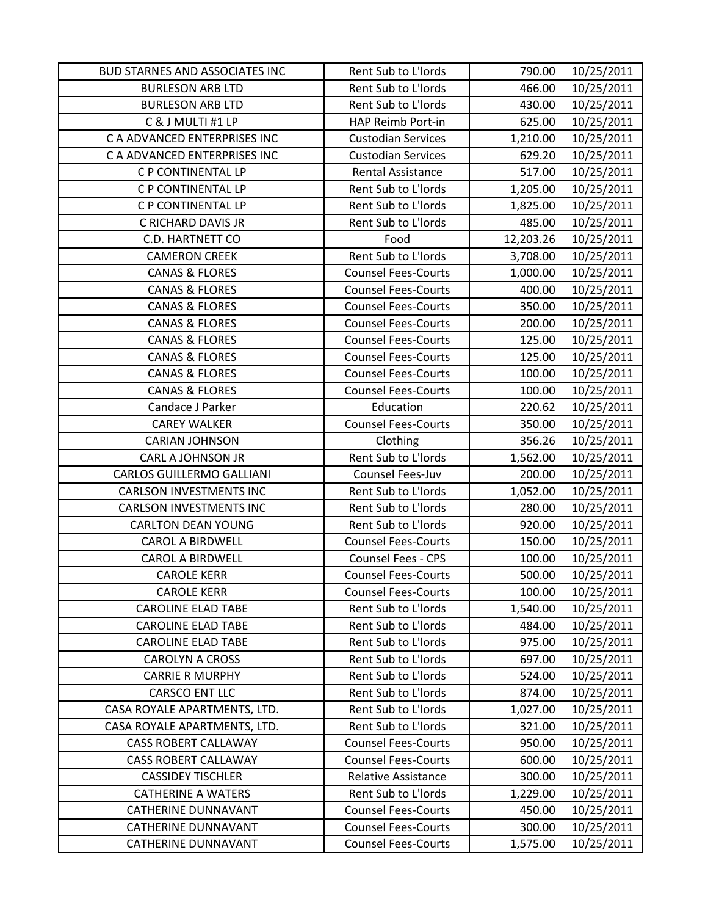| | | | |
|---|---|---|---|
| BUD STARNES AND ASSOCIATES INC | Rent Sub to L'lords | 790.00 | 10/25/2011 |
| BURLESON ARB LTD | Rent Sub to L'lords | 466.00 | 10/25/2011 |
| BURLESON ARB LTD | Rent Sub to L'lords | 430.00 | 10/25/2011 |
| C & J MULTI #1 LP | HAP Reimb Port-in | 625.00 | 10/25/2011 |
| C A ADVANCED ENTERPRISES INC | Custodian Services | 1,210.00 | 10/25/2011 |
| C A ADVANCED ENTERPRISES INC | Custodian Services | 629.20 | 10/25/2011 |
| C P CONTINENTAL LP | Rental Assistance | 517.00 | 10/25/2011 |
| C P CONTINENTAL LP | Rent Sub to L'lords | 1,205.00 | 10/25/2011 |
| C P CONTINENTAL LP | Rent Sub to L'lords | 1,825.00 | 10/25/2011 |
| C RICHARD DAVIS JR | Rent Sub to L'lords | 485.00 | 10/25/2011 |
| C.D. HARTNETT CO | Food | 12,203.26 | 10/25/2011 |
| CAMERON CREEK | Rent Sub to L'lords | 3,708.00 | 10/25/2011 |
| CANAS & FLORES | Counsel Fees-Courts | 1,000.00 | 10/25/2011 |
| CANAS & FLORES | Counsel Fees-Courts | 400.00 | 10/25/2011 |
| CANAS & FLORES | Counsel Fees-Courts | 350.00 | 10/25/2011 |
| CANAS & FLORES | Counsel Fees-Courts | 200.00 | 10/25/2011 |
| CANAS & FLORES | Counsel Fees-Courts | 125.00 | 10/25/2011 |
| CANAS & FLORES | Counsel Fees-Courts | 125.00 | 10/25/2011 |
| CANAS & FLORES | Counsel Fees-Courts | 100.00 | 10/25/2011 |
| CANAS & FLORES | Counsel Fees-Courts | 100.00 | 10/25/2011 |
| Candace J Parker | Education | 220.62 | 10/25/2011 |
| CAREY WALKER | Counsel Fees-Courts | 350.00 | 10/25/2011 |
| CARIAN JOHNSON | Clothing | 356.26 | 10/25/2011 |
| CARL A JOHNSON JR | Rent Sub to L'lords | 1,562.00 | 10/25/2011 |
| CARLOS GUILLERMO GALLIANI | Counsel Fees-Juv | 200.00 | 10/25/2011 |
| CARLSON INVESTMENTS INC | Rent Sub to L'lords | 1,052.00 | 10/25/2011 |
| CARLSON INVESTMENTS INC | Rent Sub to L'lords | 280.00 | 10/25/2011 |
| CARLTON DEAN YOUNG | Rent Sub to L'lords | 920.00 | 10/25/2011 |
| CAROL A BIRDWELL | Counsel Fees-Courts | 150.00 | 10/25/2011 |
| CAROL A BIRDWELL | Counsel Fees - CPS | 100.00 | 10/25/2011 |
| CAROLE KERR | Counsel Fees-Courts | 500.00 | 10/25/2011 |
| CAROLE KERR | Counsel Fees-Courts | 100.00 | 10/25/2011 |
| CAROLINE ELAD TABE | Rent Sub to L'lords | 1,540.00 | 10/25/2011 |
| CAROLINE ELAD TABE | Rent Sub to L'lords | 484.00 | 10/25/2011 |
| CAROLINE ELAD TABE | Rent Sub to L'lords | 975.00 | 10/25/2011 |
| CAROLYN A CROSS | Rent Sub to L'lords | 697.00 | 10/25/2011 |
| CARRIE R MURPHY | Rent Sub to L'lords | 524.00 | 10/25/2011 |
| CARSCO ENT LLC | Rent Sub to L'lords | 874.00 | 10/25/2011 |
| CASA ROYALE APARTMENTS, LTD. | Rent Sub to L'lords | 1,027.00 | 10/25/2011 |
| CASA ROYALE APARTMENTS, LTD. | Rent Sub to L'lords | 321.00 | 10/25/2011 |
| CASS ROBERT CALLAWAY | Counsel Fees-Courts | 950.00 | 10/25/2011 |
| CASS ROBERT CALLAWAY | Counsel Fees-Courts | 600.00 | 10/25/2011 |
| CASSIDEY TISCHLER | Relative Assistance | 300.00 | 10/25/2011 |
| CATHERINE A WATERS | Rent Sub to L'lords | 1,229.00 | 10/25/2011 |
| CATHERINE DUNNAVANT | Counsel Fees-Courts | 450.00 | 10/25/2011 |
| CATHERINE DUNNAVANT | Counsel Fees-Courts | 300.00 | 10/25/2011 |
| CATHERINE DUNNAVANT | Counsel Fees-Courts | 1,575.00 | 10/25/2011 |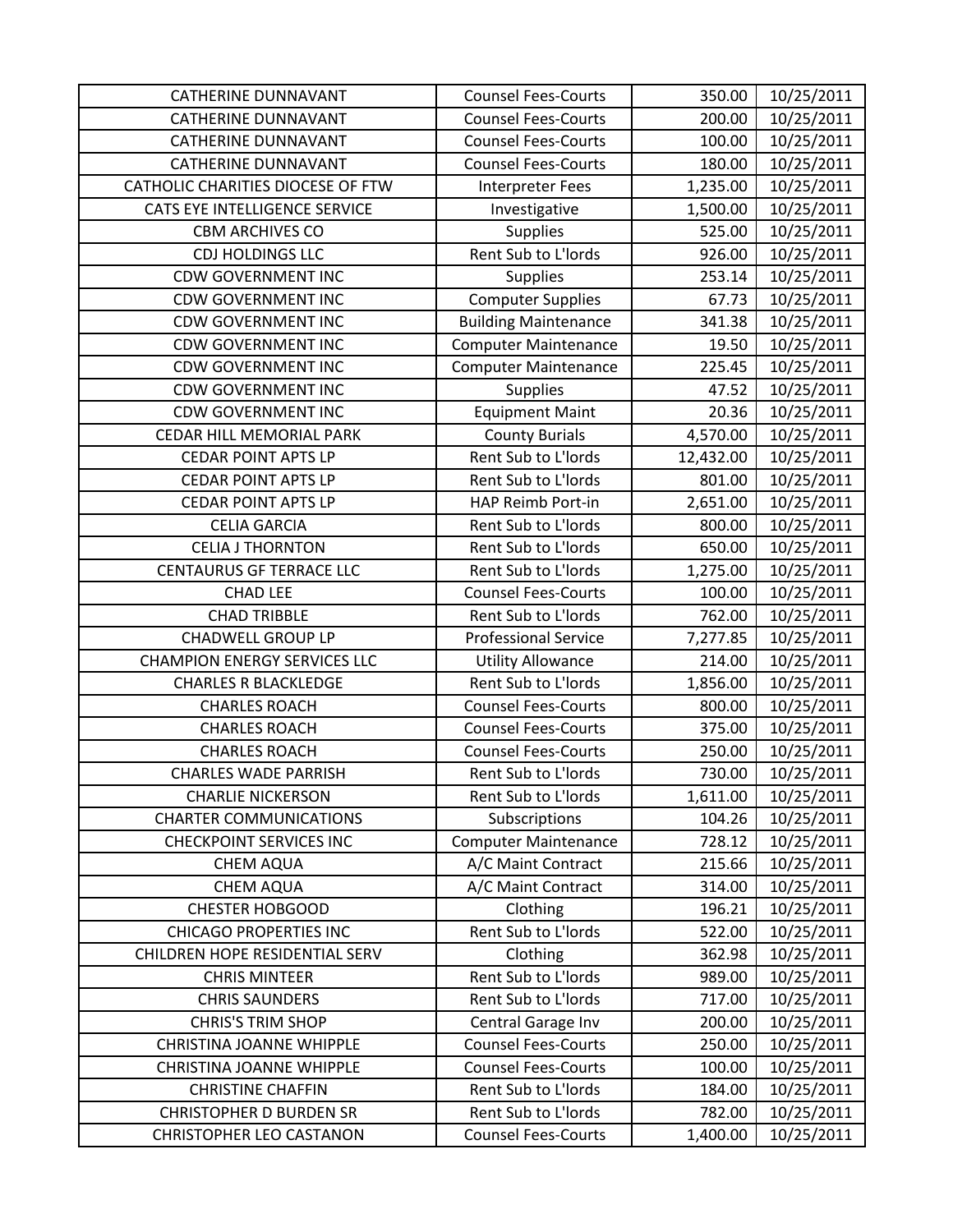| CATHERINE DUNNAVANT | Counsel Fees-Courts | 350.00 | 10/25/2011 |
|---|---|---|---|
| CATHERINE DUNNAVANT | Counsel Fees-Courts | 200.00 | 10/25/2011 |
| CATHERINE DUNNAVANT | Counsel Fees-Courts | 100.00 | 10/25/2011 |
| CATHERINE DUNNAVANT | Counsel Fees-Courts | 180.00 | 10/25/2011 |
| CATHOLIC CHARITIES DIOCESE OF FTW | Interpreter Fees | 1,235.00 | 10/25/2011 |
| CATS EYE INTELLIGENCE SERVICE | Investigative | 1,500.00 | 10/25/2011 |
| CBM ARCHIVES CO | Supplies | 525.00 | 10/25/2011 |
| CDJ HOLDINGS LLC | Rent Sub to L'lords | 926.00 | 10/25/2011 |
| CDW GOVERNMENT INC | Supplies | 253.14 | 10/25/2011 |
| CDW GOVERNMENT INC | Computer Supplies | 67.73 | 10/25/2011 |
| CDW GOVERNMENT INC | Building Maintenance | 341.38 | 10/25/2011 |
| CDW GOVERNMENT INC | Computer Maintenance | 19.50 | 10/25/2011 |
| CDW GOVERNMENT INC | Computer Maintenance | 225.45 | 10/25/2011 |
| CDW GOVERNMENT INC | Supplies | 47.52 | 10/25/2011 |
| CDW GOVERNMENT INC | Equipment Maint | 20.36 | 10/25/2011 |
| CEDAR HILL MEMORIAL PARK | County Burials | 4,570.00 | 10/25/2011 |
| CEDAR POINT APTS LP | Rent Sub to L'lords | 12,432.00 | 10/25/2011 |
| CEDAR POINT APTS LP | Rent Sub to L'lords | 801.00 | 10/25/2011 |
| CEDAR POINT APTS LP | HAP Reimb Port-in | 2,651.00 | 10/25/2011 |
| CELIA GARCIA | Rent Sub to L'lords | 800.00 | 10/25/2011 |
| CELIA J THORNTON | Rent Sub to L'lords | 650.00 | 10/25/2011 |
| CENTAURUS GF TERRACE LLC | Rent Sub to L'lords | 1,275.00 | 10/25/2011 |
| CHAD LEE | Counsel Fees-Courts | 100.00 | 10/25/2011 |
| CHAD TRIBBLE | Rent Sub to L'lords | 762.00 | 10/25/2011 |
| CHADWELL GROUP LP | Professional Service | 7,277.85 | 10/25/2011 |
| CHAMPION ENERGY SERVICES LLC | Utility Allowance | 214.00 | 10/25/2011 |
| CHARLES R BLACKLEDGE | Rent Sub to L'lords | 1,856.00 | 10/25/2011 |
| CHARLES ROACH | Counsel Fees-Courts | 800.00 | 10/25/2011 |
| CHARLES ROACH | Counsel Fees-Courts | 375.00 | 10/25/2011 |
| CHARLES ROACH | Counsel Fees-Courts | 250.00 | 10/25/2011 |
| CHARLES WADE PARRISH | Rent Sub to L'lords | 730.00 | 10/25/2011 |
| CHARLIE NICKERSON | Rent Sub to L'lords | 1,611.00 | 10/25/2011 |
| CHARTER COMMUNICATIONS | Subscriptions | 104.26 | 10/25/2011 |
| CHECKPOINT SERVICES INC | Computer Maintenance | 728.12 | 10/25/2011 |
| CHEM AQUA | A/C Maint Contract | 215.66 | 10/25/2011 |
| CHEM AQUA | A/C Maint Contract | 314.00 | 10/25/2011 |
| CHESTER HOBGOOD | Clothing | 196.21 | 10/25/2011 |
| CHICAGO PROPERTIES INC | Rent Sub to L'lords | 522.00 | 10/25/2011 |
| CHILDREN HOPE RESIDENTIAL SERV | Clothing | 362.98 | 10/25/2011 |
| CHRIS MINTEER | Rent Sub to L'lords | 989.00 | 10/25/2011 |
| CHRIS SAUNDERS | Rent Sub to L'lords | 717.00 | 10/25/2011 |
| CHRIS'S TRIM SHOP | Central Garage Inv | 200.00 | 10/25/2011 |
| CHRISTINA JOANNE WHIPPLE | Counsel Fees-Courts | 250.00 | 10/25/2011 |
| CHRISTINA JOANNE WHIPPLE | Counsel Fees-Courts | 100.00 | 10/25/2011 |
| CHRISTINE CHAFFIN | Rent Sub to L'lords | 184.00 | 10/25/2011 |
| CHRISTOPHER D BURDEN SR | Rent Sub to L'lords | 782.00 | 10/25/2011 |
| CHRISTOPHER LEO CASTANON | Counsel Fees-Courts | 1,400.00 | 10/25/2011 |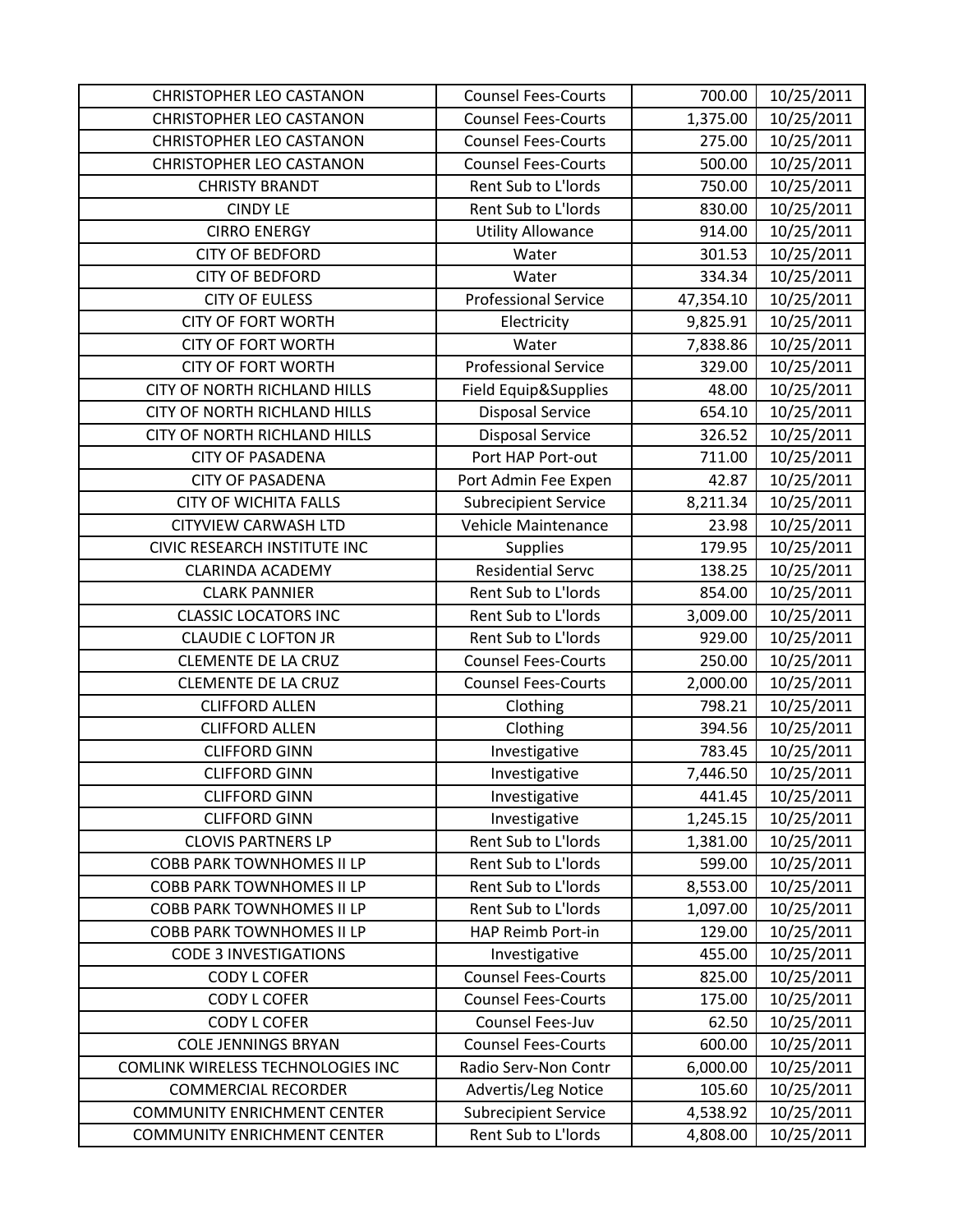| | | | |
|---|---|---|---|
| CHRISTOPHER LEO CASTANON | Counsel Fees-Courts | 700.00 | 10/25/2011 |
| CHRISTOPHER LEO CASTANON | Counsel Fees-Courts | 1,375.00 | 10/25/2011 |
| CHRISTOPHER LEO CASTANON | Counsel Fees-Courts | 275.00 | 10/25/2011 |
| CHRISTOPHER LEO CASTANON | Counsel Fees-Courts | 500.00 | 10/25/2011 |
| CHRISTY BRANDT | Rent Sub to L'lords | 750.00 | 10/25/2011 |
| CINDY LE | Rent Sub to L'lords | 830.00 | 10/25/2011 |
| CIRRO ENERGY | Utility Allowance | 914.00 | 10/25/2011 |
| CITY OF BEDFORD | Water | 301.53 | 10/25/2011 |
| CITY OF BEDFORD | Water | 334.34 | 10/25/2011 |
| CITY OF EULESS | Professional Service | 47,354.10 | 10/25/2011 |
| CITY OF FORT WORTH | Electricity | 9,825.91 | 10/25/2011 |
| CITY OF FORT WORTH | Water | 7,838.86 | 10/25/2011 |
| CITY OF FORT WORTH | Professional Service | 329.00 | 10/25/2011 |
| CITY OF NORTH RICHLAND HILLS | Field Equip&Supplies | 48.00 | 10/25/2011 |
| CITY OF NORTH RICHLAND HILLS | Disposal Service | 654.10 | 10/25/2011 |
| CITY OF NORTH RICHLAND HILLS | Disposal Service | 326.52 | 10/25/2011 |
| CITY OF PASADENA | Port HAP Port-out | 711.00 | 10/25/2011 |
| CITY OF PASADENA | Port Admin Fee Expen | 42.87 | 10/25/2011 |
| CITY OF WICHITA FALLS | Subrecipient Service | 8,211.34 | 10/25/2011 |
| CITYVIEW CARWASH LTD | Vehicle Maintenance | 23.98 | 10/25/2011 |
| CIVIC RESEARCH INSTITUTE INC | Supplies | 179.95 | 10/25/2011 |
| CLARINDA ACADEMY | Residential Servc | 138.25 | 10/25/2011 |
| CLARK PANNIER | Rent Sub to L'lords | 854.00 | 10/25/2011 |
| CLASSIC LOCATORS INC | Rent Sub to L'lords | 3,009.00 | 10/25/2011 |
| CLAUDIE C LOFTON JR | Rent Sub to L'lords | 929.00 | 10/25/2011 |
| CLEMENTE DE LA CRUZ | Counsel Fees-Courts | 250.00 | 10/25/2011 |
| CLEMENTE DE LA CRUZ | Counsel Fees-Courts | 2,000.00 | 10/25/2011 |
| CLIFFORD ALLEN | Clothing | 798.21 | 10/25/2011 |
| CLIFFORD ALLEN | Clothing | 394.56 | 10/25/2011 |
| CLIFFORD GINN | Investigative | 783.45 | 10/25/2011 |
| CLIFFORD GINN | Investigative | 7,446.50 | 10/25/2011 |
| CLIFFORD GINN | Investigative | 441.45 | 10/25/2011 |
| CLIFFORD GINN | Investigative | 1,245.15 | 10/25/2011 |
| CLOVIS PARTNERS LP | Rent Sub to L'lords | 1,381.00 | 10/25/2011 |
| COBB PARK TOWNHOMES II LP | Rent Sub to L'lords | 599.00 | 10/25/2011 |
| COBB PARK TOWNHOMES II LP | Rent Sub to L'lords | 8,553.00 | 10/25/2011 |
| COBB PARK TOWNHOMES II LP | Rent Sub to L'lords | 1,097.00 | 10/25/2011 |
| COBB PARK TOWNHOMES II LP | HAP Reimb Port-in | 129.00 | 10/25/2011 |
| CODE 3 INVESTIGATIONS | Investigative | 455.00 | 10/25/2011 |
| CODY L COFER | Counsel Fees-Courts | 825.00 | 10/25/2011 |
| CODY L COFER | Counsel Fees-Courts | 175.00 | 10/25/2011 |
| CODY L COFER | Counsel Fees-Juv | 62.50 | 10/25/2011 |
| COLE JENNINGS BRYAN | Counsel Fees-Courts | 600.00 | 10/25/2011 |
| COMLINK WIRELESS TECHNOLOGIES INC | Radio Serv-Non Contr | 6,000.00 | 10/25/2011 |
| COMMERCIAL RECORDER | Advertis/Leg Notice | 105.60 | 10/25/2011 |
| COMMUNITY ENRICHMENT CENTER | Subrecipient Service | 4,538.92 | 10/25/2011 |
| COMMUNITY ENRICHMENT CENTER | Rent Sub to L'lords | 4,808.00 | 10/25/2011 |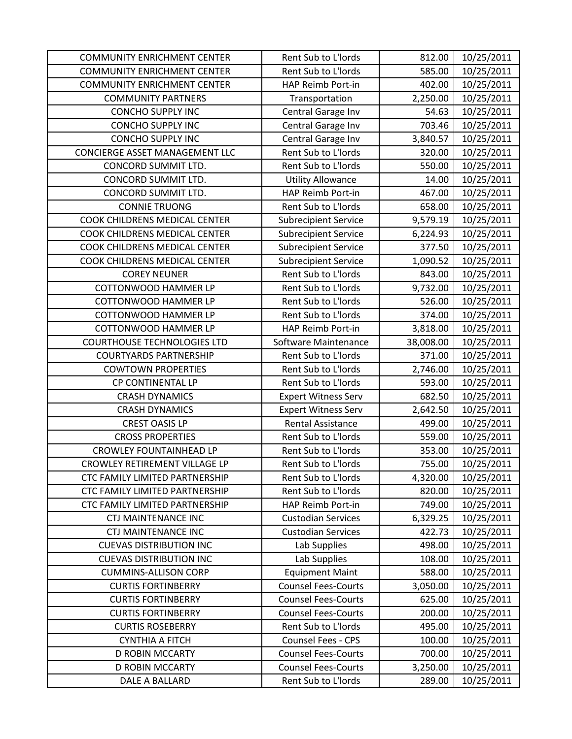| COMMUNITY ENRICHMENT CENTER | Rent Sub to L'lords | 812.00 | 10/25/2011 |
|---|---|---|---|
| COMMUNITY ENRICHMENT CENTER | Rent Sub to L'lords | 585.00 | 10/25/2011 |
| COMMUNITY ENRICHMENT CENTER | HAP Reimb Port-in | 402.00 | 10/25/2011 |
| COMMUNITY PARTNERS | Transportation | 2,250.00 | 10/25/2011 |
| CONCHO SUPPLY INC | Central Garage Inv | 54.63 | 10/25/2011 |
| CONCHO SUPPLY INC | Central Garage Inv | 703.46 | 10/25/2011 |
| CONCHO SUPPLY INC | Central Garage Inv | 3,840.57 | 10/25/2011 |
| CONCIERGE ASSET MANAGEMENT LLC | Rent Sub to L'lords | 320.00 | 10/25/2011 |
| CONCORD SUMMIT LTD. | Rent Sub to L'lords | 550.00 | 10/25/2011 |
| CONCORD SUMMIT LTD. | Utility Allowance | 14.00 | 10/25/2011 |
| CONCORD SUMMIT LTD. | HAP Reimb Port-in | 467.00 | 10/25/2011 |
| CONNIE TRUONG | Rent Sub to L'lords | 658.00 | 10/25/2011 |
| COOK CHILDRENS MEDICAL CENTER | Subrecipient Service | 9,579.19 | 10/25/2011 |
| COOK CHILDRENS MEDICAL CENTER | Subrecipient Service | 6,224.93 | 10/25/2011 |
| COOK CHILDRENS MEDICAL CENTER | Subrecipient Service | 377.50 | 10/25/2011 |
| COOK CHILDRENS MEDICAL CENTER | Subrecipient Service | 1,090.52 | 10/25/2011 |
| COREY NEUNER | Rent Sub to L'lords | 843.00 | 10/25/2011 |
| COTTONWOOD HAMMER LP | Rent Sub to L'lords | 9,732.00 | 10/25/2011 |
| COTTONWOOD HAMMER LP | Rent Sub to L'lords | 526.00 | 10/25/2011 |
| COTTONWOOD HAMMER LP | Rent Sub to L'lords | 374.00 | 10/25/2011 |
| COTTONWOOD HAMMER LP | HAP Reimb Port-in | 3,818.00 | 10/25/2011 |
| COURTHOUSE TECHNOLOGIES LTD | Software Maintenance | 38,008.00 | 10/25/2011 |
| COURTYARDS PARTNERSHIP | Rent Sub to L'lords | 371.00 | 10/25/2011 |
| COWTOWN PROPERTIES | Rent Sub to L'lords | 2,746.00 | 10/25/2011 |
| CP CONTINENTAL LP | Rent Sub to L'lords | 593.00 | 10/25/2011 |
| CRASH DYNAMICS | Expert Witness Serv | 682.50 | 10/25/2011 |
| CRASH DYNAMICS | Expert Witness Serv | 2,642.50 | 10/25/2011 |
| CREST OASIS LP | Rental Assistance | 499.00 | 10/25/2011 |
| CROSS PROPERTIES | Rent Sub to L'lords | 559.00 | 10/25/2011 |
| CROWLEY FOUNTAINHEAD LP | Rent Sub to L'lords | 353.00 | 10/25/2011 |
| CROWLEY RETIREMENT VILLAGE LP | Rent Sub to L'lords | 755.00 | 10/25/2011 |
| CTC FAMILY LIMITED PARTNERSHIP | Rent Sub to L'lords | 4,320.00 | 10/25/2011 |
| CTC FAMILY LIMITED PARTNERSHIP | Rent Sub to L'lords | 820.00 | 10/25/2011 |
| CTC FAMILY LIMITED PARTNERSHIP | HAP Reimb Port-in | 749.00 | 10/25/2011 |
| CTJ MAINTENANCE INC | Custodian Services | 6,329.25 | 10/25/2011 |
| CTJ MAINTENANCE INC | Custodian Services | 422.73 | 10/25/2011 |
| CUEVAS DISTRIBUTION INC | Lab Supplies | 498.00 | 10/25/2011 |
| CUEVAS DISTRIBUTION INC | Lab Supplies | 108.00 | 10/25/2011 |
| CUMMINS-ALLISON CORP | Equipment Maint | 588.00 | 10/25/2011 |
| CURTIS FORTINBERRY | Counsel Fees-Courts | 3,050.00 | 10/25/2011 |
| CURTIS FORTINBERRY | Counsel Fees-Courts | 625.00 | 10/25/2011 |
| CURTIS FORTINBERRY | Counsel Fees-Courts | 200.00 | 10/25/2011 |
| CURTIS ROSEBERRY | Rent Sub to L'lords | 495.00 | 10/25/2011 |
| CYNTHIA A FITCH | Counsel Fees - CPS | 100.00 | 10/25/2011 |
| D ROBIN MCCARTY | Counsel Fees-Courts | 700.00 | 10/25/2011 |
| D ROBIN MCCARTY | Counsel Fees-Courts | 3,250.00 | 10/25/2011 |
| DALE A BALLARD | Rent Sub to L'lords | 289.00 | 10/25/2011 |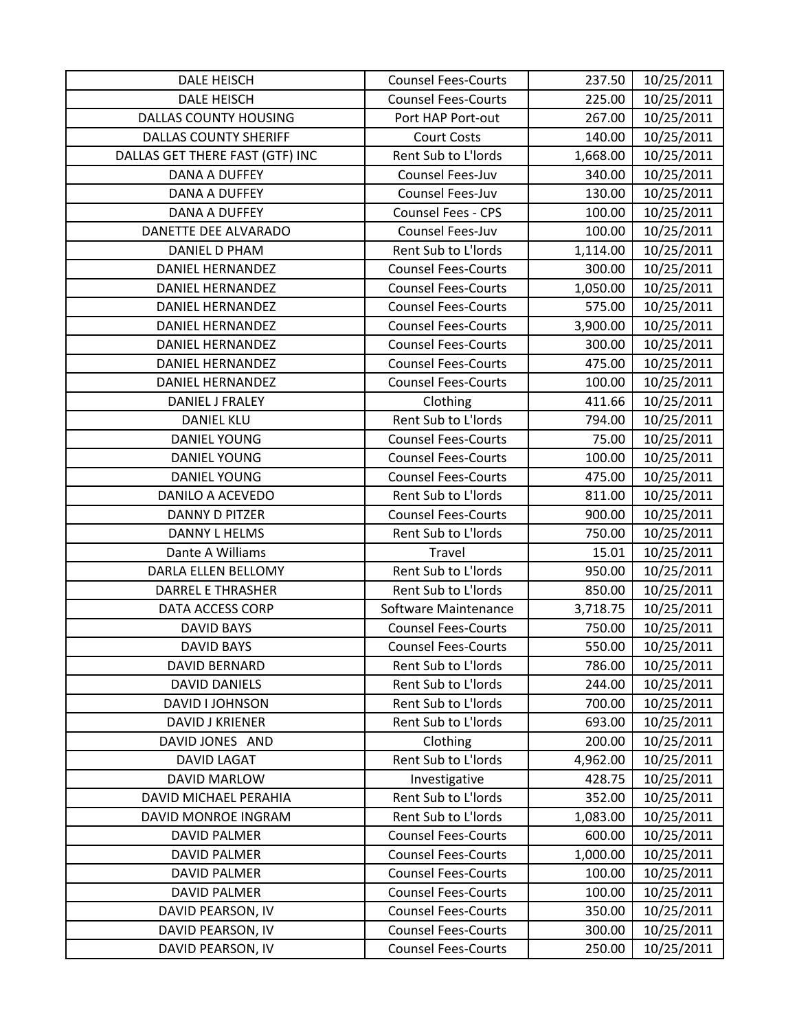| DALE HEISCH | Counsel Fees-Courts | 237.50 | 10/25/2011 |
|---|---|---|---|
| DALE HEISCH | Counsel Fees-Courts | 225.00 | 10/25/2011 |
| DALLAS COUNTY HOUSING | Port HAP Port-out | 267.00 | 10/25/2011 |
| DALLAS COUNTY SHERIFF | Court Costs | 140.00 | 10/25/2011 |
| DALLAS GET THERE FAST (GTF) INC | Rent Sub to L'lords | 1,668.00 | 10/25/2011 |
| DANA A DUFFEY | Counsel Fees-Juv | 340.00 | 10/25/2011 |
| DANA A DUFFEY | Counsel Fees-Juv | 130.00 | 10/25/2011 |
| DANA A DUFFEY | Counsel Fees - CPS | 100.00 | 10/25/2011 |
| DANETTE DEE ALVARADO | Counsel Fees-Juv | 100.00 | 10/25/2011 |
| DANIEL D PHAM | Rent Sub to L'lords | 1,114.00 | 10/25/2011 |
| DANIEL HERNANDEZ | Counsel Fees-Courts | 300.00 | 10/25/2011 |
| DANIEL HERNANDEZ | Counsel Fees-Courts | 1,050.00 | 10/25/2011 |
| DANIEL HERNANDEZ | Counsel Fees-Courts | 575.00 | 10/25/2011 |
| DANIEL HERNANDEZ | Counsel Fees-Courts | 3,900.00 | 10/25/2011 |
| DANIEL HERNANDEZ | Counsel Fees-Courts | 300.00 | 10/25/2011 |
| DANIEL HERNANDEZ | Counsel Fees-Courts | 475.00 | 10/25/2011 |
| DANIEL HERNANDEZ | Counsel Fees-Courts | 100.00 | 10/25/2011 |
| DANIEL J FRALEY | Clothing | 411.66 | 10/25/2011 |
| DANIEL KLU | Rent Sub to L'lords | 794.00 | 10/25/2011 |
| DANIEL YOUNG | Counsel Fees-Courts | 75.00 | 10/25/2011 |
| DANIEL YOUNG | Counsel Fees-Courts | 100.00 | 10/25/2011 |
| DANIEL YOUNG | Counsel Fees-Courts | 475.00 | 10/25/2011 |
| DANILO A ACEVEDO | Rent Sub to L'lords | 811.00 | 10/25/2011 |
| DANNY D PITZER | Counsel Fees-Courts | 900.00 | 10/25/2011 |
| DANNY L HELMS | Rent Sub to L'lords | 750.00 | 10/25/2011 |
| Dante A Williams | Travel | 15.01 | 10/25/2011 |
| DARLA ELLEN BELLOMY | Rent Sub to L'lords | 950.00 | 10/25/2011 |
| DARREL E THRASHER | Rent Sub to L'lords | 850.00 | 10/25/2011 |
| DATA ACCESS CORP | Software Maintenance | 3,718.75 | 10/25/2011 |
| DAVID BAYS | Counsel Fees-Courts | 750.00 | 10/25/2011 |
| DAVID BAYS | Counsel Fees-Courts | 550.00 | 10/25/2011 |
| DAVID BERNARD | Rent Sub to L'lords | 786.00 | 10/25/2011 |
| DAVID DANIELS | Rent Sub to L'lords | 244.00 | 10/25/2011 |
| DAVID I JOHNSON | Rent Sub to L'lords | 700.00 | 10/25/2011 |
| DAVID J KRIENER | Rent Sub to L'lords | 693.00 | 10/25/2011 |
| DAVID JONES AND | Clothing | 200.00 | 10/25/2011 |
| DAVID LAGAT | Rent Sub to L'lords | 4,962.00 | 10/25/2011 |
| DAVID MARLOW | Investigative | 428.75 | 10/25/2011 |
| DAVID MICHAEL PERAHIA | Rent Sub to L'lords | 352.00 | 10/25/2011 |
| DAVID MONROE INGRAM | Rent Sub to L'lords | 1,083.00 | 10/25/2011 |
| DAVID PALMER | Counsel Fees-Courts | 600.00 | 10/25/2011 |
| DAVID PALMER | Counsel Fees-Courts | 1,000.00 | 10/25/2011 |
| DAVID PALMER | Counsel Fees-Courts | 100.00 | 10/25/2011 |
| DAVID PALMER | Counsel Fees-Courts | 100.00 | 10/25/2011 |
| DAVID PEARSON, IV | Counsel Fees-Courts | 350.00 | 10/25/2011 |
| DAVID PEARSON, IV | Counsel Fees-Courts | 300.00 | 10/25/2011 |
| DAVID PEARSON, IV | Counsel Fees-Courts | 250.00 | 10/25/2011 |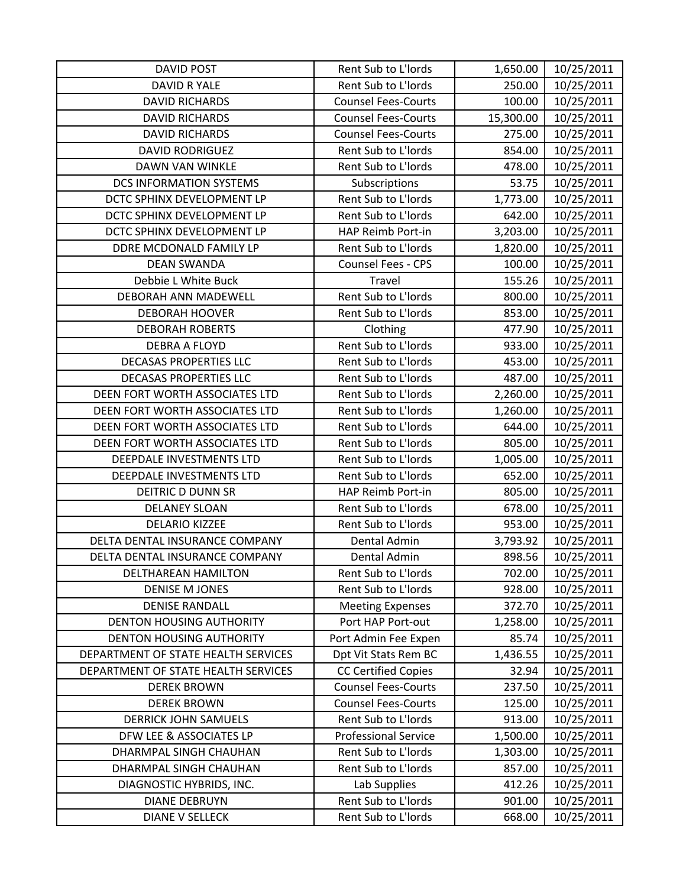| DAVID POST | Rent Sub to L'lords | 1,650.00 | 10/25/2011 |
|---|---|---|---|
| DAVID R YALE | Rent Sub to L'lords | 250.00 | 10/25/2011 |
| DAVID RICHARDS | Counsel Fees-Courts | 100.00 | 10/25/2011 |
| DAVID RICHARDS | Counsel Fees-Courts | 15,300.00 | 10/25/2011 |
| DAVID RICHARDS | Counsel Fees-Courts | 275.00 | 10/25/2011 |
| DAVID RODRIGUEZ | Rent Sub to L'lords | 854.00 | 10/25/2011 |
| DAWN VAN WINKLE | Rent Sub to L'lords | 478.00 | 10/25/2011 |
| DCS INFORMATION SYSTEMS | Subscriptions | 53.75 | 10/25/2011 |
| DCTC SPHINX DEVELOPMENT LP | Rent Sub to L'lords | 1,773.00 | 10/25/2011 |
| DCTC SPHINX DEVELOPMENT LP | Rent Sub to L'lords | 642.00 | 10/25/2011 |
| DCTC SPHINX DEVELOPMENT LP | HAP Reimb Port-in | 3,203.00 | 10/25/2011 |
| DDRE MCDONALD FAMILY LP | Rent Sub to L'lords | 1,820.00 | 10/25/2011 |
| DEAN SWANDA | Counsel Fees - CPS | 100.00 | 10/25/2011 |
| Debbie L White Buck | Travel | 155.26 | 10/25/2011 |
| DEBORAH ANN MADEWELL | Rent Sub to L'lords | 800.00 | 10/25/2011 |
| DEBORAH HOOVER | Rent Sub to L'lords | 853.00 | 10/25/2011 |
| DEBORAH ROBERTS | Clothing | 477.90 | 10/25/2011 |
| DEBRA A FLOYD | Rent Sub to L'lords | 933.00 | 10/25/2011 |
| DECASAS PROPERTIES LLC | Rent Sub to L'lords | 453.00 | 10/25/2011 |
| DECASAS PROPERTIES LLC | Rent Sub to L'lords | 487.00 | 10/25/2011 |
| DEEN FORT WORTH ASSOCIATES LTD | Rent Sub to L'lords | 2,260.00 | 10/25/2011 |
| DEEN FORT WORTH ASSOCIATES LTD | Rent Sub to L'lords | 1,260.00 | 10/25/2011 |
| DEEN FORT WORTH ASSOCIATES LTD | Rent Sub to L'lords | 644.00 | 10/25/2011 |
| DEEN FORT WORTH ASSOCIATES LTD | Rent Sub to L'lords | 805.00 | 10/25/2011 |
| DEEPDALE INVESTMENTS LTD | Rent Sub to L'lords | 1,005.00 | 10/25/2011 |
| DEEPDALE INVESTMENTS LTD | Rent Sub to L'lords | 652.00 | 10/25/2011 |
| DEITRIC D DUNN SR | HAP Reimb Port-in | 805.00 | 10/25/2011 |
| DELANEY SLOAN | Rent Sub to L'lords | 678.00 | 10/25/2011 |
| DELARIO KIZZEE | Rent Sub to L'lords | 953.00 | 10/25/2011 |
| DELTA DENTAL INSURANCE COMPANY | Dental Admin | 3,793.92 | 10/25/2011 |
| DELTA DENTAL INSURANCE COMPANY | Dental Admin | 898.56 | 10/25/2011 |
| DELTHAREAN HAMILTON | Rent Sub to L'lords | 702.00 | 10/25/2011 |
| DENISE M JONES | Rent Sub to L'lords | 928.00 | 10/25/2011 |
| DENISE RANDALL | Meeting Expenses | 372.70 | 10/25/2011 |
| DENTON HOUSING AUTHORITY | Port HAP Port-out | 1,258.00 | 10/25/2011 |
| DENTON HOUSING AUTHORITY | Port Admin Fee Expen | 85.74 | 10/25/2011 |
| DEPARTMENT OF STATE HEALTH SERVICES | Dpt Vit Stats Rem BC | 1,436.55 | 10/25/2011 |
| DEPARTMENT OF STATE HEALTH SERVICES | CC Certified Copies | 32.94 | 10/25/2011 |
| DEREK BROWN | Counsel Fees-Courts | 237.50 | 10/25/2011 |
| DEREK BROWN | Counsel Fees-Courts | 125.00 | 10/25/2011 |
| DERRICK JOHN SAMUELS | Rent Sub to L'lords | 913.00 | 10/25/2011 |
| DFW LEE & ASSOCIATES LP | Professional Service | 1,500.00 | 10/25/2011 |
| DHARMPAL SINGH CHAUHAN | Rent Sub to L'lords | 1,303.00 | 10/25/2011 |
| DHARMPAL SINGH CHAUHAN | Rent Sub to L'lords | 857.00 | 10/25/2011 |
| DIAGNOSTIC HYBRIDS, INC. | Lab Supplies | 412.26 | 10/25/2011 |
| DIANE DEBRUYN | Rent Sub to L'lords | 901.00 | 10/25/2011 |
| DIANE V SELLECK | Rent Sub to L'lords | 668.00 | 10/25/2011 |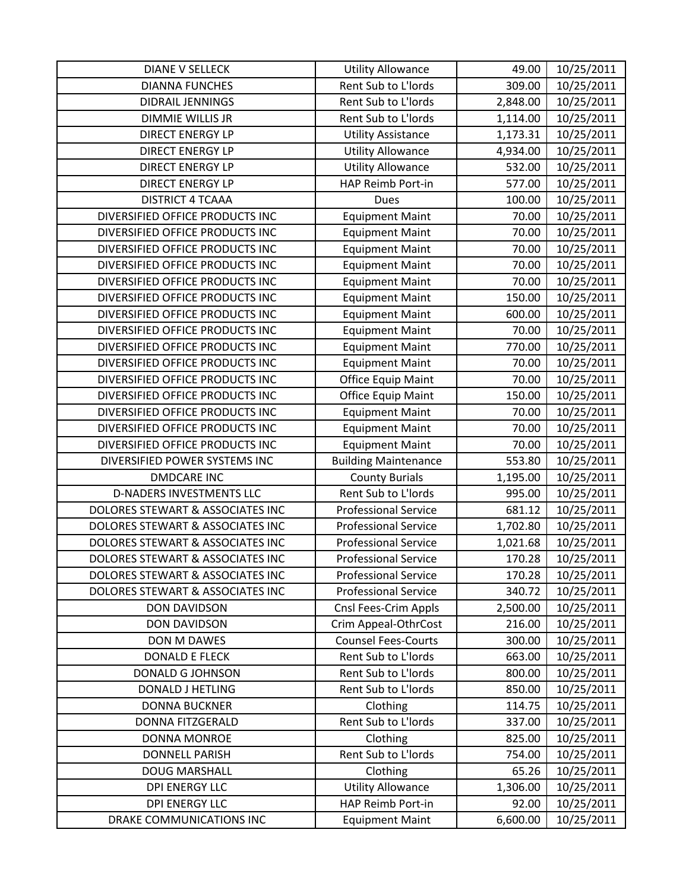| DIANE V SELLECK | Utility Allowance | 49.00 | 10/25/2011 |
|---|---|---|---|
| DIANNA FUNCHES | Rent Sub to L'lords | 309.00 | 10/25/2011 |
| DIDRAIL JENNINGS | Rent Sub to L'lords | 2,848.00 | 10/25/2011 |
| DIMMIE WILLIS JR | Rent Sub to L'lords | 1,114.00 | 10/25/2011 |
| DIRECT ENERGY LP | Utility Assistance | 1,173.31 | 10/25/2011 |
| DIRECT ENERGY LP | Utility Allowance | 4,934.00 | 10/25/2011 |
| DIRECT ENERGY LP | Utility Allowance | 532.00 | 10/25/2011 |
| DIRECT ENERGY LP | HAP Reimb Port-in | 577.00 | 10/25/2011 |
| DISTRICT 4 TCAAA | Dues | 100.00 | 10/25/2011 |
| DIVERSIFIED OFFICE PRODUCTS INC | Equipment Maint | 70.00 | 10/25/2011 |
| DIVERSIFIED OFFICE PRODUCTS INC | Equipment Maint | 70.00 | 10/25/2011 |
| DIVERSIFIED OFFICE PRODUCTS INC | Equipment Maint | 70.00 | 10/25/2011 |
| DIVERSIFIED OFFICE PRODUCTS INC | Equipment Maint | 70.00 | 10/25/2011 |
| DIVERSIFIED OFFICE PRODUCTS INC | Equipment Maint | 70.00 | 10/25/2011 |
| DIVERSIFIED OFFICE PRODUCTS INC | Equipment Maint | 150.00 | 10/25/2011 |
| DIVERSIFIED OFFICE PRODUCTS INC | Equipment Maint | 600.00 | 10/25/2011 |
| DIVERSIFIED OFFICE PRODUCTS INC | Equipment Maint | 70.00 | 10/25/2011 |
| DIVERSIFIED OFFICE PRODUCTS INC | Equipment Maint | 770.00 | 10/25/2011 |
| DIVERSIFIED OFFICE PRODUCTS INC | Equipment Maint | 70.00 | 10/25/2011 |
| DIVERSIFIED OFFICE PRODUCTS INC | Office Equip Maint | 70.00 | 10/25/2011 |
| DIVERSIFIED OFFICE PRODUCTS INC | Office Equip Maint | 150.00 | 10/25/2011 |
| DIVERSIFIED OFFICE PRODUCTS INC | Equipment Maint | 70.00 | 10/25/2011 |
| DIVERSIFIED OFFICE PRODUCTS INC | Equipment Maint | 70.00 | 10/25/2011 |
| DIVERSIFIED OFFICE PRODUCTS INC | Equipment Maint | 70.00 | 10/25/2011 |
| DIVERSIFIED POWER SYSTEMS INC | Building Maintenance | 553.80 | 10/25/2011 |
| DMDCARE INC | County Burials | 1,195.00 | 10/25/2011 |
| D-NADERS INVESTMENTS LLC | Rent Sub to L'lords | 995.00 | 10/25/2011 |
| DOLORES STEWART & ASSOCIATES INC | Professional Service | 681.12 | 10/25/2011 |
| DOLORES STEWART & ASSOCIATES INC | Professional Service | 1,702.80 | 10/25/2011 |
| DOLORES STEWART & ASSOCIATES INC | Professional Service | 1,021.68 | 10/25/2011 |
| DOLORES STEWART & ASSOCIATES INC | Professional Service | 170.28 | 10/25/2011 |
| DOLORES STEWART & ASSOCIATES INC | Professional Service | 170.28 | 10/25/2011 |
| DOLORES STEWART & ASSOCIATES INC | Professional Service | 340.72 | 10/25/2011 |
| DON DAVIDSON | Cnsl Fees-Crim Appls | 2,500.00 | 10/25/2011 |
| DON DAVIDSON | Crim Appeal-OthrCost | 216.00 | 10/25/2011 |
| DON M DAWES | Counsel Fees-Courts | 300.00 | 10/25/2011 |
| DONALD E FLECK | Rent Sub to L'lords | 663.00 | 10/25/2011 |
| DONALD G JOHNSON | Rent Sub to L'lords | 800.00 | 10/25/2011 |
| DONALD J HETLING | Rent Sub to L'lords | 850.00 | 10/25/2011 |
| DONNA BUCKNER | Clothing | 114.75 | 10/25/2011 |
| DONNA FITZGERALD | Rent Sub to L'lords | 337.00 | 10/25/2011 |
| DONNA MONROE | Clothing | 825.00 | 10/25/2011 |
| DONNELL PARISH | Rent Sub to L'lords | 754.00 | 10/25/2011 |
| DOUG MARSHALL | Clothing | 65.26 | 10/25/2011 |
| DPI ENERGY LLC | Utility Allowance | 1,306.00 | 10/25/2011 |
| DPI ENERGY LLC | HAP Reimb Port-in | 92.00 | 10/25/2011 |
| DRAKE COMMUNICATIONS INC | Equipment Maint | 6,600.00 | 10/25/2011 |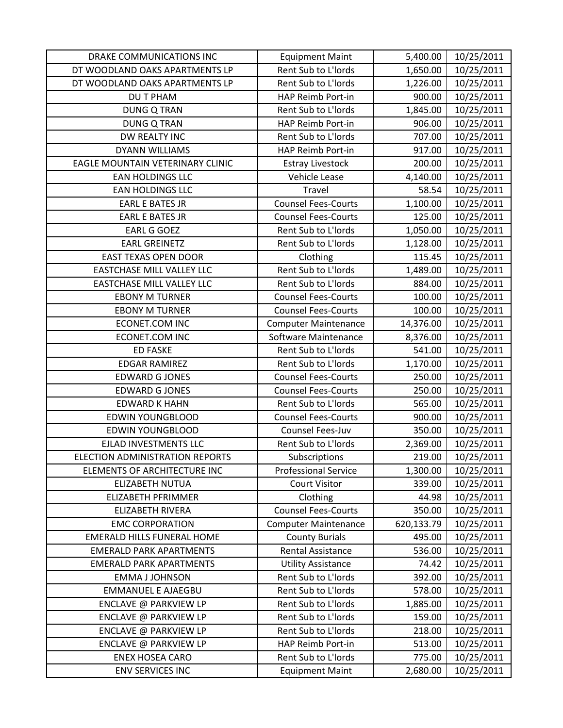| DRAKE COMMUNICATIONS INC | Equipment Maint | 5,400.00 | 10/25/2011 |
|---|---|---|---|
| DT WOODLAND OAKS APARTMENTS LP | Rent Sub to L'lords | 1,650.00 | 10/25/2011 |
| DT WOODLAND OAKS APARTMENTS LP | Rent Sub to L'lords | 1,226.00 | 10/25/2011 |
| DU T PHAM | HAP Reimb Port-in | 900.00 | 10/25/2011 |
| DUNG Q TRAN | Rent Sub to L'lords | 1,845.00 | 10/25/2011 |
| DUNG Q TRAN | HAP Reimb Port-in | 906.00 | 10/25/2011 |
| DW REALTY INC | Rent Sub to L'lords | 707.00 | 10/25/2011 |
| DYANN WILLIAMS | HAP Reimb Port-in | 917.00 | 10/25/2011 |
| EAGLE MOUNTAIN VETERINARY CLINIC | Estray Livestock | 200.00 | 10/25/2011 |
| EAN HOLDINGS LLC | Vehicle Lease | 4,140.00 | 10/25/2011 |
| EAN HOLDINGS LLC | Travel | 58.54 | 10/25/2011 |
| EARL E BATES JR | Counsel Fees-Courts | 1,100.00 | 10/25/2011 |
| EARL E BATES JR | Counsel Fees-Courts | 125.00 | 10/25/2011 |
| EARL G GOEZ | Rent Sub to L'lords | 1,050.00 | 10/25/2011 |
| EARL GREINETZ | Rent Sub to L'lords | 1,128.00 | 10/25/2011 |
| EAST TEXAS OPEN DOOR | Clothing | 115.45 | 10/25/2011 |
| EASTCHASE MILL VALLEY LLC | Rent Sub to L'lords | 1,489.00 | 10/25/2011 |
| EASTCHASE MILL VALLEY LLC | Rent Sub to L'lords | 884.00 | 10/25/2011 |
| EBONY M TURNER | Counsel Fees-Courts | 100.00 | 10/25/2011 |
| EBONY M TURNER | Counsel Fees-Courts | 100.00 | 10/25/2011 |
| ECONET.COM INC | Computer Maintenance | 14,376.00 | 10/25/2011 |
| ECONET.COM INC | Software Maintenance | 8,376.00 | 10/25/2011 |
| ED FASKE | Rent Sub to L'lords | 541.00 | 10/25/2011 |
| EDGAR RAMIREZ | Rent Sub to L'lords | 1,170.00 | 10/25/2011 |
| EDWARD G JONES | Counsel Fees-Courts | 250.00 | 10/25/2011 |
| EDWARD G JONES | Counsel Fees-Courts | 250.00 | 10/25/2011 |
| EDWARD K HAHN | Rent Sub to L'lords | 565.00 | 10/25/2011 |
| EDWIN YOUNGBLOOD | Counsel Fees-Courts | 900.00 | 10/25/2011 |
| EDWIN YOUNGBLOOD | Counsel Fees-Juv | 350.00 | 10/25/2011 |
| EJLAD INVESTMENTS LLC | Rent Sub to L'lords | 2,369.00 | 10/25/2011 |
| ELECTION ADMINISTRATION REPORTS | Subscriptions | 219.00 | 10/25/2011 |
| ELEMENTS OF ARCHITECTURE INC | Professional Service | 1,300.00 | 10/25/2011 |
| ELIZABETH NUTUA | Court Visitor | 339.00 | 10/25/2011 |
| ELIZABETH PFRIMMER | Clothing | 44.98 | 10/25/2011 |
| ELIZABETH RIVERA | Counsel Fees-Courts | 350.00 | 10/25/2011 |
| EMC CORPORATION | Computer Maintenance | 620,133.79 | 10/25/2011 |
| EMERALD HILLS FUNERAL HOME | County Burials | 495.00 | 10/25/2011 |
| EMERALD PARK APARTMENTS | Rental Assistance | 536.00 | 10/25/2011 |
| EMERALD PARK APARTMENTS | Utility Assistance | 74.42 | 10/25/2011 |
| EMMA J JOHNSON | Rent Sub to L'lords | 392.00 | 10/25/2011 |
| EMMANUEL E AJAEGBU | Rent Sub to L'lords | 578.00 | 10/25/2011 |
| ENCLAVE @ PARKVIEW LP | Rent Sub to L'lords | 1,885.00 | 10/25/2011 |
| ENCLAVE @ PARKVIEW LP | Rent Sub to L'lords | 159.00 | 10/25/2011 |
| ENCLAVE @ PARKVIEW LP | Rent Sub to L'lords | 218.00 | 10/25/2011 |
| ENCLAVE @ PARKVIEW LP | HAP Reimb Port-in | 513.00 | 10/25/2011 |
| ENEX HOSEA CARO | Rent Sub to L'lords | 775.00 | 10/25/2011 |
| ENV SERVICES INC | Equipment Maint | 2,680.00 | 10/25/2011 |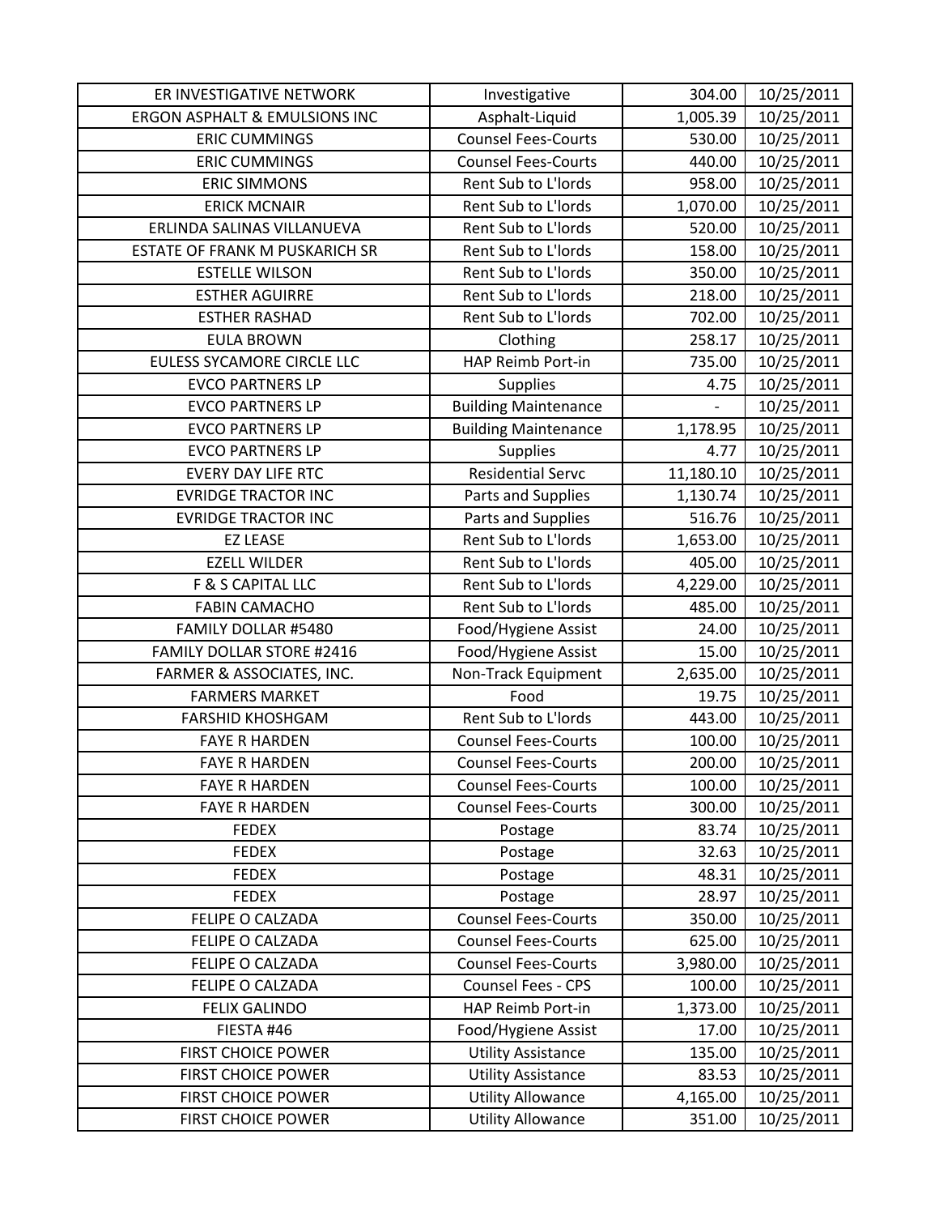| ER INVESTIGATIVE NETWORK | Investigative | 304.00 | 10/25/2011 |
|---|---|---|---|
| ERGON ASPHALT & EMULSIONS INC | Asphalt-Liquid | 1,005.39 | 10/25/2011 |
| ERIC CUMMINGS | Counsel Fees-Courts | 530.00 | 10/25/2011 |
| ERIC CUMMINGS | Counsel Fees-Courts | 440.00 | 10/25/2011 |
| ERIC SIMMONS | Rent Sub to L'lords | 958.00 | 10/25/2011 |
| ERICK MCNAIR | Rent Sub to L'lords | 1,070.00 | 10/25/2011 |
| ERLINDA SALINAS VILLANUEVA | Rent Sub to L'lords | 520.00 | 10/25/2011 |
| ESTATE OF FRANK M PUSKARICH SR | Rent Sub to L'lords | 158.00 | 10/25/2011 |
| ESTELLE WILSON | Rent Sub to L'lords | 350.00 | 10/25/2011 |
| ESTHER AGUIRRE | Rent Sub to L'lords | 218.00 | 10/25/2011 |
| ESTHER RASHAD | Rent Sub to L'lords | 702.00 | 10/25/2011 |
| EULA BROWN | Clothing | 258.17 | 10/25/2011 |
| EULESS SYCAMORE CIRCLE LLC | HAP Reimb Port-in | 735.00 | 10/25/2011 |
| EVCO PARTNERS LP | Supplies | 4.75 | 10/25/2011 |
| EVCO PARTNERS LP | Building Maintenance | - | 10/25/2011 |
| EVCO PARTNERS LP | Building Maintenance | 1,178.95 | 10/25/2011 |
| EVCO PARTNERS LP | Supplies | 4.77 | 10/25/2011 |
| EVERY DAY LIFE RTC | Residential Servc | 11,180.10 | 10/25/2011 |
| EVRIDGE TRACTOR INC | Parts and Supplies | 1,130.74 | 10/25/2011 |
| EVRIDGE TRACTOR INC | Parts and Supplies | 516.76 | 10/25/2011 |
| EZ LEASE | Rent Sub to L'lords | 1,653.00 | 10/25/2011 |
| EZELL WILDER | Rent Sub to L'lords | 405.00 | 10/25/2011 |
| F & S CAPITAL LLC | Rent Sub to L'lords | 4,229.00 | 10/25/2011 |
| FABIN CAMACHO | Rent Sub to L'lords | 485.00 | 10/25/2011 |
| FAMILY DOLLAR #5480 | Food/Hygiene Assist | 24.00 | 10/25/2011 |
| FAMILY DOLLAR STORE #2416 | Food/Hygiene Assist | 15.00 | 10/25/2011 |
| FARMER & ASSOCIATES, INC. | Non-Track Equipment | 2,635.00 | 10/25/2011 |
| FARMERS MARKET | Food | 19.75 | 10/25/2011 |
| FARSHID KHOSHGAM | Rent Sub to L'lords | 443.00 | 10/25/2011 |
| FAYE R HARDEN | Counsel Fees-Courts | 100.00 | 10/25/2011 |
| FAYE R HARDEN | Counsel Fees-Courts | 200.00 | 10/25/2011 |
| FAYE R HARDEN | Counsel Fees-Courts | 100.00 | 10/25/2011 |
| FAYE R HARDEN | Counsel Fees-Courts | 300.00 | 10/25/2011 |
| FEDEX | Postage | 83.74 | 10/25/2011 |
| FEDEX | Postage | 32.63 | 10/25/2011 |
| FEDEX | Postage | 48.31 | 10/25/2011 |
| FEDEX | Postage | 28.97 | 10/25/2011 |
| FELIPE O CALZADA | Counsel Fees-Courts | 350.00 | 10/25/2011 |
| FELIPE O CALZADA | Counsel Fees-Courts | 625.00 | 10/25/2011 |
| FELIPE O CALZADA | Counsel Fees-Courts | 3,980.00 | 10/25/2011 |
| FELIPE O CALZADA | Counsel Fees - CPS | 100.00 | 10/25/2011 |
| FELIX GALINDO | HAP Reimb Port-in | 1,373.00 | 10/25/2011 |
| FIESTA #46 | Food/Hygiene Assist | 17.00 | 10/25/2011 |
| FIRST CHOICE POWER | Utility Assistance | 135.00 | 10/25/2011 |
| FIRST CHOICE POWER | Utility Assistance | 83.53 | 10/25/2011 |
| FIRST CHOICE POWER | Utility Allowance | 4,165.00 | 10/25/2011 |
| FIRST CHOICE POWER | Utility Allowance | 351.00 | 10/25/2011 |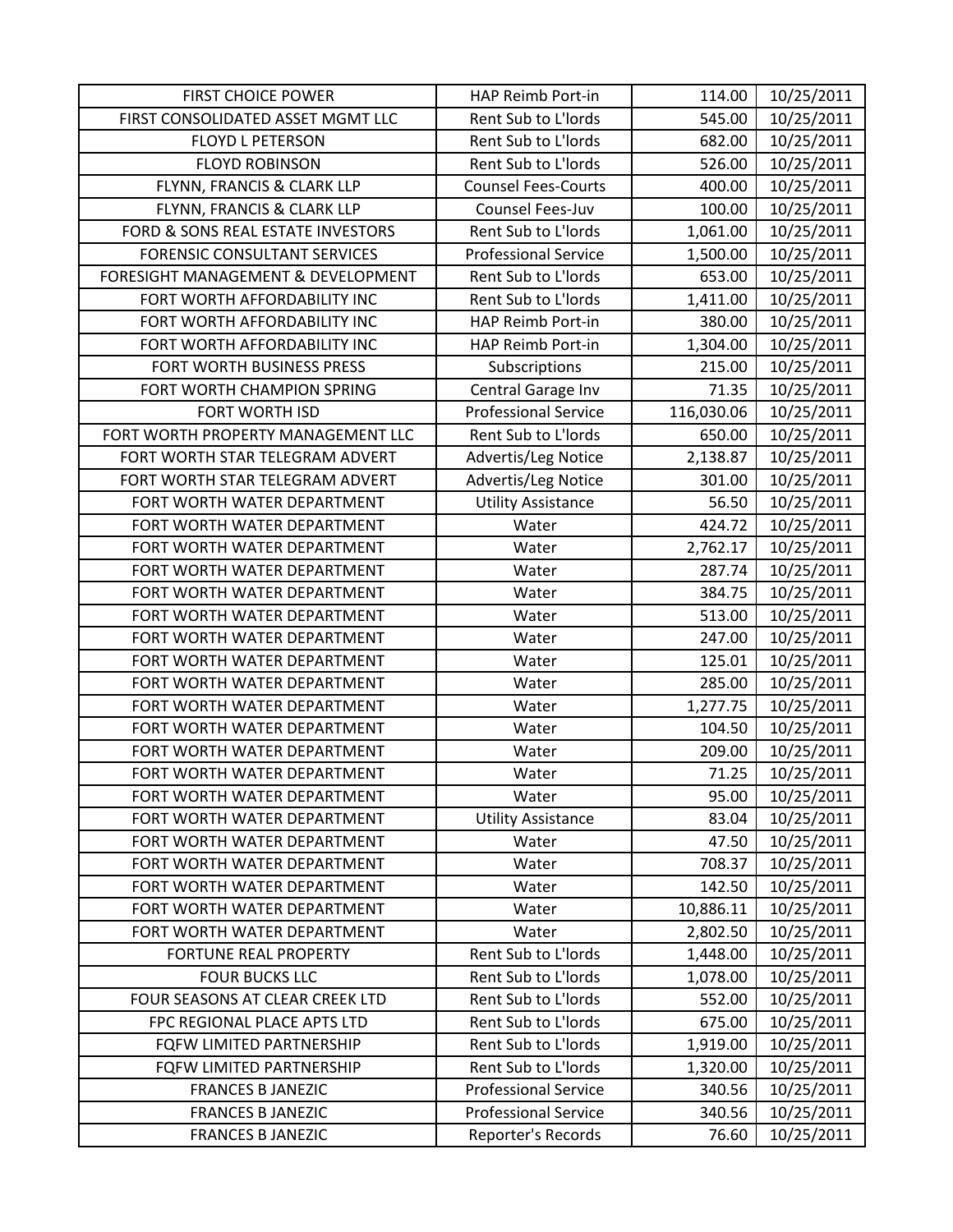| FIRST CHOICE POWER | HAP Reimb Port-in | 114.00 | 10/25/2011 |
|---|---|---|---|
| FIRST CONSOLIDATED ASSET MGMT LLC | Rent Sub to L'lords | 545.00 | 10/25/2011 |
| FLOYD L PETERSON | Rent Sub to L'lords | 682.00 | 10/25/2011 |
| FLOYD ROBINSON | Rent Sub to L'lords | 526.00 | 10/25/2011 |
| FLYNN, FRANCIS & CLARK LLP | Counsel Fees-Courts | 400.00 | 10/25/2011 |
| FLYNN, FRANCIS & CLARK LLP | Counsel Fees-Juv | 100.00 | 10/25/2011 |
| FORD & SONS REAL ESTATE INVESTORS | Rent Sub to L'lords | 1,061.00 | 10/25/2011 |
| FORENSIC CONSULTANT SERVICES | Professional Service | 1,500.00 | 10/25/2011 |
| FORESIGHT MANAGEMENT & DEVELOPMENT | Rent Sub to L'lords | 653.00 | 10/25/2011 |
| FORT WORTH AFFORDABILITY INC | Rent Sub to L'lords | 1,411.00 | 10/25/2011 |
| FORT WORTH AFFORDABILITY INC | HAP Reimb Port-in | 380.00 | 10/25/2011 |
| FORT WORTH AFFORDABILITY INC | HAP Reimb Port-in | 1,304.00 | 10/25/2011 |
| FORT WORTH BUSINESS PRESS | Subscriptions | 215.00 | 10/25/2011 |
| FORT WORTH CHAMPION SPRING | Central Garage Inv | 71.35 | 10/25/2011 |
| FORT WORTH ISD | Professional Service | 116,030.06 | 10/25/2011 |
| FORT WORTH PROPERTY MANAGEMENT LLC | Rent Sub to L'lords | 650.00 | 10/25/2011 |
| FORT WORTH STAR TELEGRAM ADVERT | Advertis/Leg Notice | 2,138.87 | 10/25/2011 |
| FORT WORTH STAR TELEGRAM ADVERT | Advertis/Leg Notice | 301.00 | 10/25/2011 |
| FORT WORTH WATER DEPARTMENT | Utility Assistance | 56.50 | 10/25/2011 |
| FORT WORTH WATER DEPARTMENT | Water | 424.72 | 10/25/2011 |
| FORT WORTH WATER DEPARTMENT | Water | 2,762.17 | 10/25/2011 |
| FORT WORTH WATER DEPARTMENT | Water | 287.74 | 10/25/2011 |
| FORT WORTH WATER DEPARTMENT | Water | 384.75 | 10/25/2011 |
| FORT WORTH WATER DEPARTMENT | Water | 513.00 | 10/25/2011 |
| FORT WORTH WATER DEPARTMENT | Water | 247.00 | 10/25/2011 |
| FORT WORTH WATER DEPARTMENT | Water | 125.01 | 10/25/2011 |
| FORT WORTH WATER DEPARTMENT | Water | 285.00 | 10/25/2011 |
| FORT WORTH WATER DEPARTMENT | Water | 1,277.75 | 10/25/2011 |
| FORT WORTH WATER DEPARTMENT | Water | 104.50 | 10/25/2011 |
| FORT WORTH WATER DEPARTMENT | Water | 209.00 | 10/25/2011 |
| FORT WORTH WATER DEPARTMENT | Water | 71.25 | 10/25/2011 |
| FORT WORTH WATER DEPARTMENT | Water | 95.00 | 10/25/2011 |
| FORT WORTH WATER DEPARTMENT | Utility Assistance | 83.04 | 10/25/2011 |
| FORT WORTH WATER DEPARTMENT | Water | 47.50 | 10/25/2011 |
| FORT WORTH WATER DEPARTMENT | Water | 708.37 | 10/25/2011 |
| FORT WORTH WATER DEPARTMENT | Water | 142.50 | 10/25/2011 |
| FORT WORTH WATER DEPARTMENT | Water | 10,886.11 | 10/25/2011 |
| FORT WORTH WATER DEPARTMENT | Water | 2,802.50 | 10/25/2011 |
| FORTUNE REAL PROPERTY | Rent Sub to L'lords | 1,448.00 | 10/25/2011 |
| FOUR BUCKS LLC | Rent Sub to L'lords | 1,078.00 | 10/25/2011 |
| FOUR SEASONS AT CLEAR CREEK LTD | Rent Sub to L'lords | 552.00 | 10/25/2011 |
| FPC REGIONAL PLACE APTS LTD | Rent Sub to L'lords | 675.00 | 10/25/2011 |
| FQFW LIMITED PARTNERSHIP | Rent Sub to L'lords | 1,919.00 | 10/25/2011 |
| FQFW LIMITED PARTNERSHIP | Rent Sub to L'lords | 1,320.00 | 10/25/2011 |
| FRANCES B JANEZIC | Professional Service | 340.56 | 10/25/2011 |
| FRANCES B JANEZIC | Professional Service | 340.56 | 10/25/2011 |
| FRANCES B JANEZIC | Reporter's Records | 76.60 | 10/25/2011 |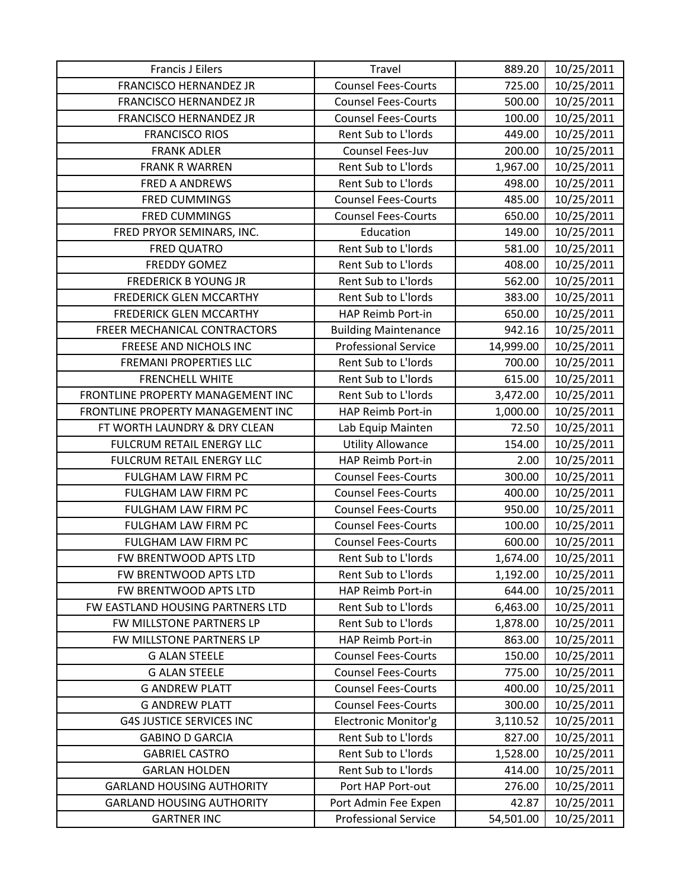| Francis J Eilers | Travel | 889.20 | 10/25/2011 |
|---|---|---|---|
| FRANCISCO HERNANDEZ JR | Counsel Fees-Courts | 725.00 | 10/25/2011 |
| FRANCISCO HERNANDEZ JR | Counsel Fees-Courts | 500.00 | 10/25/2011 |
| FRANCISCO HERNANDEZ JR | Counsel Fees-Courts | 100.00 | 10/25/2011 |
| FRANCISCO RIOS | Rent Sub to L'lords | 449.00 | 10/25/2011 |
| FRANK ADLER | Counsel Fees-Juv | 200.00 | 10/25/2011 |
| FRANK R WARREN | Rent Sub to L'lords | 1,967.00 | 10/25/2011 |
| FRED A ANDREWS | Rent Sub to L'lords | 498.00 | 10/25/2011 |
| FRED CUMMINGS | Counsel Fees-Courts | 485.00 | 10/25/2011 |
| FRED CUMMINGS | Counsel Fees-Courts | 650.00 | 10/25/2011 |
| FRED PRYOR SEMINARS, INC. | Education | 149.00 | 10/25/2011 |
| FRED QUATRO | Rent Sub to L'lords | 581.00 | 10/25/2011 |
| FREDDY GOMEZ | Rent Sub to L'lords | 408.00 | 10/25/2011 |
| FREDERICK B YOUNG JR | Rent Sub to L'lords | 562.00 | 10/25/2011 |
| FREDERICK GLEN MCCARTHY | Rent Sub to L'lords | 383.00 | 10/25/2011 |
| FREDERICK GLEN MCCARTHY | HAP Reimb Port-in | 650.00 | 10/25/2011 |
| FREER MECHANICAL CONTRACTORS | Building Maintenance | 942.16 | 10/25/2011 |
| FREESE AND NICHOLS INC | Professional Service | 14,999.00 | 10/25/2011 |
| FREMANI PROPERTIES LLC | Rent Sub to L'lords | 700.00 | 10/25/2011 |
| FRENCHELL WHITE | Rent Sub to L'lords | 615.00 | 10/25/2011 |
| FRONTLINE PROPERTY MANAGEMENT INC | Rent Sub to L'lords | 3,472.00 | 10/25/2011 |
| FRONTLINE PROPERTY MANAGEMENT INC | HAP Reimb Port-in | 1,000.00 | 10/25/2011 |
| FT WORTH LAUNDRY & DRY CLEAN | Lab Equip Mainten | 72.50 | 10/25/2011 |
| FULCRUM RETAIL ENERGY LLC | Utility Allowance | 154.00 | 10/25/2011 |
| FULCRUM RETAIL ENERGY LLC | HAP Reimb Port-in | 2.00 | 10/25/2011 |
| FULGHAM LAW FIRM PC | Counsel Fees-Courts | 300.00 | 10/25/2011 |
| FULGHAM LAW FIRM PC | Counsel Fees-Courts | 400.00 | 10/25/2011 |
| FULGHAM LAW FIRM PC | Counsel Fees-Courts | 950.00 | 10/25/2011 |
| FULGHAM LAW FIRM PC | Counsel Fees-Courts | 100.00 | 10/25/2011 |
| FULGHAM LAW FIRM PC | Counsel Fees-Courts | 600.00 | 10/25/2011 |
| FW BRENTWOOD APTS LTD | Rent Sub to L'lords | 1,674.00 | 10/25/2011 |
| FW BRENTWOOD APTS LTD | Rent Sub to L'lords | 1,192.00 | 10/25/2011 |
| FW BRENTWOOD APTS LTD | HAP Reimb Port-in | 644.00 | 10/25/2011 |
| FW EASTLAND HOUSING PARTNERS LTD | Rent Sub to L'lords | 6,463.00 | 10/25/2011 |
| FW MILLSTONE PARTNERS LP | Rent Sub to L'lords | 1,878.00 | 10/25/2011 |
| FW MILLSTONE PARTNERS LP | HAP Reimb Port-in | 863.00 | 10/25/2011 |
| G ALAN STEELE | Counsel Fees-Courts | 150.00 | 10/25/2011 |
| G ALAN STEELE | Counsel Fees-Courts | 775.00 | 10/25/2011 |
| G ANDREW PLATT | Counsel Fees-Courts | 400.00 | 10/25/2011 |
| G ANDREW PLATT | Counsel Fees-Courts | 300.00 | 10/25/2011 |
| G4S JUSTICE SERVICES INC | Electronic Monitor'g | 3,110.52 | 10/25/2011 |
| GABINO D GARCIA | Rent Sub to L'lords | 827.00 | 10/25/2011 |
| GABRIEL CASTRO | Rent Sub to L'lords | 1,528.00 | 10/25/2011 |
| GARLAN HOLDEN | Rent Sub to L'lords | 414.00 | 10/25/2011 |
| GARLAND HOUSING AUTHORITY | Port HAP Port-out | 276.00 | 10/25/2011 |
| GARLAND HOUSING AUTHORITY | Port Admin Fee Expen | 42.87 | 10/25/2011 |
| GARTNER INC | Professional Service | 54,501.00 | 10/25/2011 |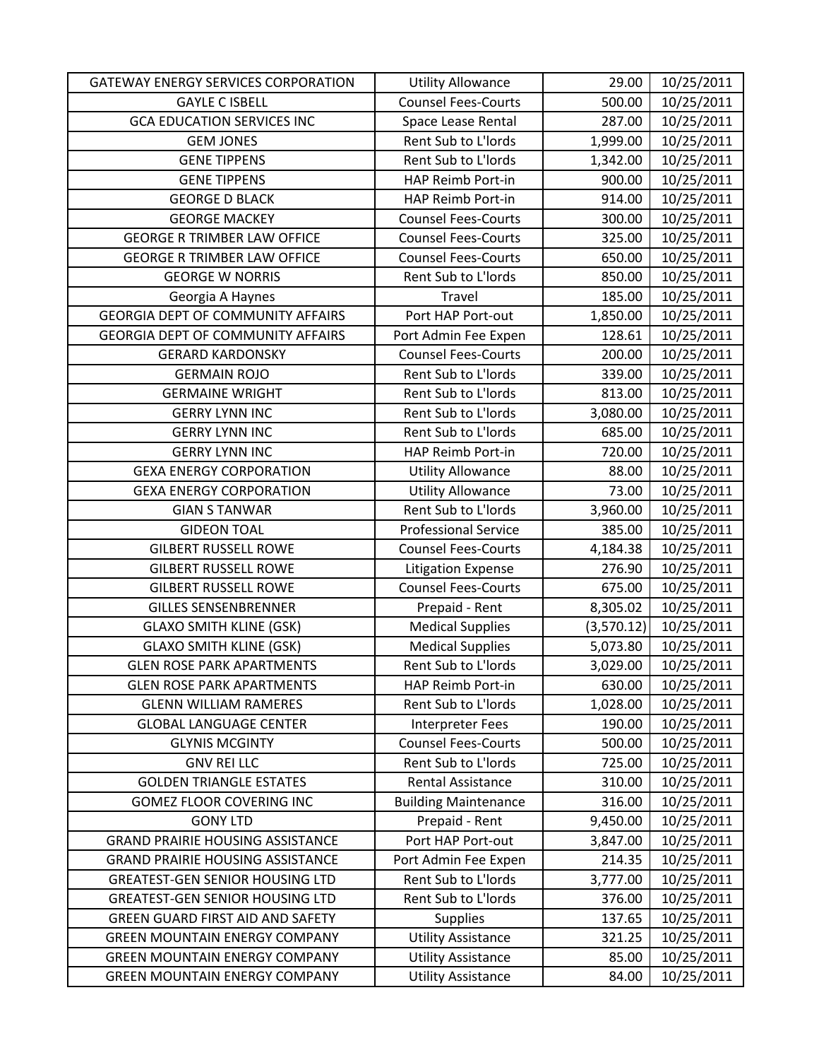| | | | |
|---|---|---|---|
| GATEWAY ENERGY SERVICES CORPORATION | Utility Allowance | 29.00 | 10/25/2011 |
| GAYLE C ISBELL | Counsel Fees-Courts | 500.00 | 10/25/2011 |
| GCA EDUCATION SERVICES INC | Space Lease Rental | 287.00 | 10/25/2011 |
| GEM JONES | Rent Sub to L'lords | 1,999.00 | 10/25/2011 |
| GENE TIPPENS | Rent Sub to L'lords | 1,342.00 | 10/25/2011 |
| GENE TIPPENS | HAP Reimb Port-in | 900.00 | 10/25/2011 |
| GEORGE D BLACK | HAP Reimb Port-in | 914.00 | 10/25/2011 |
| GEORGE MACKEY | Counsel Fees-Courts | 300.00 | 10/25/2011 |
| GEORGE R TRIMBER LAW OFFICE | Counsel Fees-Courts | 325.00 | 10/25/2011 |
| GEORGE R TRIMBER LAW OFFICE | Counsel Fees-Courts | 650.00 | 10/25/2011 |
| GEORGE W NORRIS | Rent Sub to L'lords | 850.00 | 10/25/2011 |
| Georgia A Haynes | Travel | 185.00 | 10/25/2011 |
| GEORGIA DEPT OF COMMUNITY AFFAIRS | Port HAP Port-out | 1,850.00 | 10/25/2011 |
| GEORGIA DEPT OF COMMUNITY AFFAIRS | Port Admin Fee Expen | 128.61 | 10/25/2011 |
| GERARD KARDONSKY | Counsel Fees-Courts | 200.00 | 10/25/2011 |
| GERMAIN ROJO | Rent Sub to L'lords | 339.00 | 10/25/2011 |
| GERMAINE WRIGHT | Rent Sub to L'lords | 813.00 | 10/25/2011 |
| GERRY LYNN INC | Rent Sub to L'lords | 3,080.00 | 10/25/2011 |
| GERRY LYNN INC | Rent Sub to L'lords | 685.00 | 10/25/2011 |
| GERRY LYNN INC | HAP Reimb Port-in | 720.00 | 10/25/2011 |
| GEXA ENERGY CORPORATION | Utility Allowance | 88.00 | 10/25/2011 |
| GEXA ENERGY CORPORATION | Utility Allowance | 73.00 | 10/25/2011 |
| GIAN S TANWAR | Rent Sub to L'lords | 3,960.00 | 10/25/2011 |
| GIDEON TOAL | Professional Service | 385.00 | 10/25/2011 |
| GILBERT RUSSELL ROWE | Counsel Fees-Courts | 4,184.38 | 10/25/2011 |
| GILBERT RUSSELL ROWE | Litigation Expense | 276.90 | 10/25/2011 |
| GILBERT RUSSELL ROWE | Counsel Fees-Courts | 675.00 | 10/25/2011 |
| GILLES SENSENBRENNER | Prepaid - Rent | 8,305.02 | 10/25/2011 |
| GLAXO SMITH KLINE (GSK) | Medical Supplies | (3,570.12) | 10/25/2011 |
| GLAXO SMITH KLINE (GSK) | Medical Supplies | 5,073.80 | 10/25/2011 |
| GLEN ROSE PARK APARTMENTS | Rent Sub to L'lords | 3,029.00 | 10/25/2011 |
| GLEN ROSE PARK APARTMENTS | HAP Reimb Port-in | 630.00 | 10/25/2011 |
| GLENN WILLIAM RAMERES | Rent Sub to L'lords | 1,028.00 | 10/25/2011 |
| GLOBAL LANGUAGE CENTER | Interpreter Fees | 190.00 | 10/25/2011 |
| GLYNIS MCGINTY | Counsel Fees-Courts | 500.00 | 10/25/2011 |
| GNV REI LLC | Rent Sub to L'lords | 725.00 | 10/25/2011 |
| GOLDEN TRIANGLE ESTATES | Rental Assistance | 310.00 | 10/25/2011 |
| GOMEZ FLOOR COVERING INC | Building Maintenance | 316.00 | 10/25/2011 |
| GONY LTD | Prepaid - Rent | 9,450.00 | 10/25/2011 |
| GRAND PRAIRIE HOUSING ASSISTANCE | Port HAP Port-out | 3,847.00 | 10/25/2011 |
| GRAND PRAIRIE HOUSING ASSISTANCE | Port Admin Fee Expen | 214.35 | 10/25/2011 |
| GREATEST-GEN SENIOR HOUSING LTD | Rent Sub to L'lords | 3,777.00 | 10/25/2011 |
| GREATEST-GEN SENIOR HOUSING LTD | Rent Sub to L'lords | 376.00 | 10/25/2011 |
| GREEN GUARD FIRST AID AND SAFETY | Supplies | 137.65 | 10/25/2011 |
| GREEN MOUNTAIN ENERGY COMPANY | Utility Assistance | 321.25 | 10/25/2011 |
| GREEN MOUNTAIN ENERGY COMPANY | Utility Assistance | 85.00 | 10/25/2011 |
| GREEN MOUNTAIN ENERGY COMPANY | Utility Assistance | 84.00 | 10/25/2011 |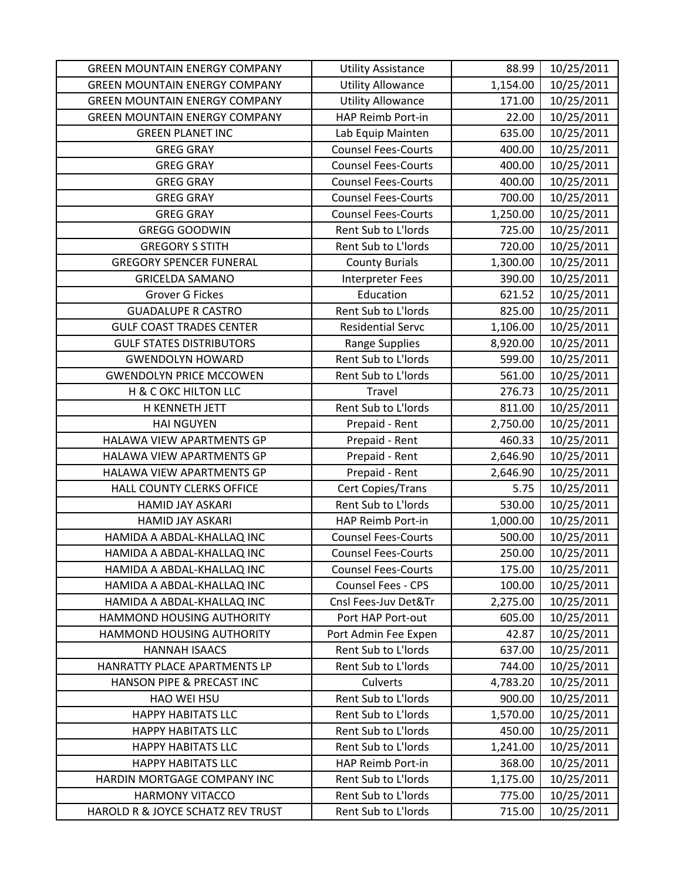| GREEN MOUNTAIN ENERGY COMPANY | Utility Assistance | 88.99 | 10/25/2011 |
|---|---|---|---|
| GREEN MOUNTAIN ENERGY COMPANY | Utility Allowance | 1,154.00 | 10/25/2011 |
| GREEN MOUNTAIN ENERGY COMPANY | Utility Allowance | 171.00 | 10/25/2011 |
| GREEN MOUNTAIN ENERGY COMPANY | HAP Reimb Port-in | 22.00 | 10/25/2011 |
| GREEN PLANET INC | Lab Equip Mainten | 635.00 | 10/25/2011 |
| GREG GRAY | Counsel Fees-Courts | 400.00 | 10/25/2011 |
| GREG GRAY | Counsel Fees-Courts | 400.00 | 10/25/2011 |
| GREG GRAY | Counsel Fees-Courts | 400.00 | 10/25/2011 |
| GREG GRAY | Counsel Fees-Courts | 700.00 | 10/25/2011 |
| GREG GRAY | Counsel Fees-Courts | 1,250.00 | 10/25/2011 |
| GREGG GOODWIN | Rent Sub to L'lords | 725.00 | 10/25/2011 |
| GREGORY S STITH | Rent Sub to L'lords | 720.00 | 10/25/2011 |
| GREGORY SPENCER FUNERAL | County Burials | 1,300.00 | 10/25/2011 |
| GRICELDA SAMANO | Interpreter Fees | 390.00 | 10/25/2011 |
| Grover G Fickes | Education | 621.52 | 10/25/2011 |
| GUADALUPE R CASTRO | Rent Sub to L'lords | 825.00 | 10/25/2011 |
| GULF COAST TRADES CENTER | Residential Servc | 1,106.00 | 10/25/2011 |
| GULF STATES DISTRIBUTORS | Range Supplies | 8,920.00 | 10/25/2011 |
| GWENDOLYN HOWARD | Rent Sub to L'lords | 599.00 | 10/25/2011 |
| GWENDOLYN PRICE MCCOWEN | Rent Sub to L'lords | 561.00 | 10/25/2011 |
| H & C OKC HILTON LLC | Travel | 276.73 | 10/25/2011 |
| H KENNETH JETT | Rent Sub to L'lords | 811.00 | 10/25/2011 |
| HAI NGUYEN | Prepaid - Rent | 2,750.00 | 10/25/2011 |
| HALAWA VIEW APARTMENTS GP | Prepaid - Rent | 460.33 | 10/25/2011 |
| HALAWA VIEW APARTMENTS GP | Prepaid - Rent | 2,646.90 | 10/25/2011 |
| HALAWA VIEW APARTMENTS GP | Prepaid - Rent | 2,646.90 | 10/25/2011 |
| HALL COUNTY CLERKS OFFICE | Cert Copies/Trans | 5.75 | 10/25/2011 |
| HAMID JAY ASKARI | Rent Sub to L'lords | 530.00 | 10/25/2011 |
| HAMID JAY ASKARI | HAP Reimb Port-in | 1,000.00 | 10/25/2011 |
| HAMIDA A ABDAL-KHALLAQ INC | Counsel Fees-Courts | 500.00 | 10/25/2011 |
| HAMIDA A ABDAL-KHALLAQ INC | Counsel Fees-Courts | 250.00 | 10/25/2011 |
| HAMIDA A ABDAL-KHALLAQ INC | Counsel Fees-Courts | 175.00 | 10/25/2011 |
| HAMIDA A ABDAL-KHALLAQ INC | Counsel Fees - CPS | 100.00 | 10/25/2011 |
| HAMIDA A ABDAL-KHALLAQ INC | Cnsl Fees-Juv Det&Tr | 2,275.00 | 10/25/2011 |
| HAMMOND HOUSING AUTHORITY | Port HAP Port-out | 605.00 | 10/25/2011 |
| HAMMOND HOUSING AUTHORITY | Port Admin Fee Expen | 42.87 | 10/25/2011 |
| HANNAH ISAACS | Rent Sub to L'lords | 637.00 | 10/25/2011 |
| HANRATTY PLACE APARTMENTS LP | Rent Sub to L'lords | 744.00 | 10/25/2011 |
| HANSON PIPE & PRECAST INC | Culverts | 4,783.20 | 10/25/2011 |
| HAO WEI HSU | Rent Sub to L'lords | 900.00 | 10/25/2011 |
| HAPPY HABITATS LLC | Rent Sub to L'lords | 1,570.00 | 10/25/2011 |
| HAPPY HABITATS LLC | Rent Sub to L'lords | 450.00 | 10/25/2011 |
| HAPPY HABITATS LLC | Rent Sub to L'lords | 1,241.00 | 10/25/2011 |
| HAPPY HABITATS LLC | HAP Reimb Port-in | 368.00 | 10/25/2011 |
| HARDIN MORTGAGE COMPANY INC | Rent Sub to L'lords | 1,175.00 | 10/25/2011 |
| HARMONY VITACCO | Rent Sub to L'lords | 775.00 | 10/25/2011 |
| HAROLD R & JOYCE SCHATZ REV TRUST | Rent Sub to L'lords | 715.00 | 10/25/2011 |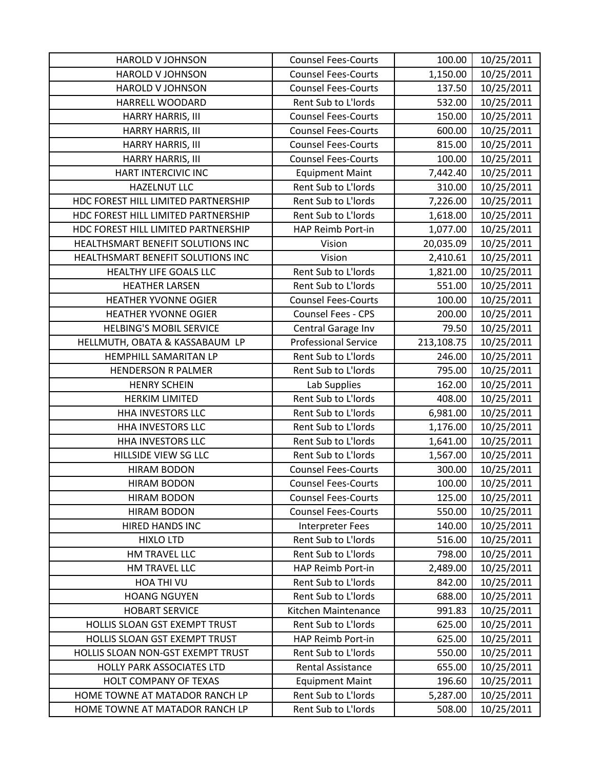| | | | |
|---|---|---|---|
| HAROLD V JOHNSON | Counsel Fees-Courts | 100.00 | 10/25/2011 |
| HAROLD V JOHNSON | Counsel Fees-Courts | 1,150.00 | 10/25/2011 |
| HAROLD V JOHNSON | Counsel Fees-Courts | 137.50 | 10/25/2011 |
| HARRELL WOODARD | Rent Sub to L'lords | 532.00 | 10/25/2011 |
| HARRY HARRIS, III | Counsel Fees-Courts | 150.00 | 10/25/2011 |
| HARRY HARRIS, III | Counsel Fees-Courts | 600.00 | 10/25/2011 |
| HARRY HARRIS, III | Counsel Fees-Courts | 815.00 | 10/25/2011 |
| HARRY HARRIS, III | Counsel Fees-Courts | 100.00 | 10/25/2011 |
| HART INTERCIVIC INC | Equipment Maint | 7,442.40 | 10/25/2011 |
| HAZELNUT LLC | Rent Sub to L'lords | 310.00 | 10/25/2011 |
| HDC FOREST HILL LIMITED PARTNERSHIP | Rent Sub to L'lords | 7,226.00 | 10/25/2011 |
| HDC FOREST HILL LIMITED PARTNERSHIP | Rent Sub to L'lords | 1,618.00 | 10/25/2011 |
| HDC FOREST HILL LIMITED PARTNERSHIP | HAP Reimb Port-in | 1,077.00 | 10/25/2011 |
| HEALTHSMART BENEFIT SOLUTIONS INC | Vision | 20,035.09 | 10/25/2011 |
| HEALTHSMART BENEFIT SOLUTIONS INC | Vision | 2,410.61 | 10/25/2011 |
| HEALTHY LIFE GOALS LLC | Rent Sub to L'lords | 1,821.00 | 10/25/2011 |
| HEATHER LARSEN | Rent Sub to L'lords | 551.00 | 10/25/2011 |
| HEATHER YVONNE OGIER | Counsel Fees-Courts | 100.00 | 10/25/2011 |
| HEATHER YVONNE OGIER | Counsel Fees - CPS | 200.00 | 10/25/2011 |
| HELBING'S MOBIL SERVICE | Central Garage Inv | 79.50 | 10/25/2011 |
| HELLMUTH, OBATA & KASSABAUM LP | Professional Service | 213,108.75 | 10/25/2011 |
| HEMPHILL SAMARITAN LP | Rent Sub to L'lords | 246.00 | 10/25/2011 |
| HENDERSON R PALMER | Rent Sub to L'lords | 795.00 | 10/25/2011 |
| HENRY SCHEIN | Lab Supplies | 162.00 | 10/25/2011 |
| HERKIM LIMITED | Rent Sub to L'lords | 408.00 | 10/25/2011 |
| HHA INVESTORS LLC | Rent Sub to L'lords | 6,981.00 | 10/25/2011 |
| HHA INVESTORS LLC | Rent Sub to L'lords | 1,176.00 | 10/25/2011 |
| HHA INVESTORS LLC | Rent Sub to L'lords | 1,641.00 | 10/25/2011 |
| HILLSIDE VIEW SG LLC | Rent Sub to L'lords | 1,567.00 | 10/25/2011 |
| HIRAM BODON | Counsel Fees-Courts | 300.00 | 10/25/2011 |
| HIRAM BODON | Counsel Fees-Courts | 100.00 | 10/25/2011 |
| HIRAM BODON | Counsel Fees-Courts | 125.00 | 10/25/2011 |
| HIRAM BODON | Counsel Fees-Courts | 550.00 | 10/25/2011 |
| HIRED HANDS INC | Interpreter Fees | 140.00 | 10/25/2011 |
| HIXLO LTD | Rent Sub to L'lords | 516.00 | 10/25/2011 |
| HM TRAVEL LLC | Rent Sub to L'lords | 798.00 | 10/25/2011 |
| HM TRAVEL LLC | HAP Reimb Port-in | 2,489.00 | 10/25/2011 |
| HOA THI VU | Rent Sub to L'lords | 842.00 | 10/25/2011 |
| HOANG NGUYEN | Rent Sub to L'lords | 688.00 | 10/25/2011 |
| HOBART SERVICE | Kitchen Maintenance | 991.83 | 10/25/2011 |
| HOLLIS SLOAN GST EXEMPT TRUST | Rent Sub to L'lords | 625.00 | 10/25/2011 |
| HOLLIS SLOAN GST EXEMPT TRUST | HAP Reimb Port-in | 625.00 | 10/25/2011 |
| HOLLIS SLOAN NON-GST EXEMPT TRUST | Rent Sub to L'lords | 550.00 | 10/25/2011 |
| HOLLY PARK ASSOCIATES LTD | Rental Assistance | 655.00 | 10/25/2011 |
| HOLT COMPANY OF TEXAS | Equipment Maint | 196.60 | 10/25/2011 |
| HOME TOWNE AT MATADOR RANCH LP | Rent Sub to L'lords | 5,287.00 | 10/25/2011 |
| HOME TOWNE AT MATADOR RANCH LP | Rent Sub to L'lords | 508.00 | 10/25/2011 |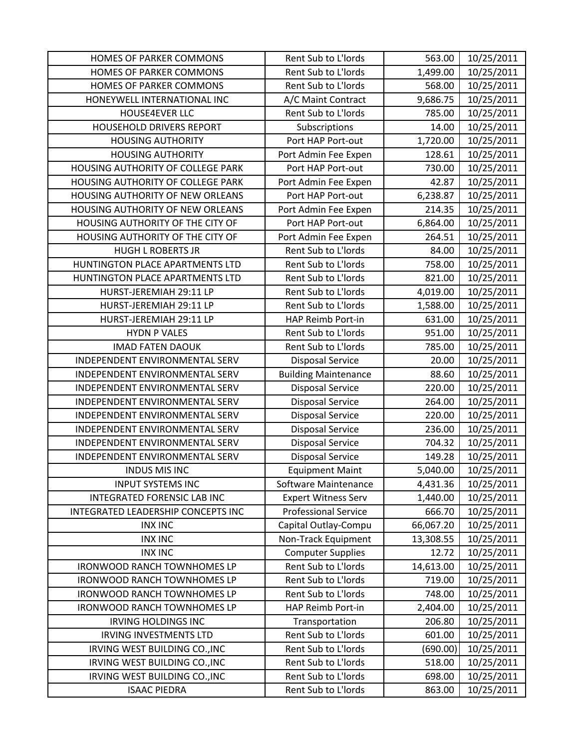| | | | |
|---|---|---|---|
| HOMES OF PARKER COMMONS | Rent Sub to L'lords | 563.00 | 10/25/2011 |
| HOMES OF PARKER COMMONS | Rent Sub to L'lords | 1,499.00 | 10/25/2011 |
| HOMES OF PARKER COMMONS | Rent Sub to L'lords | 568.00 | 10/25/2011 |
| HONEYWELL INTERNATIONAL INC | A/C Maint Contract | 9,686.75 | 10/25/2011 |
| HOUSE4EVER LLC | Rent Sub to L'lords | 785.00 | 10/25/2011 |
| HOUSEHOLD DRIVERS REPORT | Subscriptions | 14.00 | 10/25/2011 |
| HOUSING AUTHORITY | Port HAP Port-out | 1,720.00 | 10/25/2011 |
| HOUSING AUTHORITY | Port Admin Fee Expen | 128.61 | 10/25/2011 |
| HOUSING AUTHORITY OF COLLEGE PARK | Port HAP Port-out | 730.00 | 10/25/2011 |
| HOUSING AUTHORITY OF COLLEGE PARK | Port Admin Fee Expen | 42.87 | 10/25/2011 |
| HOUSING AUTHORITY OF NEW ORLEANS | Port HAP Port-out | 6,238.87 | 10/25/2011 |
| HOUSING AUTHORITY OF NEW ORLEANS | Port Admin Fee Expen | 214.35 | 10/25/2011 |
| HOUSING AUTHORITY OF THE CITY OF | Port HAP Port-out | 6,864.00 | 10/25/2011 |
| HOUSING AUTHORITY OF THE CITY OF | Port Admin Fee Expen | 264.51 | 10/25/2011 |
| HUGH L ROBERTS JR | Rent Sub to L'lords | 84.00 | 10/25/2011 |
| HUNTINGTON PLACE APARTMENTS LTD | Rent Sub to L'lords | 758.00 | 10/25/2011 |
| HUNTINGTON PLACE APARTMENTS LTD | Rent Sub to L'lords | 821.00 | 10/25/2011 |
| HURST-JEREMIAH 29:11 LP | Rent Sub to L'lords | 4,019.00 | 10/25/2011 |
| HURST-JEREMIAH 29:11 LP | Rent Sub to L'lords | 1,588.00 | 10/25/2011 |
| HURST-JEREMIAH 29:11 LP | HAP Reimb Port-in | 631.00 | 10/25/2011 |
| HYDN P VALES | Rent Sub to L'lords | 951.00 | 10/25/2011 |
| IMAD FATEN DAOUK | Rent Sub to L'lords | 785.00 | 10/25/2011 |
| INDEPENDENT ENVIRONMENTAL SERV | Disposal Service | 20.00 | 10/25/2011 |
| INDEPENDENT ENVIRONMENTAL SERV | Building Maintenance | 88.60 | 10/25/2011 |
| INDEPENDENT ENVIRONMENTAL SERV | Disposal Service | 220.00 | 10/25/2011 |
| INDEPENDENT ENVIRONMENTAL SERV | Disposal Service | 264.00 | 10/25/2011 |
| INDEPENDENT ENVIRONMENTAL SERV | Disposal Service | 220.00 | 10/25/2011 |
| INDEPENDENT ENVIRONMENTAL SERV | Disposal Service | 236.00 | 10/25/2011 |
| INDEPENDENT ENVIRONMENTAL SERV | Disposal Service | 704.32 | 10/25/2011 |
| INDEPENDENT ENVIRONMENTAL SERV | Disposal Service | 149.28 | 10/25/2011 |
| INDUS MIS INC | Equipment Maint | 5,040.00 | 10/25/2011 |
| INPUT SYSTEMS INC | Software Maintenance | 4,431.36 | 10/25/2011 |
| INTEGRATED FORENSIC LAB INC | Expert Witness Serv | 1,440.00 | 10/25/2011 |
| INTEGRATED LEADERSHIP CONCEPTS INC | Professional Service | 666.70 | 10/25/2011 |
| INX INC | Capital Outlay-Compu | 66,067.20 | 10/25/2011 |
| INX INC | Non-Track Equipment | 13,308.55 | 10/25/2011 |
| INX INC | Computer Supplies | 12.72 | 10/25/2011 |
| IRONWOOD RANCH TOWNHOMES LP | Rent Sub to L'lords | 14,613.00 | 10/25/2011 |
| IRONWOOD RANCH TOWNHOMES LP | Rent Sub to L'lords | 719.00 | 10/25/2011 |
| IRONWOOD RANCH TOWNHOMES LP | Rent Sub to L'lords | 748.00 | 10/25/2011 |
| IRONWOOD RANCH TOWNHOMES LP | HAP Reimb Port-in | 2,404.00 | 10/25/2011 |
| IRVING HOLDINGS INC | Transportation | 206.80 | 10/25/2011 |
| IRVING INVESTMENTS LTD | Rent Sub to L'lords | 601.00 | 10/25/2011 |
| IRVING WEST BUILDING CO.,INC | Rent Sub to L'lords | (690.00) | 10/25/2011 |
| IRVING WEST BUILDING CO.,INC | Rent Sub to L'lords | 518.00 | 10/25/2011 |
| IRVING WEST BUILDING CO.,INC | Rent Sub to L'lords | 698.00 | 10/25/2011 |
| ISAAC PIEDRA | Rent Sub to L'lords | 863.00 | 10/25/2011 |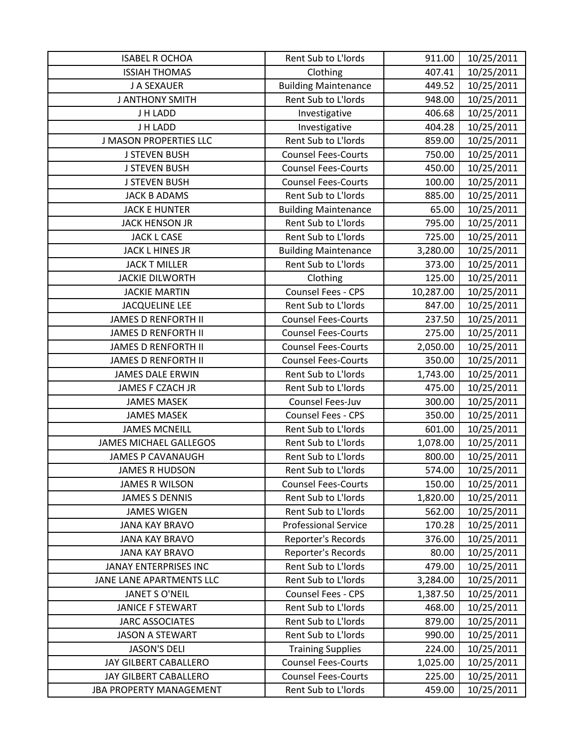| ISABEL R OCHOA | Rent Sub to L'lords | 911.00 | 10/25/2011 |
|---|---|---|---|
| ISSIAH THOMAS | Clothing | 407.41 | 10/25/2011 |
| J A SEXAUER | Building Maintenance | 449.52 | 10/25/2011 |
| J ANTHONY SMITH | Rent Sub to L'lords | 948.00 | 10/25/2011 |
| J H LADD | Investigative | 406.68 | 10/25/2011 |
| J H LADD | Investigative | 404.28 | 10/25/2011 |
| J MASON PROPERTIES LLC | Rent Sub to L'lords | 859.00 | 10/25/2011 |
| J STEVEN BUSH | Counsel Fees-Courts | 750.00 | 10/25/2011 |
| J STEVEN BUSH | Counsel Fees-Courts | 450.00 | 10/25/2011 |
| J STEVEN BUSH | Counsel Fees-Courts | 100.00 | 10/25/2011 |
| JACK B ADAMS | Rent Sub to L'lords | 885.00 | 10/25/2011 |
| JACK E HUNTER | Building Maintenance | 65.00 | 10/25/2011 |
| JACK HENSON JR | Rent Sub to L'lords | 795.00 | 10/25/2011 |
| JACK L CASE | Rent Sub to L'lords | 725.00 | 10/25/2011 |
| JACK L HINES JR | Building Maintenance | 3,280.00 | 10/25/2011 |
| JACK T MILLER | Rent Sub to L'lords | 373.00 | 10/25/2011 |
| JACKIE DILWORTH | Clothing | 125.00 | 10/25/2011 |
| JACKIE MARTIN | Counsel Fees - CPS | 10,287.00 | 10/25/2011 |
| JACQUELINE LEE | Rent Sub to L'lords | 847.00 | 10/25/2011 |
| JAMES D RENFORTH II | Counsel Fees-Courts | 237.50 | 10/25/2011 |
| JAMES D RENFORTH II | Counsel Fees-Courts | 275.00 | 10/25/2011 |
| JAMES D RENFORTH II | Counsel Fees-Courts | 2,050.00 | 10/25/2011 |
| JAMES D RENFORTH II | Counsel Fees-Courts | 350.00 | 10/25/2011 |
| JAMES DALE ERWIN | Rent Sub to L'lords | 1,743.00 | 10/25/2011 |
| JAMES F CZACH JR | Rent Sub to L'lords | 475.00 | 10/25/2011 |
| JAMES MASEK | Counsel Fees-Juv | 300.00 | 10/25/2011 |
| JAMES MASEK | Counsel Fees - CPS | 350.00 | 10/25/2011 |
| JAMES MCNEILL | Rent Sub to L'lords | 601.00 | 10/25/2011 |
| JAMES MICHAEL GALLEGOS | Rent Sub to L'lords | 1,078.00 | 10/25/2011 |
| JAMES P CAVANAUGH | Rent Sub to L'lords | 800.00 | 10/25/2011 |
| JAMES R HUDSON | Rent Sub to L'lords | 574.00 | 10/25/2011 |
| JAMES R WILSON | Counsel Fees-Courts | 150.00 | 10/25/2011 |
| JAMES S DENNIS | Rent Sub to L'lords | 1,820.00 | 10/25/2011 |
| JAMES WIGEN | Rent Sub to L'lords | 562.00 | 10/25/2011 |
| JANA KAY BRAVO | Professional Service | 170.28 | 10/25/2011 |
| JANA KAY BRAVO | Reporter's Records | 376.00 | 10/25/2011 |
| JANA KAY BRAVO | Reporter's Records | 80.00 | 10/25/2011 |
| JANAY ENTERPRISES INC | Rent Sub to L'lords | 479.00 | 10/25/2011 |
| JANE LANE APARTMENTS LLC | Rent Sub to L'lords | 3,284.00 | 10/25/2011 |
| JANET S O'NEIL | Counsel Fees - CPS | 1,387.50 | 10/25/2011 |
| JANICE F STEWART | Rent Sub to L'lords | 468.00 | 10/25/2011 |
| JARC ASSOCIATES | Rent Sub to L'lords | 879.00 | 10/25/2011 |
| JASON A STEWART | Rent Sub to L'lords | 990.00 | 10/25/2011 |
| JASON'S DELI | Training Supplies | 224.00 | 10/25/2011 |
| JAY GILBERT CABALLERO | Counsel Fees-Courts | 1,025.00 | 10/25/2011 |
| JAY GILBERT CABALLERO | Counsel Fees-Courts | 225.00 | 10/25/2011 |
| JBA PROPERTY MANAGEMENT | Rent Sub to L'lords | 459.00 | 10/25/2011 |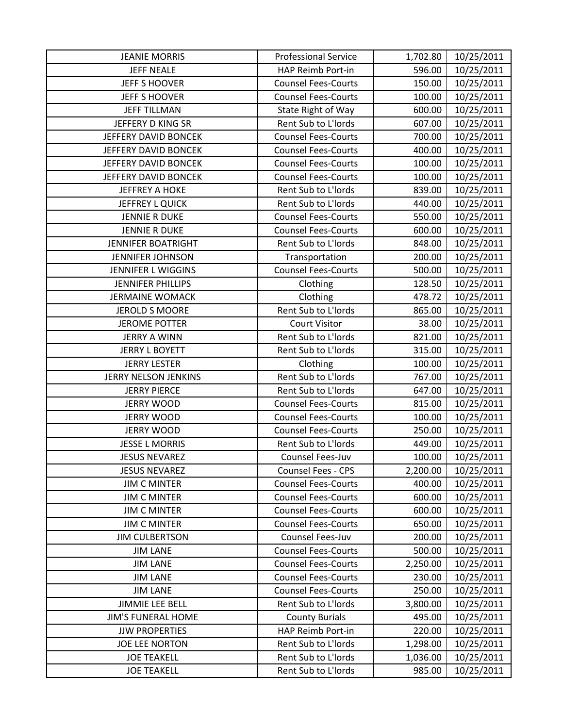| JEANIE MORRIS | Professional Service | 1,702.80 | 10/25/2011 |
|---|---|---|---|
| JEFF NEALE | HAP Reimb Port-in | 596.00 | 10/25/2011 |
| JEFF S HOOVER | Counsel Fees-Courts | 150.00 | 10/25/2011 |
| JEFF S HOOVER | Counsel Fees-Courts | 100.00 | 10/25/2011 |
| JEFF TILLMAN | State Right of Way | 600.00 | 10/25/2011 |
| JEFFERY D KING SR | Rent Sub to L'lords | 607.00 | 10/25/2011 |
| JEFFERY DAVID BONCEK | Counsel Fees-Courts | 700.00 | 10/25/2011 |
| JEFFERY DAVID BONCEK | Counsel Fees-Courts | 400.00 | 10/25/2011 |
| JEFFERY DAVID BONCEK | Counsel Fees-Courts | 100.00 | 10/25/2011 |
| JEFFERY DAVID BONCEK | Counsel Fees-Courts | 100.00 | 10/25/2011 |
| JEFFREY A HOKE | Rent Sub to L'lords | 839.00 | 10/25/2011 |
| JEFFREY L QUICK | Rent Sub to L'lords | 440.00 | 10/25/2011 |
| JENNIE R DUKE | Counsel Fees-Courts | 550.00 | 10/25/2011 |
| JENNIE R DUKE | Counsel Fees-Courts | 600.00 | 10/25/2011 |
| JENNIFER BOATRIGHT | Rent Sub to L'lords | 848.00 | 10/25/2011 |
| JENNIFER JOHNSON | Transportation | 200.00 | 10/25/2011 |
| JENNIFER L WIGGINS | Counsel Fees-Courts | 500.00 | 10/25/2011 |
| JENNIFER PHILLIPS | Clothing | 128.50 | 10/25/2011 |
| JERMAINE WOMACK | Clothing | 478.72 | 10/25/2011 |
| JEROLD S MOORE | Rent Sub to L'lords | 865.00 | 10/25/2011 |
| JEROME POTTER | Court Visitor | 38.00 | 10/25/2011 |
| JERRY A WINN | Rent Sub to L'lords | 821.00 | 10/25/2011 |
| JERRY L BOYETT | Rent Sub to L'lords | 315.00 | 10/25/2011 |
| JERRY LESTER | Clothing | 100.00 | 10/25/2011 |
| JERRY NELSON JENKINS | Rent Sub to L'lords | 767.00 | 10/25/2011 |
| JERRY PIERCE | Rent Sub to L'lords | 647.00 | 10/25/2011 |
| JERRY WOOD | Counsel Fees-Courts | 815.00 | 10/25/2011 |
| JERRY WOOD | Counsel Fees-Courts | 100.00 | 10/25/2011 |
| JERRY WOOD | Counsel Fees-Courts | 250.00 | 10/25/2011 |
| JESSE L MORRIS | Rent Sub to L'lords | 449.00 | 10/25/2011 |
| JESUS NEVAREZ | Counsel Fees-Juv | 100.00 | 10/25/2011 |
| JESUS NEVAREZ | Counsel Fees - CPS | 2,200.00 | 10/25/2011 |
| JIM C MINTER | Counsel Fees-Courts | 400.00 | 10/25/2011 |
| JIM C MINTER | Counsel Fees-Courts | 600.00 | 10/25/2011 |
| JIM C MINTER | Counsel Fees-Courts | 600.00 | 10/25/2011 |
| JIM C MINTER | Counsel Fees-Courts | 650.00 | 10/25/2011 |
| JIM CULBERTSON | Counsel Fees-Juv | 200.00 | 10/25/2011 |
| JIM LANE | Counsel Fees-Courts | 500.00 | 10/25/2011 |
| JIM LANE | Counsel Fees-Courts | 2,250.00 | 10/25/2011 |
| JIM LANE | Counsel Fees-Courts | 230.00 | 10/25/2011 |
| JIM LANE | Counsel Fees-Courts | 250.00 | 10/25/2011 |
| JIMMIE LEE BELL | Rent Sub to L'lords | 3,800.00 | 10/25/2011 |
| JIM'S FUNERAL HOME | County Burials | 495.00 | 10/25/2011 |
| JJW PROPERTIES | HAP Reimb Port-in | 220.00 | 10/25/2011 |
| JOE LEE NORTON | Rent Sub to L'lords | 1,298.00 | 10/25/2011 |
| JOE TEAKELL | Rent Sub to L'lords | 1,036.00 | 10/25/2011 |
| JOE TEAKELL | Rent Sub to L'lords | 985.00 | 10/25/2011 |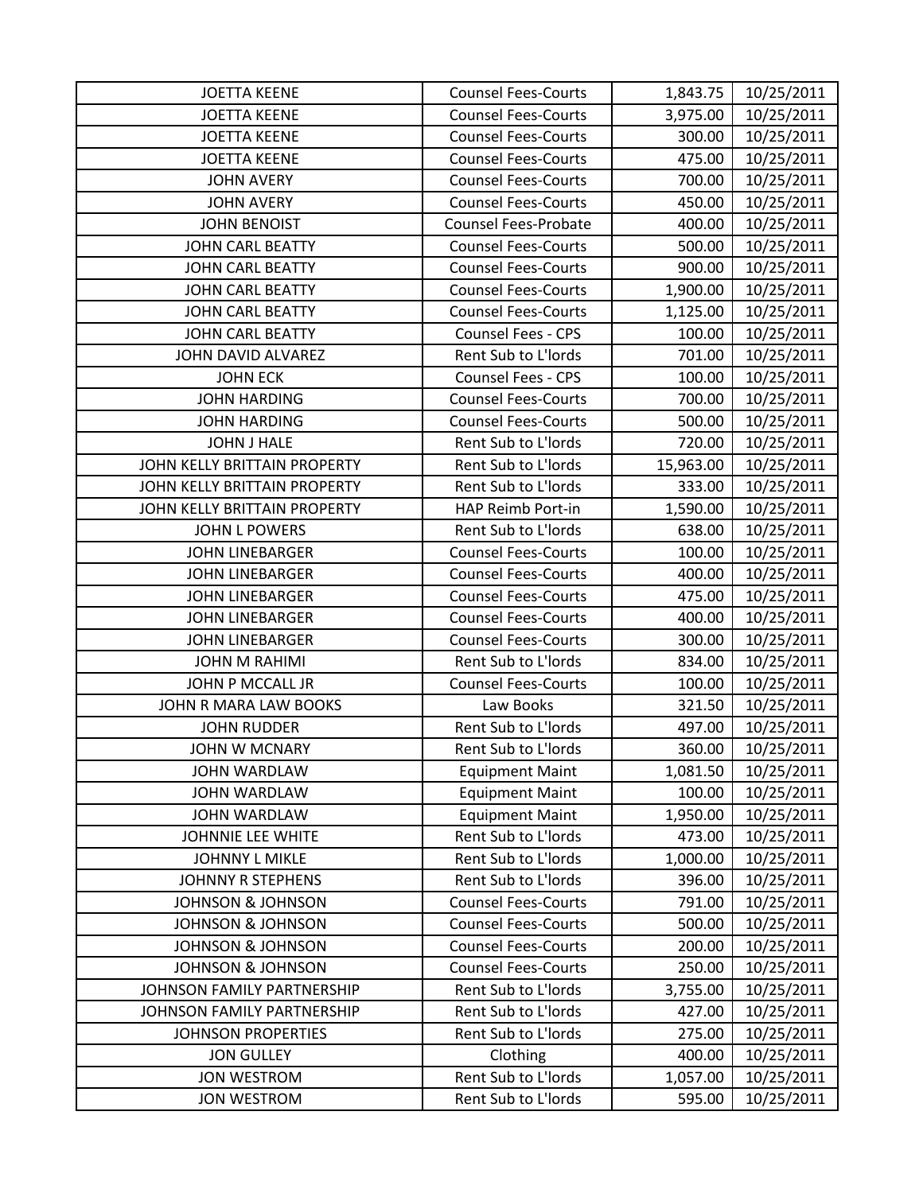| JOETTA KEENE | Counsel Fees-Courts | 1,843.75 | 10/25/2011 |
|---|---|---|---|
| JOETTA KEENE | Counsel Fees-Courts | 3,975.00 | 10/25/2011 |
| JOETTA KEENE | Counsel Fees-Courts | 300.00 | 10/25/2011 |
| JOETTA KEENE | Counsel Fees-Courts | 475.00 | 10/25/2011 |
| JOHN AVERY | Counsel Fees-Courts | 700.00 | 10/25/2011 |
| JOHN AVERY | Counsel Fees-Courts | 450.00 | 10/25/2011 |
| JOHN BENOIST | Counsel Fees-Probate | 400.00 | 10/25/2011 |
| JOHN CARL BEATTY | Counsel Fees-Courts | 500.00 | 10/25/2011 |
| JOHN CARL BEATTY | Counsel Fees-Courts | 900.00 | 10/25/2011 |
| JOHN CARL BEATTY | Counsel Fees-Courts | 1,900.00 | 10/25/2011 |
| JOHN CARL BEATTY | Counsel Fees-Courts | 1,125.00 | 10/25/2011 |
| JOHN CARL BEATTY | Counsel Fees - CPS | 100.00 | 10/25/2011 |
| JOHN DAVID ALVAREZ | Rent Sub to L'lords | 701.00 | 10/25/2011 |
| JOHN ECK | Counsel Fees - CPS | 100.00 | 10/25/2011 |
| JOHN HARDING | Counsel Fees-Courts | 700.00 | 10/25/2011 |
| JOHN HARDING | Counsel Fees-Courts | 500.00 | 10/25/2011 |
| JOHN J HALE | Rent Sub to L'lords | 720.00 | 10/25/2011 |
| JOHN KELLY BRITTAIN PROPERTY | Rent Sub to L'lords | 15,963.00 | 10/25/2011 |
| JOHN KELLY BRITTAIN PROPERTY | Rent Sub to L'lords | 333.00 | 10/25/2011 |
| JOHN KELLY BRITTAIN PROPERTY | HAP Reimb Port-in | 1,590.00 | 10/25/2011 |
| JOHN L POWERS | Rent Sub to L'lords | 638.00 | 10/25/2011 |
| JOHN LINEBARGER | Counsel Fees-Courts | 100.00 | 10/25/2011 |
| JOHN LINEBARGER | Counsel Fees-Courts | 400.00 | 10/25/2011 |
| JOHN LINEBARGER | Counsel Fees-Courts | 475.00 | 10/25/2011 |
| JOHN LINEBARGER | Counsel Fees-Courts | 400.00 | 10/25/2011 |
| JOHN LINEBARGER | Counsel Fees-Courts | 300.00 | 10/25/2011 |
| JOHN M RAHIMI | Rent Sub to L'lords | 834.00 | 10/25/2011 |
| JOHN P MCCALL JR | Counsel Fees-Courts | 100.00 | 10/25/2011 |
| JOHN R MARA LAW BOOKS | Law Books | 321.50 | 10/25/2011 |
| JOHN RUDDER | Rent Sub to L'lords | 497.00 | 10/25/2011 |
| JOHN W MCNARY | Rent Sub to L'lords | 360.00 | 10/25/2011 |
| JOHN WARDLAW | Equipment Maint | 1,081.50 | 10/25/2011 |
| JOHN WARDLAW | Equipment Maint | 100.00 | 10/25/2011 |
| JOHN WARDLAW | Equipment Maint | 1,950.00 | 10/25/2011 |
| JOHNNIE LEE WHITE | Rent Sub to L'lords | 473.00 | 10/25/2011 |
| JOHNNY L MIKLE | Rent Sub to L'lords | 1,000.00 | 10/25/2011 |
| JOHNNY R STEPHENS | Rent Sub to L'lords | 396.00 | 10/25/2011 |
| JOHNSON & JOHNSON | Counsel Fees-Courts | 791.00 | 10/25/2011 |
| JOHNSON & JOHNSON | Counsel Fees-Courts | 500.00 | 10/25/2011 |
| JOHNSON & JOHNSON | Counsel Fees-Courts | 200.00 | 10/25/2011 |
| JOHNSON & JOHNSON | Counsel Fees-Courts | 250.00 | 10/25/2011 |
| JOHNSON FAMILY PARTNERSHIP | Rent Sub to L'lords | 3,755.00 | 10/25/2011 |
| JOHNSON FAMILY PARTNERSHIP | Rent Sub to L'lords | 427.00 | 10/25/2011 |
| JOHNSON PROPERTIES | Rent Sub to L'lords | 275.00 | 10/25/2011 |
| JON GULLEY | Clothing | 400.00 | 10/25/2011 |
| JON WESTROM | Rent Sub to L'lords | 1,057.00 | 10/25/2011 |
| JON WESTROM | Rent Sub to L'lords | 595.00 | 10/25/2011 |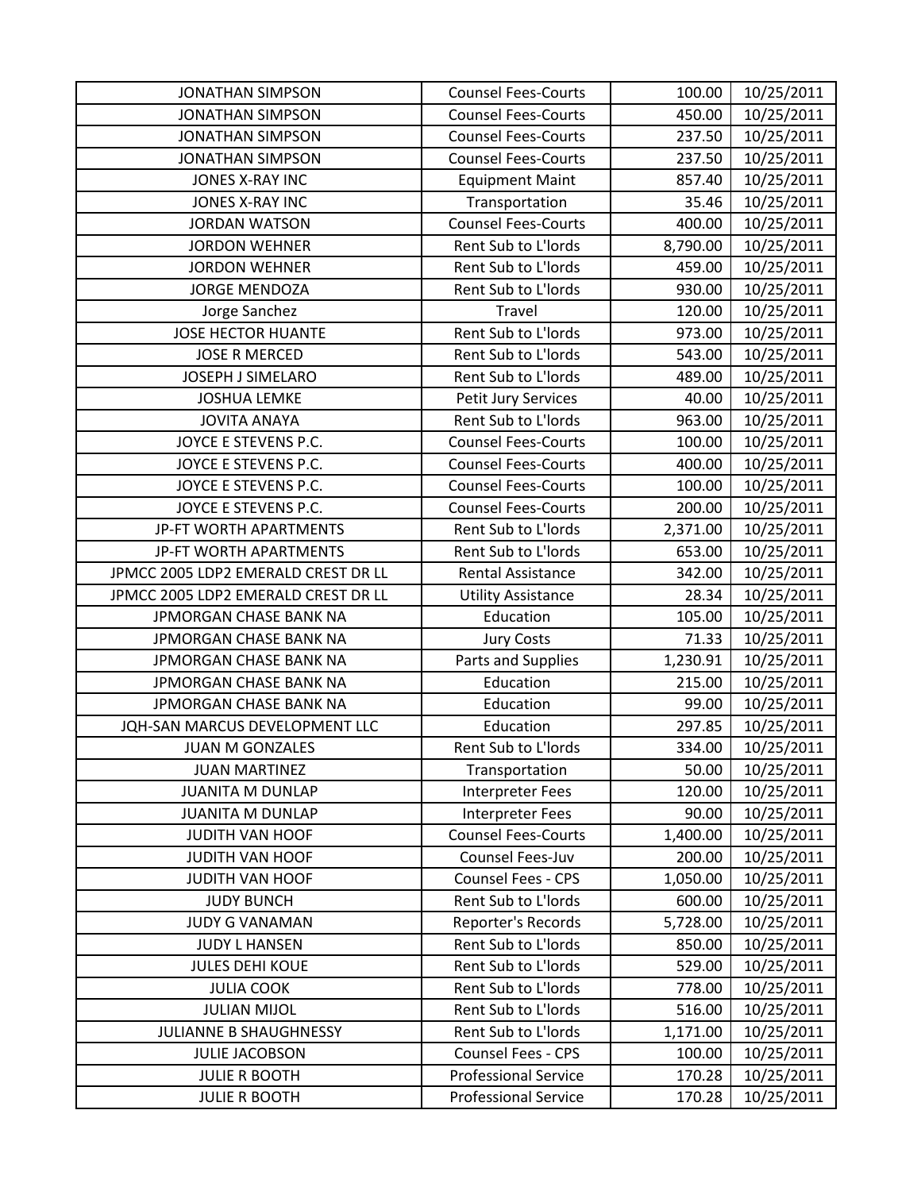| JONATHAN SIMPSON | Counsel Fees-Courts | 100.00 | 10/25/2011 |
|---|---|---|---|
| JONATHAN SIMPSON | Counsel Fees-Courts | 450.00 | 10/25/2011 |
| JONATHAN SIMPSON | Counsel Fees-Courts | 237.50 | 10/25/2011 |
| JONATHAN SIMPSON | Counsel Fees-Courts | 237.50 | 10/25/2011 |
| JONES X-RAY INC | Equipment Maint | 857.40 | 10/25/2011 |
| JONES X-RAY INC | Transportation | 35.46 | 10/25/2011 |
| JORDAN WATSON | Counsel Fees-Courts | 400.00 | 10/25/2011 |
| JORDON WEHNER | Rent Sub to L'lords | 8,790.00 | 10/25/2011 |
| JORDON WEHNER | Rent Sub to L'lords | 459.00 | 10/25/2011 |
| JORGE MENDOZA | Rent Sub to L'lords | 930.00 | 10/25/2011 |
| Jorge Sanchez | Travel | 120.00 | 10/25/2011 |
| JOSE HECTOR HUANTE | Rent Sub to L'lords | 973.00 | 10/25/2011 |
| JOSE R MERCED | Rent Sub to L'lords | 543.00 | 10/25/2011 |
| JOSEPH J SIMELARO | Rent Sub to L'lords | 489.00 | 10/25/2011 |
| JOSHUA LEMKE | Petit Jury Services | 40.00 | 10/25/2011 |
| JOVITA ANAYA | Rent Sub to L'lords | 963.00 | 10/25/2011 |
| JOYCE E STEVENS P.C. | Counsel Fees-Courts | 100.00 | 10/25/2011 |
| JOYCE E STEVENS P.C. | Counsel Fees-Courts | 400.00 | 10/25/2011 |
| JOYCE E STEVENS P.C. | Counsel Fees-Courts | 100.00 | 10/25/2011 |
| JOYCE E STEVENS P.C. | Counsel Fees-Courts | 200.00 | 10/25/2011 |
| JP-FT WORTH APARTMENTS | Rent Sub to L'lords | 2,371.00 | 10/25/2011 |
| JP-FT WORTH APARTMENTS | Rent Sub to L'lords | 653.00 | 10/25/2011 |
| JPMCC 2005 LDP2 EMERALD CREST DR LL | Rental Assistance | 342.00 | 10/25/2011 |
| JPMCC 2005 LDP2 EMERALD CREST DR LL | Utility Assistance | 28.34 | 10/25/2011 |
| JPMORGAN CHASE BANK NA | Education | 105.00 | 10/25/2011 |
| JPMORGAN CHASE BANK NA | Jury Costs | 71.33 | 10/25/2011 |
| JPMORGAN CHASE BANK NA | Parts and Supplies | 1,230.91 | 10/25/2011 |
| JPMORGAN CHASE BANK NA | Education | 215.00 | 10/25/2011 |
| JPMORGAN CHASE BANK NA | Education | 99.00 | 10/25/2011 |
| JQH-SAN MARCUS DEVELOPMENT LLC | Education | 297.85 | 10/25/2011 |
| JUAN M GONZALES | Rent Sub to L'lords | 334.00 | 10/25/2011 |
| JUAN MARTINEZ | Transportation | 50.00 | 10/25/2011 |
| JUANITA M DUNLAP | Interpreter Fees | 120.00 | 10/25/2011 |
| JUANITA M DUNLAP | Interpreter Fees | 90.00 | 10/25/2011 |
| JUDITH VAN HOOF | Counsel Fees-Courts | 1,400.00 | 10/25/2011 |
| JUDITH VAN HOOF | Counsel Fees-Juv | 200.00 | 10/25/2011 |
| JUDITH VAN HOOF | Counsel Fees - CPS | 1,050.00 | 10/25/2011 |
| JUDY BUNCH | Rent Sub to L'lords | 600.00 | 10/25/2011 |
| JUDY G VANAMAN | Reporter's Records | 5,728.00 | 10/25/2011 |
| JUDY L HANSEN | Rent Sub to L'lords | 850.00 | 10/25/2011 |
| JULES DEHI KOUE | Rent Sub to L'lords | 529.00 | 10/25/2011 |
| JULIA COOK | Rent Sub to L'lords | 778.00 | 10/25/2011 |
| JULIAN MIJOL | Rent Sub to L'lords | 516.00 | 10/25/2011 |
| JULIANNE B SHAUGHNESSY | Rent Sub to L'lords | 1,171.00 | 10/25/2011 |
| JULIE JACOBSON | Counsel Fees - CPS | 100.00 | 10/25/2011 |
| JULIE R BOOTH | Professional Service | 170.28 | 10/25/2011 |
| JULIE R BOOTH | Professional Service | 170.28 | 10/25/2011 |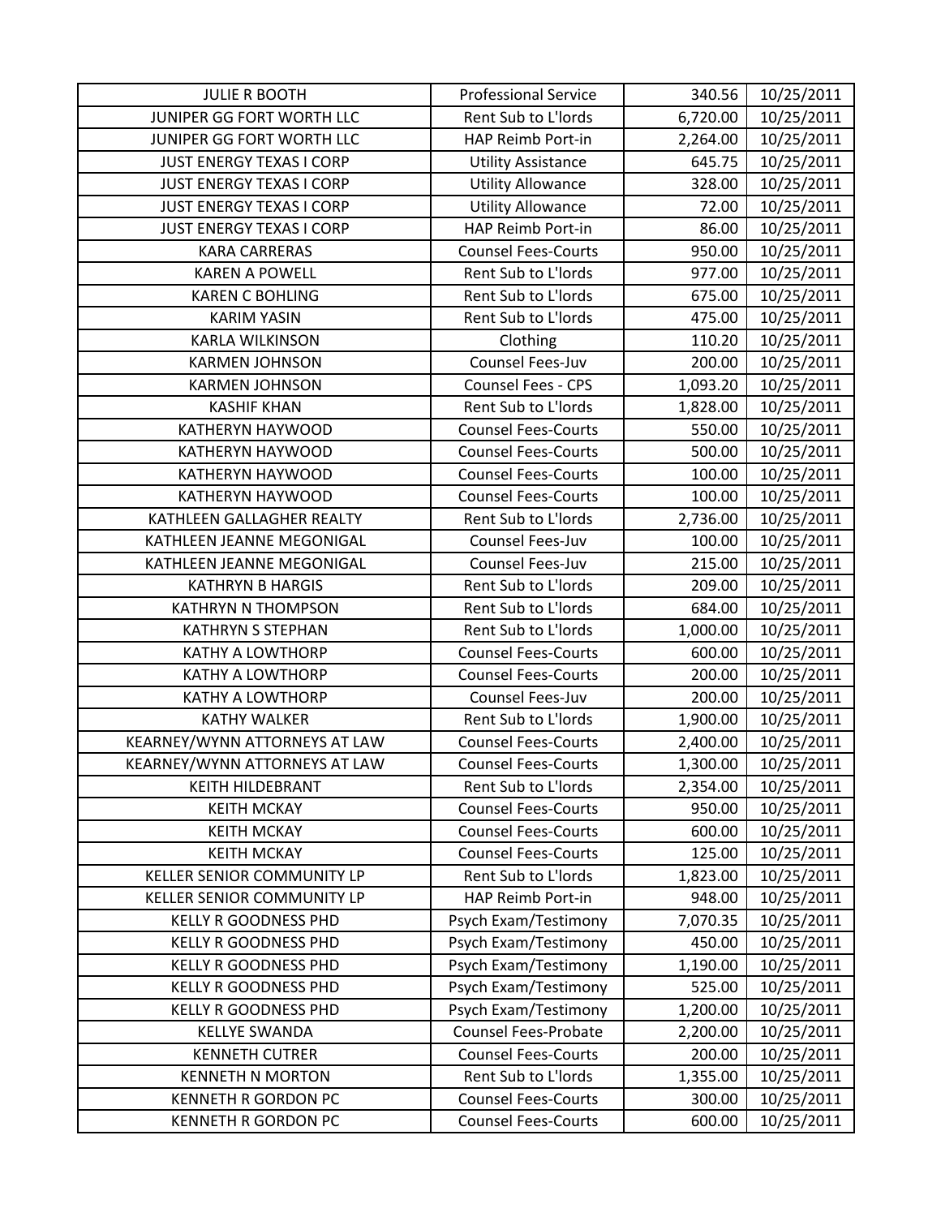| JULIE R BOOTH | Professional Service | 340.56 | 10/25/2011 |
|---|---|---|---|
| JUNIPER GG FORT WORTH LLC | Rent Sub to L'lords | 6,720.00 | 10/25/2011 |
| JUNIPER GG FORT WORTH LLC | HAP Reimb Port-in | 2,264.00 | 10/25/2011 |
| JUST ENERGY TEXAS I CORP | Utility Assistance | 645.75 | 10/25/2011 |
| JUST ENERGY TEXAS I CORP | Utility Allowance | 328.00 | 10/25/2011 |
| JUST ENERGY TEXAS I CORP | Utility Allowance | 72.00 | 10/25/2011 |
| JUST ENERGY TEXAS I CORP | HAP Reimb Port-in | 86.00 | 10/25/2011 |
| KARA CARRERAS | Counsel Fees-Courts | 950.00 | 10/25/2011 |
| KAREN A POWELL | Rent Sub to L'lords | 977.00 | 10/25/2011 |
| KAREN C BOHLING | Rent Sub to L'lords | 675.00 | 10/25/2011 |
| KARIM YASIN | Rent Sub to L'lords | 475.00 | 10/25/2011 |
| KARLA WILKINSON | Clothing | 110.20 | 10/25/2011 |
| KARMEN JOHNSON | Counsel Fees-Juv | 200.00 | 10/25/2011 |
| KARMEN JOHNSON | Counsel Fees - CPS | 1,093.20 | 10/25/2011 |
| KASHIF KHAN | Rent Sub to L'lords | 1,828.00 | 10/25/2011 |
| KATHERYN HAYWOOD | Counsel Fees-Courts | 550.00 | 10/25/2011 |
| KATHERYN HAYWOOD | Counsel Fees-Courts | 500.00 | 10/25/2011 |
| KATHERYN HAYWOOD | Counsel Fees-Courts | 100.00 | 10/25/2011 |
| KATHERYN HAYWOOD | Counsel Fees-Courts | 100.00 | 10/25/2011 |
| KATHLEEN GALLAGHER REALTY | Rent Sub to L'lords | 2,736.00 | 10/25/2011 |
| KATHLEEN JEANNE MEGONIGAL | Counsel Fees-Juv | 100.00 | 10/25/2011 |
| KATHLEEN JEANNE MEGONIGAL | Counsel Fees-Juv | 215.00 | 10/25/2011 |
| KATHRYN B HARGIS | Rent Sub to L'lords | 209.00 | 10/25/2011 |
| KATHRYN N THOMPSON | Rent Sub to L'lords | 684.00 | 10/25/2011 |
| KATHRYN S STEPHAN | Rent Sub to L'lords | 1,000.00 | 10/25/2011 |
| KATHY A LOWTHORP | Counsel Fees-Courts | 600.00 | 10/25/2011 |
| KATHY A LOWTHORP | Counsel Fees-Courts | 200.00 | 10/25/2011 |
| KATHY A LOWTHORP | Counsel Fees-Juv | 200.00 | 10/25/2011 |
| KATHY WALKER | Rent Sub to L'lords | 1,900.00 | 10/25/2011 |
| KEARNEY/WYNN ATTORNEYS AT LAW | Counsel Fees-Courts | 2,400.00 | 10/25/2011 |
| KEARNEY/WYNN ATTORNEYS AT LAW | Counsel Fees-Courts | 1,300.00 | 10/25/2011 |
| KEITH HILDEBRANT | Rent Sub to L'lords | 2,354.00 | 10/25/2011 |
| KEITH MCKAY | Counsel Fees-Courts | 950.00 | 10/25/2011 |
| KEITH MCKAY | Counsel Fees-Courts | 600.00 | 10/25/2011 |
| KEITH MCKAY | Counsel Fees-Courts | 125.00 | 10/25/2011 |
| KELLER SENIOR COMMUNITY LP | Rent Sub to L'lords | 1,823.00 | 10/25/2011 |
| KELLER SENIOR COMMUNITY LP | HAP Reimb Port-in | 948.00 | 10/25/2011 |
| KELLY R GOODNESS PHD | Psych Exam/Testimony | 7,070.35 | 10/25/2011 |
| KELLY R GOODNESS PHD | Psych Exam/Testimony | 450.00 | 10/25/2011 |
| KELLY R GOODNESS PHD | Psych Exam/Testimony | 1,190.00 | 10/25/2011 |
| KELLY R GOODNESS PHD | Psych Exam/Testimony | 525.00 | 10/25/2011 |
| KELLY R GOODNESS PHD | Psych Exam/Testimony | 1,200.00 | 10/25/2011 |
| KELLYE SWANDA | Counsel Fees-Probate | 2,200.00 | 10/25/2011 |
| KENNETH CUTRER | Counsel Fees-Courts | 200.00 | 10/25/2011 |
| KENNETH N MORTON | Rent Sub to L'lords | 1,355.00 | 10/25/2011 |
| KENNETH R GORDON PC | Counsel Fees-Courts | 300.00 | 10/25/2011 |
| KENNETH R GORDON PC | Counsel Fees-Courts | 600.00 | 10/25/2011 |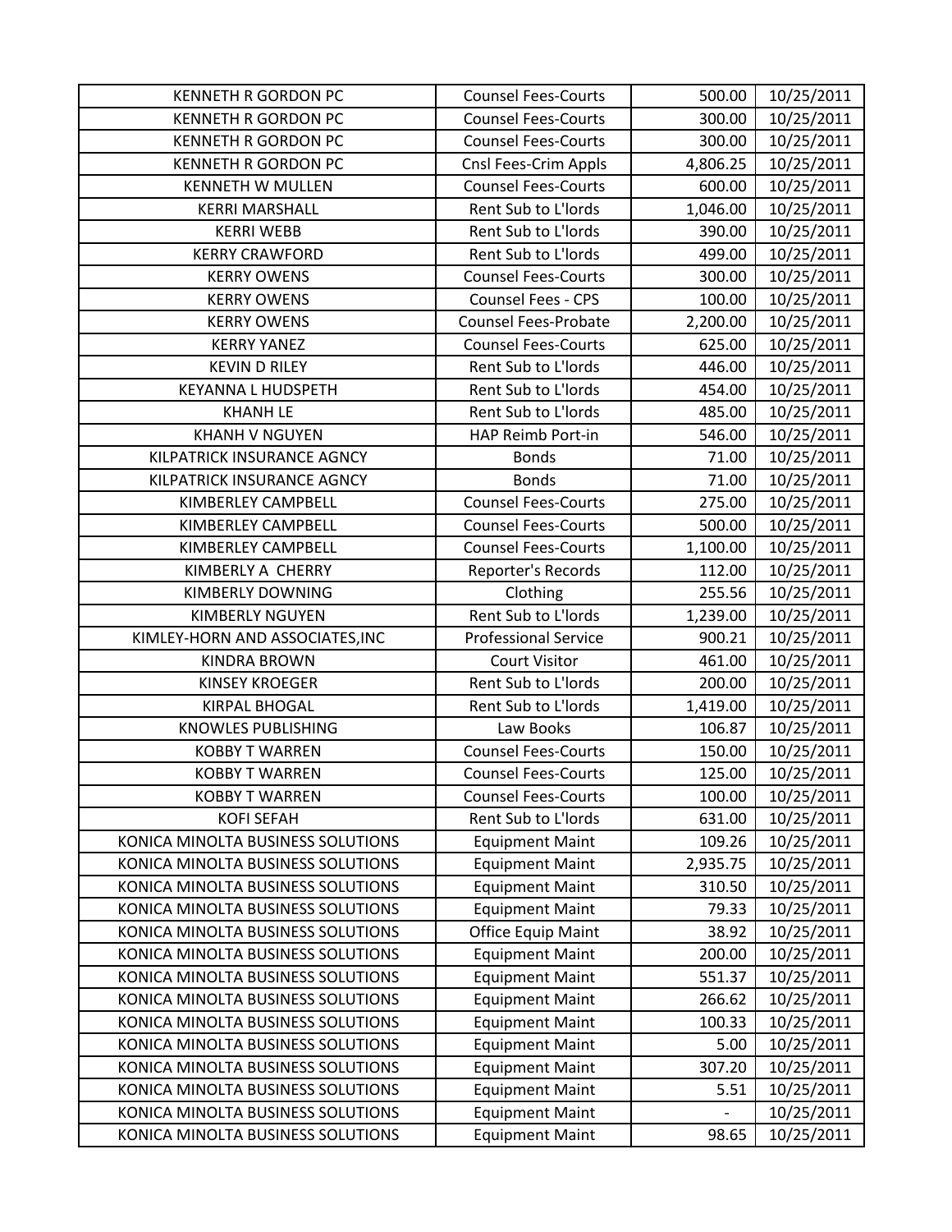| KENNETH R GORDON PC | Counsel Fees-Courts | 500.00 | 10/25/2011 |
|---|---|---|---|
| KENNETH R GORDON PC | Counsel Fees-Courts | 300.00 | 10/25/2011 |
| KENNETH R GORDON PC | Counsel Fees-Courts | 300.00 | 10/25/2011 |
| KENNETH R GORDON PC | Cnsl Fees-Crim Appls | 4,806.25 | 10/25/2011 |
| KENNETH W MULLEN | Counsel Fees-Courts | 600.00 | 10/25/2011 |
| KERRI MARSHALL | Rent Sub to L'lords | 1,046.00 | 10/25/2011 |
| KERRI WEBB | Rent Sub to L'lords | 390.00 | 10/25/2011 |
| KERRY CRAWFORD | Rent Sub to L'lords | 499.00 | 10/25/2011 |
| KERRY OWENS | Counsel Fees-Courts | 300.00 | 10/25/2011 |
| KERRY OWENS | Counsel Fees - CPS | 100.00 | 10/25/2011 |
| KERRY OWENS | Counsel Fees-Probate | 2,200.00 | 10/25/2011 |
| KERRY YANEZ | Counsel Fees-Courts | 625.00 | 10/25/2011 |
| KEVIN D RILEY | Rent Sub to L'lords | 446.00 | 10/25/2011 |
| KEYANNA L HUDSPETH | Rent Sub to L'lords | 454.00 | 10/25/2011 |
| KHANH LE | Rent Sub to L'lords | 485.00 | 10/25/2011 |
| KHANH V NGUYEN | HAP Reimb Port-in | 546.00 | 10/25/2011 |
| KILPATRICK INSURANCE AGNCY | Bonds | 71.00 | 10/25/2011 |
| KILPATRICK INSURANCE AGNCY | Bonds | 71.00 | 10/25/2011 |
| KIMBERLEY CAMPBELL | Counsel Fees-Courts | 275.00 | 10/25/2011 |
| KIMBERLEY CAMPBELL | Counsel Fees-Courts | 500.00 | 10/25/2011 |
| KIMBERLEY CAMPBELL | Counsel Fees-Courts | 1,100.00 | 10/25/2011 |
| KIMBERLY A CHERRY | Reporter's Records | 112.00 | 10/25/2011 |
| KIMBERLY DOWNING | Clothing | 255.56 | 10/25/2011 |
| KIMBERLY NGUYEN | Rent Sub to L'lords | 1,239.00 | 10/25/2011 |
| KIMLEY-HORN AND ASSOCIATES,INC | Professional Service | 900.21 | 10/25/2011 |
| KINDRA BROWN | Court Visitor | 461.00 | 10/25/2011 |
| KINSEY KROEGER | Rent Sub to L'lords | 200.00 | 10/25/2011 |
| KIRPAL BHOGAL | Rent Sub to L'lords | 1,419.00 | 10/25/2011 |
| KNOWLES PUBLISHING | Law Books | 106.87 | 10/25/2011 |
| KOBBY T WARREN | Counsel Fees-Courts | 150.00 | 10/25/2011 |
| KOBBY T WARREN | Counsel Fees-Courts | 125.00 | 10/25/2011 |
| KOBBY T WARREN | Counsel Fees-Courts | 100.00 | 10/25/2011 |
| KOFI SEFAH | Rent Sub to L'lords | 631.00 | 10/25/2011 |
| KONICA MINOLTA BUSINESS SOLUTIONS | Equipment Maint | 109.26 | 10/25/2011 |
| KONICA MINOLTA BUSINESS SOLUTIONS | Equipment Maint | 2,935.75 | 10/25/2011 |
| KONICA MINOLTA BUSINESS SOLUTIONS | Equipment Maint | 310.50 | 10/25/2011 |
| KONICA MINOLTA BUSINESS SOLUTIONS | Equipment Maint | 79.33 | 10/25/2011 |
| KONICA MINOLTA BUSINESS SOLUTIONS | Office Equip Maint | 38.92 | 10/25/2011 |
| KONICA MINOLTA BUSINESS SOLUTIONS | Equipment Maint | 200.00 | 10/25/2011 |
| KONICA MINOLTA BUSINESS SOLUTIONS | Equipment Maint | 551.37 | 10/25/2011 |
| KONICA MINOLTA BUSINESS SOLUTIONS | Equipment Maint | 266.62 | 10/25/2011 |
| KONICA MINOLTA BUSINESS SOLUTIONS | Equipment Maint | 100.33 | 10/25/2011 |
| KONICA MINOLTA BUSINESS SOLUTIONS | Equipment Maint | 5.00 | 10/25/2011 |
| KONICA MINOLTA BUSINESS SOLUTIONS | Equipment Maint | 307.20 | 10/25/2011 |
| KONICA MINOLTA BUSINESS SOLUTIONS | Equipment Maint | 5.51 | 10/25/2011 |
| KONICA MINOLTA BUSINESS SOLUTIONS | Equipment Maint | - | 10/25/2011 |
| KONICA MINOLTA BUSINESS SOLUTIONS | Equipment Maint | 98.65 | 10/25/2011 |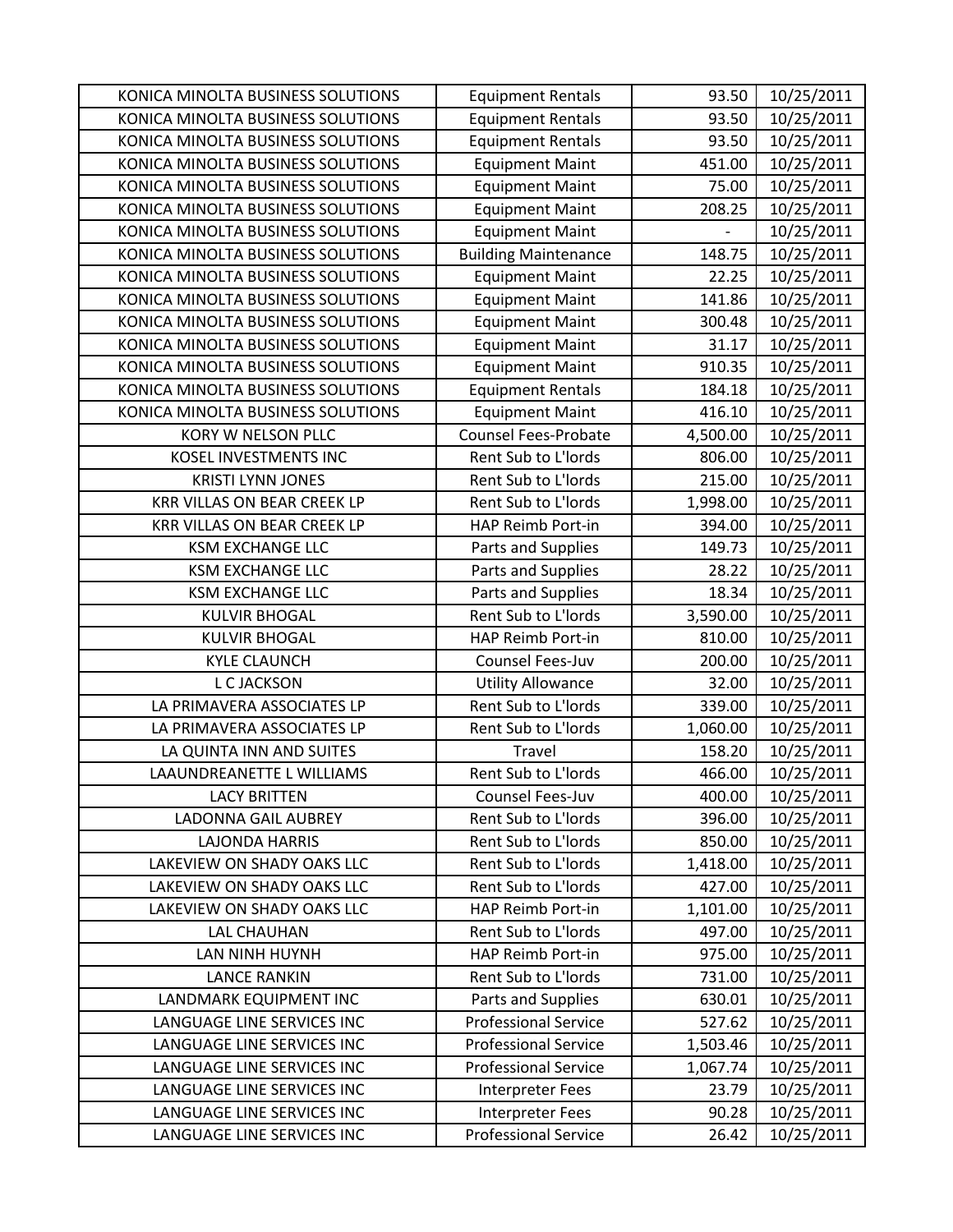| | | | |
|---|---|---|---|
| KONICA MINOLTA BUSINESS SOLUTIONS | Equipment Rentals | 93.50 | 10/25/2011 |
| KONICA MINOLTA BUSINESS SOLUTIONS | Equipment Rentals | 93.50 | 10/25/2011 |
| KONICA MINOLTA BUSINESS SOLUTIONS | Equipment Rentals | 93.50 | 10/25/2011 |
| KONICA MINOLTA BUSINESS SOLUTIONS | Equipment Maint | 451.00 | 10/25/2011 |
| KONICA MINOLTA BUSINESS SOLUTIONS | Equipment Maint | 75.00 | 10/25/2011 |
| KONICA MINOLTA BUSINESS SOLUTIONS | Equipment Maint | 208.25 | 10/25/2011 |
| KONICA MINOLTA BUSINESS SOLUTIONS | Equipment Maint | - | 10/25/2011 |
| KONICA MINOLTA BUSINESS SOLUTIONS | Building Maintenance | 148.75 | 10/25/2011 |
| KONICA MINOLTA BUSINESS SOLUTIONS | Equipment Maint | 22.25 | 10/25/2011 |
| KONICA MINOLTA BUSINESS SOLUTIONS | Equipment Maint | 141.86 | 10/25/2011 |
| KONICA MINOLTA BUSINESS SOLUTIONS | Equipment Maint | 300.48 | 10/25/2011 |
| KONICA MINOLTA BUSINESS SOLUTIONS | Equipment Maint | 31.17 | 10/25/2011 |
| KONICA MINOLTA BUSINESS SOLUTIONS | Equipment Maint | 910.35 | 10/25/2011 |
| KONICA MINOLTA BUSINESS SOLUTIONS | Equipment Rentals | 184.18 | 10/25/2011 |
| KONICA MINOLTA BUSINESS SOLUTIONS | Equipment Maint | 416.10 | 10/25/2011 |
| KORY W NELSON PLLC | Counsel Fees-Probate | 4,500.00 | 10/25/2011 |
| KOSEL INVESTMENTS INC | Rent Sub to L'lords | 806.00 | 10/25/2011 |
| KRISTI LYNN JONES | Rent Sub to L'lords | 215.00 | 10/25/2011 |
| KRR VILLAS ON BEAR CREEK LP | Rent Sub to L'lords | 1,998.00 | 10/25/2011 |
| KRR VILLAS ON BEAR CREEK LP | HAP Reimb Port-in | 394.00 | 10/25/2011 |
| KSM EXCHANGE LLC | Parts and Supplies | 149.73 | 10/25/2011 |
| KSM EXCHANGE LLC | Parts and Supplies | 28.22 | 10/25/2011 |
| KSM EXCHANGE LLC | Parts and Supplies | 18.34 | 10/25/2011 |
| KULVIR BHOGAL | Rent Sub to L'lords | 3,590.00 | 10/25/2011 |
| KULVIR BHOGAL | HAP Reimb Port-in | 810.00 | 10/25/2011 |
| KYLE CLAUNCH | Counsel Fees-Juv | 200.00 | 10/25/2011 |
| L C JACKSON | Utility Allowance | 32.00 | 10/25/2011 |
| LA PRIMAVERA ASSOCIATES LP | Rent Sub to L'lords | 339.00 | 10/25/2011 |
| LA PRIMAVERA ASSOCIATES LP | Rent Sub to L'lords | 1,060.00 | 10/25/2011 |
| LA QUINTA INN AND SUITES | Travel | 158.20 | 10/25/2011 |
| LAAUNDREANETTE L WILLIAMS | Rent Sub to L'lords | 466.00 | 10/25/2011 |
| LACY BRITTEN | Counsel Fees-Juv | 400.00 | 10/25/2011 |
| LADONNA GAIL AUBREY | Rent Sub to L'lords | 396.00 | 10/25/2011 |
| LAJONDA HARRIS | Rent Sub to L'lords | 850.00 | 10/25/2011 |
| LAKEVIEW ON SHADY OAKS LLC | Rent Sub to L'lords | 1,418.00 | 10/25/2011 |
| LAKEVIEW ON SHADY OAKS LLC | Rent Sub to L'lords | 427.00 | 10/25/2011 |
| LAKEVIEW ON SHADY OAKS LLC | HAP Reimb Port-in | 1,101.00 | 10/25/2011 |
| LAL CHAUHAN | Rent Sub to L'lords | 497.00 | 10/25/2011 |
| LAN NINH HUYNH | HAP Reimb Port-in | 975.00 | 10/25/2011 |
| LANCE RANKIN | Rent Sub to L'lords | 731.00 | 10/25/2011 |
| LANDMARK EQUIPMENT INC | Parts and Supplies | 630.01 | 10/25/2011 |
| LANGUAGE LINE SERVICES INC | Professional Service | 527.62 | 10/25/2011 |
| LANGUAGE LINE SERVICES INC | Professional Service | 1,503.46 | 10/25/2011 |
| LANGUAGE LINE SERVICES INC | Professional Service | 1,067.74 | 10/25/2011 |
| LANGUAGE LINE SERVICES INC | Interpreter Fees | 23.79 | 10/25/2011 |
| LANGUAGE LINE SERVICES INC | Interpreter Fees | 90.28 | 10/25/2011 |
| LANGUAGE LINE SERVICES INC | Professional Service | 26.42 | 10/25/2011 |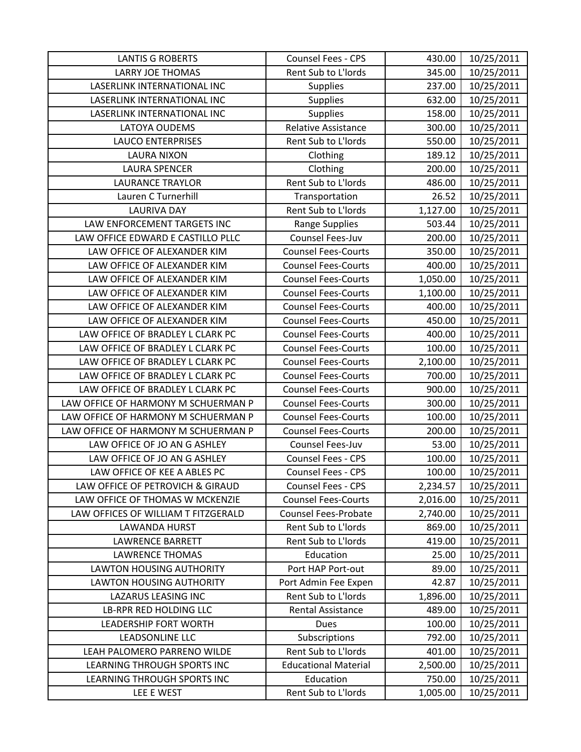| LANTIS G ROBERTS | Counsel Fees - CPS | 430.00 | 10/25/2011 |
|---|---|---|---|
| LARRY JOE THOMAS | Rent Sub to L'lords | 345.00 | 10/25/2011 |
| LASERLINK INTERNATIONAL INC | Supplies | 237.00 | 10/25/2011 |
| LASERLINK INTERNATIONAL INC | Supplies | 632.00 | 10/25/2011 |
| LASERLINK INTERNATIONAL INC | Supplies | 158.00 | 10/25/2011 |
| LATOYA OUDEMS | Relative Assistance | 300.00 | 10/25/2011 |
| LAUCO ENTERPRISES | Rent Sub to L'lords | 550.00 | 10/25/2011 |
| LAURA NIXON | Clothing | 189.12 | 10/25/2011 |
| LAURA SPENCER | Clothing | 200.00 | 10/25/2011 |
| LAURANCE TRAYLOR | Rent Sub to L'lords | 486.00 | 10/25/2011 |
| Lauren C Turnerhill | Transportation | 26.52 | 10/25/2011 |
| LAURIVA DAY | Rent Sub to L'lords | 1,127.00 | 10/25/2011 |
| LAW ENFORCEMENT TARGETS INC | Range Supplies | 503.44 | 10/25/2011 |
| LAW OFFICE EDWARD E CASTILLO PLLC | Counsel Fees-Juv | 200.00 | 10/25/2011 |
| LAW OFFICE OF ALEXANDER KIM | Counsel Fees-Courts | 350.00 | 10/25/2011 |
| LAW OFFICE OF ALEXANDER KIM | Counsel Fees-Courts | 400.00 | 10/25/2011 |
| LAW OFFICE OF ALEXANDER KIM | Counsel Fees-Courts | 1,050.00 | 10/25/2011 |
| LAW OFFICE OF ALEXANDER KIM | Counsel Fees-Courts | 1,100.00 | 10/25/2011 |
| LAW OFFICE OF ALEXANDER KIM | Counsel Fees-Courts | 400.00 | 10/25/2011 |
| LAW OFFICE OF ALEXANDER KIM | Counsel Fees-Courts | 450.00 | 10/25/2011 |
| LAW OFFICE OF BRADLEY L CLARK PC | Counsel Fees-Courts | 400.00 | 10/25/2011 |
| LAW OFFICE OF BRADLEY L CLARK PC | Counsel Fees-Courts | 100.00 | 10/25/2011 |
| LAW OFFICE OF BRADLEY L CLARK PC | Counsel Fees-Courts | 2,100.00 | 10/25/2011 |
| LAW OFFICE OF BRADLEY L CLARK PC | Counsel Fees-Courts | 700.00 | 10/25/2011 |
| LAW OFFICE OF BRADLEY L CLARK PC | Counsel Fees-Courts | 900.00 | 10/25/2011 |
| LAW OFFICE OF HARMONY M SCHUERMAN P | Counsel Fees-Courts | 300.00 | 10/25/2011 |
| LAW OFFICE OF HARMONY M SCHUERMAN P | Counsel Fees-Courts | 100.00 | 10/25/2011 |
| LAW OFFICE OF HARMONY M SCHUERMAN P | Counsel Fees-Courts | 200.00 | 10/25/2011 |
| LAW OFFICE OF JO AN G ASHLEY | Counsel Fees-Juv | 53.00 | 10/25/2011 |
| LAW OFFICE OF JO AN G ASHLEY | Counsel Fees - CPS | 100.00 | 10/25/2011 |
| LAW OFFICE OF KEE A ABLES PC | Counsel Fees - CPS | 100.00 | 10/25/2011 |
| LAW OFFICE OF PETROVICH & GIRAUD | Counsel Fees - CPS | 2,234.57 | 10/25/2011 |
| LAW OFFICE OF THOMAS W MCKENZIE | Counsel Fees-Courts | 2,016.00 | 10/25/2011 |
| LAW OFFICES OF WILLIAM T FITZGERALD | Counsel Fees-Probate | 2,740.00 | 10/25/2011 |
| LAWANDA HURST | Rent Sub to L'lords | 869.00 | 10/25/2011 |
| LAWRENCE BARRETT | Rent Sub to L'lords | 419.00 | 10/25/2011 |
| LAWRENCE THOMAS | Education | 25.00 | 10/25/2011 |
| LAWTON HOUSING AUTHORITY | Port HAP Port-out | 89.00 | 10/25/2011 |
| LAWTON HOUSING AUTHORITY | Port Admin Fee Expen | 42.87 | 10/25/2011 |
| LAZARUS LEASING INC | Rent Sub to L'lords | 1,896.00 | 10/25/2011 |
| LB-RPR RED HOLDING LLC | Rental Assistance | 489.00 | 10/25/2011 |
| LEADERSHIP FORT WORTH | Dues | 100.00 | 10/25/2011 |
| LEADSONLINE LLC | Subscriptions | 792.00 | 10/25/2011 |
| LEAH PALOMERO PARRENO WILDE | Rent Sub to L'lords | 401.00 | 10/25/2011 |
| LEARNING THROUGH SPORTS INC | Educational Material | 2,500.00 | 10/25/2011 |
| LEARNING THROUGH SPORTS INC | Education | 750.00 | 10/25/2011 |
| LEE E WEST | Rent Sub to L'lords | 1,005.00 | 10/25/2011 |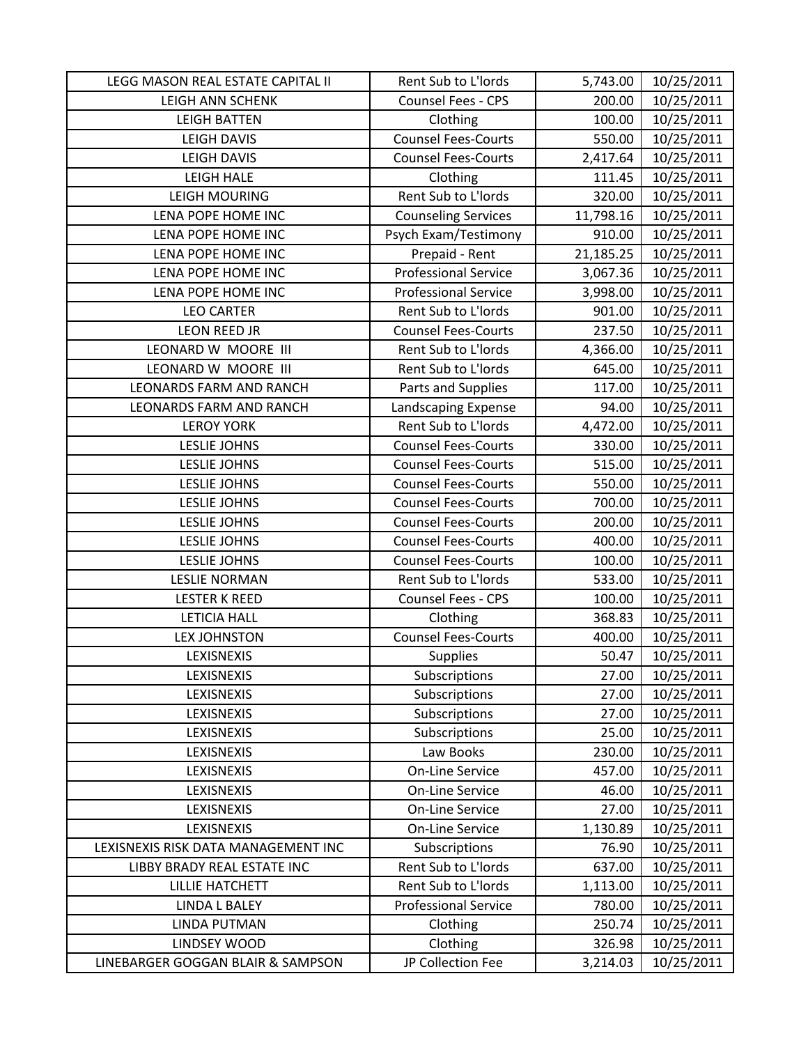| LEGG MASON REAL ESTATE CAPITAL II | Rent Sub to L'lords | 5,743.00 | 10/25/2011 |
|---|---|---|---|
| LEIGH ANN SCHENK | Counsel Fees - CPS | 200.00 | 10/25/2011 |
| LEIGH BATTEN | Clothing | 100.00 | 10/25/2011 |
| LEIGH DAVIS | Counsel Fees-Courts | 550.00 | 10/25/2011 |
| LEIGH DAVIS | Counsel Fees-Courts | 2,417.64 | 10/25/2011 |
| LEIGH HALE | Clothing | 111.45 | 10/25/2011 |
| LEIGH MOURING | Rent Sub to L'lords | 320.00 | 10/25/2011 |
| LENA POPE HOME INC | Counseling Services | 11,798.16 | 10/25/2011 |
| LENA POPE HOME INC | Psych Exam/Testimony | 910.00 | 10/25/2011 |
| LENA POPE HOME INC | Prepaid - Rent | 21,185.25 | 10/25/2011 |
| LENA POPE HOME INC | Professional Service | 3,067.36 | 10/25/2011 |
| LENA POPE HOME INC | Professional Service | 3,998.00 | 10/25/2011 |
| LEO CARTER | Rent Sub to L'lords | 901.00 | 10/25/2011 |
| LEON REED JR | Counsel Fees-Courts | 237.50 | 10/25/2011 |
| LEONARD W MOORE III | Rent Sub to L'lords | 4,366.00 | 10/25/2011 |
| LEONARD W MOORE III | Rent Sub to L'lords | 645.00 | 10/25/2011 |
| LEONARDS FARM AND RANCH | Parts and Supplies | 117.00 | 10/25/2011 |
| LEONARDS FARM AND RANCH | Landscaping Expense | 94.00 | 10/25/2011 |
| LEROY YORK | Rent Sub to L'lords | 4,472.00 | 10/25/2011 |
| LESLIE JOHNS | Counsel Fees-Courts | 330.00 | 10/25/2011 |
| LESLIE JOHNS | Counsel Fees-Courts | 515.00 | 10/25/2011 |
| LESLIE JOHNS | Counsel Fees-Courts | 550.00 | 10/25/2011 |
| LESLIE JOHNS | Counsel Fees-Courts | 700.00 | 10/25/2011 |
| LESLIE JOHNS | Counsel Fees-Courts | 200.00 | 10/25/2011 |
| LESLIE JOHNS | Counsel Fees-Courts | 400.00 | 10/25/2011 |
| LESLIE JOHNS | Counsel Fees-Courts | 100.00 | 10/25/2011 |
| LESLIE NORMAN | Rent Sub to L'lords | 533.00 | 10/25/2011 |
| LESTER K REED | Counsel Fees - CPS | 100.00 | 10/25/2011 |
| LETICIA HALL | Clothing | 368.83 | 10/25/2011 |
| LEX JOHNSTON | Counsel Fees-Courts | 400.00 | 10/25/2011 |
| LEXISNEXIS | Supplies | 50.47 | 10/25/2011 |
| LEXISNEXIS | Subscriptions | 27.00 | 10/25/2011 |
| LEXISNEXIS | Subscriptions | 27.00 | 10/25/2011 |
| LEXISNEXIS | Subscriptions | 27.00 | 10/25/2011 |
| LEXISNEXIS | Subscriptions | 25.00 | 10/25/2011 |
| LEXISNEXIS | Law Books | 230.00 | 10/25/2011 |
| LEXISNEXIS | On-Line Service | 457.00 | 10/25/2011 |
| LEXISNEXIS | On-Line Service | 46.00 | 10/25/2011 |
| LEXISNEXIS | On-Line Service | 27.00 | 10/25/2011 |
| LEXISNEXIS | On-Line Service | 1,130.89 | 10/25/2011 |
| LEXISNEXIS RISK DATA MANAGEMENT INC | Subscriptions | 76.90 | 10/25/2011 |
| LIBBY BRADY REAL ESTATE INC | Rent Sub to L'lords | 637.00 | 10/25/2011 |
| LILLIE HATCHETT | Rent Sub to L'lords | 1,113.00 | 10/25/2011 |
| LINDA L BALEY | Professional Service | 780.00 | 10/25/2011 |
| LINDA PUTMAN | Clothing | 250.74 | 10/25/2011 |
| LINDSEY WOOD | Clothing | 326.98 | 10/25/2011 |
| LINEBARGER GOGGAN BLAIR & SAMPSON | JP Collection Fee | 3,214.03 | 10/25/2011 |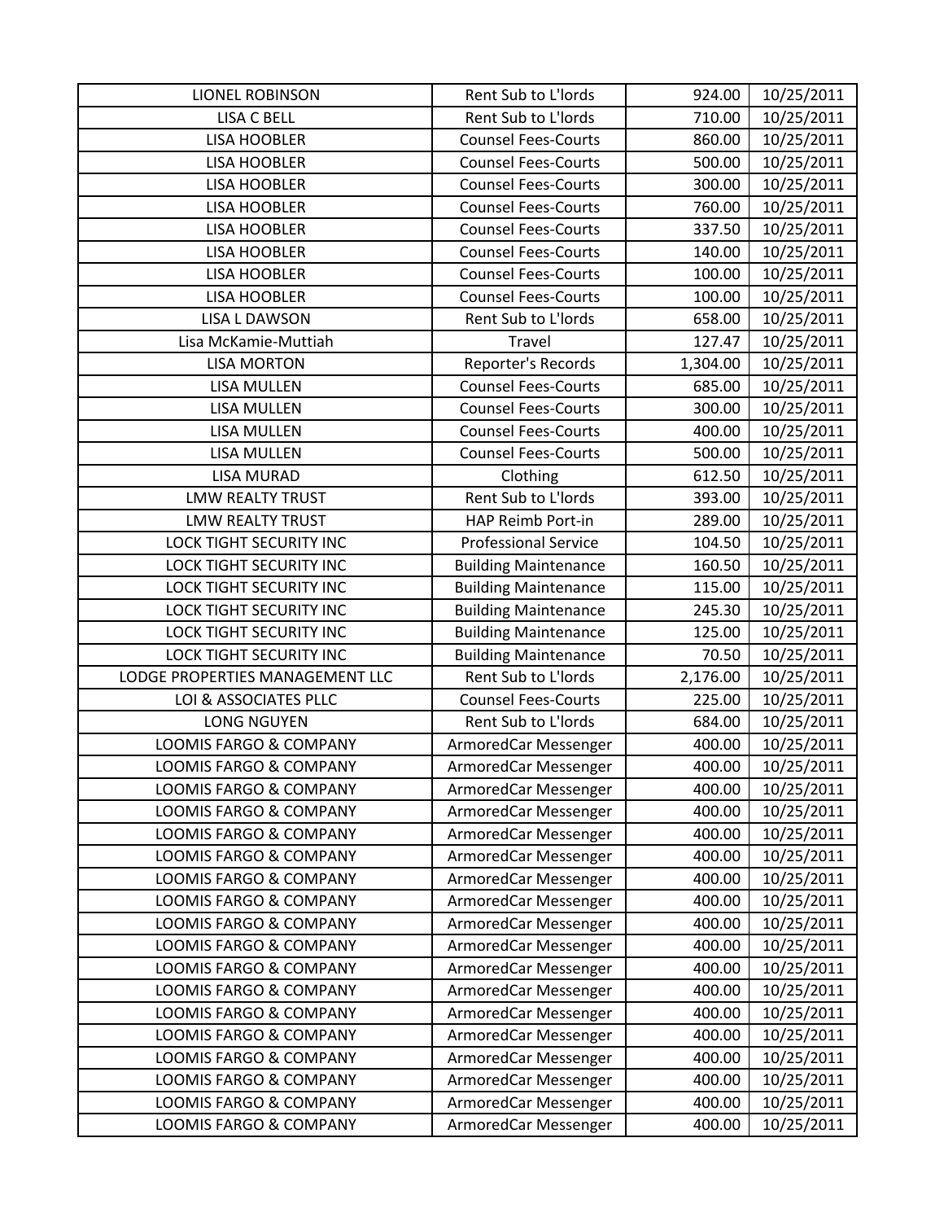| LIONEL ROBINSON | Rent Sub to L'lords | 924.00 | 10/25/2011 |
|---|---|---|---|
| LISA C BELL | Rent Sub to L'lords | 710.00 | 10/25/2011 |
| LISA HOOBLER | Counsel Fees-Courts | 860.00 | 10/25/2011 |
| LISA HOOBLER | Counsel Fees-Courts | 500.00 | 10/25/2011 |
| LISA HOOBLER | Counsel Fees-Courts | 300.00 | 10/25/2011 |
| LISA HOOBLER | Counsel Fees-Courts | 760.00 | 10/25/2011 |
| LISA HOOBLER | Counsel Fees-Courts | 337.50 | 10/25/2011 |
| LISA HOOBLER | Counsel Fees-Courts | 140.00 | 10/25/2011 |
| LISA HOOBLER | Counsel Fees-Courts | 100.00 | 10/25/2011 |
| LISA HOOBLER | Counsel Fees-Courts | 100.00 | 10/25/2011 |
| LISA L DAWSON | Rent Sub to L'lords | 658.00 | 10/25/2011 |
| Lisa McKamie-Muttiah | Travel | 127.47 | 10/25/2011 |
| LISA MORTON | Reporter's Records | 1,304.00 | 10/25/2011 |
| LISA MULLEN | Counsel Fees-Courts | 685.00 | 10/25/2011 |
| LISA MULLEN | Counsel Fees-Courts | 300.00 | 10/25/2011 |
| LISA MULLEN | Counsel Fees-Courts | 400.00 | 10/25/2011 |
| LISA MULLEN | Counsel Fees-Courts | 500.00 | 10/25/2011 |
| LISA MURAD | Clothing | 612.50 | 10/25/2011 |
| LMW REALTY TRUST | Rent Sub to L'lords | 393.00 | 10/25/2011 |
| LMW REALTY TRUST | HAP Reimb Port-in | 289.00 | 10/25/2011 |
| LOCK TIGHT SECURITY INC | Professional Service | 104.50 | 10/25/2011 |
| LOCK TIGHT SECURITY INC | Building Maintenance | 160.50 | 10/25/2011 |
| LOCK TIGHT SECURITY INC | Building Maintenance | 115.00 | 10/25/2011 |
| LOCK TIGHT SECURITY INC | Building Maintenance | 245.30 | 10/25/2011 |
| LOCK TIGHT SECURITY INC | Building Maintenance | 125.00 | 10/25/2011 |
| LOCK TIGHT SECURITY INC | Building Maintenance | 70.50 | 10/25/2011 |
| LODGE PROPERTIES MANAGEMENT LLC | Rent Sub to L'lords | 2,176.00 | 10/25/2011 |
| LOI & ASSOCIATES PLLC | Counsel Fees-Courts | 225.00 | 10/25/2011 |
| LONG NGUYEN | Rent Sub to L'lords | 684.00 | 10/25/2011 |
| LOOMIS FARGO & COMPANY | ArmoredCar Messenger | 400.00 | 10/25/2011 |
| LOOMIS FARGO & COMPANY | ArmoredCar Messenger | 400.00 | 10/25/2011 |
| LOOMIS FARGO & COMPANY | ArmoredCar Messenger | 400.00 | 10/25/2011 |
| LOOMIS FARGO & COMPANY | ArmoredCar Messenger | 400.00 | 10/25/2011 |
| LOOMIS FARGO & COMPANY | ArmoredCar Messenger | 400.00 | 10/25/2011 |
| LOOMIS FARGO & COMPANY | ArmoredCar Messenger | 400.00 | 10/25/2011 |
| LOOMIS FARGO & COMPANY | ArmoredCar Messenger | 400.00 | 10/25/2011 |
| LOOMIS FARGO & COMPANY | ArmoredCar Messenger | 400.00 | 10/25/2011 |
| LOOMIS FARGO & COMPANY | ArmoredCar Messenger | 400.00 | 10/25/2011 |
| LOOMIS FARGO & COMPANY | ArmoredCar Messenger | 400.00 | 10/25/2011 |
| LOOMIS FARGO & COMPANY | ArmoredCar Messenger | 400.00 | 10/25/2011 |
| LOOMIS FARGO & COMPANY | ArmoredCar Messenger | 400.00 | 10/25/2011 |
| LOOMIS FARGO & COMPANY | ArmoredCar Messenger | 400.00 | 10/25/2011 |
| LOOMIS FARGO & COMPANY | ArmoredCar Messenger | 400.00 | 10/25/2011 |
| LOOMIS FARGO & COMPANY | ArmoredCar Messenger | 400.00 | 10/25/2011 |
| LOOMIS FARGO & COMPANY | ArmoredCar Messenger | 400.00 | 10/25/2011 |
| LOOMIS FARGO & COMPANY | ArmoredCar Messenger | 400.00 | 10/25/2011 |
| LOOMIS FARGO & COMPANY | ArmoredCar Messenger | 400.00 | 10/25/2011 |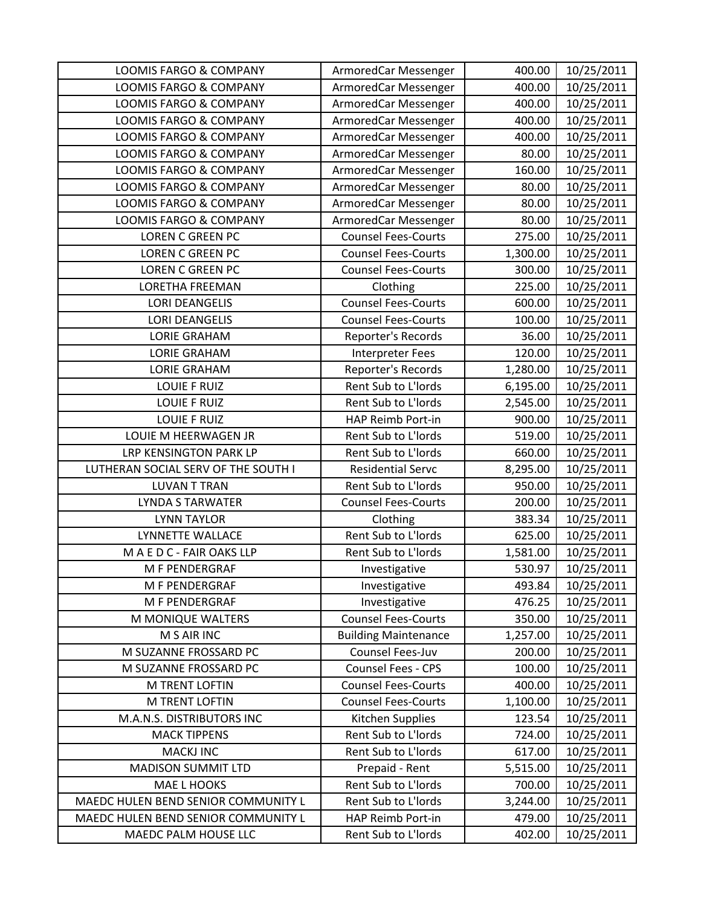| LOOMIS FARGO & COMPANY | ArmoredCar Messenger | 400.00 | 10/25/2011 |
|---|---|---|---|
| LOOMIS FARGO & COMPANY | ArmoredCar Messenger | 400.00 | 10/25/2011 |
| LOOMIS FARGO & COMPANY | ArmoredCar Messenger | 400.00 | 10/25/2011 |
| LOOMIS FARGO & COMPANY | ArmoredCar Messenger | 400.00 | 10/25/2011 |
| LOOMIS FARGO & COMPANY | ArmoredCar Messenger | 400.00 | 10/25/2011 |
| LOOMIS FARGO & COMPANY | ArmoredCar Messenger | 80.00 | 10/25/2011 |
| LOOMIS FARGO & COMPANY | ArmoredCar Messenger | 160.00 | 10/25/2011 |
| LOOMIS FARGO & COMPANY | ArmoredCar Messenger | 80.00 | 10/25/2011 |
| LOOMIS FARGO & COMPANY | ArmoredCar Messenger | 80.00 | 10/25/2011 |
| LOOMIS FARGO & COMPANY | ArmoredCar Messenger | 80.00 | 10/25/2011 |
| LOREN C GREEN PC | Counsel Fees-Courts | 275.00 | 10/25/2011 |
| LOREN C GREEN PC | Counsel Fees-Courts | 1,300.00 | 10/25/2011 |
| LOREN C GREEN PC | Counsel Fees-Courts | 300.00 | 10/25/2011 |
| LORETHA FREEMAN | Clothing | 225.00 | 10/25/2011 |
| LORI DEANGELIS | Counsel Fees-Courts | 600.00 | 10/25/2011 |
| LORI DEANGELIS | Counsel Fees-Courts | 100.00 | 10/25/2011 |
| LORIE GRAHAM | Reporter's Records | 36.00 | 10/25/2011 |
| LORIE GRAHAM | Interpreter Fees | 120.00 | 10/25/2011 |
| LORIE GRAHAM | Reporter's Records | 1,280.00 | 10/25/2011 |
| LOUIE F RUIZ | Rent Sub to L'lords | 6,195.00 | 10/25/2011 |
| LOUIE F RUIZ | Rent Sub to L'lords | 2,545.00 | 10/25/2011 |
| LOUIE F RUIZ | HAP Reimb Port-in | 900.00 | 10/25/2011 |
| LOUIE M HEERWAGEN JR | Rent Sub to L'lords | 519.00 | 10/25/2011 |
| LRP KENSINGTON PARK LP | Rent Sub to L'lords | 660.00 | 10/25/2011 |
| LUTHERAN SOCIAL SERV OF THE SOUTH I | Residential Servc | 8,295.00 | 10/25/2011 |
| LUVAN T TRAN | Rent Sub to L'lords | 950.00 | 10/25/2011 |
| LYNDA S TARWATER | Counsel Fees-Courts | 200.00 | 10/25/2011 |
| LYNN TAYLOR | Clothing | 383.34 | 10/25/2011 |
| LYNNETTE WALLACE | Rent Sub to L'lords | 625.00 | 10/25/2011 |
| M A E D C - FAIR OAKS LLP | Rent Sub to L'lords | 1,581.00 | 10/25/2011 |
| M F PENDERGRAF | Investigative | 530.97 | 10/25/2011 |
| M F PENDERGRAF | Investigative | 493.84 | 10/25/2011 |
| M F PENDERGRAF | Investigative | 476.25 | 10/25/2011 |
| M MONIQUE WALTERS | Counsel Fees-Courts | 350.00 | 10/25/2011 |
| M S AIR INC | Building Maintenance | 1,257.00 | 10/25/2011 |
| M SUZANNE FROSSARD PC | Counsel Fees-Juv | 200.00 | 10/25/2011 |
| M SUZANNE FROSSARD PC | Counsel Fees - CPS | 100.00 | 10/25/2011 |
| M TRENT LOFTIN | Counsel Fees-Courts | 400.00 | 10/25/2011 |
| M TRENT LOFTIN | Counsel Fees-Courts | 1,100.00 | 10/25/2011 |
| M.A.N.S. DISTRIBUTORS INC | Kitchen Supplies | 123.54 | 10/25/2011 |
| MACK TIPPENS | Rent Sub to L'lords | 724.00 | 10/25/2011 |
| MACKJ INC | Rent Sub to L'lords | 617.00 | 10/25/2011 |
| MADISON SUMMIT LTD | Prepaid - Rent | 5,515.00 | 10/25/2011 |
| MAE L HOOKS | Rent Sub to L'lords | 700.00 | 10/25/2011 |
| MAEDC HULEN BEND SENIOR COMMUNITY L | Rent Sub to L'lords | 3,244.00 | 10/25/2011 |
| MAEDC HULEN BEND SENIOR COMMUNITY L | HAP Reimb Port-in | 479.00 | 10/25/2011 |
| MAEDC PALM HOUSE LLC | Rent Sub to L'lords | 402.00 | 10/25/2011 |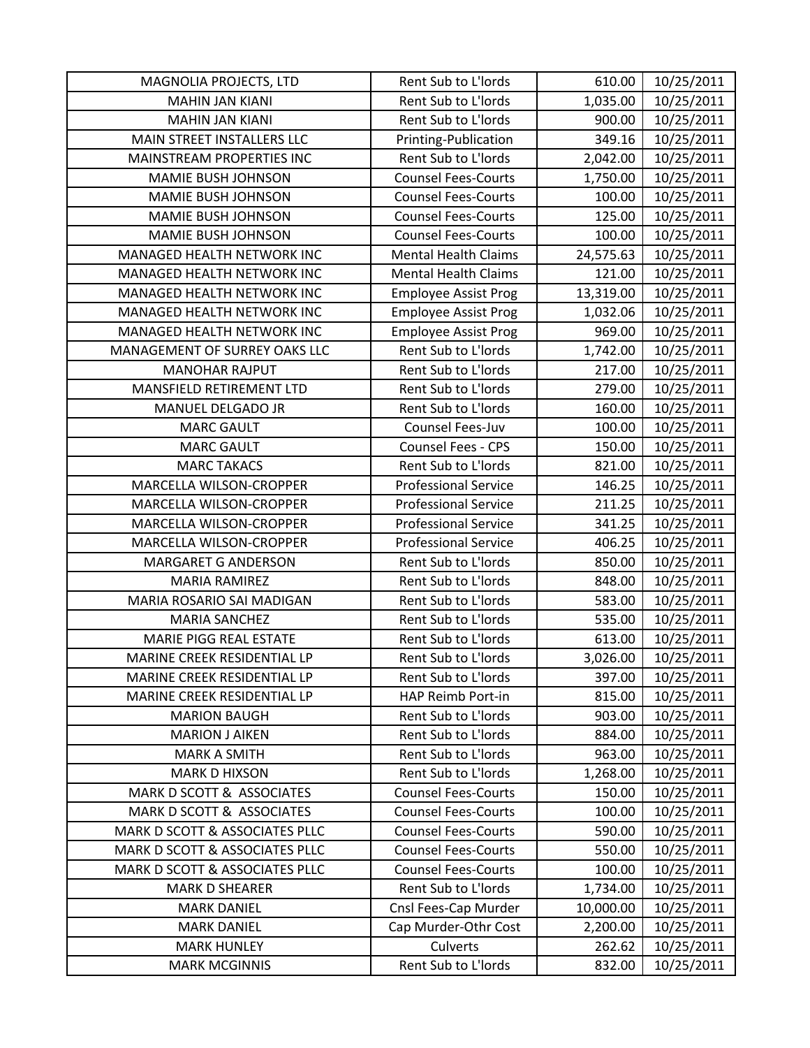| MAGNOLIA PROJECTS, LTD | Rent Sub to L'lords | 610.00 | 10/25/2011 |
|---|---|---|---|
| MAHIN JAN KIANI | Rent Sub to L'lords | 1,035.00 | 10/25/2011 |
| MAHIN JAN KIANI | Rent Sub to L'lords | 900.00 | 10/25/2011 |
| MAIN STREET INSTALLERS LLC | Printing-Publication | 349.16 | 10/25/2011 |
| MAINSTREAM PROPERTIES INC | Rent Sub to L'lords | 2,042.00 | 10/25/2011 |
| MAMIE BUSH JOHNSON | Counsel Fees-Courts | 1,750.00 | 10/25/2011 |
| MAMIE BUSH JOHNSON | Counsel Fees-Courts | 100.00 | 10/25/2011 |
| MAMIE BUSH JOHNSON | Counsel Fees-Courts | 125.00 | 10/25/2011 |
| MAMIE BUSH JOHNSON | Counsel Fees-Courts | 100.00 | 10/25/2011 |
| MANAGED HEALTH NETWORK INC | Mental Health Claims | 24,575.63 | 10/25/2011 |
| MANAGED HEALTH NETWORK INC | Mental Health Claims | 121.00 | 10/25/2011 |
| MANAGED HEALTH NETWORK INC | Employee Assist Prog | 13,319.00 | 10/25/2011 |
| MANAGED HEALTH NETWORK INC | Employee Assist Prog | 1,032.06 | 10/25/2011 |
| MANAGED HEALTH NETWORK INC | Employee Assist Prog | 969.00 | 10/25/2011 |
| MANAGEMENT OF SURREY OAKS LLC | Rent Sub to L'lords | 1,742.00 | 10/25/2011 |
| MANOHAR RAJPUT | Rent Sub to L'lords | 217.00 | 10/25/2011 |
| MANSFIELD RETIREMENT LTD | Rent Sub to L'lords | 279.00 | 10/25/2011 |
| MANUEL DELGADO JR | Rent Sub to L'lords | 160.00 | 10/25/2011 |
| MARC GAULT | Counsel Fees-Juv | 100.00 | 10/25/2011 |
| MARC GAULT | Counsel Fees - CPS | 150.00 | 10/25/2011 |
| MARC TAKACS | Rent Sub to L'lords | 821.00 | 10/25/2011 |
| MARCELLA WILSON-CROPPER | Professional Service | 146.25 | 10/25/2011 |
| MARCELLA WILSON-CROPPER | Professional Service | 211.25 | 10/25/2011 |
| MARCELLA WILSON-CROPPER | Professional Service | 341.25 | 10/25/2011 |
| MARCELLA WILSON-CROPPER | Professional Service | 406.25 | 10/25/2011 |
| MARGARET G ANDERSON | Rent Sub to L'lords | 850.00 | 10/25/2011 |
| MARIA RAMIREZ | Rent Sub to L'lords | 848.00 | 10/25/2011 |
| MARIA ROSARIO SAI MADIGAN | Rent Sub to L'lords | 583.00 | 10/25/2011 |
| MARIA SANCHEZ | Rent Sub to L'lords | 535.00 | 10/25/2011 |
| MARIE PIGG REAL ESTATE | Rent Sub to L'lords | 613.00 | 10/25/2011 |
| MARINE CREEK RESIDENTIAL LP | Rent Sub to L'lords | 3,026.00 | 10/25/2011 |
| MARINE CREEK RESIDENTIAL LP | Rent Sub to L'lords | 397.00 | 10/25/2011 |
| MARINE CREEK RESIDENTIAL LP | HAP Reimb Port-in | 815.00 | 10/25/2011 |
| MARION BAUGH | Rent Sub to L'lords | 903.00 | 10/25/2011 |
| MARION J AIKEN | Rent Sub to L'lords | 884.00 | 10/25/2011 |
| MARK A SMITH | Rent Sub to L'lords | 963.00 | 10/25/2011 |
| MARK D HIXSON | Rent Sub to L'lords | 1,268.00 | 10/25/2011 |
| MARK D SCOTT & ASSOCIATES | Counsel Fees-Courts | 150.00 | 10/25/2011 |
| MARK D SCOTT & ASSOCIATES | Counsel Fees-Courts | 100.00 | 10/25/2011 |
| MARK D SCOTT & ASSOCIATES PLLC | Counsel Fees-Courts | 590.00 | 10/25/2011 |
| MARK D SCOTT & ASSOCIATES PLLC | Counsel Fees-Courts | 550.00 | 10/25/2011 |
| MARK D SCOTT & ASSOCIATES PLLC | Counsel Fees-Courts | 100.00 | 10/25/2011 |
| MARK D SHEARER | Rent Sub to L'lords | 1,734.00 | 10/25/2011 |
| MARK DANIEL | Cnsl Fees-Cap Murder | 10,000.00 | 10/25/2011 |
| MARK DANIEL | Cap Murder-Othr Cost | 2,200.00 | 10/25/2011 |
| MARK HUNLEY | Culverts | 262.62 | 10/25/2011 |
| MARK MCGINNIS | Rent Sub to L'lords | 832.00 | 10/25/2011 |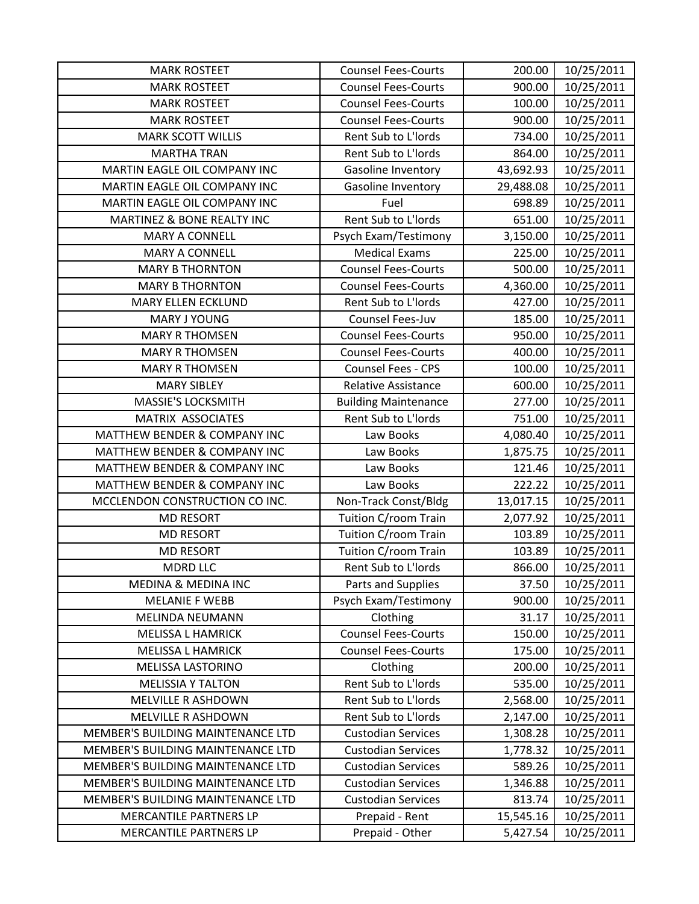| MARK ROSTEET | Counsel Fees-Courts | 200.00 | 10/25/2011 |
|---|---|---|---|
| MARK ROSTEET | Counsel Fees-Courts | 900.00 | 10/25/2011 |
| MARK ROSTEET | Counsel Fees-Courts | 100.00 | 10/25/2011 |
| MARK ROSTEET | Counsel Fees-Courts | 900.00 | 10/25/2011 |
| MARK SCOTT WILLIS | Rent Sub to L'lords | 734.00 | 10/25/2011 |
| MARTHA TRAN | Rent Sub to L'lords | 864.00 | 10/25/2011 |
| MARTIN EAGLE OIL COMPANY INC | Gasoline Inventory | 43,692.93 | 10/25/2011 |
| MARTIN EAGLE OIL COMPANY INC | Gasoline Inventory | 29,488.08 | 10/25/2011 |
| MARTIN EAGLE OIL COMPANY INC | Fuel | 698.89 | 10/25/2011 |
| MARTINEZ & BONE REALTY INC | Rent Sub to L'lords | 651.00 | 10/25/2011 |
| MARY A CONNELL | Psych Exam/Testimony | 3,150.00 | 10/25/2011 |
| MARY A CONNELL | Medical Exams | 225.00 | 10/25/2011 |
| MARY B THORNTON | Counsel Fees-Courts | 500.00 | 10/25/2011 |
| MARY B THORNTON | Counsel Fees-Courts | 4,360.00 | 10/25/2011 |
| MARY ELLEN ECKLUND | Rent Sub to L'lords | 427.00 | 10/25/2011 |
| MARY J YOUNG | Counsel Fees-Juv | 185.00 | 10/25/2011 |
| MARY R THOMSEN | Counsel Fees-Courts | 950.00 | 10/25/2011 |
| MARY R THOMSEN | Counsel Fees-Courts | 400.00 | 10/25/2011 |
| MARY R THOMSEN | Counsel Fees - CPS | 100.00 | 10/25/2011 |
| MARY SIBLEY | Relative Assistance | 600.00 | 10/25/2011 |
| MASSIE'S LOCKSMITH | Building Maintenance | 277.00 | 10/25/2011 |
| MATRIX ASSOCIATES | Rent Sub to L'lords | 751.00 | 10/25/2011 |
| MATTHEW BENDER & COMPANY INC | Law Books | 4,080.40 | 10/25/2011 |
| MATTHEW BENDER & COMPANY INC | Law Books | 1,875.75 | 10/25/2011 |
| MATTHEW BENDER & COMPANY INC | Law Books | 121.46 | 10/25/2011 |
| MATTHEW BENDER & COMPANY INC | Law Books | 222.22 | 10/25/2011 |
| MCCLENDON CONSTRUCTION CO INC. | Non-Track Const/Bldg | 13,017.15 | 10/25/2011 |
| MD RESORT | Tuition C/room Train | 2,077.92 | 10/25/2011 |
| MD RESORT | Tuition C/room Train | 103.89 | 10/25/2011 |
| MD RESORT | Tuition C/room Train | 103.89 | 10/25/2011 |
| MDRD LLC | Rent Sub to L'lords | 866.00 | 10/25/2011 |
| MEDINA & MEDINA INC | Parts and Supplies | 37.50 | 10/25/2011 |
| MELANIE F WEBB | Psych Exam/Testimony | 900.00 | 10/25/2011 |
| MELINDA NEUMANN | Clothing | 31.17 | 10/25/2011 |
| MELISSA L HAMRICK | Counsel Fees-Courts | 150.00 | 10/25/2011 |
| MELISSA L HAMRICK | Counsel Fees-Courts | 175.00 | 10/25/2011 |
| MELISSA LASTORINO | Clothing | 200.00 | 10/25/2011 |
| MELISSIA Y TALTON | Rent Sub to L'lords | 535.00 | 10/25/2011 |
| MELVILLE R ASHDOWN | Rent Sub to L'lords | 2,568.00 | 10/25/2011 |
| MELVILLE R ASHDOWN | Rent Sub to L'lords | 2,147.00 | 10/25/2011 |
| MEMBER'S BUILDING MAINTENANCE LTD | Custodian Services | 1,308.28 | 10/25/2011 |
| MEMBER'S BUILDING MAINTENANCE LTD | Custodian Services | 1,778.32 | 10/25/2011 |
| MEMBER'S BUILDING MAINTENANCE LTD | Custodian Services | 589.26 | 10/25/2011 |
| MEMBER'S BUILDING MAINTENANCE LTD | Custodian Services | 1,346.88 | 10/25/2011 |
| MEMBER'S BUILDING MAINTENANCE LTD | Custodian Services | 813.74 | 10/25/2011 |
| MERCANTILE PARTNERS LP | Prepaid - Rent | 15,545.16 | 10/25/2011 |
| MERCANTILE PARTNERS LP | Prepaid - Other | 5,427.54 | 10/25/2011 |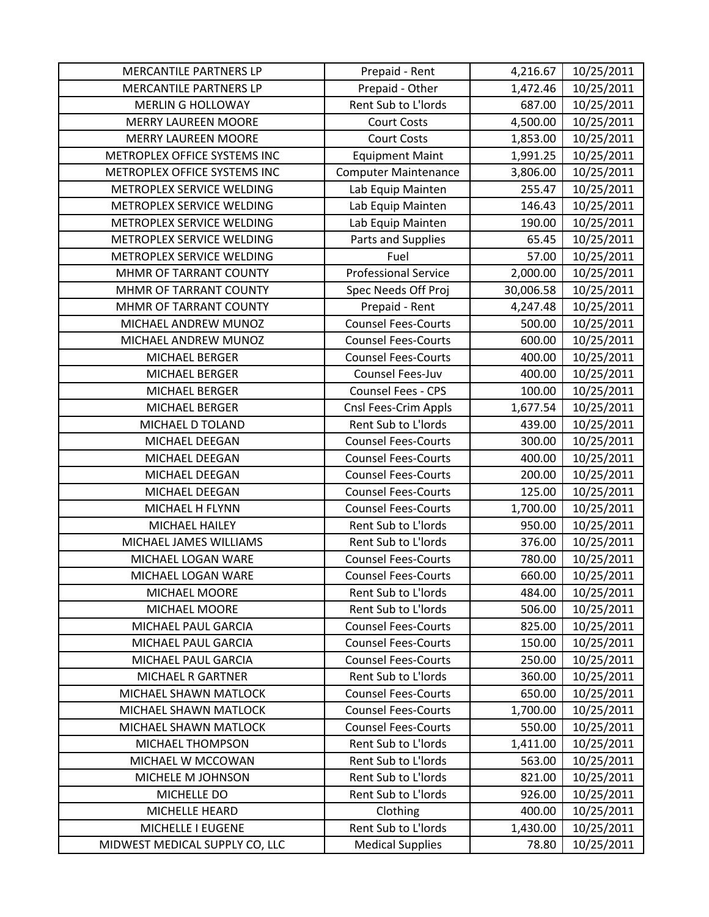| MERCANTILE PARTNERS LP | Prepaid - Rent | 4,216.67 | 10/25/2011 |
|---|---|---|---|
| MERCANTILE PARTNERS LP | Prepaid - Other | 1,472.46 | 10/25/2011 |
| MERLIN G HOLLOWAY | Rent Sub to L'lords | 687.00 | 10/25/2011 |
| MERRY LAUREEN MOORE | Court Costs | 4,500.00 | 10/25/2011 |
| MERRY LAUREEN MOORE | Court Costs | 1,853.00 | 10/25/2011 |
| METROPLEX OFFICE SYSTEMS INC | Equipment Maint | 1,991.25 | 10/25/2011 |
| METROPLEX OFFICE SYSTEMS INC | Computer Maintenance | 3,806.00 | 10/25/2011 |
| METROPLEX SERVICE WELDING | Lab Equip Mainten | 255.47 | 10/25/2011 |
| METROPLEX SERVICE WELDING | Lab Equip Mainten | 146.43 | 10/25/2011 |
| METROPLEX SERVICE WELDING | Lab Equip Mainten | 190.00 | 10/25/2011 |
| METROPLEX SERVICE WELDING | Parts and Supplies | 65.45 | 10/25/2011 |
| METROPLEX SERVICE WELDING | Fuel | 57.00 | 10/25/2011 |
| MHMR OF TARRANT COUNTY | Professional Service | 2,000.00 | 10/25/2011 |
| MHMR OF TARRANT COUNTY | Spec Needs Off Proj | 30,006.58 | 10/25/2011 |
| MHMR OF TARRANT COUNTY | Prepaid - Rent | 4,247.48 | 10/25/2011 |
| MICHAEL ANDREW MUNOZ | Counsel Fees-Courts | 500.00 | 10/25/2011 |
| MICHAEL ANDREW MUNOZ | Counsel Fees-Courts | 600.00 | 10/25/2011 |
| MICHAEL BERGER | Counsel Fees-Courts | 400.00 | 10/25/2011 |
| MICHAEL BERGER | Counsel Fees-Juv | 400.00 | 10/25/2011 |
| MICHAEL BERGER | Counsel Fees - CPS | 100.00 | 10/25/2011 |
| MICHAEL BERGER | Cnsl Fees-Crim Appls | 1,677.54 | 10/25/2011 |
| MICHAEL D TOLAND | Rent Sub to L'lords | 439.00 | 10/25/2011 |
| MICHAEL DEEGAN | Counsel Fees-Courts | 300.00 | 10/25/2011 |
| MICHAEL DEEGAN | Counsel Fees-Courts | 400.00 | 10/25/2011 |
| MICHAEL DEEGAN | Counsel Fees-Courts | 200.00 | 10/25/2011 |
| MICHAEL DEEGAN | Counsel Fees-Courts | 125.00 | 10/25/2011 |
| MICHAEL H FLYNN | Counsel Fees-Courts | 1,700.00 | 10/25/2011 |
| MICHAEL HAILEY | Rent Sub to L'lords | 950.00 | 10/25/2011 |
| MICHAEL JAMES WILLIAMS | Rent Sub to L'lords | 376.00 | 10/25/2011 |
| MICHAEL LOGAN WARE | Counsel Fees-Courts | 780.00 | 10/25/2011 |
| MICHAEL LOGAN WARE | Counsel Fees-Courts | 660.00 | 10/25/2011 |
| MICHAEL MOORE | Rent Sub to L'lords | 484.00 | 10/25/2011 |
| MICHAEL MOORE | Rent Sub to L'lords | 506.00 | 10/25/2011 |
| MICHAEL PAUL GARCIA | Counsel Fees-Courts | 825.00 | 10/25/2011 |
| MICHAEL PAUL GARCIA | Counsel Fees-Courts | 150.00 | 10/25/2011 |
| MICHAEL PAUL GARCIA | Counsel Fees-Courts | 250.00 | 10/25/2011 |
| MICHAEL R GARTNER | Rent Sub to L'lords | 360.00 | 10/25/2011 |
| MICHAEL SHAWN MATLOCK | Counsel Fees-Courts | 650.00 | 10/25/2011 |
| MICHAEL SHAWN MATLOCK | Counsel Fees-Courts | 1,700.00 | 10/25/2011 |
| MICHAEL SHAWN MATLOCK | Counsel Fees-Courts | 550.00 | 10/25/2011 |
| MICHAEL THOMPSON | Rent Sub to L'lords | 1,411.00 | 10/25/2011 |
| MICHAEL W MCCOWAN | Rent Sub to L'lords | 563.00 | 10/25/2011 |
| MICHELE M JOHNSON | Rent Sub to L'lords | 821.00 | 10/25/2011 |
| MICHELLE DO | Rent Sub to L'lords | 926.00 | 10/25/2011 |
| MICHELLE HEARD | Clothing | 400.00 | 10/25/2011 |
| MICHELLE I EUGENE | Rent Sub to L'lords | 1,430.00 | 10/25/2011 |
| MIDWEST MEDICAL SUPPLY CO, LLC | Medical Supplies | 78.80 | 10/25/2011 |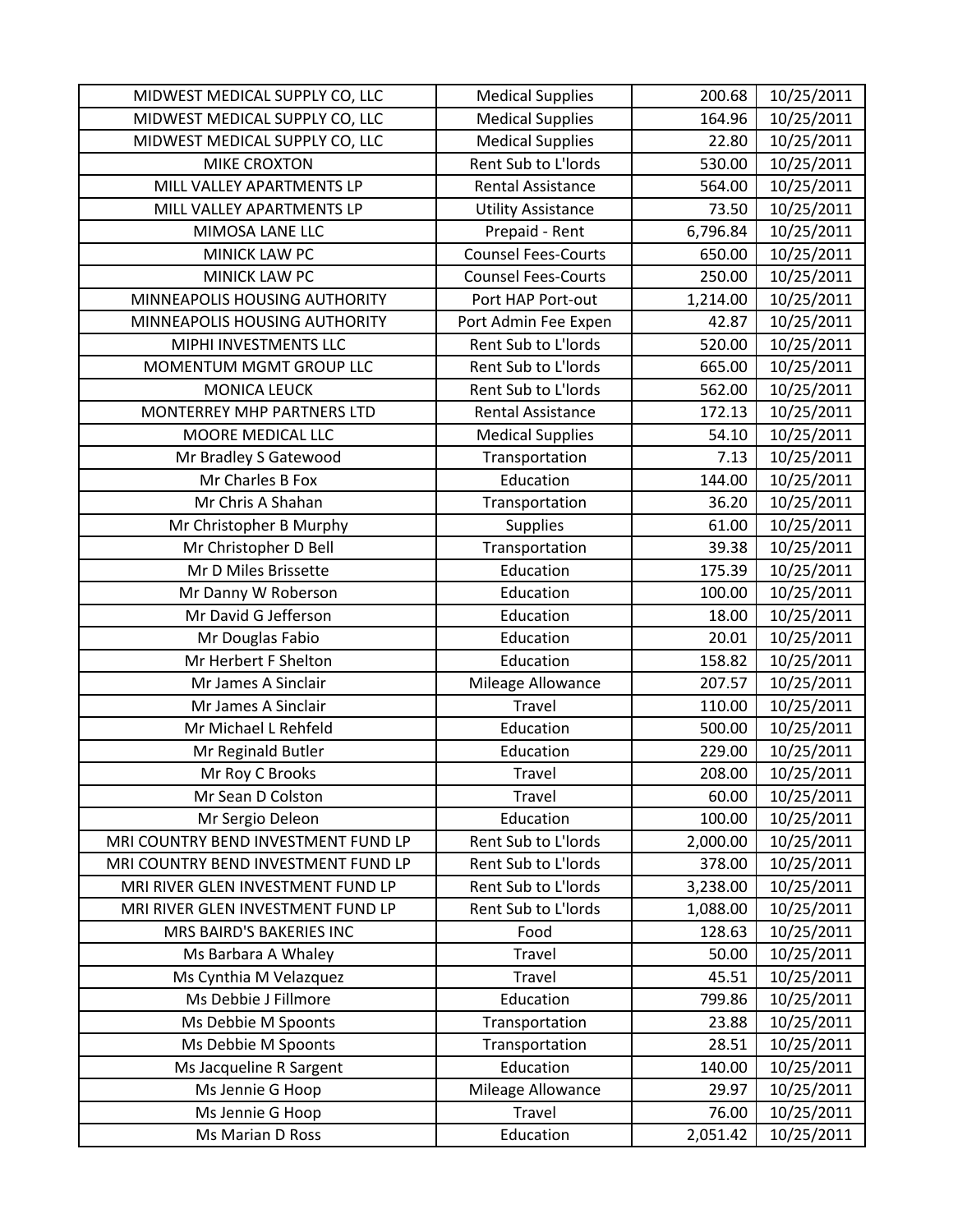| | | | |
|---|---|---|---|
| MIDWEST MEDICAL SUPPLY CO, LLC | Medical Supplies | 200.68 | 10/25/2011 |
| MIDWEST MEDICAL SUPPLY CO, LLC | Medical Supplies | 164.96 | 10/25/2011 |
| MIDWEST MEDICAL SUPPLY CO, LLC | Medical Supplies | 22.80 | 10/25/2011 |
| MIKE CROXTON | Rent Sub to L'lords | 530.00 | 10/25/2011 |
| MILL VALLEY APARTMENTS LP | Rental Assistance | 564.00 | 10/25/2011 |
| MILL VALLEY APARTMENTS LP | Utility Assistance | 73.50 | 10/25/2011 |
| MIMOSA LANE LLC | Prepaid - Rent | 6,796.84 | 10/25/2011 |
| MINICK LAW PC | Counsel Fees-Courts | 650.00 | 10/25/2011 |
| MINICK LAW PC | Counsel Fees-Courts | 250.00 | 10/25/2011 |
| MINNEAPOLIS HOUSING AUTHORITY | Port HAP Port-out | 1,214.00 | 10/25/2011 |
| MINNEAPOLIS HOUSING AUTHORITY | Port Admin Fee Expen | 42.87 | 10/25/2011 |
| MIPHI INVESTMENTS LLC | Rent Sub to L'lords | 520.00 | 10/25/2011 |
| MOMENTUM MGMT GROUP LLC | Rent Sub to L'lords | 665.00 | 10/25/2011 |
| MONICA LEUCK | Rent Sub to L'lords | 562.00 | 10/25/2011 |
| MONTERREY MHP PARTNERS LTD | Rental Assistance | 172.13 | 10/25/2011 |
| MOORE MEDICAL LLC | Medical Supplies | 54.10 | 10/25/2011 |
| Mr Bradley S Gatewood | Transportation | 7.13 | 10/25/2011 |
| Mr Charles B Fox | Education | 144.00 | 10/25/2011 |
| Mr Chris A Shahan | Transportation | 36.20 | 10/25/2011 |
| Mr Christopher B Murphy | Supplies | 61.00 | 10/25/2011 |
| Mr Christopher D Bell | Transportation | 39.38 | 10/25/2011 |
| Mr D Miles Brissette | Education | 175.39 | 10/25/2011 |
| Mr Danny W Roberson | Education | 100.00 | 10/25/2011 |
| Mr David G Jefferson | Education | 18.00 | 10/25/2011 |
| Mr Douglas Fabio | Education | 20.01 | 10/25/2011 |
| Mr Herbert F Shelton | Education | 158.82 | 10/25/2011 |
| Mr James A Sinclair | Mileage Allowance | 207.57 | 10/25/2011 |
| Mr James A Sinclair | Travel | 110.00 | 10/25/2011 |
| Mr Michael L Rehfeld | Education | 500.00 | 10/25/2011 |
| Mr Reginald Butler | Education | 229.00 | 10/25/2011 |
| Mr Roy C Brooks | Travel | 208.00 | 10/25/2011 |
| Mr Sean D Colston | Travel | 60.00 | 10/25/2011 |
| Mr Sergio Deleon | Education | 100.00 | 10/25/2011 |
| MRI COUNTRY BEND INVESTMENT FUND LP | Rent Sub to L'lords | 2,000.00 | 10/25/2011 |
| MRI COUNTRY BEND INVESTMENT FUND LP | Rent Sub to L'lords | 378.00 | 10/25/2011 |
| MRI RIVER GLEN INVESTMENT FUND LP | Rent Sub to L'lords | 3,238.00 | 10/25/2011 |
| MRI RIVER GLEN INVESTMENT FUND LP | Rent Sub to L'lords | 1,088.00 | 10/25/2011 |
| MRS BAIRD'S BAKERIES INC | Food | 128.63 | 10/25/2011 |
| Ms Barbara A Whaley | Travel | 50.00 | 10/25/2011 |
| Ms Cynthia M Velazquez | Travel | 45.51 | 10/25/2011 |
| Ms Debbie J Fillmore | Education | 799.86 | 10/25/2011 |
| Ms Debbie M Spoonts | Transportation | 23.88 | 10/25/2011 |
| Ms Debbie M Spoonts | Transportation | 28.51 | 10/25/2011 |
| Ms Jacqueline R Sargent | Education | 140.00 | 10/25/2011 |
| Ms Jennie G Hoop | Mileage Allowance | 29.97 | 10/25/2011 |
| Ms Jennie G Hoop | Travel | 76.00 | 10/25/2011 |
| Ms Marian D Ross | Education | 2,051.42 | 10/25/2011 |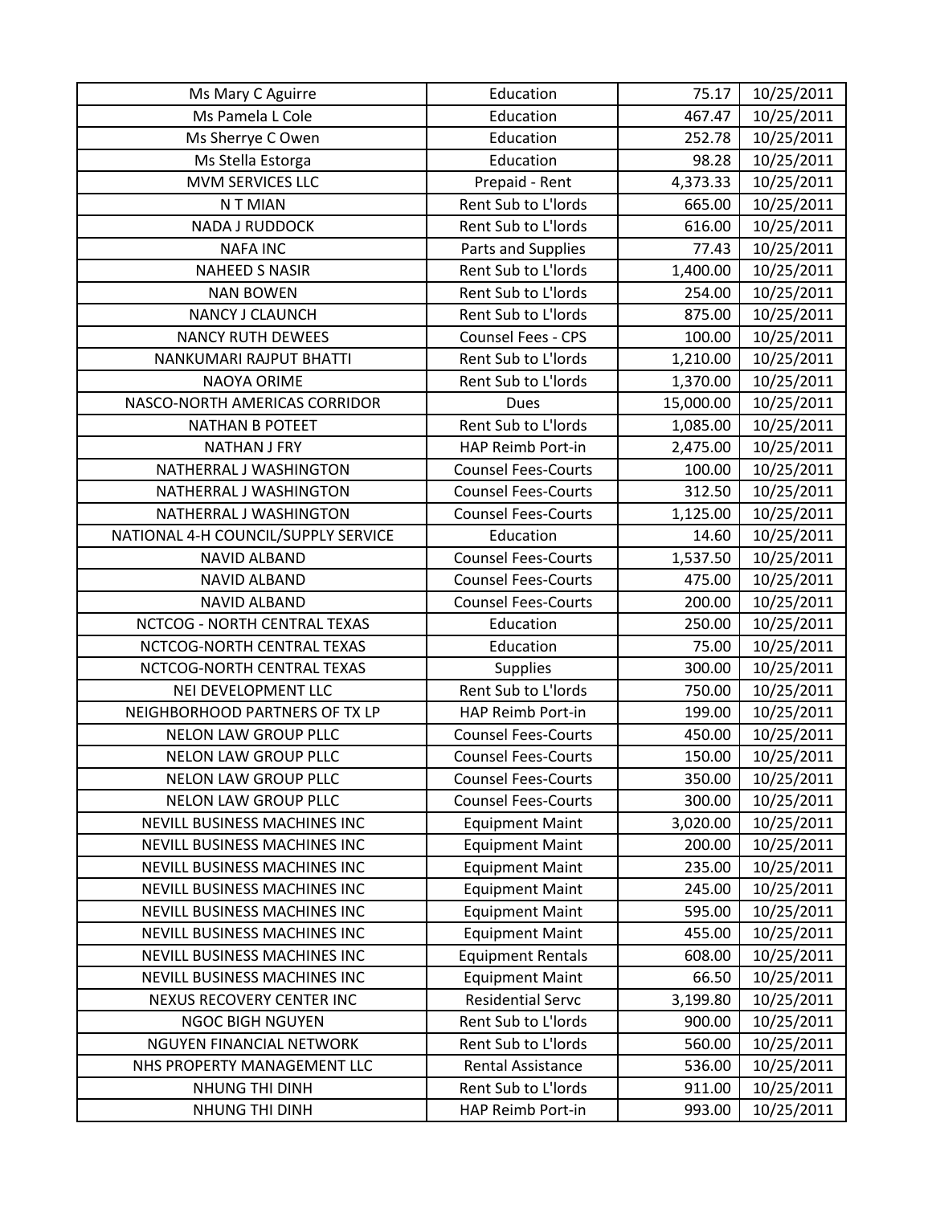| Ms Mary C Aguirre | Education | 75.17 | 10/25/2011 |
|---|---|---|---|
| Ms Pamela L Cole | Education | 467.47 | 10/25/2011 |
| Ms Sherrye C Owen | Education | 252.78 | 10/25/2011 |
| Ms Stella Estorga | Education | 98.28 | 10/25/2011 |
| MVM SERVICES LLC | Prepaid - Rent | 4,373.33 | 10/25/2011 |
| N T MIAN | Rent Sub to L'lords | 665.00 | 10/25/2011 |
| NADA J RUDDOCK | Rent Sub to L'lords | 616.00 | 10/25/2011 |
| NAFA INC | Parts and Supplies | 77.43 | 10/25/2011 |
| NAHEED S NASIR | Rent Sub to L'lords | 1,400.00 | 10/25/2011 |
| NAN BOWEN | Rent Sub to L'lords | 254.00 | 10/25/2011 |
| NANCY J CLAUNCH | Rent Sub to L'lords | 875.00 | 10/25/2011 |
| NANCY RUTH DEWEES | Counsel Fees - CPS | 100.00 | 10/25/2011 |
| NANKUMARI RAJPUT BHATTI | Rent Sub to L'lords | 1,210.00 | 10/25/2011 |
| NAOYA ORIME | Rent Sub to L'lords | 1,370.00 | 10/25/2011 |
| NASCO-NORTH AMERICAS CORRIDOR | Dues | 15,000.00 | 10/25/2011 |
| NATHAN B POTEET | Rent Sub to L'lords | 1,085.00 | 10/25/2011 |
| NATHAN J FRY | HAP Reimb Port-in | 2,475.00 | 10/25/2011 |
| NATHERRAL J WASHINGTON | Counsel Fees-Courts | 100.00 | 10/25/2011 |
| NATHERRAL J WASHINGTON | Counsel Fees-Courts | 312.50 | 10/25/2011 |
| NATHERRAL J WASHINGTON | Counsel Fees-Courts | 1,125.00 | 10/25/2011 |
| NATIONAL 4-H COUNCIL/SUPPLY SERVICE | Education | 14.60 | 10/25/2011 |
| NAVID ALBAND | Counsel Fees-Courts | 1,537.50 | 10/25/2011 |
| NAVID ALBAND | Counsel Fees-Courts | 475.00 | 10/25/2011 |
| NAVID ALBAND | Counsel Fees-Courts | 200.00 | 10/25/2011 |
| NCTCOG - NORTH CENTRAL TEXAS | Education | 250.00 | 10/25/2011 |
| NCTCOG-NORTH CENTRAL TEXAS | Education | 75.00 | 10/25/2011 |
| NCTCOG-NORTH CENTRAL TEXAS | Supplies | 300.00 | 10/25/2011 |
| NEI DEVELOPMENT LLC | Rent Sub to L'lords | 750.00 | 10/25/2011 |
| NEIGHBORHOOD PARTNERS OF TX LP | HAP Reimb Port-in | 199.00 | 10/25/2011 |
| NELON LAW GROUP PLLC | Counsel Fees-Courts | 450.00 | 10/25/2011 |
| NELON LAW GROUP PLLC | Counsel Fees-Courts | 150.00 | 10/25/2011 |
| NELON LAW GROUP PLLC | Counsel Fees-Courts | 350.00 | 10/25/2011 |
| NELON LAW GROUP PLLC | Counsel Fees-Courts | 300.00 | 10/25/2011 |
| NEVILL BUSINESS MACHINES INC | Equipment Maint | 3,020.00 | 10/25/2011 |
| NEVILL BUSINESS MACHINES INC | Equipment Maint | 200.00 | 10/25/2011 |
| NEVILL BUSINESS MACHINES INC | Equipment Maint | 235.00 | 10/25/2011 |
| NEVILL BUSINESS MACHINES INC | Equipment Maint | 245.00 | 10/25/2011 |
| NEVILL BUSINESS MACHINES INC | Equipment Maint | 595.00 | 10/25/2011 |
| NEVILL BUSINESS MACHINES INC | Equipment Maint | 455.00 | 10/25/2011 |
| NEVILL BUSINESS MACHINES INC | Equipment Rentals | 608.00 | 10/25/2011 |
| NEVILL BUSINESS MACHINES INC | Equipment Maint | 66.50 | 10/25/2011 |
| NEXUS RECOVERY CENTER INC | Residential Servc | 3,199.80 | 10/25/2011 |
| NGOC BIGH NGUYEN | Rent Sub to L'lords | 900.00 | 10/25/2011 |
| NGUYEN FINANCIAL NETWORK | Rent Sub to L'lords | 560.00 | 10/25/2011 |
| NHS PROPERTY MANAGEMENT LLC | Rental Assistance | 536.00 | 10/25/2011 |
| NHUNG THI DINH | Rent Sub to L'lords | 911.00 | 10/25/2011 |
| NHUNG THI DINH | HAP Reimb Port-in | 993.00 | 10/25/2011 |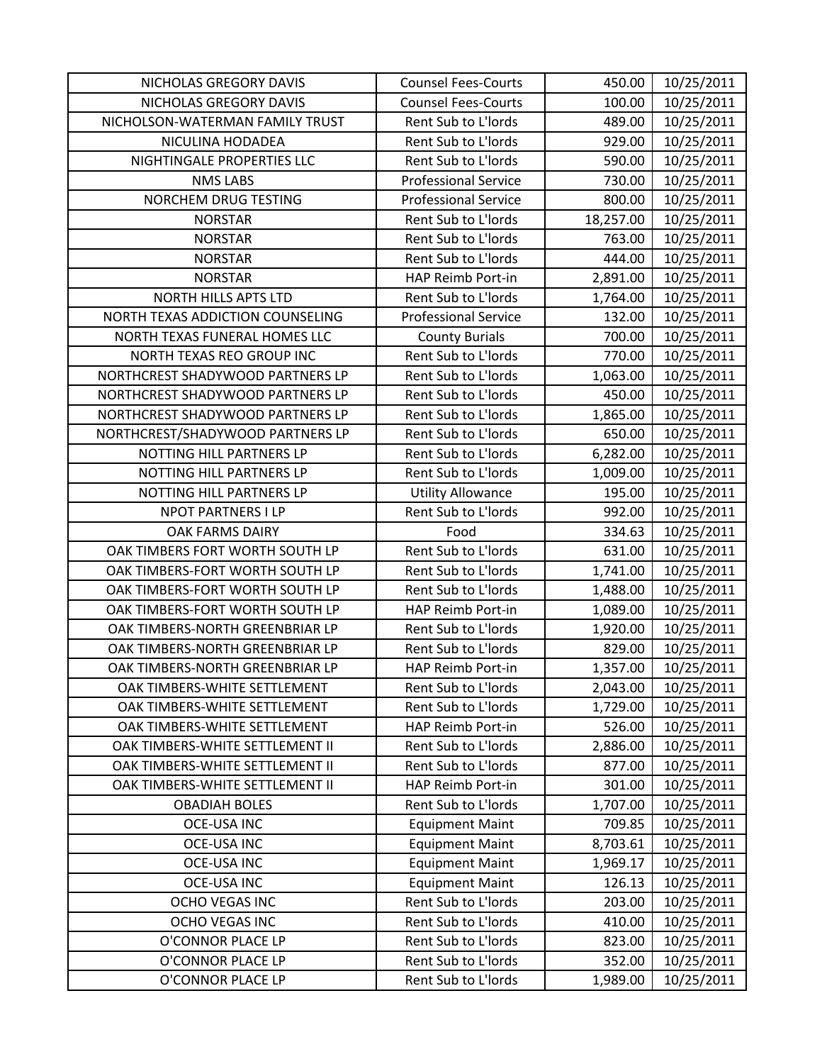| | | | |
|---|---|---|---|
| NICHOLAS GREGORY DAVIS | Counsel Fees-Courts | 450.00 | 10/25/2011 |
| NICHOLAS GREGORY DAVIS | Counsel Fees-Courts | 100.00 | 10/25/2011 |
| NICHOLSON-WATERMAN FAMILY TRUST | Rent Sub to L'lords | 489.00 | 10/25/2011 |
| NICULINA HODADEA | Rent Sub to L'lords | 929.00 | 10/25/2011 |
| NIGHTINGALE PROPERTIES LLC | Rent Sub to L'lords | 590.00 | 10/25/2011 |
| NMS LABS | Professional Service | 730.00 | 10/25/2011 |
| NORCHEM DRUG TESTING | Professional Service | 800.00 | 10/25/2011 |
| NORSTAR | Rent Sub to L'lords | 18,257.00 | 10/25/2011 |
| NORSTAR | Rent Sub to L'lords | 763.00 | 10/25/2011 |
| NORSTAR | Rent Sub to L'lords | 444.00 | 10/25/2011 |
| NORSTAR | HAP Reimb Port-in | 2,891.00 | 10/25/2011 |
| NORTH HILLS APTS LTD | Rent Sub to L'lords | 1,764.00 | 10/25/2011 |
| NORTH TEXAS ADDICTION COUNSELING | Professional Service | 132.00 | 10/25/2011 |
| NORTH TEXAS FUNERAL HOMES LLC | County Burials | 700.00 | 10/25/2011 |
| NORTH TEXAS REO GROUP INC | Rent Sub to L'lords | 770.00 | 10/25/2011 |
| NORTHCREST SHADYWOOD PARTNERS LP | Rent Sub to L'lords | 1,063.00 | 10/25/2011 |
| NORTHCREST SHADYWOOD PARTNERS LP | Rent Sub to L'lords | 450.00 | 10/25/2011 |
| NORTHCREST SHADYWOOD PARTNERS LP | Rent Sub to L'lords | 1,865.00 | 10/25/2011 |
| NORTHCREST/SHADYWOOD PARTNERS LP | Rent Sub to L'lords | 650.00 | 10/25/2011 |
| NOTTING HILL PARTNERS LP | Rent Sub to L'lords | 6,282.00 | 10/25/2011 |
| NOTTING HILL PARTNERS LP | Rent Sub to L'lords | 1,009.00 | 10/25/2011 |
| NOTTING HILL PARTNERS LP | Utility Allowance | 195.00 | 10/25/2011 |
| NPOT PARTNERS I LP | Rent Sub to L'lords | 992.00 | 10/25/2011 |
| OAK FARMS DAIRY | Food | 334.63 | 10/25/2011 |
| OAK TIMBERS FORT WORTH SOUTH LP | Rent Sub to L'lords | 631.00 | 10/25/2011 |
| OAK TIMBERS-FORT WORTH SOUTH LP | Rent Sub to L'lords | 1,741.00 | 10/25/2011 |
| OAK TIMBERS-FORT WORTH SOUTH LP | Rent Sub to L'lords | 1,488.00 | 10/25/2011 |
| OAK TIMBERS-FORT WORTH SOUTH LP | HAP Reimb Port-in | 1,089.00 | 10/25/2011 |
| OAK TIMBERS-NORTH GREENBRIAR LP | Rent Sub to L'lords | 1,920.00 | 10/25/2011 |
| OAK TIMBERS-NORTH GREENBRIAR LP | Rent Sub to L'lords | 829.00 | 10/25/2011 |
| OAK TIMBERS-NORTH GREENBRIAR LP | HAP Reimb Port-in | 1,357.00 | 10/25/2011 |
| OAK TIMBERS-WHITE SETTLEMENT | Rent Sub to L'lords | 2,043.00 | 10/25/2011 |
| OAK TIMBERS-WHITE SETTLEMENT | Rent Sub to L'lords | 1,729.00 | 10/25/2011 |
| OAK TIMBERS-WHITE SETTLEMENT | HAP Reimb Port-in | 526.00 | 10/25/2011 |
| OAK TIMBERS-WHITE SETTLEMENT II | Rent Sub to L'lords | 2,886.00 | 10/25/2011 |
| OAK TIMBERS-WHITE SETTLEMENT II | Rent Sub to L'lords | 877.00 | 10/25/2011 |
| OAK TIMBERS-WHITE SETTLEMENT II | HAP Reimb Port-in | 301.00 | 10/25/2011 |
| OBADIAH BOLES | Rent Sub to L'lords | 1,707.00 | 10/25/2011 |
| OCE-USA INC | Equipment Maint | 709.85 | 10/25/2011 |
| OCE-USA INC | Equipment Maint | 8,703.61 | 10/25/2011 |
| OCE-USA INC | Equipment Maint | 1,969.17 | 10/25/2011 |
| OCE-USA INC | Equipment Maint | 126.13 | 10/25/2011 |
| OCHO VEGAS INC | Rent Sub to L'lords | 203.00 | 10/25/2011 |
| OCHO VEGAS INC | Rent Sub to L'lords | 410.00 | 10/25/2011 |
| O'CONNOR PLACE LP | Rent Sub to L'lords | 823.00 | 10/25/2011 |
| O'CONNOR PLACE LP | Rent Sub to L'lords | 352.00 | 10/25/2011 |
| O'CONNOR PLACE LP | Rent Sub to L'lords | 1,989.00 | 10/25/2011 |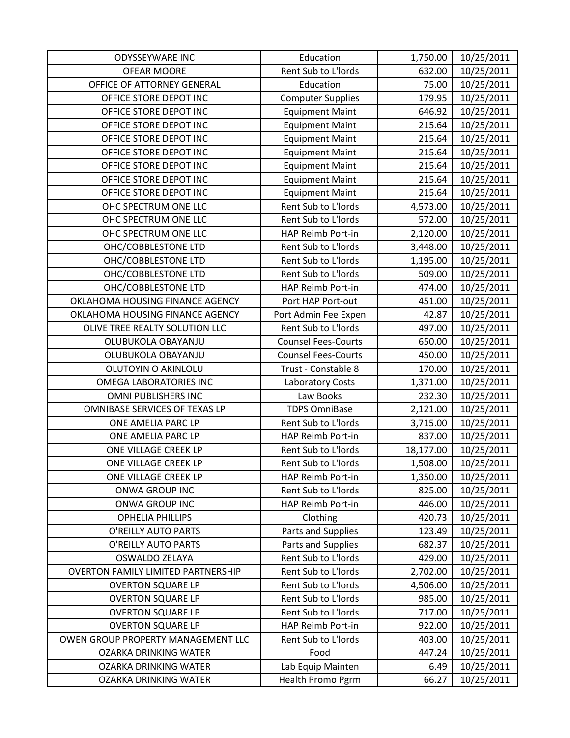| | | | |
|---|---|---|---|
| ODYSSEYWARE INC | Education | 1,750.00 | 10/25/2011 |
| OFEAR MOORE | Rent Sub to L'lords | 632.00 | 10/25/2011 |
| OFFICE OF ATTORNEY GENERAL | Education | 75.00 | 10/25/2011 |
| OFFICE STORE DEPOT INC | Computer Supplies | 179.95 | 10/25/2011 |
| OFFICE STORE DEPOT INC | Equipment Maint | 646.92 | 10/25/2011 |
| OFFICE STORE DEPOT INC | Equipment Maint | 215.64 | 10/25/2011 |
| OFFICE STORE DEPOT INC | Equipment Maint | 215.64 | 10/25/2011 |
| OFFICE STORE DEPOT INC | Equipment Maint | 215.64 | 10/25/2011 |
| OFFICE STORE DEPOT INC | Equipment Maint | 215.64 | 10/25/2011 |
| OFFICE STORE DEPOT INC | Equipment Maint | 215.64 | 10/25/2011 |
| OFFICE STORE DEPOT INC | Equipment Maint | 215.64 | 10/25/2011 |
| OHC SPECTRUM ONE LLC | Rent Sub to L'lords | 4,573.00 | 10/25/2011 |
| OHC SPECTRUM ONE LLC | Rent Sub to L'lords | 572.00 | 10/25/2011 |
| OHC SPECTRUM ONE LLC | HAP Reimb Port-in | 2,120.00 | 10/25/2011 |
| OHC/COBBLESTONE LTD | Rent Sub to L'lords | 3,448.00 | 10/25/2011 |
| OHC/COBBLESTONE LTD | Rent Sub to L'lords | 1,195.00 | 10/25/2011 |
| OHC/COBBLESTONE LTD | Rent Sub to L'lords | 509.00 | 10/25/2011 |
| OHC/COBBLESTONE LTD | HAP Reimb Port-in | 474.00 | 10/25/2011 |
| OKLAHOMA HOUSING FINANCE AGENCY | Port HAP Port-out | 451.00 | 10/25/2011 |
| OKLAHOMA HOUSING FINANCE AGENCY | Port Admin Fee Expen | 42.87 | 10/25/2011 |
| OLIVE TREE REALTY SOLUTION LLC | Rent Sub to L'lords | 497.00 | 10/25/2011 |
| OLUBUKOLA OBAYANJU | Counsel Fees-Courts | 650.00 | 10/25/2011 |
| OLUBUKOLA OBAYANJU | Counsel Fees-Courts | 450.00 | 10/25/2011 |
| OLUTOYIN O AKINLOLU | Trust - Constable 8 | 170.00 | 10/25/2011 |
| OMEGA LABORATORIES INC | Laboratory Costs | 1,371.00 | 10/25/2011 |
| OMNI PUBLISHERS INC | Law Books | 232.30 | 10/25/2011 |
| OMNIBASE SERVICES OF TEXAS LP | TDPS OmniBase | 2,121.00 | 10/25/2011 |
| ONE AMELIA PARC LP | Rent Sub to L'lords | 3,715.00 | 10/25/2011 |
| ONE AMELIA PARC LP | HAP Reimb Port-in | 837.00 | 10/25/2011 |
| ONE VILLAGE CREEK LP | Rent Sub to L'lords | 18,177.00 | 10/25/2011 |
| ONE VILLAGE CREEK LP | Rent Sub to L'lords | 1,508.00 | 10/25/2011 |
| ONE VILLAGE CREEK LP | HAP Reimb Port-in | 1,350.00 | 10/25/2011 |
| ONWA GROUP INC | Rent Sub to L'lords | 825.00 | 10/25/2011 |
| ONWA GROUP INC | HAP Reimb Port-in | 446.00 | 10/25/2011 |
| OPHELIA PHILLIPS | Clothing | 420.73 | 10/25/2011 |
| O'REILLY AUTO PARTS | Parts and Supplies | 123.49 | 10/25/2011 |
| O'REILLY AUTO PARTS | Parts and Supplies | 682.37 | 10/25/2011 |
| OSWALDO ZELAYA | Rent Sub to L'lords | 429.00 | 10/25/2011 |
| OVERTON FAMILY LIMITED PARTNERSHIP | Rent Sub to L'lords | 2,702.00 | 10/25/2011 |
| OVERTON SQUARE LP | Rent Sub to L'lords | 4,506.00 | 10/25/2011 |
| OVERTON SQUARE LP | Rent Sub to L'lords | 985.00 | 10/25/2011 |
| OVERTON SQUARE LP | Rent Sub to L'lords | 717.00 | 10/25/2011 |
| OVERTON SQUARE LP | HAP Reimb Port-in | 922.00 | 10/25/2011 |
| OWEN GROUP PROPERTY MANAGEMENT LLC | Rent Sub to L'lords | 403.00 | 10/25/2011 |
| OZARKA DRINKING WATER | Food | 447.24 | 10/25/2011 |
| OZARKA DRINKING WATER | Lab Equip Mainten | 6.49 | 10/25/2011 |
| OZARKA DRINKING WATER | Health Promo Pgrm | 66.27 | 10/25/2011 |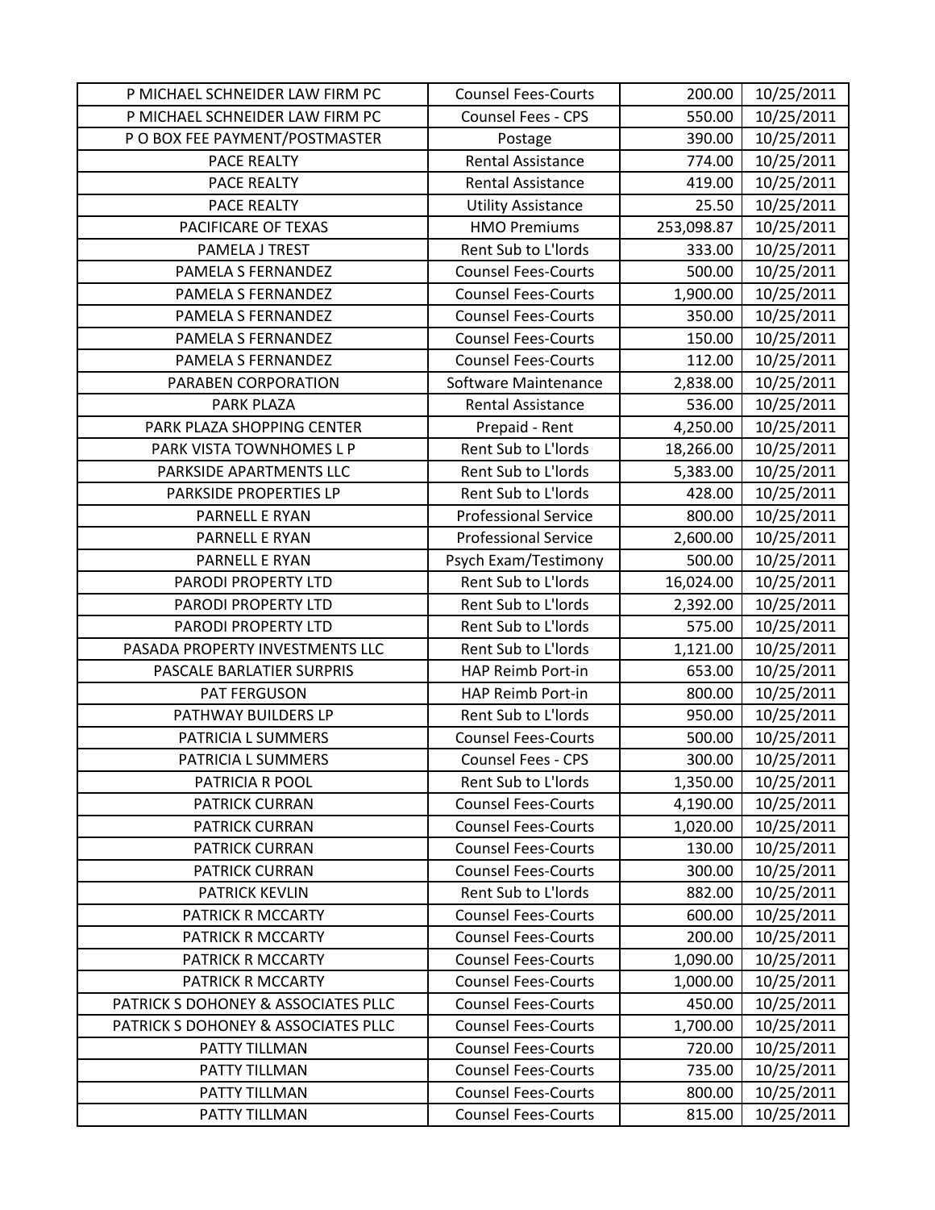| P MICHAEL SCHNEIDER LAW FIRM PC | Counsel Fees-Courts | 200.00 | 10/25/2011 |
|---|---|---|---|
| P MICHAEL SCHNEIDER LAW FIRM PC | Counsel Fees - CPS | 550.00 | 10/25/2011 |
| P O BOX FEE PAYMENT/POSTMASTER | Postage | 390.00 | 10/25/2011 |
| PACE REALTY | Rental Assistance | 774.00 | 10/25/2011 |
| PACE REALTY | Rental Assistance | 419.00 | 10/25/2011 |
| PACE REALTY | Utility Assistance | 25.50 | 10/25/2011 |
| PACIFICARE OF TEXAS | HMO Premiums | 253,098.87 | 10/25/2011 |
| PAMELA J TREST | Rent Sub to L'lords | 333.00 | 10/25/2011 |
| PAMELA S FERNANDEZ | Counsel Fees-Courts | 500.00 | 10/25/2011 |
| PAMELA S FERNANDEZ | Counsel Fees-Courts | 1,900.00 | 10/25/2011 |
| PAMELA S FERNANDEZ | Counsel Fees-Courts | 350.00 | 10/25/2011 |
| PAMELA S FERNANDEZ | Counsel Fees-Courts | 150.00 | 10/25/2011 |
| PAMELA S FERNANDEZ | Counsel Fees-Courts | 112.00 | 10/25/2011 |
| PARABEN CORPORATION | Software Maintenance | 2,838.00 | 10/25/2011 |
| PARK PLAZA | Rental Assistance | 536.00 | 10/25/2011 |
| PARK PLAZA SHOPPING CENTER | Prepaid - Rent | 4,250.00 | 10/25/2011 |
| PARK VISTA TOWNHOMES L P | Rent Sub to L'lords | 18,266.00 | 10/25/2011 |
| PARKSIDE APARTMENTS LLC | Rent Sub to L'lords | 5,383.00 | 10/25/2011 |
| PARKSIDE PROPERTIES LP | Rent Sub to L'lords | 428.00 | 10/25/2011 |
| PARNELL E RYAN | Professional Service | 800.00 | 10/25/2011 |
| PARNELL E RYAN | Professional Service | 2,600.00 | 10/25/2011 |
| PARNELL E RYAN | Psych Exam/Testimony | 500.00 | 10/25/2011 |
| PARODI PROPERTY LTD | Rent Sub to L'lords | 16,024.00 | 10/25/2011 |
| PARODI PROPERTY LTD | Rent Sub to L'lords | 2,392.00 | 10/25/2011 |
| PARODI PROPERTY LTD | Rent Sub to L'lords | 575.00 | 10/25/2011 |
| PASADA PROPERTY INVESTMENTS LLC | Rent Sub to L'lords | 1,121.00 | 10/25/2011 |
| PASCALE BARLATIER SURPRIS | HAP Reimb Port-in | 653.00 | 10/25/2011 |
| PAT FERGUSON | HAP Reimb Port-in | 800.00 | 10/25/2011 |
| PATHWAY BUILDERS LP | Rent Sub to L'lords | 950.00 | 10/25/2011 |
| PATRICIA L SUMMERS | Counsel Fees-Courts | 500.00 | 10/25/2011 |
| PATRICIA L SUMMERS | Counsel Fees - CPS | 300.00 | 10/25/2011 |
| PATRICIA R POOL | Rent Sub to L'lords | 1,350.00 | 10/25/2011 |
| PATRICK CURRAN | Counsel Fees-Courts | 4,190.00 | 10/25/2011 |
| PATRICK CURRAN | Counsel Fees-Courts | 1,020.00 | 10/25/2011 |
| PATRICK CURRAN | Counsel Fees-Courts | 130.00 | 10/25/2011 |
| PATRICK CURRAN | Counsel Fees-Courts | 300.00 | 10/25/2011 |
| PATRICK KEVLIN | Rent Sub to L'lords | 882.00 | 10/25/2011 |
| PATRICK R MCCARTY | Counsel Fees-Courts | 600.00 | 10/25/2011 |
| PATRICK R MCCARTY | Counsel Fees-Courts | 200.00 | 10/25/2011 |
| PATRICK R MCCARTY | Counsel Fees-Courts | 1,090.00 | 10/25/2011 |
| PATRICK R MCCARTY | Counsel Fees-Courts | 1,000.00 | 10/25/2011 |
| PATRICK S DOHONEY & ASSOCIATES PLLC | Counsel Fees-Courts | 450.00 | 10/25/2011 |
| PATRICK S DOHONEY & ASSOCIATES PLLC | Counsel Fees-Courts | 1,700.00 | 10/25/2011 |
| PATTY TILLMAN | Counsel Fees-Courts | 720.00 | 10/25/2011 |
| PATTY TILLMAN | Counsel Fees-Courts | 735.00 | 10/25/2011 |
| PATTY TILLMAN | Counsel Fees-Courts | 800.00 | 10/25/2011 |
| PATTY TILLMAN | Counsel Fees-Courts | 815.00 | 10/25/2011 |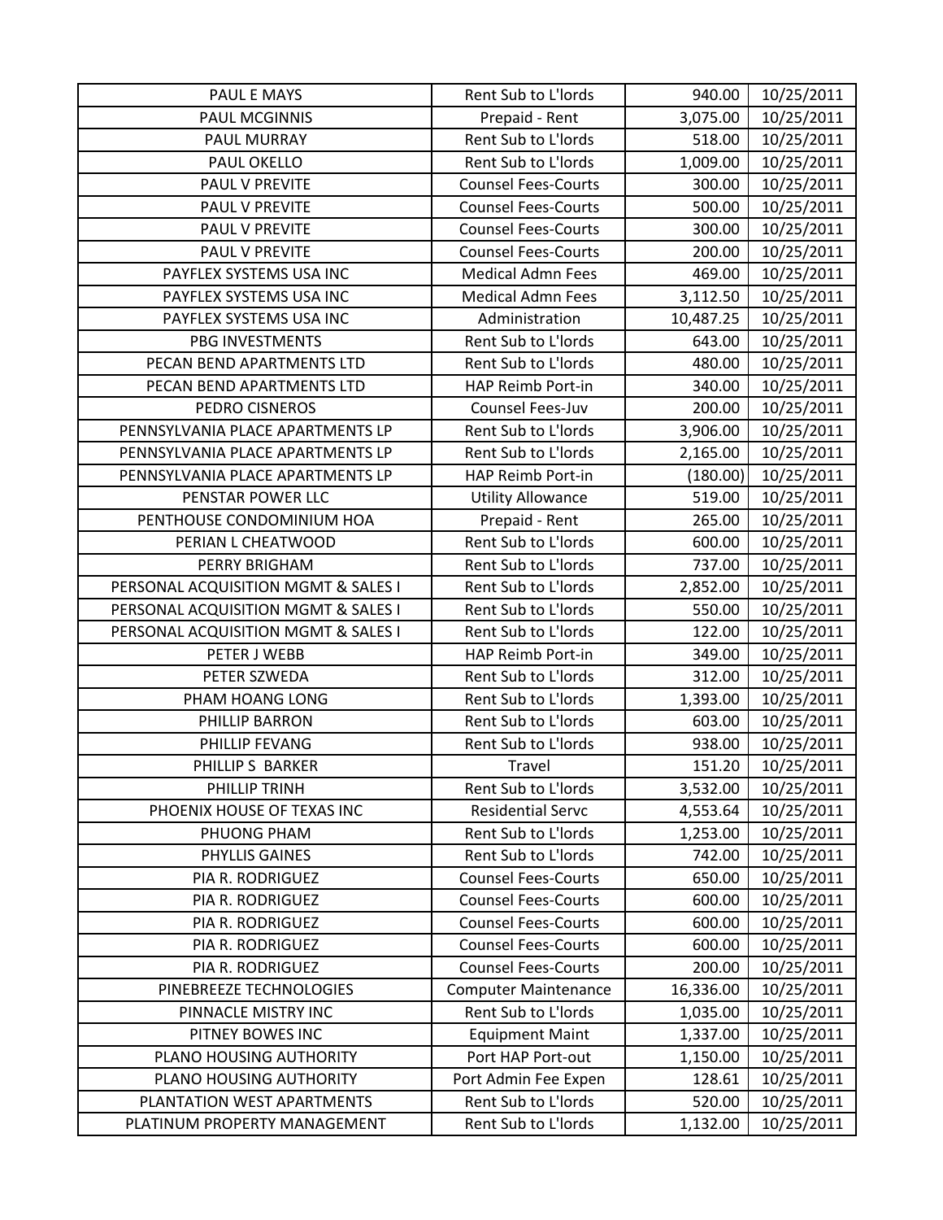| PAUL E MAYS | Rent Sub to L'lords | 940.00 | 10/25/2011 |
|---|---|---|---|
| PAUL MCGINNIS | Prepaid - Rent | 3,075.00 | 10/25/2011 |
| PAUL MURRAY | Rent Sub to L'lords | 518.00 | 10/25/2011 |
| PAUL OKELLO | Rent Sub to L'lords | 1,009.00 | 10/25/2011 |
| PAUL V PREVITE | Counsel Fees-Courts | 300.00 | 10/25/2011 |
| PAUL V PREVITE | Counsel Fees-Courts | 500.00 | 10/25/2011 |
| PAUL V PREVITE | Counsel Fees-Courts | 300.00 | 10/25/2011 |
| PAUL V PREVITE | Counsel Fees-Courts | 200.00 | 10/25/2011 |
| PAYFLEX SYSTEMS USA INC | Medical Admn Fees | 469.00 | 10/25/2011 |
| PAYFLEX SYSTEMS USA INC | Medical Admn Fees | 3,112.50 | 10/25/2011 |
| PAYFLEX SYSTEMS USA INC | Administration | 10,487.25 | 10/25/2011 |
| PBG INVESTMENTS | Rent Sub to L'lords | 643.00 | 10/25/2011 |
| PECAN BEND APARTMENTS LTD | Rent Sub to L'lords | 480.00 | 10/25/2011 |
| PECAN BEND APARTMENTS LTD | HAP Reimb Port-in | 340.00 | 10/25/2011 |
| PEDRO CISNEROS | Counsel Fees-Juv | 200.00 | 10/25/2011 |
| PENNSYLVANIA PLACE APARTMENTS LP | Rent Sub to L'lords | 3,906.00 | 10/25/2011 |
| PENNSYLVANIA PLACE APARTMENTS LP | Rent Sub to L'lords | 2,165.00 | 10/25/2011 |
| PENNSYLVANIA PLACE APARTMENTS LP | HAP Reimb Port-in | (180.00) | 10/25/2011 |
| PENSTAR POWER LLC | Utility Allowance | 519.00 | 10/25/2011 |
| PENTHOUSE CONDOMINIUM HOA | Prepaid - Rent | 265.00 | 10/25/2011 |
| PERIAN L CHEATWOOD | Rent Sub to L'lords | 600.00 | 10/25/2011 |
| PERRY BRIGHAM | Rent Sub to L'lords | 737.00 | 10/25/2011 |
| PERSONAL ACQUISITION MGMT & SALES I | Rent Sub to L'lords | 2,852.00 | 10/25/2011 |
| PERSONAL ACQUISITION MGMT & SALES I | Rent Sub to L'lords | 550.00 | 10/25/2011 |
| PERSONAL ACQUISITION MGMT & SALES I | Rent Sub to L'lords | 122.00 | 10/25/2011 |
| PETER J WEBB | HAP Reimb Port-in | 349.00 | 10/25/2011 |
| PETER SZWEDA | Rent Sub to L'lords | 312.00 | 10/25/2011 |
| PHAM HOANG LONG | Rent Sub to L'lords | 1,393.00 | 10/25/2011 |
| PHILLIP BARRON | Rent Sub to L'lords | 603.00 | 10/25/2011 |
| PHILLIP FEVANG | Rent Sub to L'lords | 938.00 | 10/25/2011 |
| PHILLIP S BARKER | Travel | 151.20 | 10/25/2011 |
| PHILLIP TRINH | Rent Sub to L'lords | 3,532.00 | 10/25/2011 |
| PHOENIX HOUSE OF TEXAS INC | Residential Servc | 4,553.64 | 10/25/2011 |
| PHUONG PHAM | Rent Sub to L'lords | 1,253.00 | 10/25/2011 |
| PHYLLIS GAINES | Rent Sub to L'lords | 742.00 | 10/25/2011 |
| PIA R. RODRIGUEZ | Counsel Fees-Courts | 650.00 | 10/25/2011 |
| PIA R. RODRIGUEZ | Counsel Fees-Courts | 600.00 | 10/25/2011 |
| PIA R. RODRIGUEZ | Counsel Fees-Courts | 600.00 | 10/25/2011 |
| PIA R. RODRIGUEZ | Counsel Fees-Courts | 600.00 | 10/25/2011 |
| PIA R. RODRIGUEZ | Counsel Fees-Courts | 200.00 | 10/25/2011 |
| PINEBREEZE TECHNOLOGIES | Computer Maintenance | 16,336.00 | 10/25/2011 |
| PINNACLE MISTRY INC | Rent Sub to L'lords | 1,035.00 | 10/25/2011 |
| PITNEY BOWES INC | Equipment Maint | 1,337.00 | 10/25/2011 |
| PLANO HOUSING AUTHORITY | Port HAP Port-out | 1,150.00 | 10/25/2011 |
| PLANO HOUSING AUTHORITY | Port Admin Fee Expen | 128.61 | 10/25/2011 |
| PLANTATION WEST APARTMENTS | Rent Sub to L'lords | 520.00 | 10/25/2011 |
| PLATINUM PROPERTY MANAGEMENT | Rent Sub to L'lords | 1,132.00 | 10/25/2011 |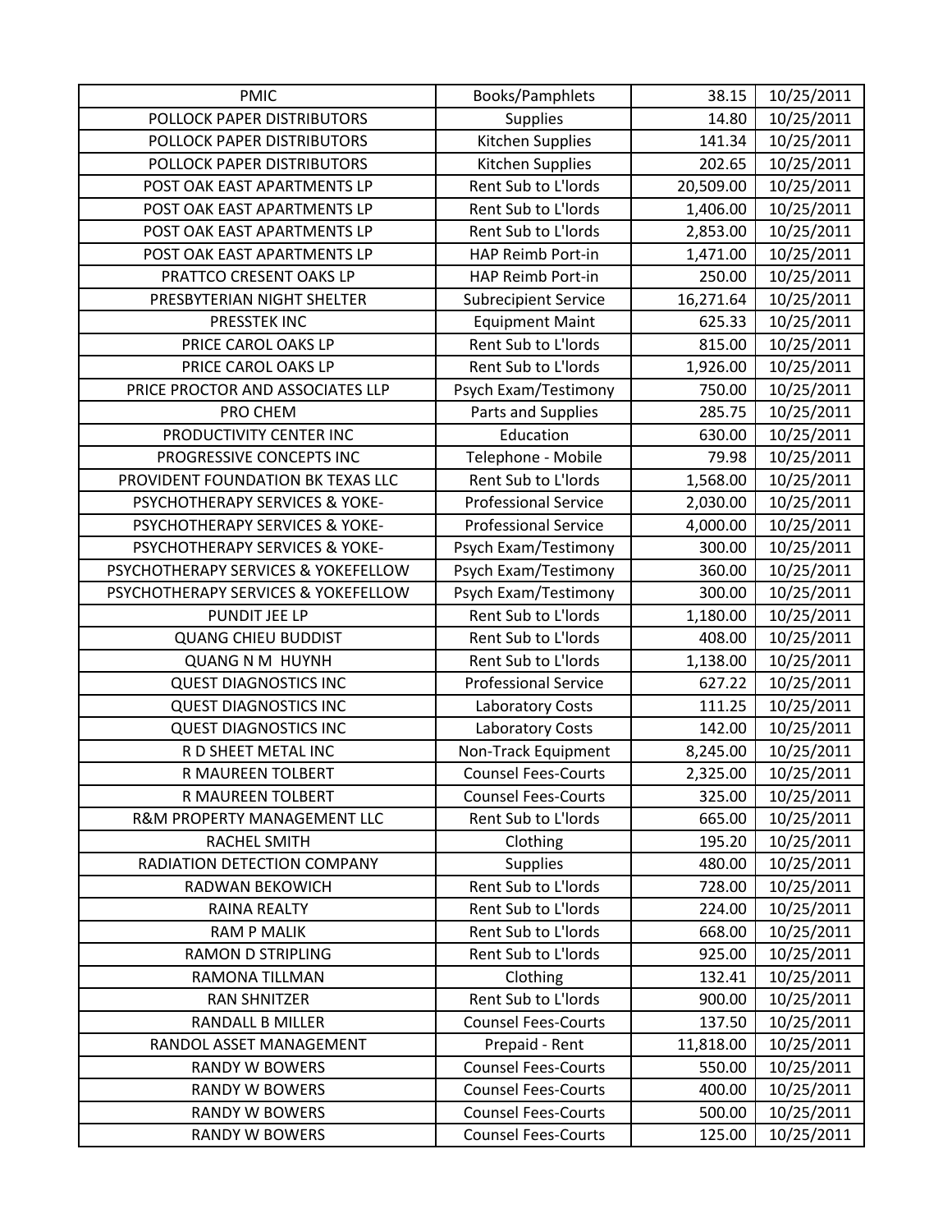| PMIC | Books/Pamphlets | 38.15 | 10/25/2011 |
|---|---|---|---|
| POLLOCK PAPER DISTRIBUTORS | Supplies | 14.80 | 10/25/2011 |
| POLLOCK PAPER DISTRIBUTORS | Kitchen Supplies | 141.34 | 10/25/2011 |
| POLLOCK PAPER DISTRIBUTORS | Kitchen Supplies | 202.65 | 10/25/2011 |
| POST OAK EAST APARTMENTS LP | Rent Sub to L'lords | 20,509.00 | 10/25/2011 |
| POST OAK EAST APARTMENTS LP | Rent Sub to L'lords | 1,406.00 | 10/25/2011 |
| POST OAK EAST APARTMENTS LP | Rent Sub to L'lords | 2,853.00 | 10/25/2011 |
| POST OAK EAST APARTMENTS LP | HAP Reimb Port-in | 1,471.00 | 10/25/2011 |
| PRATTCO CRESENT OAKS LP | HAP Reimb Port-in | 250.00 | 10/25/2011 |
| PRESBYTERIAN NIGHT SHELTER | Subrecipient Service | 16,271.64 | 10/25/2011 |
| PRESSTEK INC | Equipment Maint | 625.33 | 10/25/2011 |
| PRICE CAROL OAKS LP | Rent Sub to L'lords | 815.00 | 10/25/2011 |
| PRICE CAROL OAKS LP | Rent Sub to L'lords | 1,926.00 | 10/25/2011 |
| PRICE PROCTOR AND ASSOCIATES LLP | Psych Exam/Testimony | 750.00 | 10/25/2011 |
| PRO CHEM | Parts and Supplies | 285.75 | 10/25/2011 |
| PRODUCTIVITY CENTER INC | Education | 630.00 | 10/25/2011 |
| PROGRESSIVE CONCEPTS INC | Telephone - Mobile | 79.98 | 10/25/2011 |
| PROVIDENT FOUNDATION BK TEXAS LLC | Rent Sub to L'lords | 1,568.00 | 10/25/2011 |
| PSYCHOTHERAPY SERVICES & YOKE- | Professional Service | 2,030.00 | 10/25/2011 |
| PSYCHOTHERAPY SERVICES & YOKE- | Professional Service | 4,000.00 | 10/25/2011 |
| PSYCHOTHERAPY SERVICES & YOKE- | Psych Exam/Testimony | 300.00 | 10/25/2011 |
| PSYCHOTHERAPY SERVICES & YOKEFELLOW | Psych Exam/Testimony | 360.00 | 10/25/2011 |
| PSYCHOTHERAPY SERVICES & YOKEFELLOW | Psych Exam/Testimony | 300.00 | 10/25/2011 |
| PUNDIT JEE LP | Rent Sub to L'lords | 1,180.00 | 10/25/2011 |
| QUANG CHIEU BUDDIST | Rent Sub to L'lords | 408.00 | 10/25/2011 |
| QUANG N M HUYNH | Rent Sub to L'lords | 1,138.00 | 10/25/2011 |
| QUEST DIAGNOSTICS INC | Professional Service | 627.22 | 10/25/2011 |
| QUEST DIAGNOSTICS INC | Laboratory Costs | 111.25 | 10/25/2011 |
| QUEST DIAGNOSTICS INC | Laboratory Costs | 142.00 | 10/25/2011 |
| R D SHEET METAL INC | Non-Track Equipment | 8,245.00 | 10/25/2011 |
| R MAUREEN TOLBERT | Counsel Fees-Courts | 2,325.00 | 10/25/2011 |
| R MAUREEN TOLBERT | Counsel Fees-Courts | 325.00 | 10/25/2011 |
| R&M PROPERTY MANAGEMENT LLC | Rent Sub to L'lords | 665.00 | 10/25/2011 |
| RACHEL SMITH | Clothing | 195.20 | 10/25/2011 |
| RADIATION DETECTION COMPANY | Supplies | 480.00 | 10/25/2011 |
| RADWAN BEKOWICH | Rent Sub to L'lords | 728.00 | 10/25/2011 |
| RAINA REALTY | Rent Sub to L'lords | 224.00 | 10/25/2011 |
| RAM P MALIK | Rent Sub to L'lords | 668.00 | 10/25/2011 |
| RAMON D STRIPLING | Rent Sub to L'lords | 925.00 | 10/25/2011 |
| RAMONA TILLMAN | Clothing | 132.41 | 10/25/2011 |
| RAN SHNITZER | Rent Sub to L'lords | 900.00 | 10/25/2011 |
| RANDALL B MILLER | Counsel Fees-Courts | 137.50 | 10/25/2011 |
| RANDOL ASSET MANAGEMENT | Prepaid - Rent | 11,818.00 | 10/25/2011 |
| RANDY W BOWERS | Counsel Fees-Courts | 550.00 | 10/25/2011 |
| RANDY W BOWERS | Counsel Fees-Courts | 400.00 | 10/25/2011 |
| RANDY W BOWERS | Counsel Fees-Courts | 500.00 | 10/25/2011 |
| RANDY W BOWERS | Counsel Fees-Courts | 125.00 | 10/25/2011 |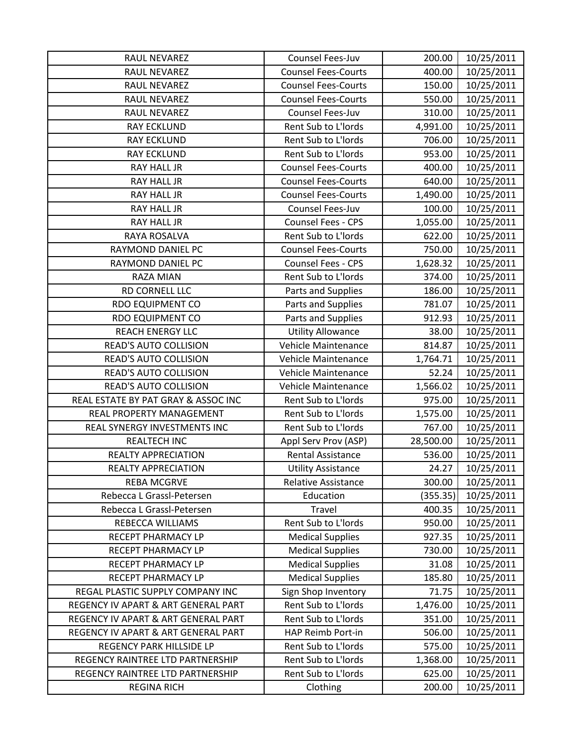| RAUL NEVAREZ | Counsel Fees-Juv | 200.00 | 10/25/2011 |
|---|---|---|---|
| RAUL NEVAREZ | Counsel Fees-Courts | 400.00 | 10/25/2011 |
| RAUL NEVAREZ | Counsel Fees-Courts | 150.00 | 10/25/2011 |
| RAUL NEVAREZ | Counsel Fees-Courts | 550.00 | 10/25/2011 |
| RAUL NEVAREZ | Counsel Fees-Juv | 310.00 | 10/25/2011 |
| RAY ECKLUND | Rent Sub to L'lords | 4,991.00 | 10/25/2011 |
| RAY ECKLUND | Rent Sub to L'lords | 706.00 | 10/25/2011 |
| RAY ECKLUND | Rent Sub to L'lords | 953.00 | 10/25/2011 |
| RAY HALL JR | Counsel Fees-Courts | 400.00 | 10/25/2011 |
| RAY HALL JR | Counsel Fees-Courts | 640.00 | 10/25/2011 |
| RAY HALL JR | Counsel Fees-Courts | 1,490.00 | 10/25/2011 |
| RAY HALL JR | Counsel Fees-Juv | 100.00 | 10/25/2011 |
| RAY HALL JR | Counsel Fees - CPS | 1,055.00 | 10/25/2011 |
| RAYA ROSALVA | Rent Sub to L'lords | 622.00 | 10/25/2011 |
| RAYMOND DANIEL PC | Counsel Fees-Courts | 750.00 | 10/25/2011 |
| RAYMOND DANIEL PC | Counsel Fees - CPS | 1,628.32 | 10/25/2011 |
| RAZA MIAN | Rent Sub to L'lords | 374.00 | 10/25/2011 |
| RD CORNELL LLC | Parts and Supplies | 186.00 | 10/25/2011 |
| RDO EQUIPMENT CO | Parts and Supplies | 781.07 | 10/25/2011 |
| RDO EQUIPMENT CO | Parts and Supplies | 912.93 | 10/25/2011 |
| REACH ENERGY LLC | Utility Allowance | 38.00 | 10/25/2011 |
| READ'S AUTO COLLISION | Vehicle Maintenance | 814.87 | 10/25/2011 |
| READ'S AUTO COLLISION | Vehicle Maintenance | 1,764.71 | 10/25/2011 |
| READ'S AUTO COLLISION | Vehicle Maintenance | 52.24 | 10/25/2011 |
| READ'S AUTO COLLISION | Vehicle Maintenance | 1,566.02 | 10/25/2011 |
| REAL ESTATE BY PAT GRAY & ASSOC INC | Rent Sub to L'lords | 975.00 | 10/25/2011 |
| REAL PROPERTY MANAGEMENT | Rent Sub to L'lords | 1,575.00 | 10/25/2011 |
| REAL SYNERGY INVESTMENTS INC | Rent Sub to L'lords | 767.00 | 10/25/2011 |
| REALTECH INC | Appl Serv Prov (ASP) | 28,500.00 | 10/25/2011 |
| REALTY APPRECIATION | Rental Assistance | 536.00 | 10/25/2011 |
| REALTY APPRECIATION | Utility Assistance | 24.27 | 10/25/2011 |
| REBA MCGRVE | Relative Assistance | 300.00 | 10/25/2011 |
| Rebecca L Grassl-Petersen | Education | (355.35) | 10/25/2011 |
| Rebecca L Grassl-Petersen | Travel | 400.35 | 10/25/2011 |
| REBECCA WILLIAMS | Rent Sub to L'lords | 950.00 | 10/25/2011 |
| RECEPT PHARMACY LP | Medical Supplies | 927.35 | 10/25/2011 |
| RECEPT PHARMACY LP | Medical Supplies | 730.00 | 10/25/2011 |
| RECEPT PHARMACY LP | Medical Supplies | 31.08 | 10/25/2011 |
| RECEPT PHARMACY LP | Medical Supplies | 185.80 | 10/25/2011 |
| REGAL PLASTIC SUPPLY COMPANY INC | Sign Shop Inventory | 71.75 | 10/25/2011 |
| REGENCY IV APART & ART GENERAL PART | Rent Sub to L'lords | 1,476.00 | 10/25/2011 |
| REGENCY IV APART & ART GENERAL PART | Rent Sub to L'lords | 351.00 | 10/25/2011 |
| REGENCY IV APART & ART GENERAL PART | HAP Reimb Port-in | 506.00 | 10/25/2011 |
| REGENCY PARK HILLSIDE LP | Rent Sub to L'lords | 575.00 | 10/25/2011 |
| REGENCY RAINTREE LTD PARTNERSHIP | Rent Sub to L'lords | 1,368.00 | 10/25/2011 |
| REGENCY RAINTREE LTD PARTNERSHIP | Rent Sub to L'lords | 625.00 | 10/25/2011 |
| REGINA RICH | Clothing | 200.00 | 10/25/2011 |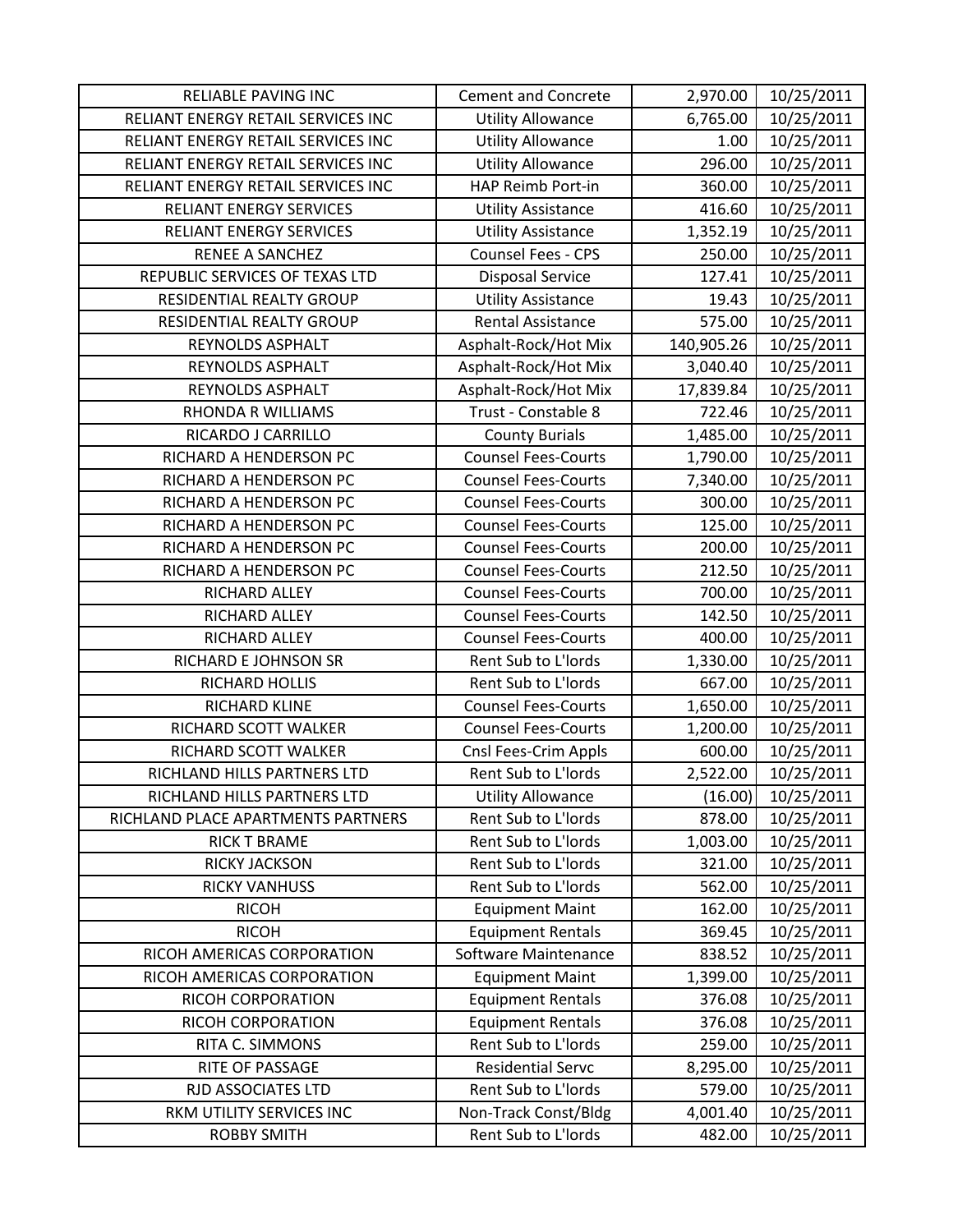| RELIABLE PAVING INC | Cement and Concrete | 2,970.00 | 10/25/2011 |
|---|---|---|---|
| RELIANT ENERGY RETAIL SERVICES INC | Utility Allowance | 6,765.00 | 10/25/2011 |
| RELIANT ENERGY RETAIL SERVICES INC | Utility Allowance | 1.00 | 10/25/2011 |
| RELIANT ENERGY RETAIL SERVICES INC | Utility Allowance | 296.00 | 10/25/2011 |
| RELIANT ENERGY RETAIL SERVICES INC | HAP Reimb Port-in | 360.00 | 10/25/2011 |
| RELIANT ENERGY SERVICES | Utility Assistance | 416.60 | 10/25/2011 |
| RELIANT ENERGY SERVICES | Utility Assistance | 1,352.19 | 10/25/2011 |
| RENEE A SANCHEZ | Counsel Fees - CPS | 250.00 | 10/25/2011 |
| REPUBLIC SERVICES OF TEXAS LTD | Disposal Service | 127.41 | 10/25/2011 |
| RESIDENTIAL REALTY GROUP | Utility Assistance | 19.43 | 10/25/2011 |
| RESIDENTIAL REALTY GROUP | Rental Assistance | 575.00 | 10/25/2011 |
| REYNOLDS ASPHALT | Asphalt-Rock/Hot Mix | 140,905.26 | 10/25/2011 |
| REYNOLDS ASPHALT | Asphalt-Rock/Hot Mix | 3,040.40 | 10/25/2011 |
| REYNOLDS ASPHALT | Asphalt-Rock/Hot Mix | 17,839.84 | 10/25/2011 |
| RHONDA R WILLIAMS | Trust - Constable 8 | 722.46 | 10/25/2011 |
| RICARDO J CARRILLO | County Burials | 1,485.00 | 10/25/2011 |
| RICHARD A HENDERSON PC | Counsel Fees-Courts | 1,790.00 | 10/25/2011 |
| RICHARD A HENDERSON PC | Counsel Fees-Courts | 7,340.00 | 10/25/2011 |
| RICHARD A HENDERSON PC | Counsel Fees-Courts | 300.00 | 10/25/2011 |
| RICHARD A HENDERSON PC | Counsel Fees-Courts | 125.00 | 10/25/2011 |
| RICHARD A HENDERSON PC | Counsel Fees-Courts | 200.00 | 10/25/2011 |
| RICHARD A HENDERSON PC | Counsel Fees-Courts | 212.50 | 10/25/2011 |
| RICHARD ALLEY | Counsel Fees-Courts | 700.00 | 10/25/2011 |
| RICHARD ALLEY | Counsel Fees-Courts | 142.50 | 10/25/2011 |
| RICHARD ALLEY | Counsel Fees-Courts | 400.00 | 10/25/2011 |
| RICHARD E JOHNSON SR | Rent Sub to L'lords | 1,330.00 | 10/25/2011 |
| RICHARD HOLLIS | Rent Sub to L'lords | 667.00 | 10/25/2011 |
| RICHARD KLINE | Counsel Fees-Courts | 1,650.00 | 10/25/2011 |
| RICHARD SCOTT WALKER | Counsel Fees-Courts | 1,200.00 | 10/25/2011 |
| RICHARD SCOTT WALKER | Cnsl Fees-Crim Appls | 600.00 | 10/25/2011 |
| RICHLAND HILLS PARTNERS LTD | Rent Sub to L'lords | 2,522.00 | 10/25/2011 |
| RICHLAND HILLS PARTNERS LTD | Utility Allowance | (16.00) | 10/25/2011 |
| RICHLAND PLACE APARTMENTS PARTNERS | Rent Sub to L'lords | 878.00 | 10/25/2011 |
| RICK T BRAME | Rent Sub to L'lords | 1,003.00 | 10/25/2011 |
| RICKY JACKSON | Rent Sub to L'lords | 321.00 | 10/25/2011 |
| RICKY VANHUSS | Rent Sub to L'lords | 562.00 | 10/25/2011 |
| RICOH | Equipment Maint | 162.00 | 10/25/2011 |
| RICOH | Equipment Rentals | 369.45 | 10/25/2011 |
| RICOH AMERICAS CORPORATION | Software Maintenance | 838.52 | 10/25/2011 |
| RICOH AMERICAS CORPORATION | Equipment Maint | 1,399.00 | 10/25/2011 |
| RICOH CORPORATION | Equipment Rentals | 376.08 | 10/25/2011 |
| RICOH CORPORATION | Equipment Rentals | 376.08 | 10/25/2011 |
| RITA C. SIMMONS | Rent Sub to L'lords | 259.00 | 10/25/2011 |
| RITE OF PASSAGE | Residential Servc | 8,295.00 | 10/25/2011 |
| RJD ASSOCIATES LTD | Rent Sub to L'lords | 579.00 | 10/25/2011 |
| RKM UTILITY SERVICES INC | Non-Track Const/Bldg | 4,001.40 | 10/25/2011 |
| ROBBY SMITH | Rent Sub to L'lords | 482.00 | 10/25/2011 |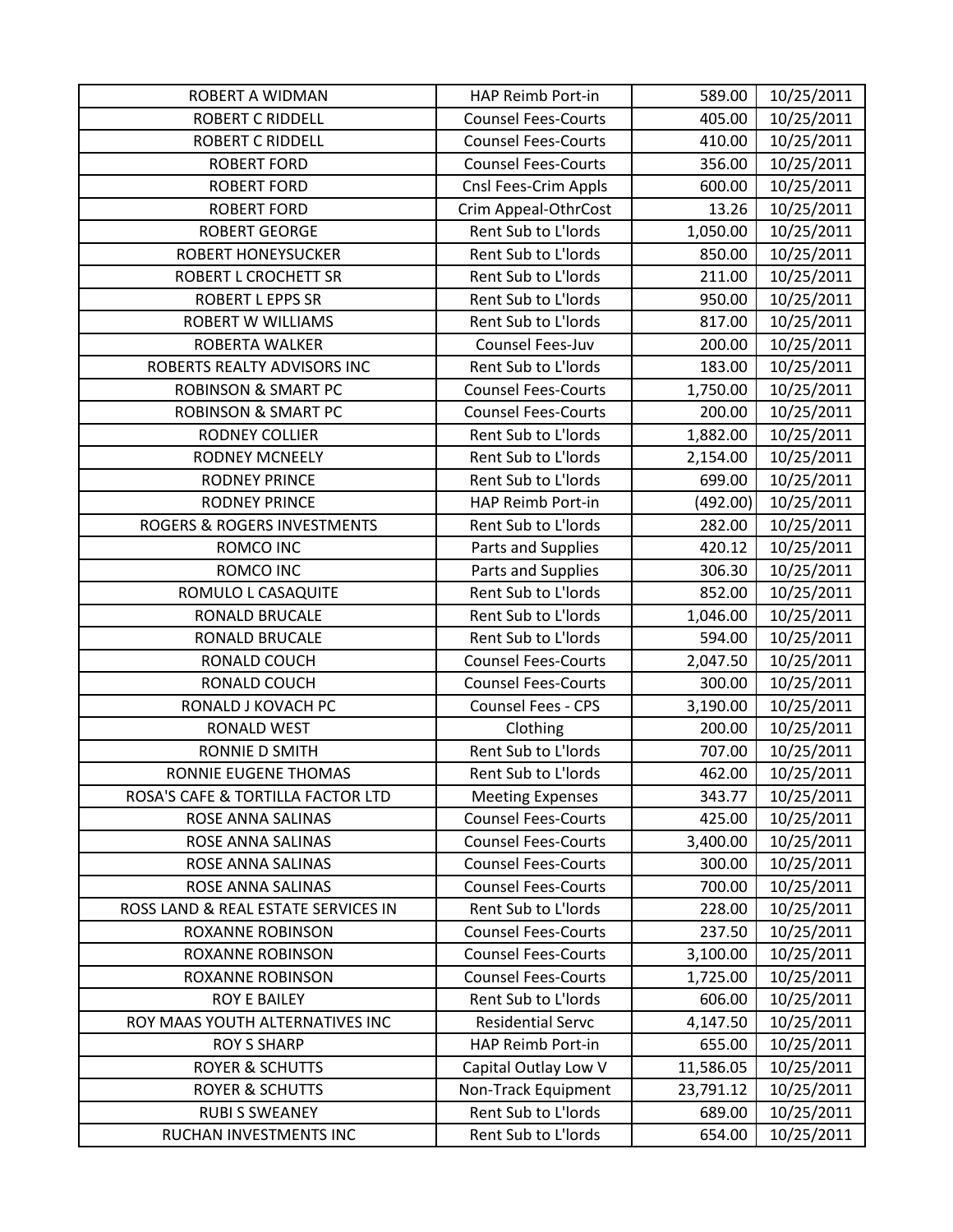| ROBERT A WIDMAN | HAP Reimb Port-in | 589.00 | 10/25/2011 |
|---|---|---|---|
| ROBERT C RIDDELL | Counsel Fees-Courts | 405.00 | 10/25/2011 |
| ROBERT C RIDDELL | Counsel Fees-Courts | 410.00 | 10/25/2011 |
| ROBERT FORD | Counsel Fees-Courts | 356.00 | 10/25/2011 |
| ROBERT FORD | Cnsl Fees-Crim Appls | 600.00 | 10/25/2011 |
| ROBERT FORD | Crim Appeal-OthrCost | 13.26 | 10/25/2011 |
| ROBERT GEORGE | Rent Sub to L'lords | 1,050.00 | 10/25/2011 |
| ROBERT HONEYSUCKER | Rent Sub to L'lords | 850.00 | 10/25/2011 |
| ROBERT L CROCHETT SR | Rent Sub to L'lords | 211.00 | 10/25/2011 |
| ROBERT L EPPS SR | Rent Sub to L'lords | 950.00 | 10/25/2011 |
| ROBERT W WILLIAMS | Rent Sub to L'lords | 817.00 | 10/25/2011 |
| ROBERTA WALKER | Counsel Fees-Juv | 200.00 | 10/25/2011 |
| ROBERTS REALTY ADVISORS INC | Rent Sub to L'lords | 183.00 | 10/25/2011 |
| ROBINSON & SMART PC | Counsel Fees-Courts | 1,750.00 | 10/25/2011 |
| ROBINSON & SMART PC | Counsel Fees-Courts | 200.00 | 10/25/2011 |
| RODNEY COLLIER | Rent Sub to L'lords | 1,882.00 | 10/25/2011 |
| RODNEY MCNEELY | Rent Sub to L'lords | 2,154.00 | 10/25/2011 |
| RODNEY PRINCE | Rent Sub to L'lords | 699.00 | 10/25/2011 |
| RODNEY PRINCE | HAP Reimb Port-in | (492.00) | 10/25/2011 |
| ROGERS & ROGERS INVESTMENTS | Rent Sub to L'lords | 282.00 | 10/25/2011 |
| ROMCO INC | Parts and Supplies | 420.12 | 10/25/2011 |
| ROMCO INC | Parts and Supplies | 306.30 | 10/25/2011 |
| ROMULO L CASAQUITE | Rent Sub to L'lords | 852.00 | 10/25/2011 |
| RONALD BRUCALE | Rent Sub to L'lords | 1,046.00 | 10/25/2011 |
| RONALD BRUCALE | Rent Sub to L'lords | 594.00 | 10/25/2011 |
| RONALD COUCH | Counsel Fees-Courts | 2,047.50 | 10/25/2011 |
| RONALD COUCH | Counsel Fees-Courts | 300.00 | 10/25/2011 |
| RONALD J KOVACH PC | Counsel Fees - CPS | 3,190.00 | 10/25/2011 |
| RONALD WEST | Clothing | 200.00 | 10/25/2011 |
| RONNIE D SMITH | Rent Sub to L'lords | 707.00 | 10/25/2011 |
| RONNIE EUGENE THOMAS | Rent Sub to L'lords | 462.00 | 10/25/2011 |
| ROSA'S CAFE & TORTILLA FACTOR LTD | Meeting Expenses | 343.77 | 10/25/2011 |
| ROSE ANNA SALINAS | Counsel Fees-Courts | 425.00 | 10/25/2011 |
| ROSE ANNA SALINAS | Counsel Fees-Courts | 3,400.00 | 10/25/2011 |
| ROSE ANNA SALINAS | Counsel Fees-Courts | 300.00 | 10/25/2011 |
| ROSE ANNA SALINAS | Counsel Fees-Courts | 700.00 | 10/25/2011 |
| ROSS LAND & REAL ESTATE SERVICES IN | Rent Sub to L'lords | 228.00 | 10/25/2011 |
| ROXANNE ROBINSON | Counsel Fees-Courts | 237.50 | 10/25/2011 |
| ROXANNE ROBINSON | Counsel Fees-Courts | 3,100.00 | 10/25/2011 |
| ROXANNE ROBINSON | Counsel Fees-Courts | 1,725.00 | 10/25/2011 |
| ROY E BAILEY | Rent Sub to L'lords | 606.00 | 10/25/2011 |
| ROY MAAS YOUTH ALTERNATIVES INC | Residential Servc | 4,147.50 | 10/25/2011 |
| ROY S SHARP | HAP Reimb Port-in | 655.00 | 10/25/2011 |
| ROYER & SCHUTTS | Capital Outlay Low V | 11,586.05 | 10/25/2011 |
| ROYER & SCHUTTS | Non-Track Equipment | 23,791.12 | 10/25/2011 |
| RUBI S SWEANEY | Rent Sub to L'lords | 689.00 | 10/25/2011 |
| RUCHAN INVESTMENTS INC | Rent Sub to L'lords | 654.00 | 10/25/2011 |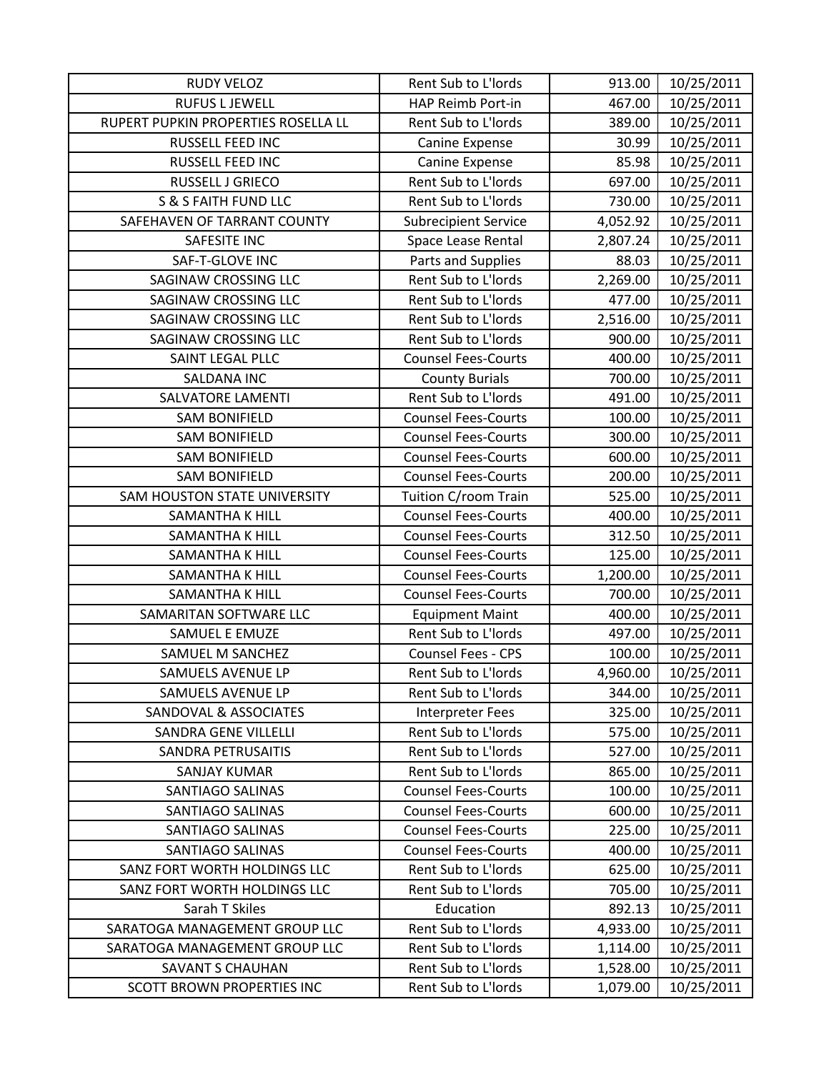| RUDY VELOZ | Rent Sub to L'lords | 913.00 | 10/25/2011 |
|---|---|---|---|
| RUFUS L JEWELL | HAP Reimb Port-in | 467.00 | 10/25/2011 |
| RUPERT PUPKIN PROPERTIES ROSELLA LL | Rent Sub to L'lords | 389.00 | 10/25/2011 |
| RUSSELL FEED INC | Canine Expense | 30.99 | 10/25/2011 |
| RUSSELL FEED INC | Canine Expense | 85.98 | 10/25/2011 |
| RUSSELL J GRIECO | Rent Sub to L'lords | 697.00 | 10/25/2011 |
| S & S FAITH FUND LLC | Rent Sub to L'lords | 730.00 | 10/25/2011 |
| SAFEHAVEN OF TARRANT COUNTY | Subrecipient Service | 4,052.92 | 10/25/2011 |
| SAFESITE INC | Space Lease Rental | 2,807.24 | 10/25/2011 |
| SAF-T-GLOVE INC | Parts and Supplies | 88.03 | 10/25/2011 |
| SAGINAW CROSSING LLC | Rent Sub to L'lords | 2,269.00 | 10/25/2011 |
| SAGINAW CROSSING LLC | Rent Sub to L'lords | 477.00 | 10/25/2011 |
| SAGINAW CROSSING LLC | Rent Sub to L'lords | 2,516.00 | 10/25/2011 |
| SAGINAW CROSSING LLC | Rent Sub to L'lords | 900.00 | 10/25/2011 |
| SAINT LEGAL PLLC | Counsel Fees-Courts | 400.00 | 10/25/2011 |
| SALDANA INC | County Burials | 700.00 | 10/25/2011 |
| SALVATORE LAMENTI | Rent Sub to L'lords | 491.00 | 10/25/2011 |
| SAM BONIFIELD | Counsel Fees-Courts | 100.00 | 10/25/2011 |
| SAM BONIFIELD | Counsel Fees-Courts | 300.00 | 10/25/2011 |
| SAM BONIFIELD | Counsel Fees-Courts | 600.00 | 10/25/2011 |
| SAM BONIFIELD | Counsel Fees-Courts | 200.00 | 10/25/2011 |
| SAM HOUSTON STATE UNIVERSITY | Tuition C/room Train | 525.00 | 10/25/2011 |
| SAMANTHA K HILL | Counsel Fees-Courts | 400.00 | 10/25/2011 |
| SAMANTHA K HILL | Counsel Fees-Courts | 312.50 | 10/25/2011 |
| SAMANTHA K HILL | Counsel Fees-Courts | 125.00 | 10/25/2011 |
| SAMANTHA K HILL | Counsel Fees-Courts | 1,200.00 | 10/25/2011 |
| SAMANTHA K HILL | Counsel Fees-Courts | 700.00 | 10/25/2011 |
| SAMARITAN SOFTWARE LLC | Equipment Maint | 400.00 | 10/25/2011 |
| SAMUEL E EMUZE | Rent Sub to L'lords | 497.00 | 10/25/2011 |
| SAMUEL M SANCHEZ | Counsel Fees - CPS | 100.00 | 10/25/2011 |
| SAMUELS AVENUE LP | Rent Sub to L'lords | 4,960.00 | 10/25/2011 |
| SAMUELS AVENUE LP | Rent Sub to L'lords | 344.00 | 10/25/2011 |
| SANDOVAL & ASSOCIATES | Interpreter Fees | 325.00 | 10/25/2011 |
| SANDRA GENE VILLELLI | Rent Sub to L'lords | 575.00 | 10/25/2011 |
| SANDRA PETRUSAITIS | Rent Sub to L'lords | 527.00 | 10/25/2011 |
| SANJAY KUMAR | Rent Sub to L'lords | 865.00 | 10/25/2011 |
| SANTIAGO SALINAS | Counsel Fees-Courts | 100.00 | 10/25/2011 |
| SANTIAGO SALINAS | Counsel Fees-Courts | 600.00 | 10/25/2011 |
| SANTIAGO SALINAS | Counsel Fees-Courts | 225.00 | 10/25/2011 |
| SANTIAGO SALINAS | Counsel Fees-Courts | 400.00 | 10/25/2011 |
| SANZ FORT WORTH HOLDINGS LLC | Rent Sub to L'lords | 625.00 | 10/25/2011 |
| SANZ FORT WORTH HOLDINGS LLC | Rent Sub to L'lords | 705.00 | 10/25/2011 |
| Sarah T Skiles | Education | 892.13 | 10/25/2011 |
| SARATOGA MANAGEMENT GROUP LLC | Rent Sub to L'lords | 4,933.00 | 10/25/2011 |
| SARATOGA MANAGEMENT GROUP LLC | Rent Sub to L'lords | 1,114.00 | 10/25/2011 |
| SAVANT S CHAUHAN | Rent Sub to L'lords | 1,528.00 | 10/25/2011 |
| SCOTT BROWN PROPERTIES INC | Rent Sub to L'lords | 1,079.00 | 10/25/2011 |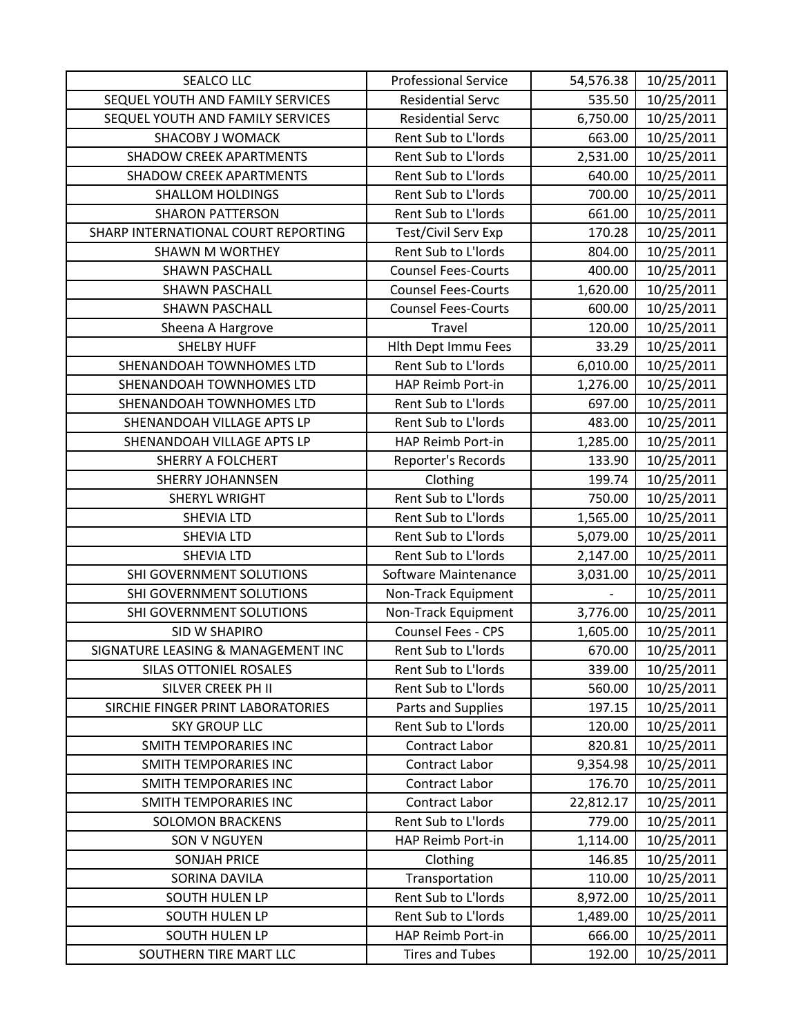| SEALCO LLC | Professional Service | 54,576.38 | 10/25/2011 |
|---|---|---|---|
| SEQUEL YOUTH AND FAMILY SERVICES | Residential Servc | 535.50 | 10/25/2011 |
| SEQUEL YOUTH AND FAMILY SERVICES | Residential Servc | 6,750.00 | 10/25/2011 |
| SHACOBY J WOMACK | Rent Sub to L'lords | 663.00 | 10/25/2011 |
| SHADOW CREEK APARTMENTS | Rent Sub to L'lords | 2,531.00 | 10/25/2011 |
| SHADOW CREEK APARTMENTS | Rent Sub to L'lords | 640.00 | 10/25/2011 |
| SHALLOM HOLDINGS | Rent Sub to L'lords | 700.00 | 10/25/2011 |
| SHARON PATTERSON | Rent Sub to L'lords | 661.00 | 10/25/2011 |
| SHARP INTERNATIONAL COURT REPORTING | Test/Civil Serv Exp | 170.28 | 10/25/2011 |
| SHAWN M WORTHEY | Rent Sub to L'lords | 804.00 | 10/25/2011 |
| SHAWN PASCHALL | Counsel Fees-Courts | 400.00 | 10/25/2011 |
| SHAWN PASCHALL | Counsel Fees-Courts | 1,620.00 | 10/25/2011 |
| SHAWN PASCHALL | Counsel Fees-Courts | 600.00 | 10/25/2011 |
| Sheena A Hargrove | Travel | 120.00 | 10/25/2011 |
| SHELBY HUFF | Hlth Dept Immu Fees | 33.29 | 10/25/2011 |
| SHENANDOAH TOWNHOMES LTD | Rent Sub to L'lords | 6,010.00 | 10/25/2011 |
| SHENANDOAH TOWNHOMES LTD | HAP Reimb Port-in | 1,276.00 | 10/25/2011 |
| SHENANDOAH TOWNHOMES LTD | Rent Sub to L'lords | 697.00 | 10/25/2011 |
| SHENANDOAH VILLAGE APTS LP | Rent Sub to L'lords | 483.00 | 10/25/2011 |
| SHENANDOAH VILLAGE APTS LP | HAP Reimb Port-in | 1,285.00 | 10/25/2011 |
| SHERRY A FOLCHERT | Reporter's Records | 133.90 | 10/25/2011 |
| SHERRY JOHANNSEN | Clothing | 199.74 | 10/25/2011 |
| SHERYL WRIGHT | Rent Sub to L'lords | 750.00 | 10/25/2011 |
| SHEVIA LTD | Rent Sub to L'lords | 1,565.00 | 10/25/2011 |
| SHEVIA LTD | Rent Sub to L'lords | 5,079.00 | 10/25/2011 |
| SHEVIA LTD | Rent Sub to L'lords | 2,147.00 | 10/25/2011 |
| SHI GOVERNMENT SOLUTIONS | Software Maintenance | 3,031.00 | 10/25/2011 |
| SHI GOVERNMENT SOLUTIONS | Non-Track Equipment | - | 10/25/2011 |
| SHI GOVERNMENT SOLUTIONS | Non-Track Equipment | 3,776.00 | 10/25/2011 |
| SID W SHAPIRO | Counsel Fees - CPS | 1,605.00 | 10/25/2011 |
| SIGNATURE LEASING & MANAGEMENT INC | Rent Sub to L'lords | 670.00 | 10/25/2011 |
| SILAS OTTONIEL ROSALES | Rent Sub to L'lords | 339.00 | 10/25/2011 |
| SILVER CREEK PH II | Rent Sub to L'lords | 560.00 | 10/25/2011 |
| SIRCHIE FINGER PRINT LABORATORIES | Parts and Supplies | 197.15 | 10/25/2011 |
| SKY GROUP LLC | Rent Sub to L'lords | 120.00 | 10/25/2011 |
| SMITH TEMPORARIES INC | Contract Labor | 820.81 | 10/25/2011 |
| SMITH TEMPORARIES INC | Contract Labor | 9,354.98 | 10/25/2011 |
| SMITH TEMPORARIES INC | Contract Labor | 176.70 | 10/25/2011 |
| SMITH TEMPORARIES INC | Contract Labor | 22,812.17 | 10/25/2011 |
| SOLOMON BRACKENS | Rent Sub to L'lords | 779.00 | 10/25/2011 |
| SON V NGUYEN | HAP Reimb Port-in | 1,114.00 | 10/25/2011 |
| SONJAH PRICE | Clothing | 146.85 | 10/25/2011 |
| SORINA DAVILA | Transportation | 110.00 | 10/25/2011 |
| SOUTH HULEN LP | Rent Sub to L'lords | 8,972.00 | 10/25/2011 |
| SOUTH HULEN LP | Rent Sub to L'lords | 1,489.00 | 10/25/2011 |
| SOUTH HULEN LP | HAP Reimb Port-in | 666.00 | 10/25/2011 |
| SOUTHERN TIRE MART LLC | Tires and Tubes | 192.00 | 10/25/2011 |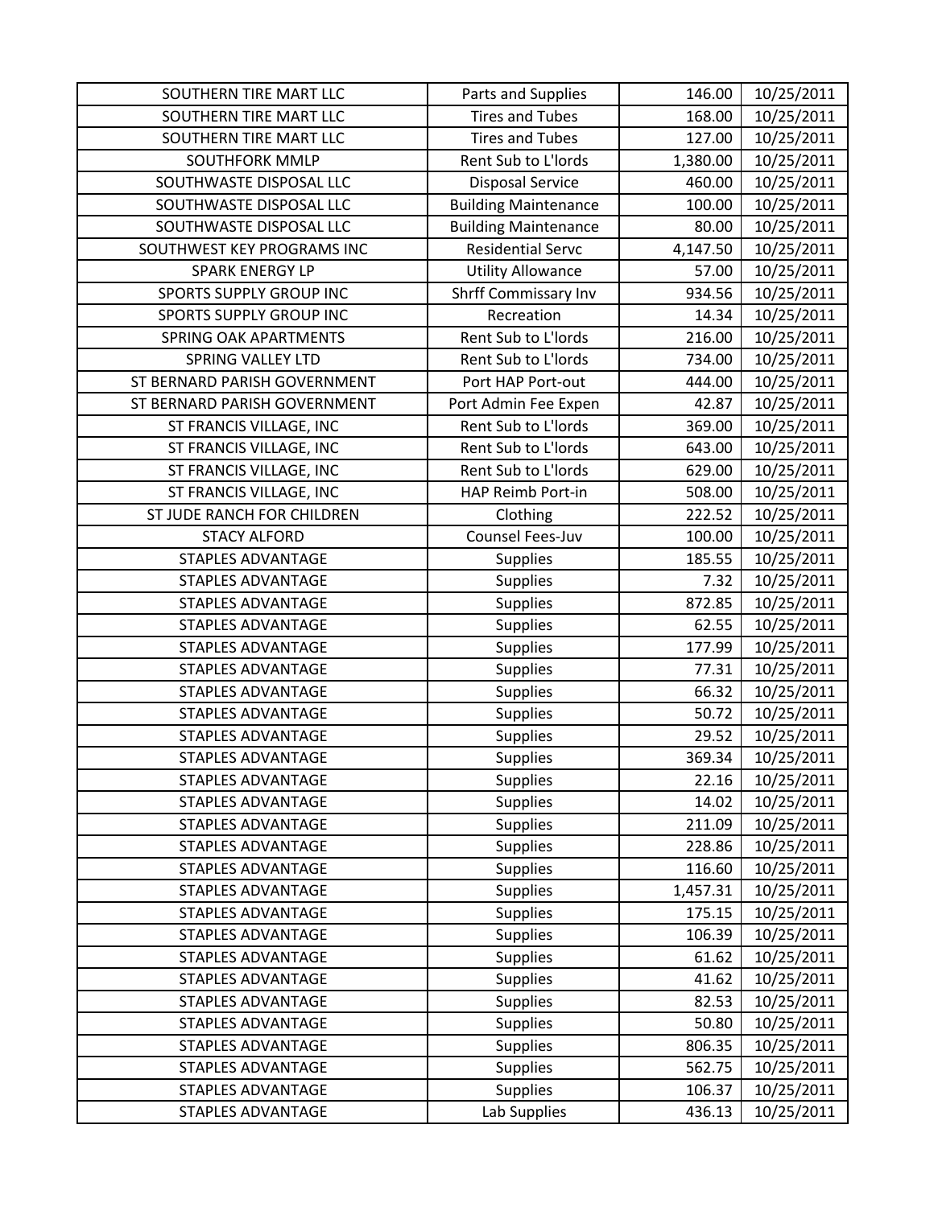| SOUTHERN TIRE MART LLC | Parts and Supplies | 146.00 | 10/25/2011 |
|---|---|---|---|
| SOUTHERN TIRE MART LLC | Tires and Tubes | 168.00 | 10/25/2011 |
| SOUTHERN TIRE MART LLC | Tires and Tubes | 127.00 | 10/25/2011 |
| SOUTHFORK MMLP | Rent Sub to L'lords | 1,380.00 | 10/25/2011 |
| SOUTHWASTE DISPOSAL LLC | Disposal Service | 460.00 | 10/25/2011 |
| SOUTHWASTE DISPOSAL LLC | Building Maintenance | 100.00 | 10/25/2011 |
| SOUTHWASTE DISPOSAL LLC | Building Maintenance | 80.00 | 10/25/2011 |
| SOUTHWEST KEY PROGRAMS INC | Residential Servc | 4,147.50 | 10/25/2011 |
| SPARK ENERGY LP | Utility Allowance | 57.00 | 10/25/2011 |
| SPORTS SUPPLY GROUP INC | Shrff Commissary Inv | 934.56 | 10/25/2011 |
| SPORTS SUPPLY GROUP INC | Recreation | 14.34 | 10/25/2011 |
| SPRING OAK APARTMENTS | Rent Sub to L'lords | 216.00 | 10/25/2011 |
| SPRING VALLEY LTD | Rent Sub to L'lords | 734.00 | 10/25/2011 |
| ST BERNARD PARISH GOVERNMENT | Port HAP Port-out | 444.00 | 10/25/2011 |
| ST BERNARD PARISH GOVERNMENT | Port Admin Fee Expen | 42.87 | 10/25/2011 |
| ST FRANCIS VILLAGE, INC | Rent Sub to L'lords | 369.00 | 10/25/2011 |
| ST FRANCIS VILLAGE, INC | Rent Sub to L'lords | 643.00 | 10/25/2011 |
| ST FRANCIS VILLAGE, INC | Rent Sub to L'lords | 629.00 | 10/25/2011 |
| ST FRANCIS VILLAGE, INC | HAP Reimb Port-in | 508.00 | 10/25/2011 |
| ST JUDE RANCH FOR CHILDREN | Clothing | 222.52 | 10/25/2011 |
| STACY ALFORD | Counsel Fees-Juv | 100.00 | 10/25/2011 |
| STAPLES ADVANTAGE | Supplies | 185.55 | 10/25/2011 |
| STAPLES ADVANTAGE | Supplies | 7.32 | 10/25/2011 |
| STAPLES ADVANTAGE | Supplies | 872.85 | 10/25/2011 |
| STAPLES ADVANTAGE | Supplies | 62.55 | 10/25/2011 |
| STAPLES ADVANTAGE | Supplies | 177.99 | 10/25/2011 |
| STAPLES ADVANTAGE | Supplies | 77.31 | 10/25/2011 |
| STAPLES ADVANTAGE | Supplies | 66.32 | 10/25/2011 |
| STAPLES ADVANTAGE | Supplies | 50.72 | 10/25/2011 |
| STAPLES ADVANTAGE | Supplies | 29.52 | 10/25/2011 |
| STAPLES ADVANTAGE | Supplies | 369.34 | 10/25/2011 |
| STAPLES ADVANTAGE | Supplies | 22.16 | 10/25/2011 |
| STAPLES ADVANTAGE | Supplies | 14.02 | 10/25/2011 |
| STAPLES ADVANTAGE | Supplies | 211.09 | 10/25/2011 |
| STAPLES ADVANTAGE | Supplies | 228.86 | 10/25/2011 |
| STAPLES ADVANTAGE | Supplies | 116.60 | 10/25/2011 |
| STAPLES ADVANTAGE | Supplies | 1,457.31 | 10/25/2011 |
| STAPLES ADVANTAGE | Supplies | 175.15 | 10/25/2011 |
| STAPLES ADVANTAGE | Supplies | 106.39 | 10/25/2011 |
| STAPLES ADVANTAGE | Supplies | 61.62 | 10/25/2011 |
| STAPLES ADVANTAGE | Supplies | 41.62 | 10/25/2011 |
| STAPLES ADVANTAGE | Supplies | 82.53 | 10/25/2011 |
| STAPLES ADVANTAGE | Supplies | 50.80 | 10/25/2011 |
| STAPLES ADVANTAGE | Supplies | 806.35 | 10/25/2011 |
| STAPLES ADVANTAGE | Supplies | 562.75 | 10/25/2011 |
| STAPLES ADVANTAGE | Supplies | 106.37 | 10/25/2011 |
| STAPLES ADVANTAGE | Lab Supplies | 436.13 | 10/25/2011 |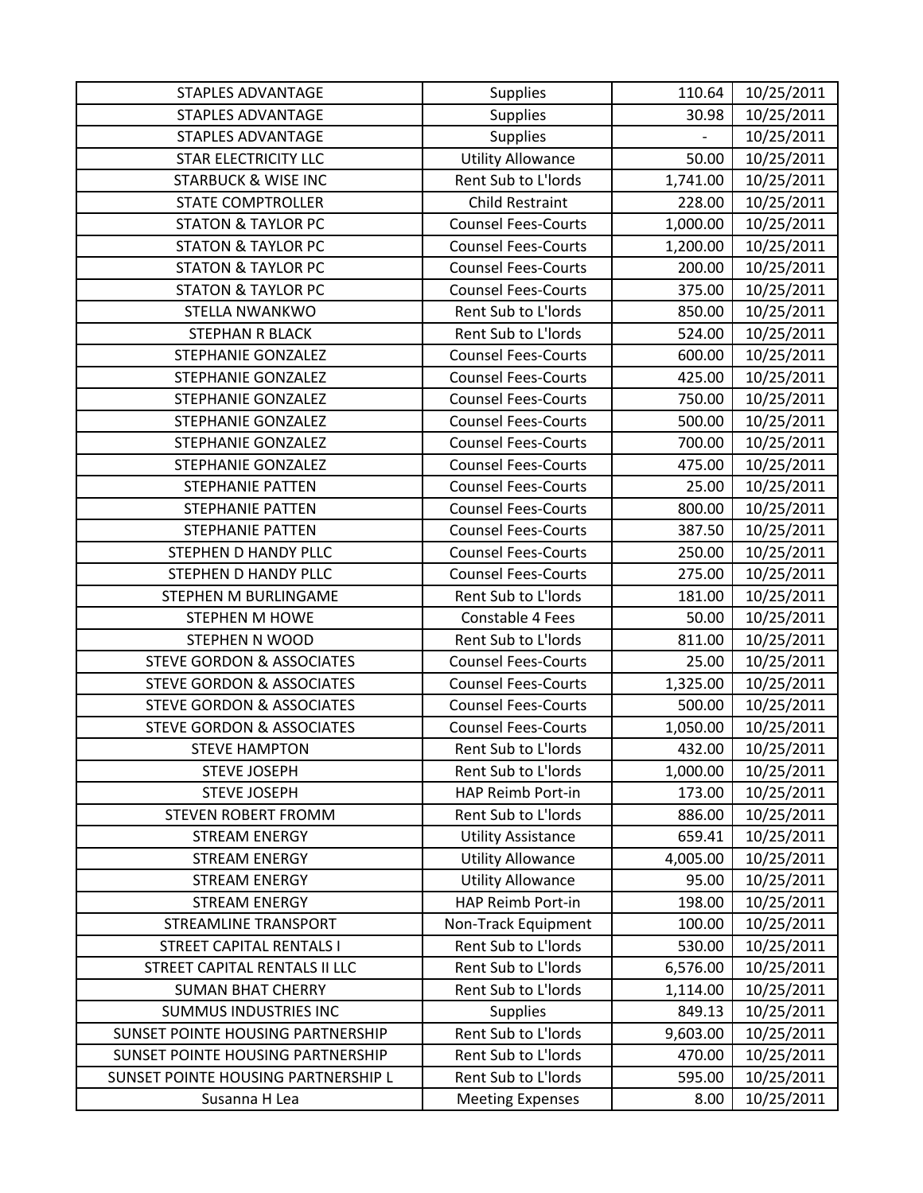| STAPLES ADVANTAGE | Supplies | 110.64 | 10/25/2011 |
|---|---|---|---|
| STAPLES ADVANTAGE | Supplies | 30.98 | 10/25/2011 |
| STAPLES ADVANTAGE | Supplies | - | 10/25/2011 |
| STAR ELECTRICITY LLC | Utility Allowance | 50.00 | 10/25/2011 |
| STARBUCK & WISE INC | Rent Sub to L'lords | 1,741.00 | 10/25/2011 |
| STATE COMPTROLLER | Child Restraint | 228.00 | 10/25/2011 |
| STATON & TAYLOR PC | Counsel Fees-Courts | 1,000.00 | 10/25/2011 |
| STATON & TAYLOR PC | Counsel Fees-Courts | 1,200.00 | 10/25/2011 |
| STATON & TAYLOR PC | Counsel Fees-Courts | 200.00 | 10/25/2011 |
| STATON & TAYLOR PC | Counsel Fees-Courts | 375.00 | 10/25/2011 |
| STELLA NWANKWO | Rent Sub to L'lords | 850.00 | 10/25/2011 |
| STEPHAN R BLACK | Rent Sub to L'lords | 524.00 | 10/25/2011 |
| STEPHANIE GONZALEZ | Counsel Fees-Courts | 600.00 | 10/25/2011 |
| STEPHANIE GONZALEZ | Counsel Fees-Courts | 425.00 | 10/25/2011 |
| STEPHANIE GONZALEZ | Counsel Fees-Courts | 750.00 | 10/25/2011 |
| STEPHANIE GONZALEZ | Counsel Fees-Courts | 500.00 | 10/25/2011 |
| STEPHANIE GONZALEZ | Counsel Fees-Courts | 700.00 | 10/25/2011 |
| STEPHANIE GONZALEZ | Counsel Fees-Courts | 475.00 | 10/25/2011 |
| STEPHANIE PATTEN | Counsel Fees-Courts | 25.00 | 10/25/2011 |
| STEPHANIE PATTEN | Counsel Fees-Courts | 800.00 | 10/25/2011 |
| STEPHANIE PATTEN | Counsel Fees-Courts | 387.50 | 10/25/2011 |
| STEPHEN D HANDY PLLC | Counsel Fees-Courts | 250.00 | 10/25/2011 |
| STEPHEN D HANDY PLLC | Counsel Fees-Courts | 275.00 | 10/25/2011 |
| STEPHEN M BURLINGAME | Rent Sub to L'lords | 181.00 | 10/25/2011 |
| STEPHEN M HOWE | Constable 4 Fees | 50.00 | 10/25/2011 |
| STEPHEN N WOOD | Rent Sub to L'lords | 811.00 | 10/25/2011 |
| STEVE GORDON & ASSOCIATES | Counsel Fees-Courts | 25.00 | 10/25/2011 |
| STEVE GORDON & ASSOCIATES | Counsel Fees-Courts | 1,325.00 | 10/25/2011 |
| STEVE GORDON & ASSOCIATES | Counsel Fees-Courts | 500.00 | 10/25/2011 |
| STEVE GORDON & ASSOCIATES | Counsel Fees-Courts | 1,050.00 | 10/25/2011 |
| STEVE HAMPTON | Rent Sub to L'lords | 432.00 | 10/25/2011 |
| STEVE JOSEPH | Rent Sub to L'lords | 1,000.00 | 10/25/2011 |
| STEVE JOSEPH | HAP Reimb Port-in | 173.00 | 10/25/2011 |
| STEVEN ROBERT FROMM | Rent Sub to L'lords | 886.00 | 10/25/2011 |
| STREAM ENERGY | Utility Assistance | 659.41 | 10/25/2011 |
| STREAM ENERGY | Utility Allowance | 4,005.00 | 10/25/2011 |
| STREAM ENERGY | Utility Allowance | 95.00 | 10/25/2011 |
| STREAM ENERGY | HAP Reimb Port-in | 198.00 | 10/25/2011 |
| STREAMLINE TRANSPORT | Non-Track Equipment | 100.00 | 10/25/2011 |
| STREET CAPITAL RENTALS I | Rent Sub to L'lords | 530.00 | 10/25/2011 |
| STREET CAPITAL RENTALS II LLC | Rent Sub to L'lords | 6,576.00 | 10/25/2011 |
| SUMAN BHAT CHERRY | Rent Sub to L'lords | 1,114.00 | 10/25/2011 |
| SUMMUS INDUSTRIES INC | Supplies | 849.13 | 10/25/2011 |
| SUNSET POINTE HOUSING PARTNERSHIP | Rent Sub to L'lords | 9,603.00 | 10/25/2011 |
| SUNSET POINTE HOUSING PARTNERSHIP | Rent Sub to L'lords | 470.00 | 10/25/2011 |
| SUNSET POINTE HOUSING PARTNERSHIP L | Rent Sub to L'lords | 595.00 | 10/25/2011 |
| Susanna H Lea | Meeting Expenses | 8.00 | 10/25/2011 |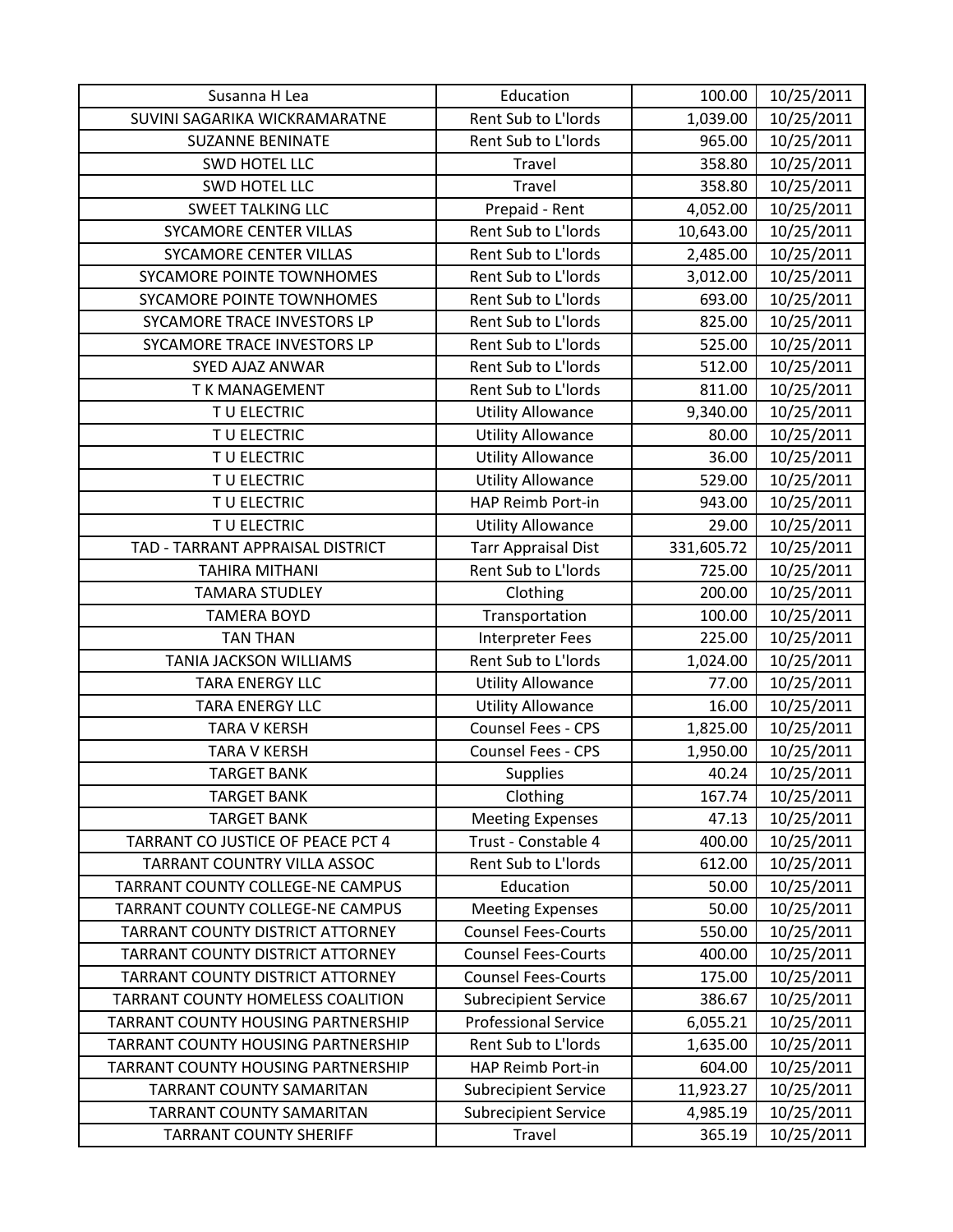| Susanna H Lea | Education | 100.00 | 10/25/2011 |
|---|---|---|---|
| SUVINI SAGARIKA WICKRAMARATNE | Rent Sub to L'lords | 1,039.00 | 10/25/2011 |
| SUZANNE BENINATE | Rent Sub to L'lords | 965.00 | 10/25/2011 |
| SWD HOTEL LLC | Travel | 358.80 | 10/25/2011 |
| SWD HOTEL LLC | Travel | 358.80 | 10/25/2011 |
| SWEET TALKING LLC | Prepaid - Rent | 4,052.00 | 10/25/2011 |
| SYCAMORE CENTER VILLAS | Rent Sub to L'lords | 10,643.00 | 10/25/2011 |
| SYCAMORE CENTER VILLAS | Rent Sub to L'lords | 2,485.00 | 10/25/2011 |
| SYCAMORE POINTE TOWNHOMES | Rent Sub to L'lords | 3,012.00 | 10/25/2011 |
| SYCAMORE POINTE TOWNHOMES | Rent Sub to L'lords | 693.00 | 10/25/2011 |
| SYCAMORE TRACE INVESTORS LP | Rent Sub to L'lords | 825.00 | 10/25/2011 |
| SYCAMORE TRACE INVESTORS LP | Rent Sub to L'lords | 525.00 | 10/25/2011 |
| SYED AJAZ ANWAR | Rent Sub to L'lords | 512.00 | 10/25/2011 |
| T K MANAGEMENT | Rent Sub to L'lords | 811.00 | 10/25/2011 |
| T U ELECTRIC | Utility Allowance | 9,340.00 | 10/25/2011 |
| T U ELECTRIC | Utility Allowance | 80.00 | 10/25/2011 |
| T U ELECTRIC | Utility Allowance | 36.00 | 10/25/2011 |
| T U ELECTRIC | Utility Allowance | 529.00 | 10/25/2011 |
| T U ELECTRIC | HAP Reimb Port-in | 943.00 | 10/25/2011 |
| T U ELECTRIC | Utility Allowance | 29.00 | 10/25/2011 |
| TAD - TARRANT APPRAISAL DISTRICT | Tarr Appraisal Dist | 331,605.72 | 10/25/2011 |
| TAHIRA MITHANI | Rent Sub to L'lords | 725.00 | 10/25/2011 |
| TAMARA STUDLEY | Clothing | 200.00 | 10/25/2011 |
| TAMERA BOYD | Transportation | 100.00 | 10/25/2011 |
| TAN THAN | Interpreter Fees | 225.00 | 10/25/2011 |
| TANIA JACKSON WILLIAMS | Rent Sub to L'lords | 1,024.00 | 10/25/2011 |
| TARA ENERGY LLC | Utility Allowance | 77.00 | 10/25/2011 |
| TARA ENERGY LLC | Utility Allowance | 16.00 | 10/25/2011 |
| TARA V KERSH | Counsel Fees - CPS | 1,825.00 | 10/25/2011 |
| TARA V KERSH | Counsel Fees - CPS | 1,950.00 | 10/25/2011 |
| TARGET BANK | Supplies | 40.24 | 10/25/2011 |
| TARGET BANK | Clothing | 167.74 | 10/25/2011 |
| TARGET BANK | Meeting Expenses | 47.13 | 10/25/2011 |
| TARRANT CO JUSTICE OF PEACE PCT 4 | Trust - Constable 4 | 400.00 | 10/25/2011 |
| TARRANT COUNTRY VILLA ASSOC | Rent Sub to L'lords | 612.00 | 10/25/2011 |
| TARRANT COUNTY COLLEGE-NE CAMPUS | Education | 50.00 | 10/25/2011 |
| TARRANT COUNTY COLLEGE-NE CAMPUS | Meeting Expenses | 50.00 | 10/25/2011 |
| TARRANT COUNTY DISTRICT ATTORNEY | Counsel Fees-Courts | 550.00 | 10/25/2011 |
| TARRANT COUNTY DISTRICT ATTORNEY | Counsel Fees-Courts | 400.00 | 10/25/2011 |
| TARRANT COUNTY DISTRICT ATTORNEY | Counsel Fees-Courts | 175.00 | 10/25/2011 |
| TARRANT COUNTY HOMELESS COALITION | Subrecipient Service | 386.67 | 10/25/2011 |
| TARRANT COUNTY HOUSING PARTNERSHIP | Professional Service | 6,055.21 | 10/25/2011 |
| TARRANT COUNTY HOUSING PARTNERSHIP | Rent Sub to L'lords | 1,635.00 | 10/25/2011 |
| TARRANT COUNTY HOUSING PARTNERSHIP | HAP Reimb Port-in | 604.00 | 10/25/2011 |
| TARRANT COUNTY SAMARITAN | Subrecipient Service | 11,923.27 | 10/25/2011 |
| TARRANT COUNTY SAMARITAN | Subrecipient Service | 4,985.19 | 10/25/2011 |
| TARRANT COUNTY SHERIFF | Travel | 365.19 | 10/25/2011 |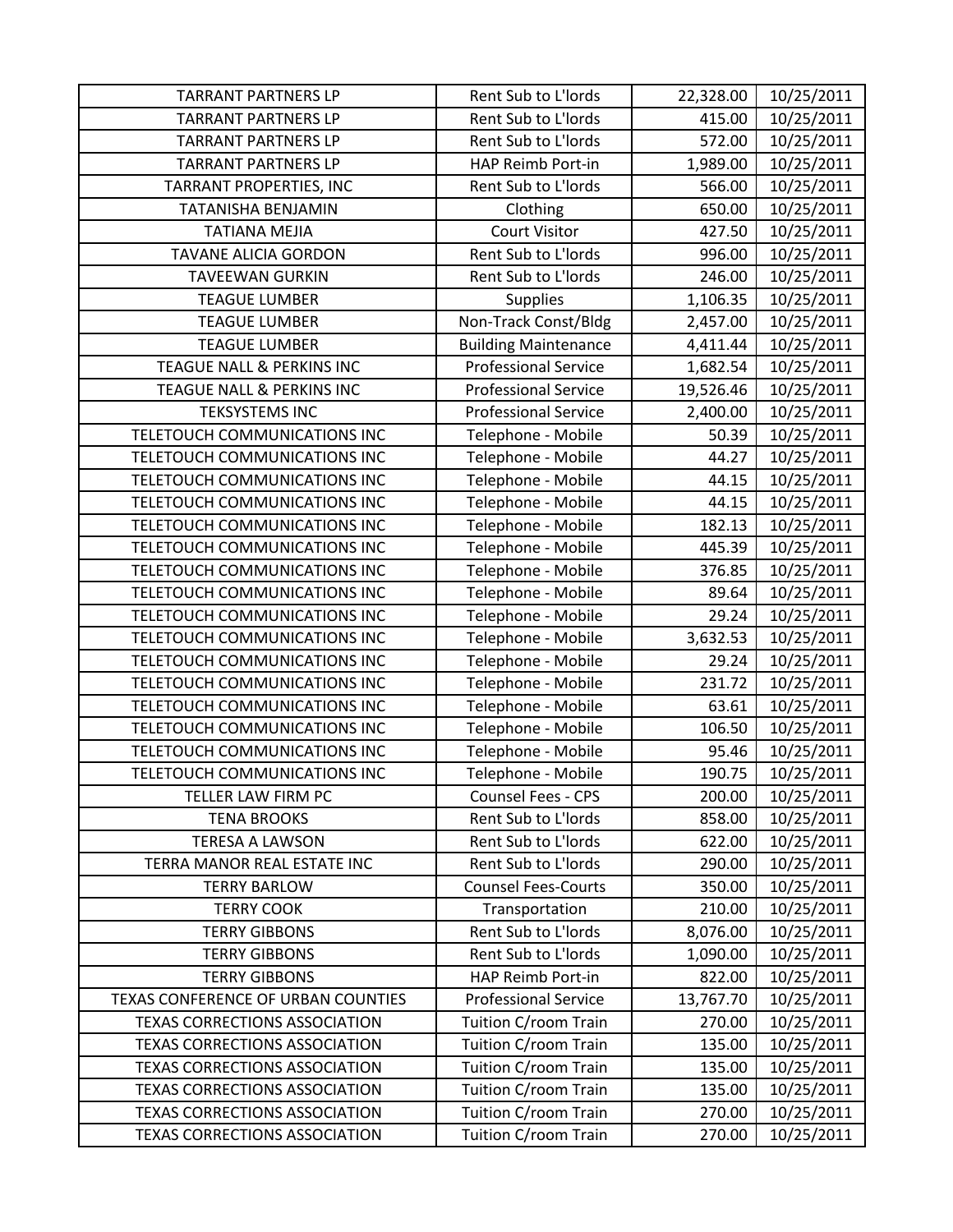| TARRANT PARTNERS LP | Rent Sub to L'lords | 22,328.00 | 10/25/2011 |
|---|---|---|---|
| TARRANT PARTNERS LP | Rent Sub to L'lords | 415.00 | 10/25/2011 |
| TARRANT PARTNERS LP | Rent Sub to L'lords | 572.00 | 10/25/2011 |
| TARRANT PARTNERS LP | HAP Reimb Port-in | 1,989.00 | 10/25/2011 |
| TARRANT PROPERTIES, INC | Rent Sub to L'lords | 566.00 | 10/25/2011 |
| TATANISHA BENJAMIN | Clothing | 650.00 | 10/25/2011 |
| TATIANA MEJIA | Court Visitor | 427.50 | 10/25/2011 |
| TAVANE ALICIA GORDON | Rent Sub to L'lords | 996.00 | 10/25/2011 |
| TAVEEWAN GURKIN | Rent Sub to L'lords | 246.00 | 10/25/2011 |
| TEAGUE LUMBER | Supplies | 1,106.35 | 10/25/2011 |
| TEAGUE LUMBER | Non-Track Const/Bldg | 2,457.00 | 10/25/2011 |
| TEAGUE LUMBER | Building Maintenance | 4,411.44 | 10/25/2011 |
| TEAGUE NALL & PERKINS INC | Professional Service | 1,682.54 | 10/25/2011 |
| TEAGUE NALL & PERKINS INC | Professional Service | 19,526.46 | 10/25/2011 |
| TEKSYSTEMS INC | Professional Service | 2,400.00 | 10/25/2011 |
| TELETOUCH COMMUNICATIONS INC | Telephone - Mobile | 50.39 | 10/25/2011 |
| TELETOUCH COMMUNICATIONS INC | Telephone - Mobile | 44.27 | 10/25/2011 |
| TELETOUCH COMMUNICATIONS INC | Telephone - Mobile | 44.15 | 10/25/2011 |
| TELETOUCH COMMUNICATIONS INC | Telephone - Mobile | 44.15 | 10/25/2011 |
| TELETOUCH COMMUNICATIONS INC | Telephone - Mobile | 182.13 | 10/25/2011 |
| TELETOUCH COMMUNICATIONS INC | Telephone - Mobile | 445.39 | 10/25/2011 |
| TELETOUCH COMMUNICATIONS INC | Telephone - Mobile | 376.85 | 10/25/2011 |
| TELETOUCH COMMUNICATIONS INC | Telephone - Mobile | 89.64 | 10/25/2011 |
| TELETOUCH COMMUNICATIONS INC | Telephone - Mobile | 29.24 | 10/25/2011 |
| TELETOUCH COMMUNICATIONS INC | Telephone - Mobile | 3,632.53 | 10/25/2011 |
| TELETOUCH COMMUNICATIONS INC | Telephone - Mobile | 29.24 | 10/25/2011 |
| TELETOUCH COMMUNICATIONS INC | Telephone - Mobile | 231.72 | 10/25/2011 |
| TELETOUCH COMMUNICATIONS INC | Telephone - Mobile | 63.61 | 10/25/2011 |
| TELETOUCH COMMUNICATIONS INC | Telephone - Mobile | 106.50 | 10/25/2011 |
| TELETOUCH COMMUNICATIONS INC | Telephone - Mobile | 95.46 | 10/25/2011 |
| TELETOUCH COMMUNICATIONS INC | Telephone - Mobile | 190.75 | 10/25/2011 |
| TELLER LAW FIRM PC | Counsel Fees - CPS | 200.00 | 10/25/2011 |
| TENA BROOKS | Rent Sub to L'lords | 858.00 | 10/25/2011 |
| TERESA A LAWSON | Rent Sub to L'lords | 622.00 | 10/25/2011 |
| TERRA MANOR REAL ESTATE INC | Rent Sub to L'lords | 290.00 | 10/25/2011 |
| TERRY BARLOW | Counsel Fees-Courts | 350.00 | 10/25/2011 |
| TERRY COOK | Transportation | 210.00 | 10/25/2011 |
| TERRY GIBBONS | Rent Sub to L'lords | 8,076.00 | 10/25/2011 |
| TERRY GIBBONS | Rent Sub to L'lords | 1,090.00 | 10/25/2011 |
| TERRY GIBBONS | HAP Reimb Port-in | 822.00 | 10/25/2011 |
| TEXAS CONFERENCE OF URBAN COUNTIES | Professional Service | 13,767.70 | 10/25/2011 |
| TEXAS CORRECTIONS ASSOCIATION | Tuition C/room Train | 270.00 | 10/25/2011 |
| TEXAS CORRECTIONS ASSOCIATION | Tuition C/room Train | 135.00 | 10/25/2011 |
| TEXAS CORRECTIONS ASSOCIATION | Tuition C/room Train | 135.00 | 10/25/2011 |
| TEXAS CORRECTIONS ASSOCIATION | Tuition C/room Train | 135.00 | 10/25/2011 |
| TEXAS CORRECTIONS ASSOCIATION | Tuition C/room Train | 270.00 | 10/25/2011 |
| TEXAS CORRECTIONS ASSOCIATION | Tuition C/room Train | 270.00 | 10/25/2011 |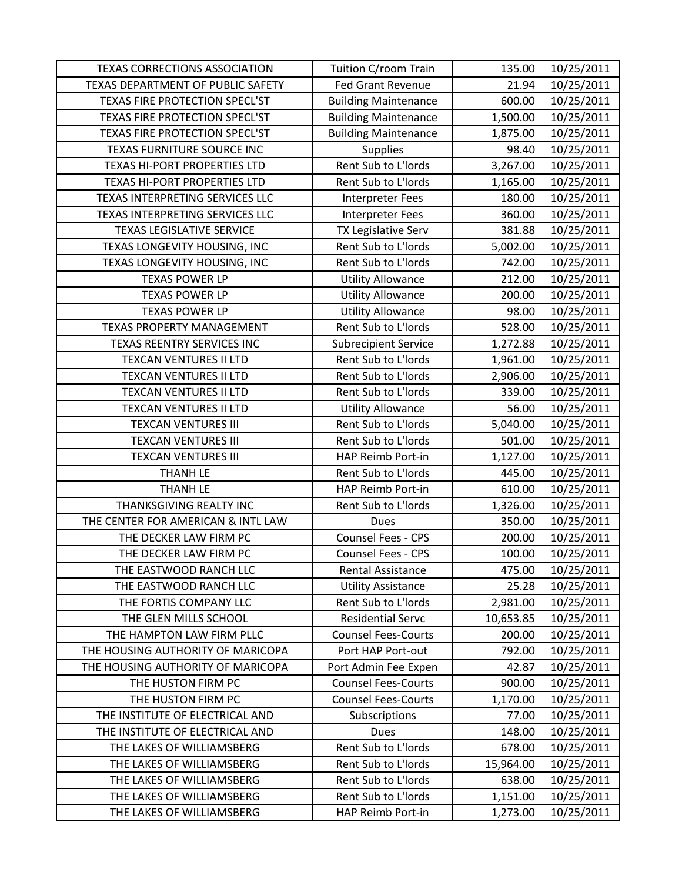| TEXAS CORRECTIONS ASSOCIATION | Tuition C/room Train | 135.00 | 10/25/2011 |
|---|---|---|---|
| TEXAS DEPARTMENT OF PUBLIC SAFETY | Fed Grant Revenue | 21.94 | 10/25/2011 |
| TEXAS FIRE PROTECTION SPECL'ST | Building Maintenance | 600.00 | 10/25/2011 |
| TEXAS FIRE PROTECTION SPECL'ST | Building Maintenance | 1,500.00 | 10/25/2011 |
| TEXAS FIRE PROTECTION SPECL'ST | Building Maintenance | 1,875.00 | 10/25/2011 |
| TEXAS FURNITURE SOURCE INC | Supplies | 98.40 | 10/25/2011 |
| TEXAS HI-PORT PROPERTIES LTD | Rent Sub to L'lords | 3,267.00 | 10/25/2011 |
| TEXAS HI-PORT PROPERTIES LTD | Rent Sub to L'lords | 1,165.00 | 10/25/2011 |
| TEXAS INTERPRETING SERVICES LLC | Interpreter Fees | 180.00 | 10/25/2011 |
| TEXAS INTERPRETING SERVICES LLC | Interpreter Fees | 360.00 | 10/25/2011 |
| TEXAS LEGISLATIVE SERVICE | TX Legislative Serv | 381.88 | 10/25/2011 |
| TEXAS LONGEVITY HOUSING, INC | Rent Sub to L'lords | 5,002.00 | 10/25/2011 |
| TEXAS LONGEVITY HOUSING, INC | Rent Sub to L'lords | 742.00 | 10/25/2011 |
| TEXAS POWER LP | Utility Allowance | 212.00 | 10/25/2011 |
| TEXAS POWER LP | Utility Allowance | 200.00 | 10/25/2011 |
| TEXAS POWER LP | Utility Allowance | 98.00 | 10/25/2011 |
| TEXAS PROPERTY MANAGEMENT | Rent Sub to L'lords | 528.00 | 10/25/2011 |
| TEXAS REENTRY SERVICES INC | Subrecipient Service | 1,272.88 | 10/25/2011 |
| TEXCAN VENTURES II LTD | Rent Sub to L'lords | 1,961.00 | 10/25/2011 |
| TEXCAN VENTURES II LTD | Rent Sub to L'lords | 2,906.00 | 10/25/2011 |
| TEXCAN VENTURES II LTD | Rent Sub to L'lords | 339.00 | 10/25/2011 |
| TEXCAN VENTURES II LTD | Utility Allowance | 56.00 | 10/25/2011 |
| TEXCAN VENTURES III | Rent Sub to L'lords | 5,040.00 | 10/25/2011 |
| TEXCAN VENTURES III | Rent Sub to L'lords | 501.00 | 10/25/2011 |
| TEXCAN VENTURES III | HAP Reimb Port-in | 1,127.00 | 10/25/2011 |
| THANH LE | Rent Sub to L'lords | 445.00 | 10/25/2011 |
| THANH LE | HAP Reimb Port-in | 610.00 | 10/25/2011 |
| THANKSGIVING REALTY INC | Rent Sub to L'lords | 1,326.00 | 10/25/2011 |
| THE CENTER FOR AMERICAN & INTL LAW | Dues | 350.00 | 10/25/2011 |
| THE DECKER LAW FIRM PC | Counsel Fees - CPS | 200.00 | 10/25/2011 |
| THE DECKER LAW FIRM PC | Counsel Fees - CPS | 100.00 | 10/25/2011 |
| THE EASTWOOD RANCH LLC | Rental Assistance | 475.00 | 10/25/2011 |
| THE EASTWOOD RANCH LLC | Utility Assistance | 25.28 | 10/25/2011 |
| THE FORTIS COMPANY LLC | Rent Sub to L'lords | 2,981.00 | 10/25/2011 |
| THE GLEN MILLS SCHOOL | Residential Servc | 10,653.85 | 10/25/2011 |
| THE HAMPTON LAW FIRM PLLC | Counsel Fees-Courts | 200.00 | 10/25/2011 |
| THE HOUSING AUTHORITY OF MARICOPA | Port HAP Port-out | 792.00 | 10/25/2011 |
| THE HOUSING AUTHORITY OF MARICOPA | Port Admin Fee Expen | 42.87 | 10/25/2011 |
| THE HUSTON FIRM PC | Counsel Fees-Courts | 900.00 | 10/25/2011 |
| THE HUSTON FIRM PC | Counsel Fees-Courts | 1,170.00 | 10/25/2011 |
| THE INSTITUTE OF ELECTRICAL AND | Subscriptions | 77.00 | 10/25/2011 |
| THE INSTITUTE OF ELECTRICAL AND | Dues | 148.00 | 10/25/2011 |
| THE LAKES OF WILLIAMSBERG | Rent Sub to L'lords | 678.00 | 10/25/2011 |
| THE LAKES OF WILLIAMSBERG | Rent Sub to L'lords | 15,964.00 | 10/25/2011 |
| THE LAKES OF WILLIAMSBERG | Rent Sub to L'lords | 638.00 | 10/25/2011 |
| THE LAKES OF WILLIAMSBERG | Rent Sub to L'lords | 1,151.00 | 10/25/2011 |
| THE LAKES OF WILLIAMSBERG | HAP Reimb Port-in | 1,273.00 | 10/25/2011 |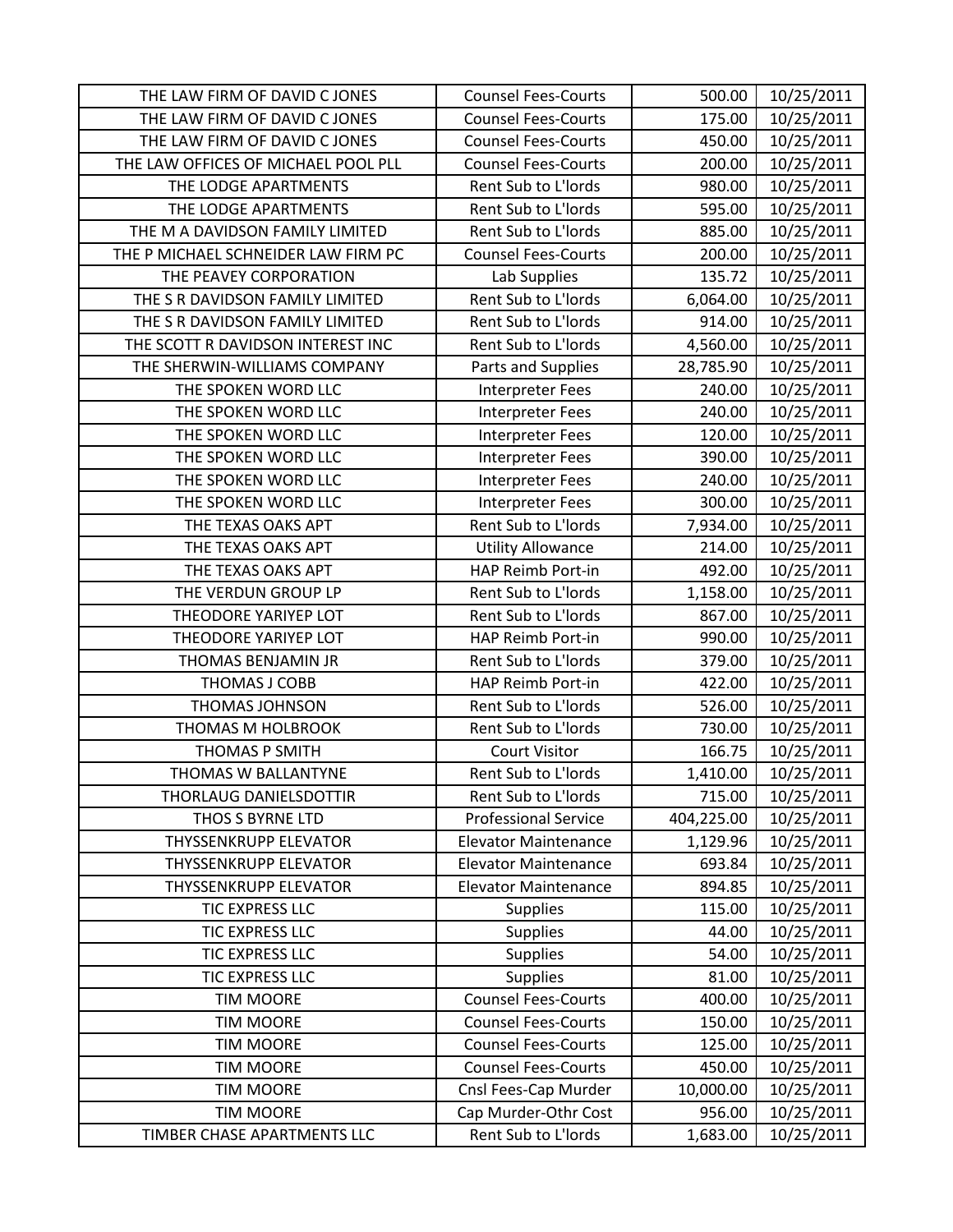| THE LAW FIRM OF DAVID C JONES | Counsel Fees-Courts | 500.00 | 10/25/2011 |
|---|---|---|---|
| THE LAW FIRM OF DAVID C JONES | Counsel Fees-Courts | 175.00 | 10/25/2011 |
| THE LAW FIRM OF DAVID C JONES | Counsel Fees-Courts | 450.00 | 10/25/2011 |
| THE LAW OFFICES OF MICHAEL POOL PLL | Counsel Fees-Courts | 200.00 | 10/25/2011 |
| THE LODGE APARTMENTS | Rent Sub to L'lords | 980.00 | 10/25/2011 |
| THE LODGE APARTMENTS | Rent Sub to L'lords | 595.00 | 10/25/2011 |
| THE M A DAVIDSON FAMILY LIMITED | Rent Sub to L'lords | 885.00 | 10/25/2011 |
| THE P MICHAEL SCHNEIDER LAW FIRM PC | Counsel Fees-Courts | 200.00 | 10/25/2011 |
| THE PEAVEY CORPORATION | Lab Supplies | 135.72 | 10/25/2011 |
| THE S R DAVIDSON FAMILY LIMITED | Rent Sub to L'lords | 6,064.00 | 10/25/2011 |
| THE S R DAVIDSON FAMILY LIMITED | Rent Sub to L'lords | 914.00 | 10/25/2011 |
| THE SCOTT R DAVIDSON INTEREST INC | Rent Sub to L'lords | 4,560.00 | 10/25/2011 |
| THE SHERWIN-WILLIAMS COMPANY | Parts and Supplies | 28,785.90 | 10/25/2011 |
| THE SPOKEN WORD LLC | Interpreter Fees | 240.00 | 10/25/2011 |
| THE SPOKEN WORD LLC | Interpreter Fees | 240.00 | 10/25/2011 |
| THE SPOKEN WORD LLC | Interpreter Fees | 120.00 | 10/25/2011 |
| THE SPOKEN WORD LLC | Interpreter Fees | 390.00 | 10/25/2011 |
| THE SPOKEN WORD LLC | Interpreter Fees | 240.00 | 10/25/2011 |
| THE SPOKEN WORD LLC | Interpreter Fees | 300.00 | 10/25/2011 |
| THE TEXAS OAKS APT | Rent Sub to L'lords | 7,934.00 | 10/25/2011 |
| THE TEXAS OAKS APT | Utility Allowance | 214.00 | 10/25/2011 |
| THE TEXAS OAKS APT | HAP Reimb Port-in | 492.00 | 10/25/2011 |
| THE VERDUN GROUP LP | Rent Sub to L'lords | 1,158.00 | 10/25/2011 |
| THEODORE YARIYEP LOT | Rent Sub to L'lords | 867.00 | 10/25/2011 |
| THEODORE YARIYEP LOT | HAP Reimb Port-in | 990.00 | 10/25/2011 |
| THOMAS BENJAMIN JR | Rent Sub to L'lords | 379.00 | 10/25/2011 |
| THOMAS J COBB | HAP Reimb Port-in | 422.00 | 10/25/2011 |
| THOMAS JOHNSON | Rent Sub to L'lords | 526.00 | 10/25/2011 |
| THOMAS M HOLBROOK | Rent Sub to L'lords | 730.00 | 10/25/2011 |
| THOMAS P SMITH | Court Visitor | 166.75 | 10/25/2011 |
| THOMAS W BALLANTYNE | Rent Sub to L'lords | 1,410.00 | 10/25/2011 |
| THORLAUG DANIELSDOTTIR | Rent Sub to L'lords | 715.00 | 10/25/2011 |
| THOS S BYRNE LTD | Professional Service | 404,225.00 | 10/25/2011 |
| THYSSENKRUPP ELEVATOR | Elevator Maintenance | 1,129.96 | 10/25/2011 |
| THYSSENKRUPP ELEVATOR | Elevator Maintenance | 693.84 | 10/25/2011 |
| THYSSENKRUPP ELEVATOR | Elevator Maintenance | 894.85 | 10/25/2011 |
| TIC EXPRESS LLC | Supplies | 115.00 | 10/25/2011 |
| TIC EXPRESS LLC | Supplies | 44.00 | 10/25/2011 |
| TIC EXPRESS LLC | Supplies | 54.00 | 10/25/2011 |
| TIC EXPRESS LLC | Supplies | 81.00 | 10/25/2011 |
| TIM MOORE | Counsel Fees-Courts | 400.00 | 10/25/2011 |
| TIM MOORE | Counsel Fees-Courts | 150.00 | 10/25/2011 |
| TIM MOORE | Counsel Fees-Courts | 125.00 | 10/25/2011 |
| TIM MOORE | Counsel Fees-Courts | 450.00 | 10/25/2011 |
| TIM MOORE | Cnsl Fees-Cap Murder | 10,000.00 | 10/25/2011 |
| TIM MOORE | Cap Murder-Othr Cost | 956.00 | 10/25/2011 |
| TIMBER CHASE APARTMENTS LLC | Rent Sub to L'lords | 1,683.00 | 10/25/2011 |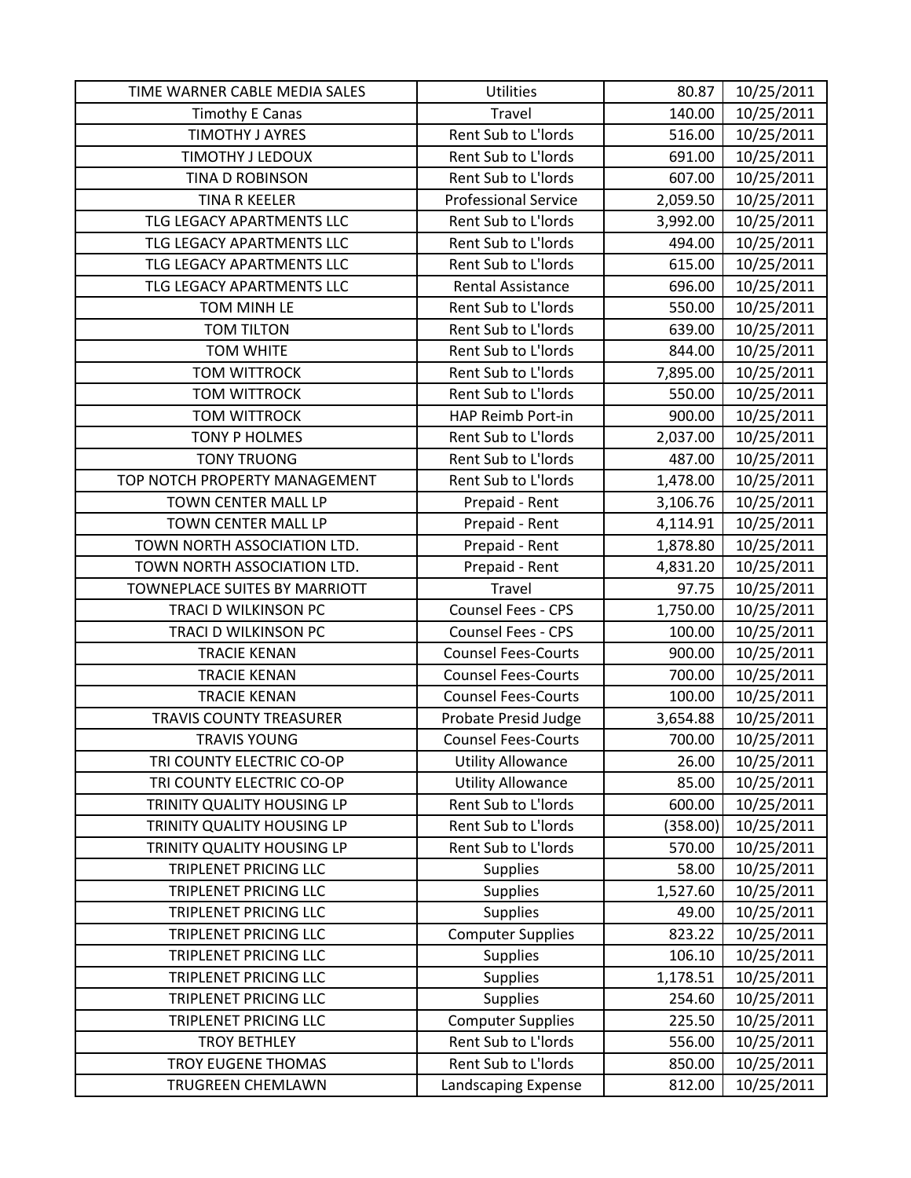| | | | |
|---|---|---|---|
| TIME WARNER CABLE MEDIA SALES | Utilities | 80.87 | 10/25/2011 |
| Timothy E Canas | Travel | 140.00 | 10/25/2011 |
| TIMOTHY J AYRES | Rent Sub to L'lords | 516.00 | 10/25/2011 |
| TIMOTHY J LEDOUX | Rent Sub to L'lords | 691.00 | 10/25/2011 |
| TINA D ROBINSON | Rent Sub to L'lords | 607.00 | 10/25/2011 |
| TINA R KEELER | Professional Service | 2,059.50 | 10/25/2011 |
| TLG LEGACY APARTMENTS LLC | Rent Sub to L'lords | 3,992.00 | 10/25/2011 |
| TLG LEGACY APARTMENTS LLC | Rent Sub to L'lords | 494.00 | 10/25/2011 |
| TLG LEGACY APARTMENTS LLC | Rent Sub to L'lords | 615.00 | 10/25/2011 |
| TLG LEGACY APARTMENTS LLC | Rental Assistance | 696.00 | 10/25/2011 |
| TOM MINH LE | Rent Sub to L'lords | 550.00 | 10/25/2011 |
| TOM TILTON | Rent Sub to L'lords | 639.00 | 10/25/2011 |
| TOM WHITE | Rent Sub to L'lords | 844.00 | 10/25/2011 |
| TOM WITTROCK | Rent Sub to L'lords | 7,895.00 | 10/25/2011 |
| TOM WITTROCK | Rent Sub to L'lords | 550.00 | 10/25/2011 |
| TOM WITTROCK | HAP Reimb Port-in | 900.00 | 10/25/2011 |
| TONY P HOLMES | Rent Sub to L'lords | 2,037.00 | 10/25/2011 |
| TONY TRUONG | Rent Sub to L'lords | 487.00 | 10/25/2011 |
| TOP NOTCH PROPERTY MANAGEMENT | Rent Sub to L'lords | 1,478.00 | 10/25/2011 |
| TOWN CENTER MALL LP | Prepaid - Rent | 3,106.76 | 10/25/2011 |
| TOWN CENTER MALL LP | Prepaid - Rent | 4,114.91 | 10/25/2011 |
| TOWN NORTH ASSOCIATION LTD. | Prepaid - Rent | 1,878.80 | 10/25/2011 |
| TOWN NORTH ASSOCIATION LTD. | Prepaid - Rent | 4,831.20 | 10/25/2011 |
| TOWNEPLACE SUITES BY MARRIOTT | Travel | 97.75 | 10/25/2011 |
| TRACI D WILKINSON PC | Counsel Fees - CPS | 1,750.00 | 10/25/2011 |
| TRACI D WILKINSON PC | Counsel Fees - CPS | 100.00 | 10/25/2011 |
| TRACIE KENAN | Counsel Fees-Courts | 900.00 | 10/25/2011 |
| TRACIE KENAN | Counsel Fees-Courts | 700.00 | 10/25/2011 |
| TRACIE KENAN | Counsel Fees-Courts | 100.00 | 10/25/2011 |
| TRAVIS COUNTY TREASURER | Probate Presid Judge | 3,654.88 | 10/25/2011 |
| TRAVIS YOUNG | Counsel Fees-Courts | 700.00 | 10/25/2011 |
| TRI COUNTY ELECTRIC CO-OP | Utility Allowance | 26.00 | 10/25/2011 |
| TRI COUNTY ELECTRIC CO-OP | Utility Allowance | 85.00 | 10/25/2011 |
| TRINITY QUALITY HOUSING LP | Rent Sub to L'lords | 600.00 | 10/25/2011 |
| TRINITY QUALITY HOUSING LP | Rent Sub to L'lords | (358.00) | 10/25/2011 |
| TRINITY QUALITY HOUSING LP | Rent Sub to L'lords | 570.00 | 10/25/2011 |
| TRIPLENET PRICING LLC | Supplies | 58.00 | 10/25/2011 |
| TRIPLENET PRICING LLC | Supplies | 1,527.60 | 10/25/2011 |
| TRIPLENET PRICING LLC | Supplies | 49.00 | 10/25/2011 |
| TRIPLENET PRICING LLC | Computer Supplies | 823.22 | 10/25/2011 |
| TRIPLENET PRICING LLC | Supplies | 106.10 | 10/25/2011 |
| TRIPLENET PRICING LLC | Supplies | 1,178.51 | 10/25/2011 |
| TRIPLENET PRICING LLC | Supplies | 254.60 | 10/25/2011 |
| TRIPLENET PRICING LLC | Computer Supplies | 225.50 | 10/25/2011 |
| TROY BETHLEY | Rent Sub to L'lords | 556.00 | 10/25/2011 |
| TROY EUGENE THOMAS | Rent Sub to L'lords | 850.00 | 10/25/2011 |
| TRUGREEN CHEMLAWN | Landscaping Expense | 812.00 | 10/25/2011 |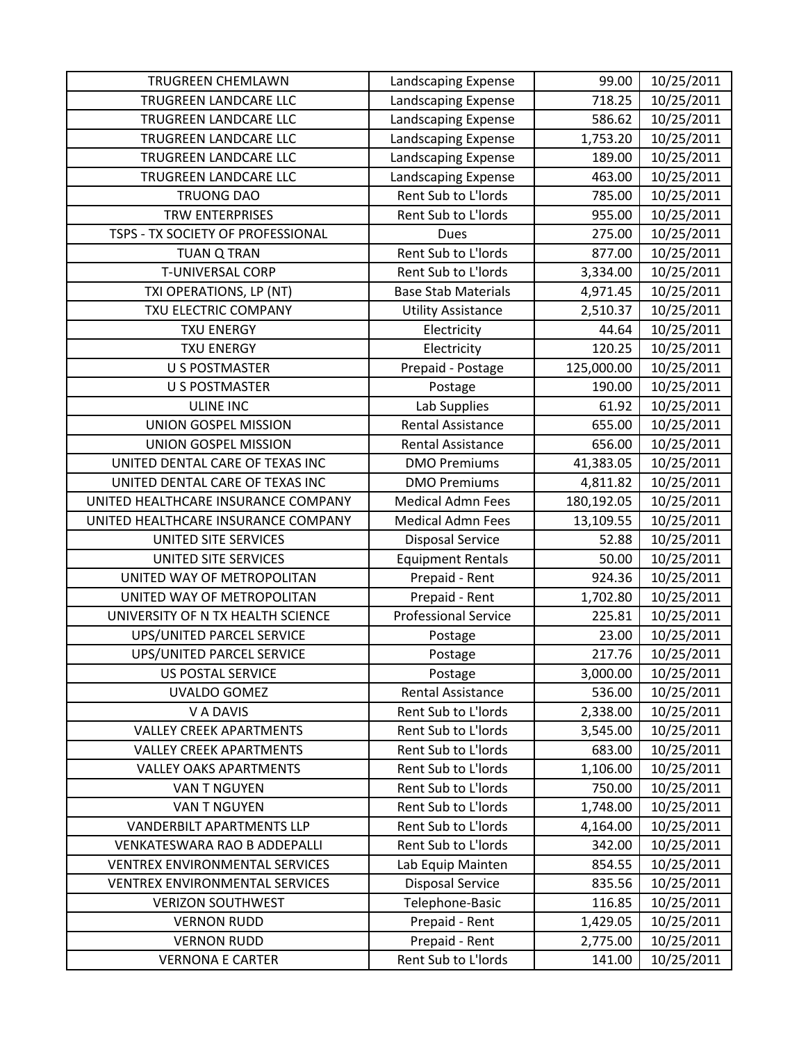| TRUGREEN CHEMLAWN | Landscaping Expense | 99.00 | 10/25/2011 |
|---|---|---|---|
| TRUGREEN LANDCARE LLC | Landscaping Expense | 718.25 | 10/25/2011 |
| TRUGREEN LANDCARE LLC | Landscaping Expense | 586.62 | 10/25/2011 |
| TRUGREEN LANDCARE LLC | Landscaping Expense | 1,753.20 | 10/25/2011 |
| TRUGREEN LANDCARE LLC | Landscaping Expense | 189.00 | 10/25/2011 |
| TRUGREEN LANDCARE LLC | Landscaping Expense | 463.00 | 10/25/2011 |
| TRUONG DAO | Rent Sub to L'lords | 785.00 | 10/25/2011 |
| TRW ENTERPRISES | Rent Sub to L'lords | 955.00 | 10/25/2011 |
| TSPS - TX SOCIETY OF PROFESSIONAL | Dues | 275.00 | 10/25/2011 |
| TUAN Q TRAN | Rent Sub to L'lords | 877.00 | 10/25/2011 |
| T-UNIVERSAL CORP | Rent Sub to L'lords | 3,334.00 | 10/25/2011 |
| TXI OPERATIONS, LP (NT) | Base Stab Materials | 4,971.45 | 10/25/2011 |
| TXU ELECTRIC COMPANY | Utility Assistance | 2,510.37 | 10/25/2011 |
| TXU ENERGY | Electricity | 44.64 | 10/25/2011 |
| TXU ENERGY | Electricity | 120.25 | 10/25/2011 |
| U S POSTMASTER | Prepaid - Postage | 125,000.00 | 10/25/2011 |
| U S POSTMASTER | Postage | 190.00 | 10/25/2011 |
| ULINE INC | Lab Supplies | 61.92 | 10/25/2011 |
| UNION GOSPEL MISSION | Rental Assistance | 655.00 | 10/25/2011 |
| UNION GOSPEL MISSION | Rental Assistance | 656.00 | 10/25/2011 |
| UNITED DENTAL CARE OF TEXAS INC | DMO Premiums | 41,383.05 | 10/25/2011 |
| UNITED DENTAL CARE OF TEXAS INC | DMO Premiums | 4,811.82 | 10/25/2011 |
| UNITED HEALTHCARE INSURANCE COMPANY | Medical Admn Fees | 180,192.05 | 10/25/2011 |
| UNITED HEALTHCARE INSURANCE COMPANY | Medical Admn Fees | 13,109.55 | 10/25/2011 |
| UNITED SITE SERVICES | Disposal Service | 52.88 | 10/25/2011 |
| UNITED SITE SERVICES | Equipment Rentals | 50.00 | 10/25/2011 |
| UNITED WAY OF METROPOLITAN | Prepaid - Rent | 924.36 | 10/25/2011 |
| UNITED WAY OF METROPOLITAN | Prepaid - Rent | 1,702.80 | 10/25/2011 |
| UNIVERSITY OF N TX HEALTH SCIENCE | Professional Service | 225.81 | 10/25/2011 |
| UPS/UNITED PARCEL SERVICE | Postage | 23.00 | 10/25/2011 |
| UPS/UNITED PARCEL SERVICE | Postage | 217.76 | 10/25/2011 |
| US POSTAL SERVICE | Postage | 3,000.00 | 10/25/2011 |
| UVALDO GOMEZ | Rental Assistance | 536.00 | 10/25/2011 |
| V A DAVIS | Rent Sub to L'lords | 2,338.00 | 10/25/2011 |
| VALLEY CREEK APARTMENTS | Rent Sub to L'lords | 3,545.00 | 10/25/2011 |
| VALLEY CREEK APARTMENTS | Rent Sub to L'lords | 683.00 | 10/25/2011 |
| VALLEY OAKS APARTMENTS | Rent Sub to L'lords | 1,106.00 | 10/25/2011 |
| VAN T NGUYEN | Rent Sub to L'lords | 750.00 | 10/25/2011 |
| VAN T NGUYEN | Rent Sub to L'lords | 1,748.00 | 10/25/2011 |
| VANDERBILT APARTMENTS LLP | Rent Sub to L'lords | 4,164.00 | 10/25/2011 |
| VENKATESWARA RAO B ADDEPALLI | Rent Sub to L'lords | 342.00 | 10/25/2011 |
| VENTREX ENVIRONMENTAL SERVICES | Lab Equip Mainten | 854.55 | 10/25/2011 |
| VENTREX ENVIRONMENTAL SERVICES | Disposal Service | 835.56 | 10/25/2011 |
| VERIZON SOUTHWEST | Telephone-Basic | 116.85 | 10/25/2011 |
| VERNON RUDD | Prepaid - Rent | 1,429.05 | 10/25/2011 |
| VERNON RUDD | Prepaid - Rent | 2,775.00 | 10/25/2011 |
| VERNONA E CARTER | Rent Sub to L'lords | 141.00 | 10/25/2011 |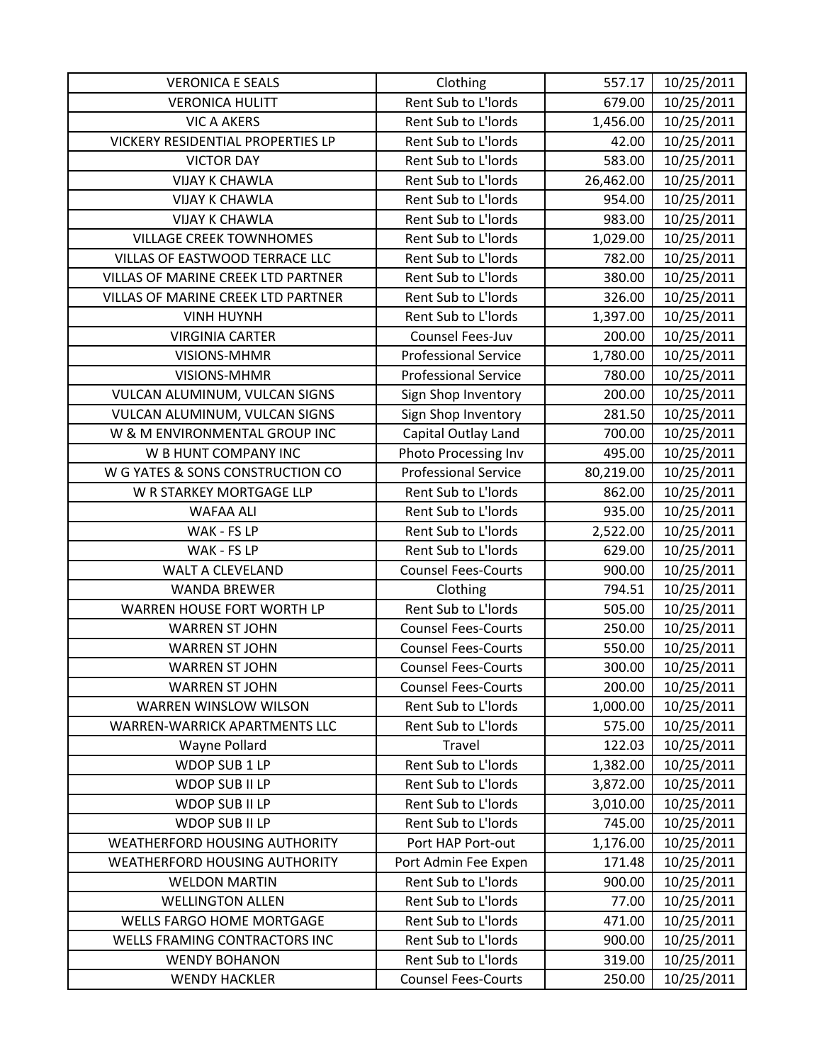| VERONICA E SEALS | Clothing | 557.17 | 10/25/2011 |
|---|---|---|---|
| VERONICA HULITT | Rent Sub to L'lords | 679.00 | 10/25/2011 |
| VIC A AKERS | Rent Sub to L'lords | 1,456.00 | 10/25/2011 |
| VICKERY RESIDENTIAL PROPERTIES LP | Rent Sub to L'lords | 42.00 | 10/25/2011 |
| VICTOR DAY | Rent Sub to L'lords | 583.00 | 10/25/2011 |
| VIJAY K CHAWLA | Rent Sub to L'lords | 26,462.00 | 10/25/2011 |
| VIJAY K CHAWLA | Rent Sub to L'lords | 954.00 | 10/25/2011 |
| VIJAY K CHAWLA | Rent Sub to L'lords | 983.00 | 10/25/2011 |
| VILLAGE CREEK TOWNHOMES | Rent Sub to L'lords | 1,029.00 | 10/25/2011 |
| VILLAS OF EASTWOOD TERRACE LLC | Rent Sub to L'lords | 782.00 | 10/25/2011 |
| VILLAS OF MARINE CREEK LTD PARTNER | Rent Sub to L'lords | 380.00 | 10/25/2011 |
| VILLAS OF MARINE CREEK LTD PARTNER | Rent Sub to L'lords | 326.00 | 10/25/2011 |
| VINH HUYNH | Rent Sub to L'lords | 1,397.00 | 10/25/2011 |
| VIRGINIA CARTER | Counsel Fees-Juv | 200.00 | 10/25/2011 |
| VISIONS-MHMR | Professional Service | 1,780.00 | 10/25/2011 |
| VISIONS-MHMR | Professional Service | 780.00 | 10/25/2011 |
| VULCAN ALUMINUM, VULCAN SIGNS | Sign Shop Inventory | 200.00 | 10/25/2011 |
| VULCAN ALUMINUM, VULCAN SIGNS | Sign Shop Inventory | 281.50 | 10/25/2011 |
| W & M ENVIRONMENTAL GROUP INC | Capital Outlay Land | 700.00 | 10/25/2011 |
| W B HUNT COMPANY INC | Photo Processing Inv | 495.00 | 10/25/2011 |
| W G YATES & SONS CONSTRUCTION CO | Professional Service | 80,219.00 | 10/25/2011 |
| W R STARKEY MORTGAGE LLP | Rent Sub to L'lords | 862.00 | 10/25/2011 |
| WAFAA ALI | Rent Sub to L'lords | 935.00 | 10/25/2011 |
| WAK - FS LP | Rent Sub to L'lords | 2,522.00 | 10/25/2011 |
| WAK - FS LP | Rent Sub to L'lords | 629.00 | 10/25/2011 |
| WALT A CLEVELAND | Counsel Fees-Courts | 900.00 | 10/25/2011 |
| WANDA BREWER | Clothing | 794.51 | 10/25/2011 |
| WARREN HOUSE FORT WORTH LP | Rent Sub to L'lords | 505.00 | 10/25/2011 |
| WARREN ST JOHN | Counsel Fees-Courts | 250.00 | 10/25/2011 |
| WARREN ST JOHN | Counsel Fees-Courts | 550.00 | 10/25/2011 |
| WARREN ST JOHN | Counsel Fees-Courts | 300.00 | 10/25/2011 |
| WARREN ST JOHN | Counsel Fees-Courts | 200.00 | 10/25/2011 |
| WARREN WINSLOW WILSON | Rent Sub to L'lords | 1,000.00 | 10/25/2011 |
| WARREN-WARRICK APARTMENTS LLC | Rent Sub to L'lords | 575.00 | 10/25/2011 |
| Wayne Pollard | Travel | 122.03 | 10/25/2011 |
| WDOP SUB 1 LP | Rent Sub to L'lords | 1,382.00 | 10/25/2011 |
| WDOP SUB II LP | Rent Sub to L'lords | 3,872.00 | 10/25/2011 |
| WDOP SUB II LP | Rent Sub to L'lords | 3,010.00 | 10/25/2011 |
| WDOP SUB II LP | Rent Sub to L'lords | 745.00 | 10/25/2011 |
| WEATHERFORD HOUSING AUTHORITY | Port HAP Port-out | 1,176.00 | 10/25/2011 |
| WEATHERFORD HOUSING AUTHORITY | Port Admin Fee Expen | 171.48 | 10/25/2011 |
| WELDON MARTIN | Rent Sub to L'lords | 900.00 | 10/25/2011 |
| WELLINGTON ALLEN | Rent Sub to L'lords | 77.00 | 10/25/2011 |
| WELLS FARGO HOME MORTGAGE | Rent Sub to L'lords | 471.00 | 10/25/2011 |
| WELLS FRAMING CONTRACTORS INC | Rent Sub to L'lords | 900.00 | 10/25/2011 |
| WENDY BOHANON | Rent Sub to L'lords | 319.00 | 10/25/2011 |
| WENDY HACKLER | Counsel Fees-Courts | 250.00 | 10/25/2011 |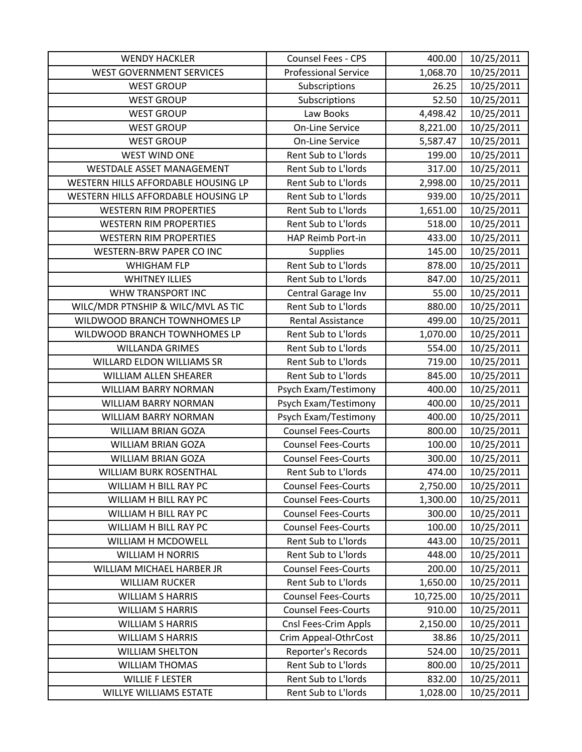| WENDY HACKLER | Counsel Fees - CPS | 400.00 | 10/25/2011 |
|---|---|---|---|
| WEST GOVERNMENT SERVICES | Professional Service | 1,068.70 | 10/25/2011 |
| WEST GROUP | Subscriptions | 26.25 | 10/25/2011 |
| WEST GROUP | Subscriptions | 52.50 | 10/25/2011 |
| WEST GROUP | Law Books | 4,498.42 | 10/25/2011 |
| WEST GROUP | On-Line Service | 8,221.00 | 10/25/2011 |
| WEST GROUP | On-Line Service | 5,587.47 | 10/25/2011 |
| WEST WIND ONE | Rent Sub to L'lords | 199.00 | 10/25/2011 |
| WESTDALE ASSET MANAGEMENT | Rent Sub to L'lords | 317.00 | 10/25/2011 |
| WESTERN HILLS AFFORDABLE HOUSING LP | Rent Sub to L'lords | 2,998.00 | 10/25/2011 |
| WESTERN HILLS AFFORDABLE HOUSING LP | Rent Sub to L'lords | 939.00 | 10/25/2011 |
| WESTERN RIM PROPERTIES | Rent Sub to L'lords | 1,651.00 | 10/25/2011 |
| WESTERN RIM PROPERTIES | Rent Sub to L'lords | 518.00 | 10/25/2011 |
| WESTERN RIM PROPERTIES | HAP Reimb Port-in | 433.00 | 10/25/2011 |
| WESTERN-BRW PAPER CO INC | Supplies | 145.00 | 10/25/2011 |
| WHIGHAM FLP | Rent Sub to L'lords | 878.00 | 10/25/2011 |
| WHITNEY ILLIES | Rent Sub to L'lords | 847.00 | 10/25/2011 |
| WHW TRANSPORT INC | Central Garage Inv | 55.00 | 10/25/2011 |
| WILC/MDR PTNSHIP & WILC/MVL AS TIC | Rent Sub to L'lords | 880.00 | 10/25/2011 |
| WILDWOOD BRANCH TOWNHOMES LP | Rental Assistance | 499.00 | 10/25/2011 |
| WILDWOOD BRANCH TOWNHOMES LP | Rent Sub to L'lords | 1,070.00 | 10/25/2011 |
| WILLANDA GRIMES | Rent Sub to L'lords | 554.00 | 10/25/2011 |
| WILLARD ELDON WILLIAMS SR | Rent Sub to L'lords | 719.00 | 10/25/2011 |
| WILLIAM ALLEN SHEARER | Rent Sub to L'lords | 845.00 | 10/25/2011 |
| WILLIAM BARRY NORMAN | Psych Exam/Testimony | 400.00 | 10/25/2011 |
| WILLIAM BARRY NORMAN | Psych Exam/Testimony | 400.00 | 10/25/2011 |
| WILLIAM BARRY NORMAN | Psych Exam/Testimony | 400.00 | 10/25/2011 |
| WILLIAM BRIAN GOZA | Counsel Fees-Courts | 800.00 | 10/25/2011 |
| WILLIAM BRIAN GOZA | Counsel Fees-Courts | 100.00 | 10/25/2011 |
| WILLIAM BRIAN GOZA | Counsel Fees-Courts | 300.00 | 10/25/2011 |
| WILLIAM BURK ROSENTHAL | Rent Sub to L'lords | 474.00 | 10/25/2011 |
| WILLIAM H BILL RAY PC | Counsel Fees-Courts | 2,750.00 | 10/25/2011 |
| WILLIAM H BILL RAY PC | Counsel Fees-Courts | 1,300.00 | 10/25/2011 |
| WILLIAM H BILL RAY PC | Counsel Fees-Courts | 300.00 | 10/25/2011 |
| WILLIAM H BILL RAY PC | Counsel Fees-Courts | 100.00 | 10/25/2011 |
| WILLIAM H MCDOWELL | Rent Sub to L'lords | 443.00 | 10/25/2011 |
| WILLIAM H NORRIS | Rent Sub to L'lords | 448.00 | 10/25/2011 |
| WILLIAM MICHAEL HARBER JR | Counsel Fees-Courts | 200.00 | 10/25/2011 |
| WILLIAM RUCKER | Rent Sub to L'lords | 1,650.00 | 10/25/2011 |
| WILLIAM S HARRIS | Counsel Fees-Courts | 10,725.00 | 10/25/2011 |
| WILLIAM S HARRIS | Counsel Fees-Courts | 910.00 | 10/25/2011 |
| WILLIAM S HARRIS | Cnsl Fees-Crim Appls | 2,150.00 | 10/25/2011 |
| WILLIAM S HARRIS | Crim Appeal-OthrCost | 38.86 | 10/25/2011 |
| WILLIAM SHELTON | Reporter's Records | 524.00 | 10/25/2011 |
| WILLIAM THOMAS | Rent Sub to L'lords | 800.00 | 10/25/2011 |
| WILLIE F LESTER | Rent Sub to L'lords | 832.00 | 10/25/2011 |
| WILLYE WILLIAMS ESTATE | Rent Sub to L'lords | 1,028.00 | 10/25/2011 |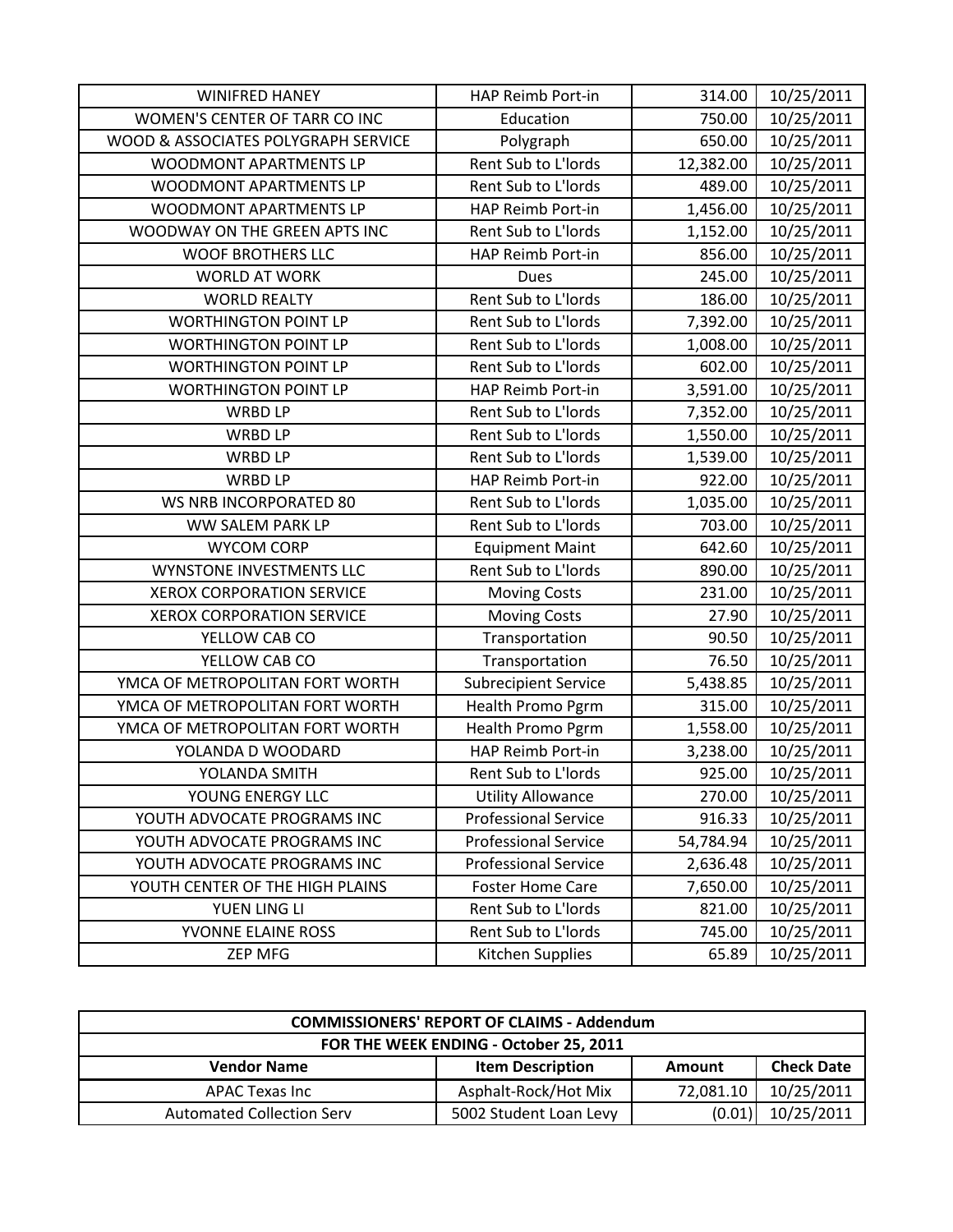| | | | |
|---|---|---|---|
| WINIFRED HANEY | HAP Reimb Port-in | 314.00 | 10/25/2011 |
| WOMEN'S CENTER OF TARR CO INC | Education | 750.00 | 10/25/2011 |
| WOOD & ASSOCIATES POLYGRAPH SERVICE | Polygraph | 650.00 | 10/25/2011 |
| WOODMONT APARTMENTS LP | Rent Sub to L'lords | 12,382.00 | 10/25/2011 |
| WOODMONT APARTMENTS LP | Rent Sub to L'lords | 489.00 | 10/25/2011 |
| WOODMONT APARTMENTS LP | HAP Reimb Port-in | 1,456.00 | 10/25/2011 |
| WOODWAY ON THE GREEN APTS INC | Rent Sub to L'lords | 1,152.00 | 10/25/2011 |
| WOOF BROTHERS LLC | HAP Reimb Port-in | 856.00 | 10/25/2011 |
| WORLD AT WORK | Dues | 245.00 | 10/25/2011 |
| WORLD REALTY | Rent Sub to L'lords | 186.00 | 10/25/2011 |
| WORTHINGTON POINT LP | Rent Sub to L'lords | 7,392.00 | 10/25/2011 |
| WORTHINGTON POINT LP | Rent Sub to L'lords | 1,008.00 | 10/25/2011 |
| WORTHINGTON POINT LP | Rent Sub to L'lords | 602.00 | 10/25/2011 |
| WORTHINGTON POINT LP | HAP Reimb Port-in | 3,591.00 | 10/25/2011 |
| WRBD LP | Rent Sub to L'lords | 7,352.00 | 10/25/2011 |
| WRBD LP | Rent Sub to L'lords | 1,550.00 | 10/25/2011 |
| WRBD LP | Rent Sub to L'lords | 1,539.00 | 10/25/2011 |
| WRBD LP | HAP Reimb Port-in | 922.00 | 10/25/2011 |
| WS NRB INCORPORATED 80 | Rent Sub to L'lords | 1,035.00 | 10/25/2011 |
| WW SALEM PARK LP | Rent Sub to L'lords | 703.00 | 10/25/2011 |
| WYCOM CORP | Equipment Maint | 642.60 | 10/25/2011 |
| WYNSTONE INVESTMENTS LLC | Rent Sub to L'lords | 890.00 | 10/25/2011 |
| XEROX CORPORATION SERVICE | Moving Costs | 231.00 | 10/25/2011 |
| XEROX CORPORATION SERVICE | Moving Costs | 27.90 | 10/25/2011 |
| YELLOW CAB CO | Transportation | 90.50 | 10/25/2011 |
| YELLOW CAB CO | Transportation | 76.50 | 10/25/2011 |
| YMCA OF METROPOLITAN FORT WORTH | Subrecipient Service | 5,438.85 | 10/25/2011 |
| YMCA OF METROPOLITAN FORT WORTH | Health Promo Pgrm | 315.00 | 10/25/2011 |
| YMCA OF METROPOLITAN FORT WORTH | Health Promo Pgrm | 1,558.00 | 10/25/2011 |
| YOLANDA D WOODARD | HAP Reimb Port-in | 3,238.00 | 10/25/2011 |
| YOLANDA SMITH | Rent Sub to L'lords | 925.00 | 10/25/2011 |
| YOUNG ENERGY LLC | Utility Allowance | 270.00 | 10/25/2011 |
| YOUTH ADVOCATE PROGRAMS INC | Professional Service | 916.33 | 10/25/2011 |
| YOUTH ADVOCATE PROGRAMS INC | Professional Service | 54,784.94 | 10/25/2011 |
| YOUTH ADVOCATE PROGRAMS INC | Professional Service | 2,636.48 | 10/25/2011 |
| YOUTH CENTER OF THE HIGH PLAINS | Foster Home Care | 7,650.00 | 10/25/2011 |
| YUEN LING LI | Rent Sub to L'lords | 821.00 | 10/25/2011 |
| YVONNE ELAINE ROSS | Rent Sub to L'lords | 745.00 | 10/25/2011 |
| ZEP MFG | Kitchen Supplies | 65.89 | 10/25/2011 |

**COMMISSIONERS' REPORT OF CLAIMS - Addendum**

**FOR THE WEEK ENDING - October 25, 2011**

| Vendor Name | Item Description | Amount | Check Date |
|---|---|---|---|
| APAC Texas Inc | Asphalt-Rock/Hot Mix | 72,081.10 | 10/25/2011 |
| Automated Collection Serv | 5002 Student Loan Levy | (0.01) | 10/25/2011 |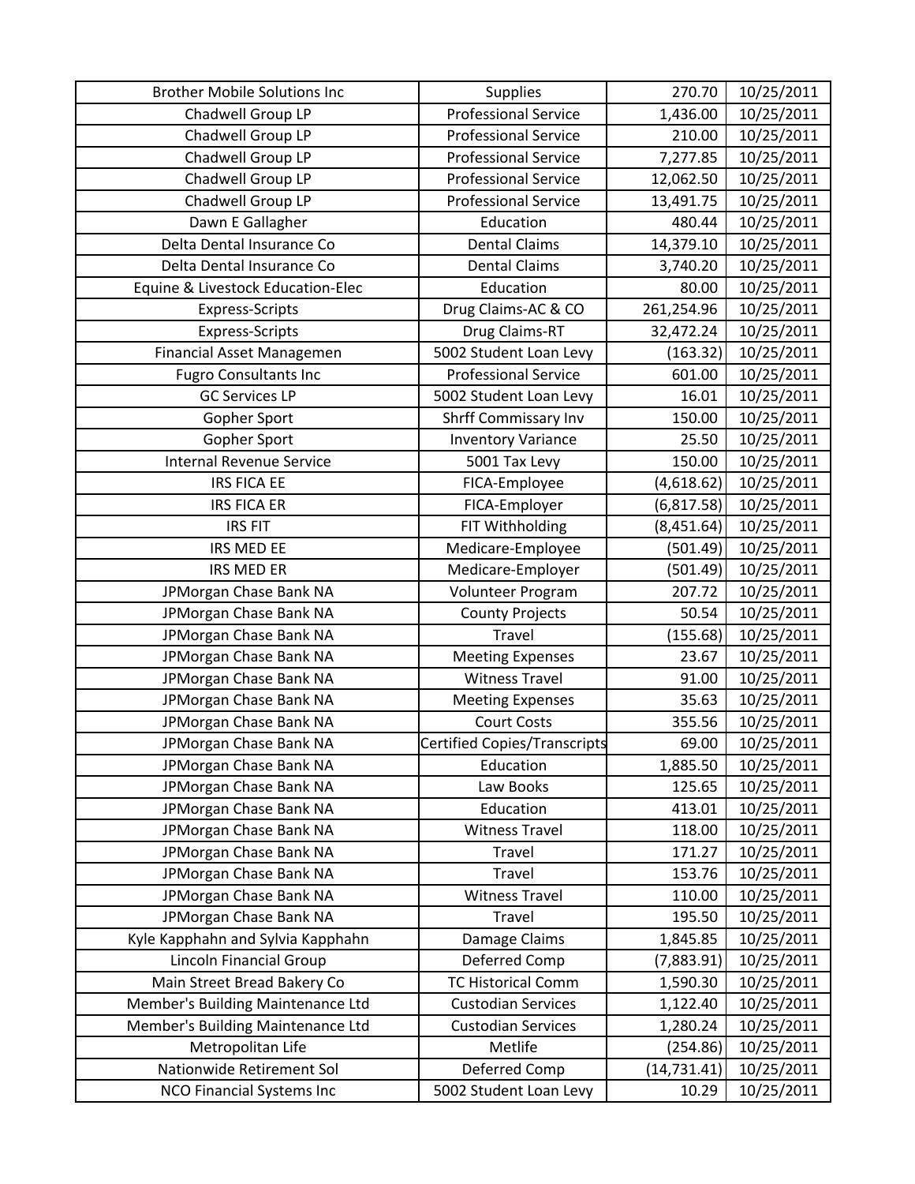| | | | |
|---|---|---|---|
| Brother Mobile Solutions Inc | Supplies | 270.70 | 10/25/2011 |
| Chadwell Group LP | Professional Service | 1,436.00 | 10/25/2011 |
| Chadwell Group LP | Professional Service | 210.00 | 10/25/2011 |
| Chadwell Group LP | Professional Service | 7,277.85 | 10/25/2011 |
| Chadwell Group LP | Professional Service | 12,062.50 | 10/25/2011 |
| Chadwell Group LP | Professional Service | 13,491.75 | 10/25/2011 |
| Dawn E Gallagher | Education | 480.44 | 10/25/2011 |
| Delta Dental Insurance Co | Dental Claims | 14,379.10 | 10/25/2011 |
| Delta Dental Insurance Co | Dental Claims | 3,740.20 | 10/25/2011 |
| Equine & Livestock Education-Elec | Education | 80.00 | 10/25/2011 |
| Express-Scripts | Drug Claims-AC & CO | 261,254.96 | 10/25/2011 |
| Express-Scripts | Drug Claims-RT | 32,472.24 | 10/25/2011 |
| Financial Asset Managemen | 5002 Student Loan Levy | (163.32) | 10/25/2011 |
| Fugro Consultants Inc | Professional Service | 601.00 | 10/25/2011 |
| GC Services LP | 5002 Student Loan Levy | 16.01 | 10/25/2011 |
| Gopher Sport | Shrff Commissary Inv | 150.00 | 10/25/2011 |
| Gopher Sport | Inventory Variance | 25.50 | 10/25/2011 |
| Internal Revenue Service | 5001 Tax Levy | 150.00 | 10/25/2011 |
| IRS FICA EE | FICA-Employee | (4,618.62) | 10/25/2011 |
| IRS FICA ER | FICA-Employer | (6,817.58) | 10/25/2011 |
| IRS FIT | FIT Withholding | (8,451.64) | 10/25/2011 |
| IRS MED EE | Medicare-Employee | (501.49) | 10/25/2011 |
| IRS MED ER | Medicare-Employer | (501.49) | 10/25/2011 |
| JPMorgan Chase Bank NA | Volunteer Program | 207.72 | 10/25/2011 |
| JPMorgan Chase Bank NA | County Projects | 50.54 | 10/25/2011 |
| JPMorgan Chase Bank NA | Travel | (155.68) | 10/25/2011 |
| JPMorgan Chase Bank NA | Meeting Expenses | 23.67 | 10/25/2011 |
| JPMorgan Chase Bank NA | Witness Travel | 91.00 | 10/25/2011 |
| JPMorgan Chase Bank NA | Meeting Expenses | 35.63 | 10/25/2011 |
| JPMorgan Chase Bank NA | Court Costs | 355.56 | 10/25/2011 |
| JPMorgan Chase Bank NA | Certified Copies/Transcripts | 69.00 | 10/25/2011 |
| JPMorgan Chase Bank NA | Education | 1,885.50 | 10/25/2011 |
| JPMorgan Chase Bank NA | Law Books | 125.65 | 10/25/2011 |
| JPMorgan Chase Bank NA | Education | 413.01 | 10/25/2011 |
| JPMorgan Chase Bank NA | Witness Travel | 118.00 | 10/25/2011 |
| JPMorgan Chase Bank NA | Travel | 171.27 | 10/25/2011 |
| JPMorgan Chase Bank NA | Travel | 153.76 | 10/25/2011 |
| JPMorgan Chase Bank NA | Witness Travel | 110.00 | 10/25/2011 |
| JPMorgan Chase Bank NA | Travel | 195.50 | 10/25/2011 |
| Kyle Kapphahn and Sylvia Kapphahn | Damage Claims | 1,845.85 | 10/25/2011 |
| Lincoln Financial Group | Deferred Comp | (7,883.91) | 10/25/2011 |
| Main Street Bread Bakery Co | TC Historical Comm | 1,590.30 | 10/25/2011 |
| Member's Building Maintenance Ltd | Custodian Services | 1,122.40 | 10/25/2011 |
| Member's Building Maintenance Ltd | Custodian Services | 1,280.24 | 10/25/2011 |
| Metropolitan Life | Metlife | (254.86) | 10/25/2011 |
| Nationwide Retirement Sol | Deferred Comp | (14,731.41) | 10/25/2011 |
| NCO Financial Systems Inc | 5002 Student Loan Levy | 10.29 | 10/25/2011 |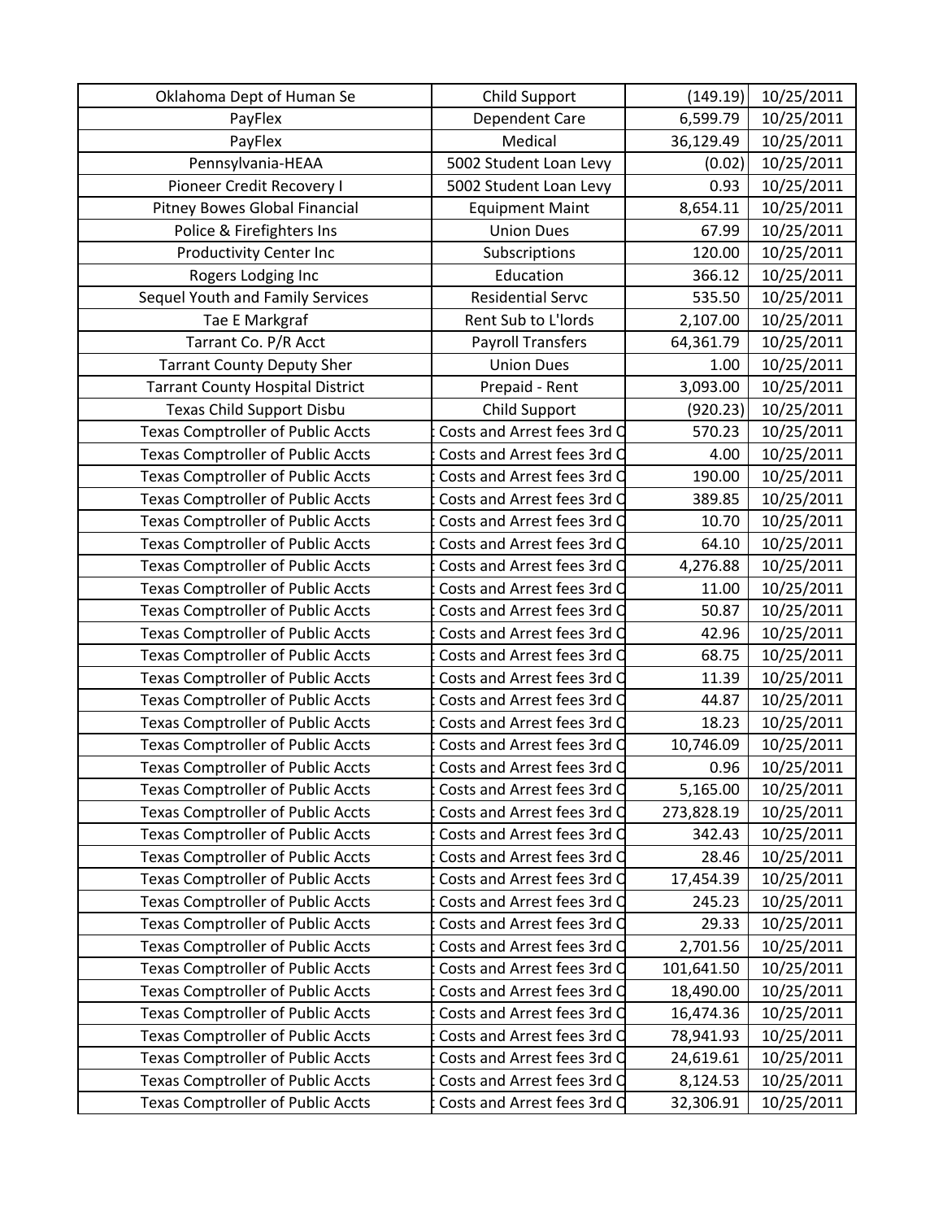| | | | |
|---|---|---|---|
| Oklahoma Dept of Human Se | Child Support | (149.19) | 10/25/2011 |
| PayFlex | Dependent Care | 6,599.79 | 10/25/2011 |
| PayFlex | Medical | 36,129.49 | 10/25/2011 |
| Pennsylvania-HEAA | 5002 Student Loan Levy | (0.02) | 10/25/2011 |
| Pioneer Credit Recovery I | 5002 Student Loan Levy | 0.93 | 10/25/2011 |
| Pitney Bowes Global Financial | Equipment Maint | 8,654.11 | 10/25/2011 |
| Police & Firefighters Ins | Union Dues | 67.99 | 10/25/2011 |
| Productivity Center Inc | Subscriptions | 120.00 | 10/25/2011 |
| Rogers Lodging Inc | Education | 366.12 | 10/25/2011 |
| Sequel Youth and Family Services | Residential Servc | 535.50 | 10/25/2011 |
| Tae E Markgraf | Rent Sub to L'lords | 2,107.00 | 10/25/2011 |
| Tarrant Co. P/R Acct | Payroll Transfers | 64,361.79 | 10/25/2011 |
| Tarrant County Deputy Sher | Union Dues | 1.00 | 10/25/2011 |
| Tarrant County Hospital District | Prepaid - Rent | 3,093.00 | 10/25/2011 |
| Texas Child Support Disbu | Child Support | (920.23) | 10/25/2011 |
| Texas Comptroller of Public Accts | Costs and Arrest fees 3rd Q | 570.23 | 10/25/2011 |
| Texas Comptroller of Public Accts | Costs and Arrest fees 3rd Q | 4.00 | 10/25/2011 |
| Texas Comptroller of Public Accts | Costs and Arrest fees 3rd Q | 190.00 | 10/25/2011 |
| Texas Comptroller of Public Accts | Costs and Arrest fees 3rd Q | 389.85 | 10/25/2011 |
| Texas Comptroller of Public Accts | Costs and Arrest fees 3rd Q | 10.70 | 10/25/2011 |
| Texas Comptroller of Public Accts | Costs and Arrest fees 3rd Q | 64.10 | 10/25/2011 |
| Texas Comptroller of Public Accts | Costs and Arrest fees 3rd Q | 4,276.88 | 10/25/2011 |
| Texas Comptroller of Public Accts | Costs and Arrest fees 3rd Q | 11.00 | 10/25/2011 |
| Texas Comptroller of Public Accts | Costs and Arrest fees 3rd Q | 50.87 | 10/25/2011 |
| Texas Comptroller of Public Accts | Costs and Arrest fees 3rd Q | 42.96 | 10/25/2011 |
| Texas Comptroller of Public Accts | Costs and Arrest fees 3rd Q | 68.75 | 10/25/2011 |
| Texas Comptroller of Public Accts | Costs and Arrest fees 3rd Q | 11.39 | 10/25/2011 |
| Texas Comptroller of Public Accts | Costs and Arrest fees 3rd Q | 44.87 | 10/25/2011 |
| Texas Comptroller of Public Accts | Costs and Arrest fees 3rd Q | 18.23 | 10/25/2011 |
| Texas Comptroller of Public Accts | Costs and Arrest fees 3rd Q | 10,746.09 | 10/25/2011 |
| Texas Comptroller of Public Accts | Costs and Arrest fees 3rd Q | 0.96 | 10/25/2011 |
| Texas Comptroller of Public Accts | Costs and Arrest fees 3rd Q | 5,165.00 | 10/25/2011 |
| Texas Comptroller of Public Accts | Costs and Arrest fees 3rd Q | 273,828.19 | 10/25/2011 |
| Texas Comptroller of Public Accts | Costs and Arrest fees 3rd Q | 342.43 | 10/25/2011 |
| Texas Comptroller of Public Accts | Costs and Arrest fees 3rd Q | 28.46 | 10/25/2011 |
| Texas Comptroller of Public Accts | Costs and Arrest fees 3rd Q | 17,454.39 | 10/25/2011 |
| Texas Comptroller of Public Accts | Costs and Arrest fees 3rd Q | 245.23 | 10/25/2011 |
| Texas Comptroller of Public Accts | Costs and Arrest fees 3rd Q | 29.33 | 10/25/2011 |
| Texas Comptroller of Public Accts | Costs and Arrest fees 3rd Q | 2,701.56 | 10/25/2011 |
| Texas Comptroller of Public Accts | Costs and Arrest fees 3rd Q | 101,641.50 | 10/25/2011 |
| Texas Comptroller of Public Accts | Costs and Arrest fees 3rd Q | 18,490.00 | 10/25/2011 |
| Texas Comptroller of Public Accts | Costs and Arrest fees 3rd Q | 16,474.36 | 10/25/2011 |
| Texas Comptroller of Public Accts | Costs and Arrest fees 3rd Q | 78,941.93 | 10/25/2011 |
| Texas Comptroller of Public Accts | Costs and Arrest fees 3rd Q | 24,619.61 | 10/25/2011 |
| Texas Comptroller of Public Accts | Costs and Arrest fees 3rd Q | 8,124.53 | 10/25/2011 |
| Texas Comptroller of Public Accts | Costs and Arrest fees 3rd Q | 32,306.91 | 10/25/2011 |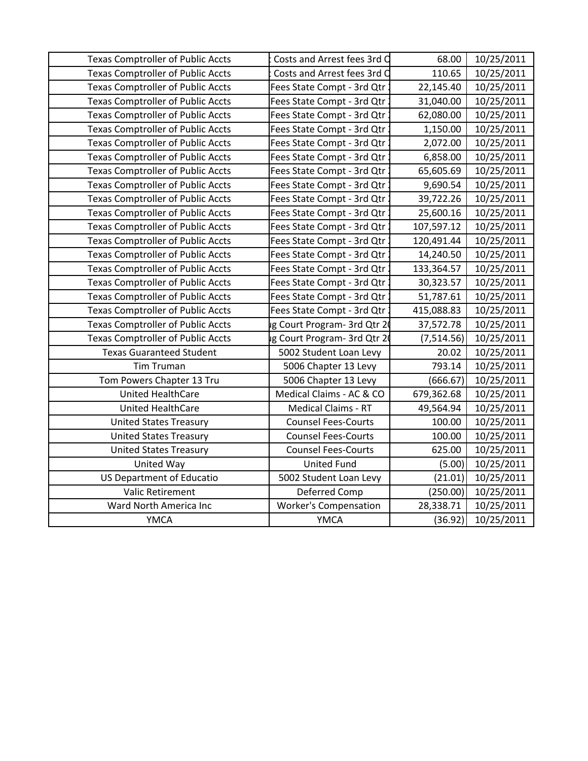| | | | |
|---|---|---|---|
| Texas Comptroller of Public Accts | Costs and Arrest fees 3rd Q | 68.00 | 10/25/2011 |
| Texas Comptroller of Public Accts | Costs and Arrest fees 3rd Q | 110.65 | 10/25/2011 |
| Texas Comptroller of Public Accts | Fees State Compt - 3rd Qtr | 22,145.40 | 10/25/2011 |
| Texas Comptroller of Public Accts | Fees State Compt - 3rd Qtr | 31,040.00 | 10/25/2011 |
| Texas Comptroller of Public Accts | Fees State Compt - 3rd Qtr | 62,080.00 | 10/25/2011 |
| Texas Comptroller of Public Accts | Fees State Compt - 3rd Qtr | 1,150.00 | 10/25/2011 |
| Texas Comptroller of Public Accts | Fees State Compt - 3rd Qtr | 2,072.00 | 10/25/2011 |
| Texas Comptroller of Public Accts | Fees State Compt - 3rd Qtr | 6,858.00 | 10/25/2011 |
| Texas Comptroller of Public Accts | Fees State Compt - 3rd Qtr | 65,605.69 | 10/25/2011 |
| Texas Comptroller of Public Accts | Fees State Compt - 3rd Qtr | 9,690.54 | 10/25/2011 |
| Texas Comptroller of Public Accts | Fees State Compt - 3rd Qtr | 39,722.26 | 10/25/2011 |
| Texas Comptroller of Public Accts | Fees State Compt - 3rd Qtr | 25,600.16 | 10/25/2011 |
| Texas Comptroller of Public Accts | Fees State Compt - 3rd Qtr | 107,597.12 | 10/25/2011 |
| Texas Comptroller of Public Accts | Fees State Compt - 3rd Qtr | 120,491.44 | 10/25/2011 |
| Texas Comptroller of Public Accts | Fees State Compt - 3rd Qtr | 14,240.50 | 10/25/2011 |
| Texas Comptroller of Public Accts | Fees State Compt - 3rd Qtr | 133,364.57 | 10/25/2011 |
| Texas Comptroller of Public Accts | Fees State Compt - 3rd Qtr | 30,323.57 | 10/25/2011 |
| Texas Comptroller of Public Accts | Fees State Compt - 3rd Qtr | 51,787.61 | 10/25/2011 |
| Texas Comptroller of Public Accts | Fees State Compt - 3rd Qtr | 415,088.83 | 10/25/2011 |
| Texas Comptroller of Public Accts | ug Court Program- 3rd Qtr 20 | 37,572.78 | 10/25/2011 |
| Texas Comptroller of Public Accts | ug Court Program- 3rd Qtr 20 | (7,514.56) | 10/25/2011 |
| Texas Guaranteed Student | 5002 Student Loan Levy | 20.02 | 10/25/2011 |
| Tim Truman | 5006 Chapter 13 Levy | 793.14 | 10/25/2011 |
| Tom Powers Chapter 13 Tru | 5006 Chapter 13 Levy | (666.67) | 10/25/2011 |
| United HealthCare | Medical Claims - AC & CO | 679,362.68 | 10/25/2011 |
| United HealthCare | Medical Claims - RT | 49,564.94 | 10/25/2011 |
| United States Treasury | Counsel Fees-Courts | 100.00 | 10/25/2011 |
| United States Treasury | Counsel Fees-Courts | 100.00 | 10/25/2011 |
| United States Treasury | Counsel Fees-Courts | 625.00 | 10/25/2011 |
| United Way | United Fund | (5.00) | 10/25/2011 |
| US Department of Educatio | 5002 Student Loan Levy | (21.01) | 10/25/2011 |
| Valic Retirement | Deferred Comp | (250.00) | 10/25/2011 |
| Ward North America Inc | Worker's Compensation | 28,338.71 | 10/25/2011 |
| YMCA | YMCA | (36.92) | 10/25/2011 |